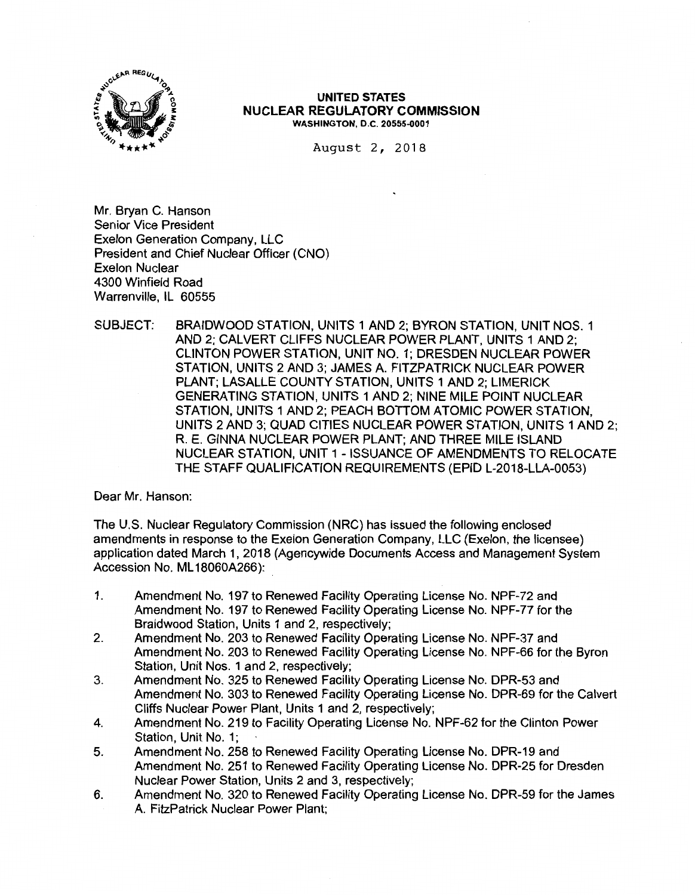UNITED STATES
NUCLEAR REGULATORY COMMISSION
WASHINGTON, D.C. 20555-0001

August 2, 2018

Mr. Bryan C. Hanson
Senior Vice President
Exelon Generation Company, LLC
President and Chief Nuclear Officer (CNO)
Exelon Nuclear
4300 Winfield Road
Warrenville, IL 60555

SUBJECT: BRAIDWOOD STATION, UNITS 1 AND 2; BYRON STATION, UNIT NOS. 1 AND 2; CALVERT CLIFFS NUCLEAR POWER PLANT, UNITS 1 AND 2; CLINTON POWER STATION, UNIT NO. 1; DRESDEN NUCLEAR POWER STATION, UNITS 2 AND 3; JAMES A. FITZPATRICK NUCLEAR POWER PLANT; LASALLE COUNTY STATION, UNITS 1 AND 2; LIMERICK GENERATING STATION, UNITS 1 AND 2; NINE MILE POINT NUCLEAR STATION, UNITS 1 AND 2; PEACH BOTTOM ATOMIC POWER STATION, UNITS 2 AND 3; QUAD CITIES NUCLEAR POWER STATION, UNITS 1 AND 2; R. E. GINNA NUCLEAR POWER PLANT; AND THREE MILE ISLAND NUCLEAR STATION, UNIT 1 - ISSUANCE OF AMENDMENTS TO RELOCATE THE STAFF QUALIFICATION REQUIREMENTS (EPID L-2018-LLA-0053)

Dear Mr. Hanson:

The U.S. Nuclear Regulatory Commission (NRC) has issued the following enclosed amendments in response to the Exelon Generation Company, LLC (Exelon, the licensee) application dated March 1, 2018 (Agencywide Documents Access and Management System Accession No. ML18060A266):

1. Amendment No. 197 to Renewed Facility Operating License No. NPF-72 and Amendment No. 197 to Renewed Facility Operating License No. NPF-77 for the Braidwood Station, Units 1 and 2, respectively;
2. Amendment No. 203 to Renewed Facility Operating License No. NPF-37 and Amendment No. 203 to Renewed Facility Operating License No. NPF-66 for the Byron Station, Unit Nos. 1 and 2, respectively;
3. Amendment No. 325 to Renewed Facility Operating License No. DPR-53 and Amendment No. 303 to Renewed Facility Operating License No. DPR-69 for the Calvert Cliffs Nuclear Power Plant, Units 1 and 2, respectively;
4. Amendment No. 219 to Facility Operating License No. NPF-62 for the Clinton Power Station, Unit No. 1;
5. Amendment No. 258 to Renewed Facility Operating License No. DPR-19 and Amendment No. 251 to Renewed Facility Operating License No. DPR-25 for Dresden Nuclear Power Station, Units 2 and 3, respectively;
6. Amendment No. 320 to Renewed Facility Operating License No. DPR-59 for the James A. FitzPatrick Nuclear Power Plant;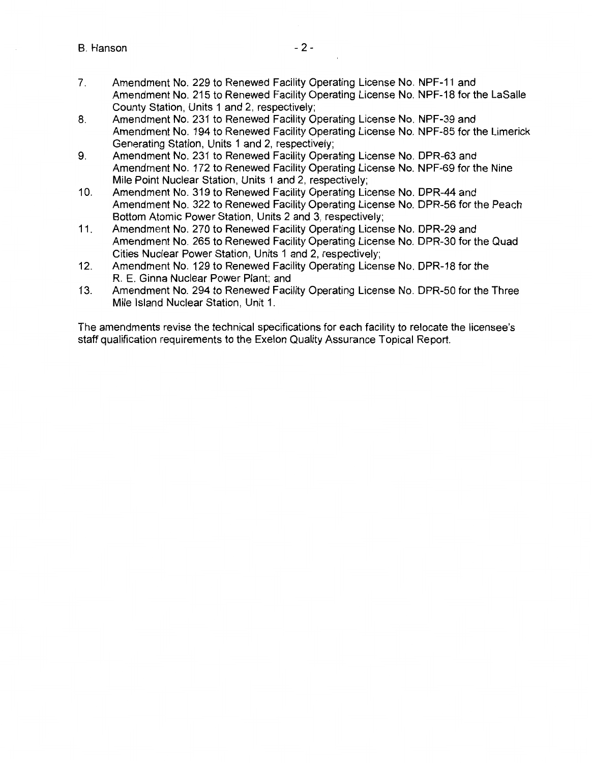7. Amendment No. 229 to Renewed Facility Operating License No. NPF-11 and Amendment No. 215 to Renewed Facility Operating License No. NPF-18 for the LaSalle County Station, Units 1 and 2, respectively;
8. Amendment No. 231 to Renewed Facility Operating License No. NPF-39 and Amendment No. 194 to Renewed Facility Operating License No. NPF-85 for the Limerick Generating Station, Units 1 and 2, respectively;
9. Amendment No. 231 to Renewed Facility Operating License No. DPR-63 and Amendment No. 172 to Renewed Facility Operating License No. NPF-69 for the Nine Mile Point Nuclear Station, Units 1 and 2, respectively;
10. Amendment No. 319 to Renewed Facility Operating License No. DPR-44 and Amendment No. 322 to Renewed Facility Operating License No. DPR-56 for the Peach Bottom Atomic Power Station, Units 2 and 3, respectively;
11. Amendment No. 270 to Renewed Facility Operating License No. DPR-29 and Amendment No. 265 to Renewed Facility Operating License No. DPR-30 for the Quad Cities Nuclear Power Station, Units 1 and 2, respectively;
12. Amendment No. 129 to Renewed Facility Operating License No. DPR-18 for the R. E. Ginna Nuclear Power Plant; and
13. Amendment No. 294 to Renewed Facility Operating License No. DPR-50 for the Three Mile Island Nuclear Station, Unit 1.

The amendments revise the technical specifications for each facility to relocate the licensee's staff qualification requirements to the Exelon Quality Assurance Topical Report.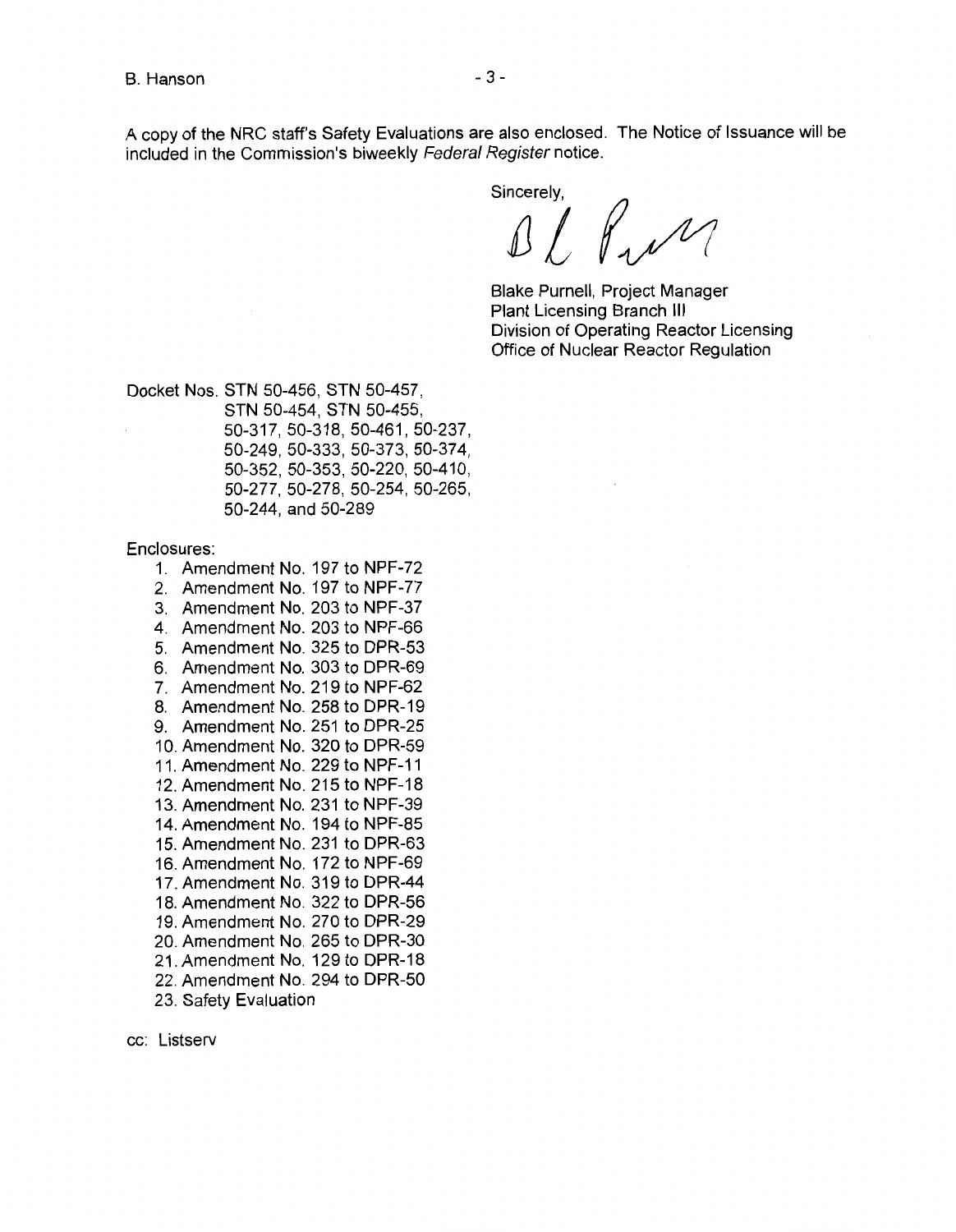A copy of the NRC staff's Safety Evaluations are also enclosed. The Notice of Issuance will be included in the Commission's biweekly *Federal Register* notice.

Sincerely,

Blake Purnell, Project Manager
Plant Licensing Branch III
Division of Operating Reactor Licensing
Office of Nuclear Reactor Regulation

Docket Nos. STN 50-456, STN 50-457, STN 50-454, STN 50-455, 50-317, 50-318, 50-461, 50-237, 50-249, 50-333, 50-373, 50-374, 50-352, 50-353, 50-220, 50-410, 50-277, 50-278, 50-254, 50-265, 50-244, and 50-289

Enclosures:

1. Amendment No. 197 to NPF-72
2. Amendment No. 197 to NPF-77
3. Amendment No. 203 to NPF-37
4. Amendment No. 203 to NPF-66
5. Amendment No. 325 to DPR-53
6. Amendment No. 303 to DPR-69
7. Amendment No. 219 to NPF-62
8. Amendment No. 258 to DPR-19
9. Amendment No. 251 to DPR-25
10. Amendment No. 320 to DPR-59
11. Amendment No. 229 to NPF-11
12. Amendment No. 215 to NPF-18
13. Amendment No. 231 to NPF-39
14. Amendment No. 194 to NPF-85
15. Amendment No. 231 to DPR-63
16. Amendment No. 172 to NPF-69
17. Amendment No. 319 to DPR-44
18. Amendment No. 322 to DPR-56
19. Amendment No. 270 to DPR-29
20. Amendment No. 265 to DPR-30
21. Amendment No. 129 to DPR-18
22. Amendment No. 294 to DPR-50
23. Safety Evaluation

cc: Listserv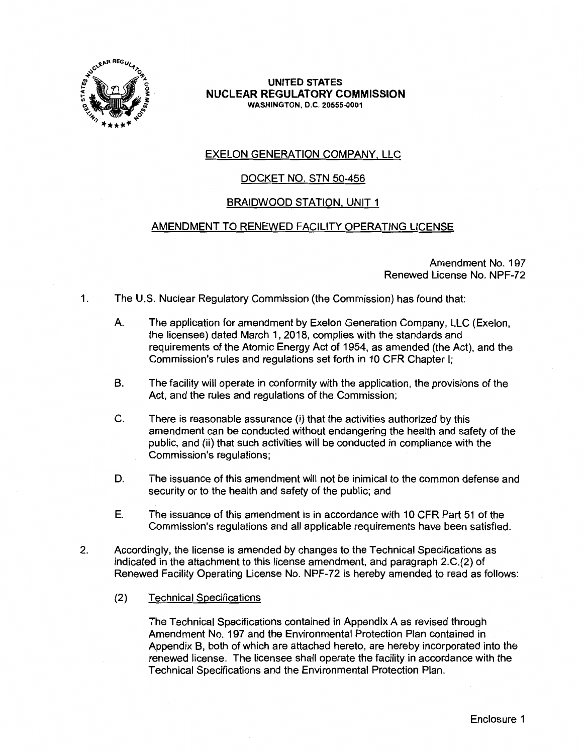**UNITED STATES**
**NUCLEAR REGULATORY COMMISSION**
WASHINGTON, D.C. 20555-0001

## EXELON GENERATION COMPANY, LLC

## DOCKET NO. STN 50-456

## BRAIDWOOD STATION, UNIT 1

## AMENDMENT TO RENEWED FACILITY OPERATING LICENSE

Amendment No. 197
Renewed License No. NPF-72

1. The U.S. Nuclear Regulatory Commission (the Commission) has found that:

   A. The application for amendment by Exelon Generation Company, LLC (Exelon, the licensee) dated March 1, 2018, complies with the standards and requirements of the Atomic Energy Act of 1954, as amended (the Act), and the Commission's rules and regulations set forth in 10 CFR Chapter I;

   B. The facility will operate in conformity with the application, the provisions of the Act, and the rules and regulations of the Commission;

   C. There is reasonable assurance (i) that the activities authorized by this amendment can be conducted without endangering the health and safety of the public, and (ii) that such activities will be conducted in compliance with the Commission's regulations;

   D. The issuance of this amendment will not be inimical to the common defense and security or to the health and safety of the public; and

   E. The issuance of this amendment is in accordance with 10 CFR Part 51 of the Commission's regulations and all applicable requirements have been satisfied.

2. Accordingly, the license is amended by changes to the Technical Specifications as indicated in the attachment to this license amendment, and paragraph 2.C.(2) of Renewed Facility Operating License No. NPF-72 is hereby amended to read as follows:

   (2) Technical Specifications

   The Technical Specifications contained in Appendix A as revised through Amendment No. 197 and the Environmental Protection Plan contained in Appendix B, both of which are attached hereto, are hereby incorporated into the renewed license. The licensee shall operate the facility in accordance with the Technical Specifications and the Environmental Protection Plan.

Enclosure 1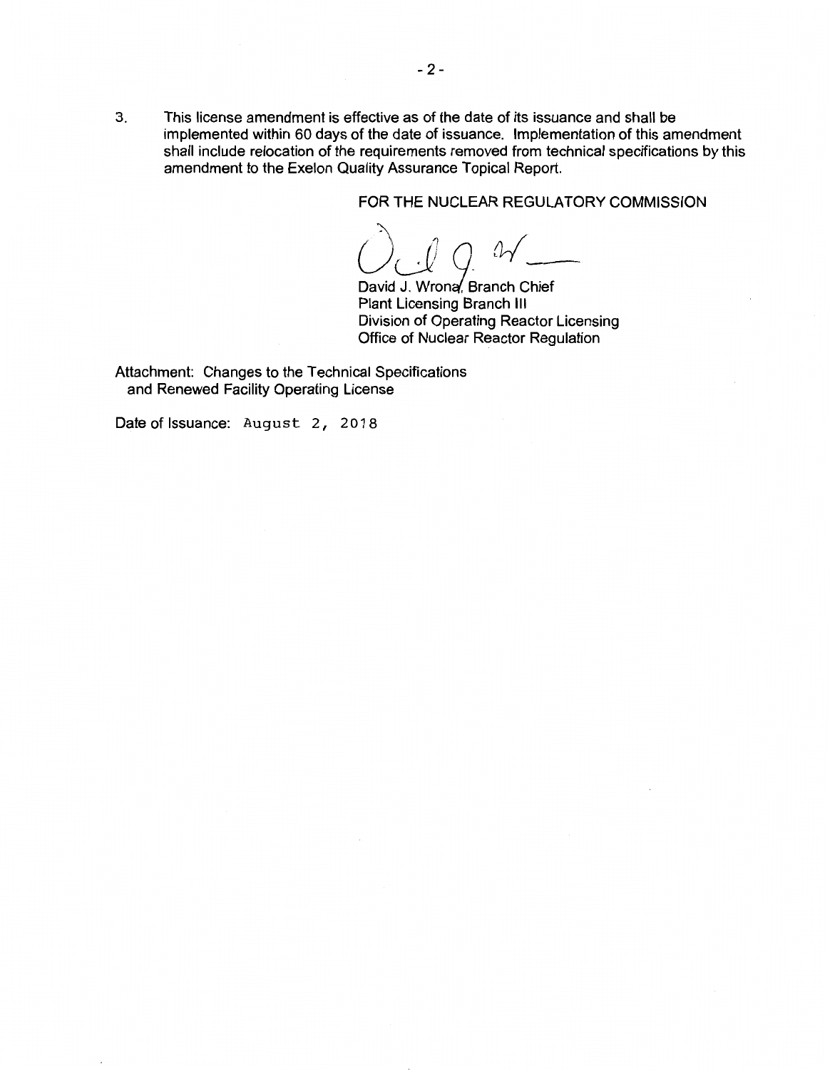3. This license amendment is effective as of the date of its issuance and shall be implemented within 60 days of the date of issuance. Implementation of this amendment shall include relocation of the requirements removed from technical specifications by this amendment to the Exelon Quality Assurance Topical Report.

FOR THE NUCLEAR REGULATORY COMMISSION

David J. Wrona, Branch Chief
Plant Licensing Branch III
Division of Operating Reactor Licensing
Office of Nuclear Reactor Regulation

Attachment: Changes to the Technical Specifications and Renewed Facility Operating License

Date of Issuance: August 2, 2018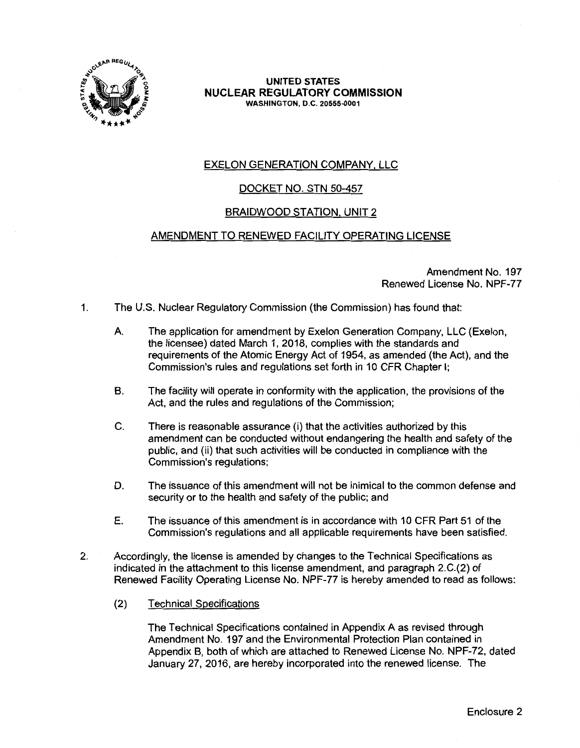**UNITED STATES**
**NUCLEAR REGULATORY COMMISSION**
**WASHINGTON, D.C. 20555-0001**

EXELON GENERATION COMPANY, LLC

DOCKET NO. STN 50-457

BRAIDWOOD STATION, UNIT 2

AMENDMENT TO RENEWED FACILITY OPERATING LICENSE

Amendment No. 197
Renewed License No. NPF-77

1. The U.S. Nuclear Regulatory Commission (the Commission) has found that:

   A. The application for amendment by Exelon Generation Company, LLC (Exelon, the licensee) dated March 1, 2018, complies with the standards and requirements of the Atomic Energy Act of 1954, as amended (the Act), and the Commission's rules and regulations set forth in 10 CFR Chapter I;

   B. The facility will operate in conformity with the application, the provisions of the Act, and the rules and regulations of the Commission;

   C. There is reasonable assurance (i) that the activities authorized by this amendment can be conducted without endangering the health and safety of the public, and (ii) that such activities will be conducted in compliance with the Commission's regulations;

   D. The issuance of this amendment will not be inimical to the common defense and security or to the health and safety of the public; and

   E. The issuance of this amendment is in accordance with 10 CFR Part 51 of the Commission's regulations and all applicable requirements have been satisfied.

2. Accordingly, the license is amended by changes to the Technical Specifications as indicated in the attachment to this license amendment, and paragraph 2.C.(2) of Renewed Facility Operating License No. NPF-77 is hereby amended to read as follows:

   (2) Technical Specifications

   The Technical Specifications contained in Appendix A as revised through Amendment No. 197 and the Environmental Protection Plan contained in Appendix B, both of which are attached to Renewed License No. NPF-72, dated January 27, 2016, are hereby incorporated into the renewed license. The

Enclosure 2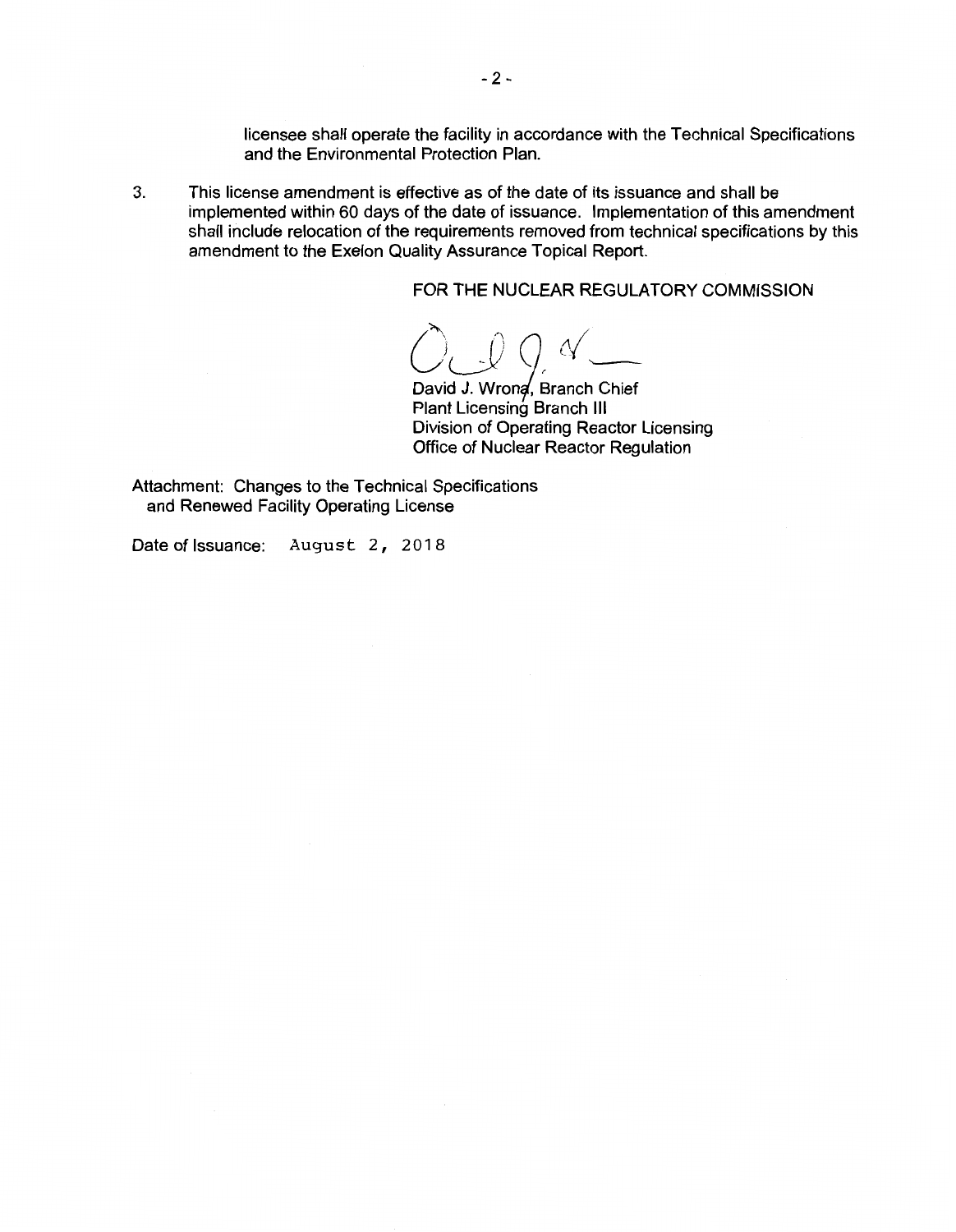licensee shall operate the facility in accordance with the Technical Specifications and the Environmental Protection Plan.

3. This license amendment is effective as of the date of its issuance and shall be implemented within 60 days of the date of issuance. Implementation of this amendment shall include relocation of the requirements removed from technical specifications by this amendment to the Exelon Quality Assurance Topical Report.

FOR THE NUCLEAR REGULATORY COMMISSION

David J. Wrona, Branch Chief
Plant Licensing Branch III
Division of Operating Reactor Licensing
Office of Nuclear Reactor Regulation

Attachment: Changes to the Technical Specifications and Renewed Facility Operating License

Date of Issuance: August 2, 2018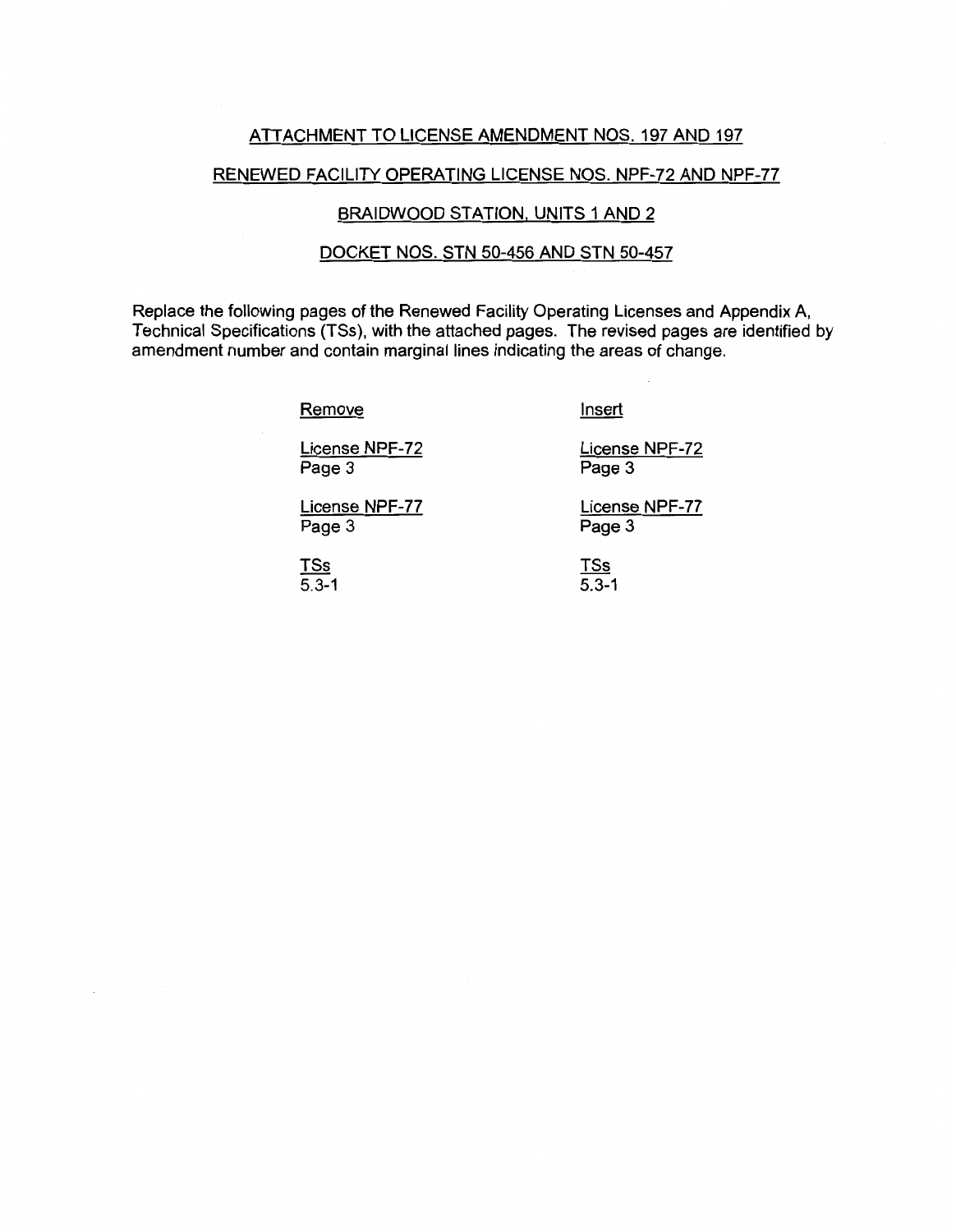ATTACHMENT TO LICENSE AMENDMENT NOS. 197 AND 197

RENEWED FACILITY OPERATING LICENSE NOS. NPF-72 AND NPF-77

BRAIDWOOD STATION, UNITS 1 AND 2

DOCKET NOS. STN 50-456 AND STN 50-457

Replace the following pages of the Renewed Facility Operating Licenses and Appendix A, Technical Specifications (TSs), with the attached pages. The revised pages are identified by amendment number and contain marginal lines indicating the areas of change.

| Remove | Insert |
|---|---|
| License NPF-72<br>Page 3 | License NPF-72<br>Page 3 |
| License NPF-77<br>Page 3 | License NPF-77<br>Page 3 |
| TSs<br>5.3-1 | TSs<br>5.3-1 |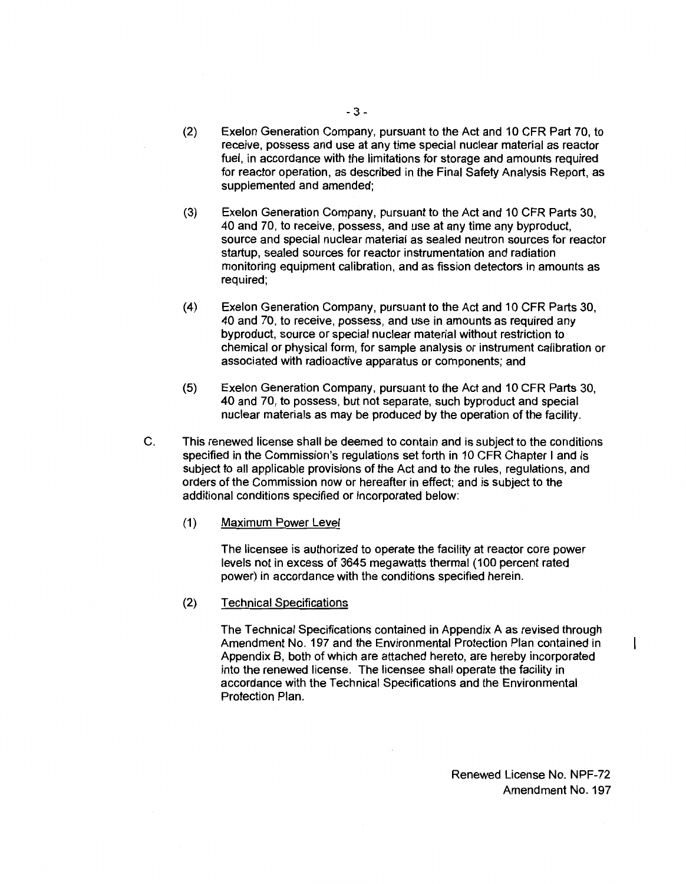(2) Exelon Generation Company, pursuant to the Act and 10 CFR Part 70, to receive, possess and use at any time special nuclear material as reactor fuel, in accordance with the limitations for storage and amounts required for reactor operation, as described in the Final Safety Analysis Report, as supplemented and amended;

(3) Exelon Generation Company, pursuant to the Act and 10 CFR Parts 30, 40 and 70, to receive, possess, and use at any time any byproduct, source and special nuclear material as sealed neutron sources for reactor startup, sealed sources for reactor instrumentation and radiation monitoring equipment calibration, and as fission detectors in amounts as required;

(4) Exelon Generation Company, pursuant to the Act and 10 CFR Parts 30, 40 and 70, to receive, possess, and use in amounts as required any byproduct, source or special nuclear material without restriction to chemical or physical form, for sample analysis or instrument calibration or associated with radioactive apparatus or components; and

(5) Exelon Generation Company, pursuant to the Act and 10 CFR Parts 30, 40 and 70, to possess, but not separate, such byproduct and special nuclear materials as may be produced by the operation of the facility.

C. This renewed license shall be deemed to contain and is subject to the conditions specified in the Commission's regulations set forth in 10 CFR Chapter I and is subject to all applicable provisions of the Act and to the rules, regulations, and orders of the Commission now or hereafter in effect; and is subject to the additional conditions specified or incorporated below:

(1) Maximum Power Level

The licensee is authorized to operate the facility at reactor core power levels not in excess of 3645 megawatts thermal (100 percent rated power) in accordance with the conditions specified herein.

(2) Technical Specifications

The Technical Specifications contained in Appendix A as revised through Amendment No. 197 and the Environmental Protection Plan contained in Appendix B, both of which are attached hereto, are hereby incorporated into the renewed license. The licensee shall operate the facility in accordance with the Technical Specifications and the Environmental Protection Plan.

Renewed License No. NPF-72
Amendment No. 197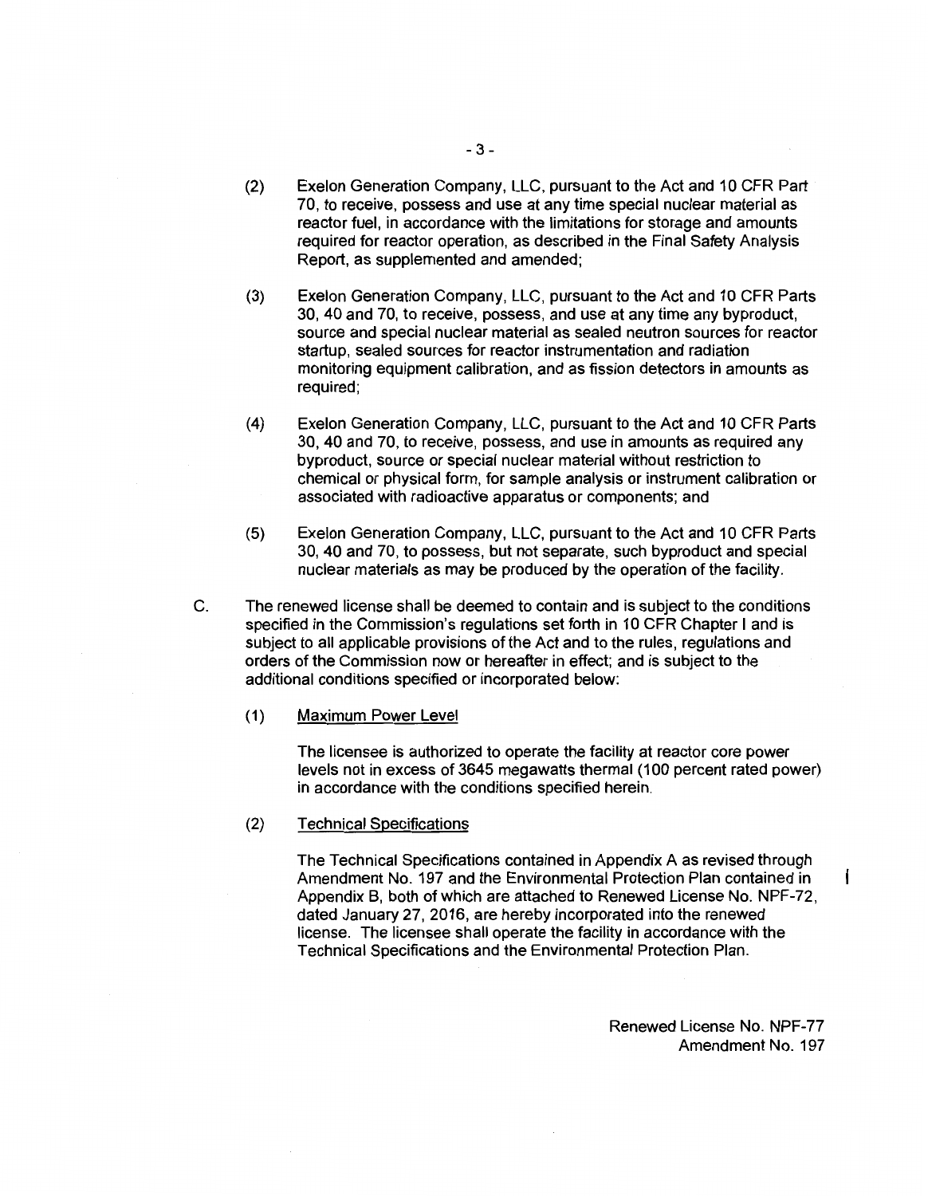(2) Exelon Generation Company, LLC, pursuant to the Act and 10 CFR Part 70, to receive, possess and use at any time special nuclear material as reactor fuel, in accordance with the limitations for storage and amounts required for reactor operation, as described in the Final Safety Analysis Report, as supplemented and amended;

(3) Exelon Generation Company, LLC, pursuant to the Act and 10 CFR Parts 30, 40 and 70, to receive, possess, and use at any time any byproduct, source and special nuclear material as sealed neutron sources for reactor startup, sealed sources for reactor instrumentation and radiation monitoring equipment calibration, and as fission detectors in amounts as required;

(4) Exelon Generation Company, LLC, pursuant to the Act and 10 CFR Parts 30, 40 and 70, to receive, possess, and use in amounts as required any byproduct, source or special nuclear material without restriction to chemical or physical form, for sample analysis or instrument calibration or associated with radioactive apparatus or components; and

(5) Exelon Generation Company, LLC, pursuant to the Act and 10 CFR Parts 30, 40 and 70, to possess, but not separate, such byproduct and special nuclear materials as may be produced by the operation of the facility.

C. The renewed license shall be deemed to contain and is subject to the conditions specified in the Commission's regulations set forth in 10 CFR Chapter I and is subject to all applicable provisions of the Act and to the rules, regulations and orders of the Commission now or hereafter in effect; and is subject to the additional conditions specified or incorporated below:

(1) Maximum Power Level

The licensee is authorized to operate the facility at reactor core power levels not in excess of 3645 megawatts thermal (100 percent rated power) in accordance with the conditions specified herein.

(2) Technical Specifications

The Technical Specifications contained in Appendix A as revised through Amendment No. 197 and the Environmental Protection Plan contained in Appendix B, both of which are attached to Renewed License No. NPF-72, dated January 27, 2016, are hereby incorporated into the renewed license. The licensee shall operate the facility in accordance with the Technical Specifications and the Environmental Protection Plan.

Renewed License No. NPF-77
Amendment No. 197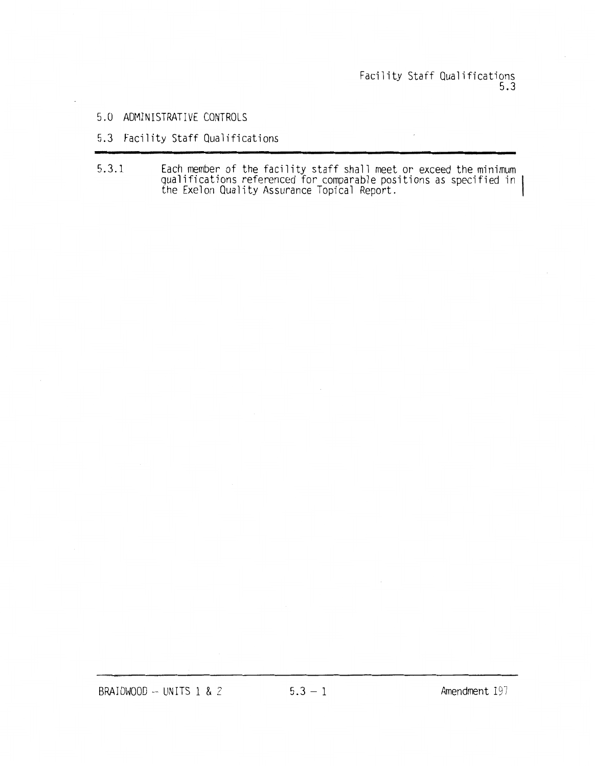# 5.0 ADMINISTRATIVE CONTROLS

## 5.3 Facility Staff Qualifications

5.3.1 Each member of the facility staff shall meet or exceed the minimum qualifications referenced for comparable positions as specified in the Exelon Quality Assurance Topical Report.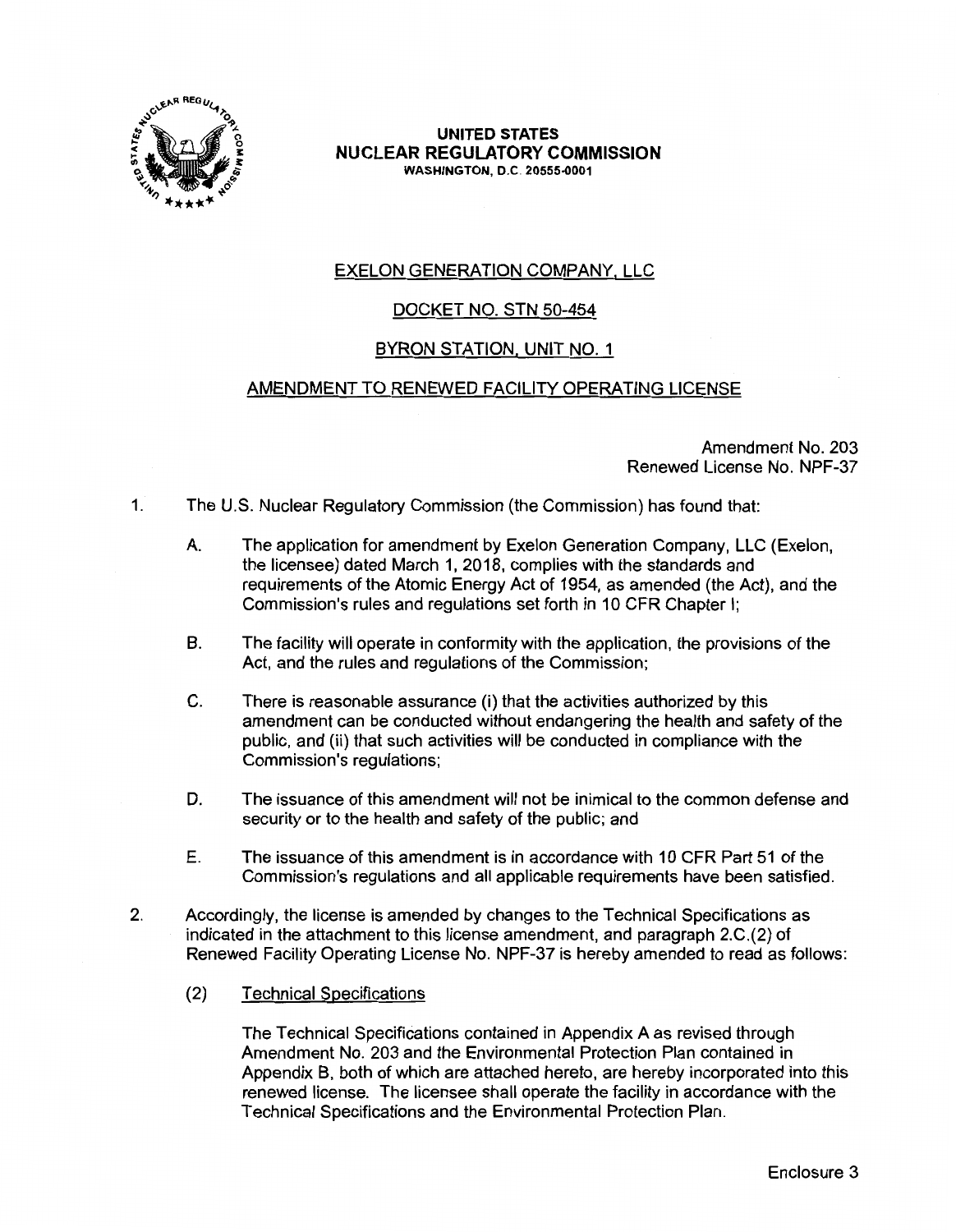**UNITED STATES**
**NUCLEAR REGULATORY COMMISSION**
WASHINGTON, D.C. 20555-0001

EXELON GENERATION COMPANY, LLC

DOCKET NO. STN 50-454

BYRON STATION, UNIT NO. 1

AMENDMENT TO RENEWED FACILITY OPERATING LICENSE

Amendment No. 203
Renewed License No. NPF-37

1. The U.S. Nuclear Regulatory Commission (the Commission) has found that:

   A. The application for amendment by Exelon Generation Company, LLC (Exelon, the licensee) dated March 1, 2018, complies with the standards and requirements of the Atomic Energy Act of 1954, as amended (the Act), and the Commission's rules and regulations set forth in 10 CFR Chapter I;

   B. The facility will operate in conformity with the application, the provisions of the Act, and the rules and regulations of the Commission;

   C. There is reasonable assurance (i) that the activities authorized by this amendment can be conducted without endangering the health and safety of the public, and (ii) that such activities will be conducted in compliance with the Commission's regulations;

   D. The issuance of this amendment will not be inimical to the common defense and security or to the health and safety of the public; and

   E. The issuance of this amendment is in accordance with 10 CFR Part 51 of the Commission's regulations and all applicable requirements have been satisfied.

2. Accordingly, the license is amended by changes to the Technical Specifications as indicated in the attachment to this license amendment, and paragraph 2.C.(2) of Renewed Facility Operating License No. NPF-37 is hereby amended to read as follows:

   (2) Technical Specifications

   The Technical Specifications contained in Appendix A as revised through Amendment No. 203 and the Environmental Protection Plan contained in Appendix B, both of which are attached hereto, are hereby incorporated into this renewed license. The licensee shall operate the facility in accordance with the Technical Specifications and the Environmental Protection Plan.

Enclosure 3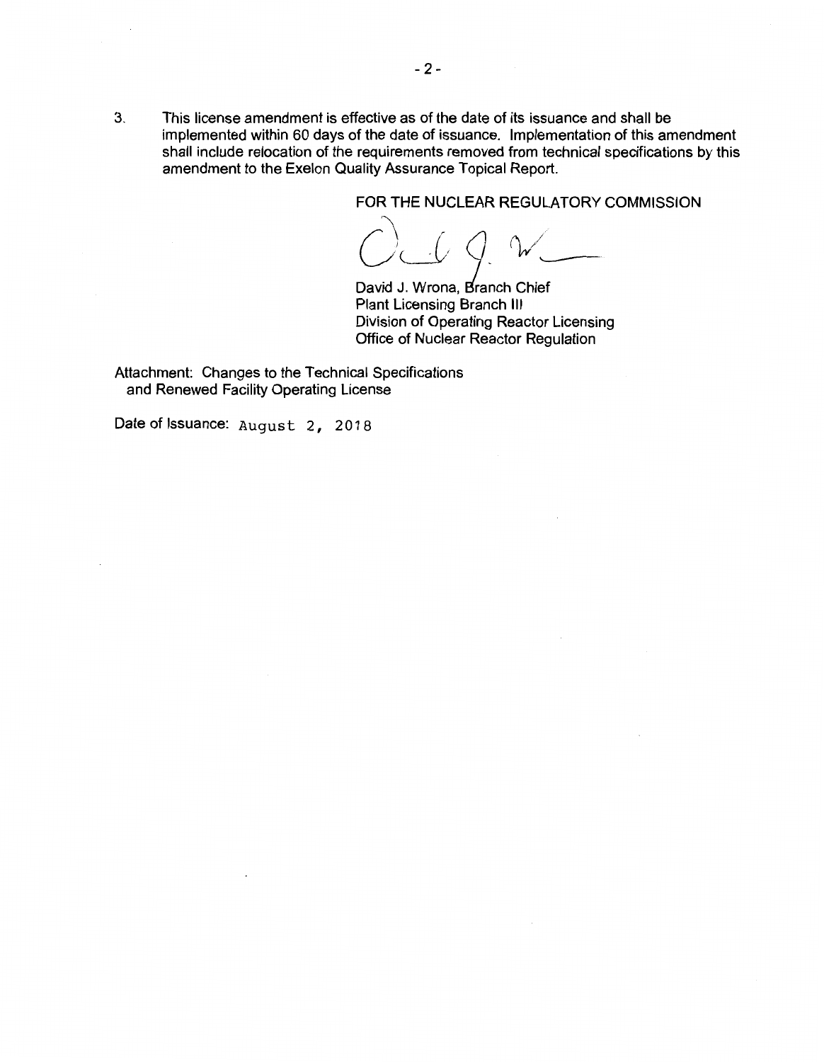3. This license amendment is effective as of the date of its issuance and shall be implemented within 60 days of the date of issuance. Implementation of this amendment shall include relocation of the requirements removed from technical specifications by this amendment to the Exelon Quality Assurance Topical Report.

FOR THE NUCLEAR REGULATORY COMMISSION

David J. Wrona, Branch Chief
Plant Licensing Branch III
Division of Operating Reactor Licensing
Office of Nuclear Reactor Regulation

Attachment: Changes to the Technical Specifications and Renewed Facility Operating License

Date of Issuance: August 2, 2018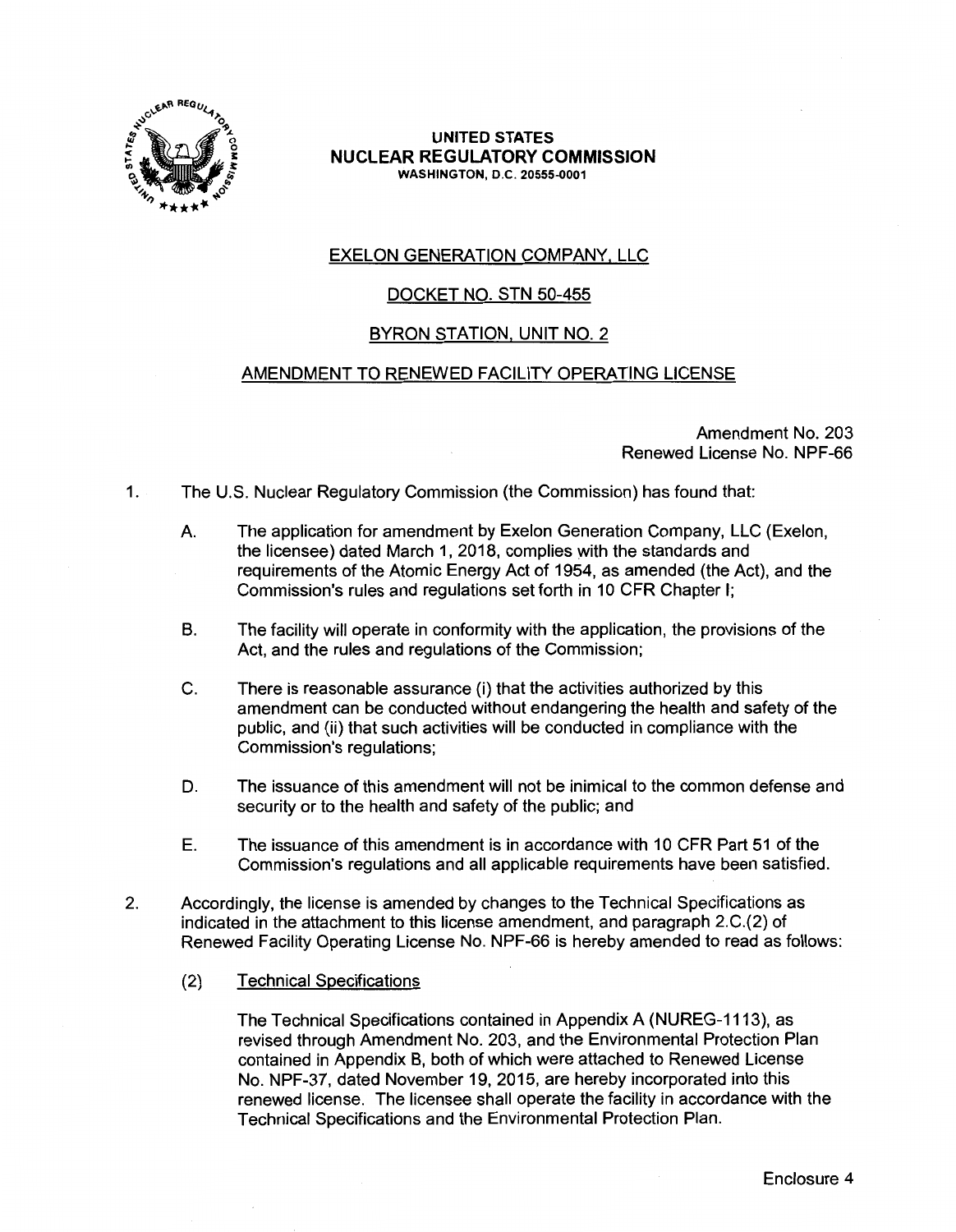**UNITED STATES**
**NUCLEAR REGULATORY COMMISSION**
WASHINGTON, D.C. 20555-0001

EXELON GENERATION COMPANY, LLC

DOCKET NO. STN 50-455

BYRON STATION, UNIT NO. 2

AMENDMENT TO RENEWED FACILITY OPERATING LICENSE

Amendment No. 203
Renewed License No. NPF-66

1. The U.S. Nuclear Regulatory Commission (the Commission) has found that:

   A. The application for amendment by Exelon Generation Company, LLC (Exelon, the licensee) dated March 1, 2018, complies with the standards and requirements of the Atomic Energy Act of 1954, as amended (the Act), and the Commission's rules and regulations set forth in 10 CFR Chapter I;

   B. The facility will operate in conformity with the application, the provisions of the Act, and the rules and regulations of the Commission;

   C. There is reasonable assurance (i) that the activities authorized by this amendment can be conducted without endangering the health and safety of the public, and (ii) that such activities will be conducted in compliance with the Commission's regulations;

   D. The issuance of this amendment will not be inimical to the common defense and security or to the health and safety of the public; and

   E. The issuance of this amendment is in accordance with 10 CFR Part 51 of the Commission's regulations and all applicable requirements have been satisfied.

2. Accordingly, the license is amended by changes to the Technical Specifications as indicated in the attachment to this license amendment, and paragraph 2.C.(2) of Renewed Facility Operating License No. NPF-66 is hereby amended to read as follows:

   (2) Technical Specifications

   The Technical Specifications contained in Appendix A (NUREG-1113), as revised through Amendment No. 203, and the Environmental Protection Plan contained in Appendix B, both of which were attached to Renewed License No. NPF-37, dated November 19, 2015, are hereby incorporated into this renewed license. The licensee shall operate the facility in accordance with the Technical Specifications and the Environmental Protection Plan.

Enclosure 4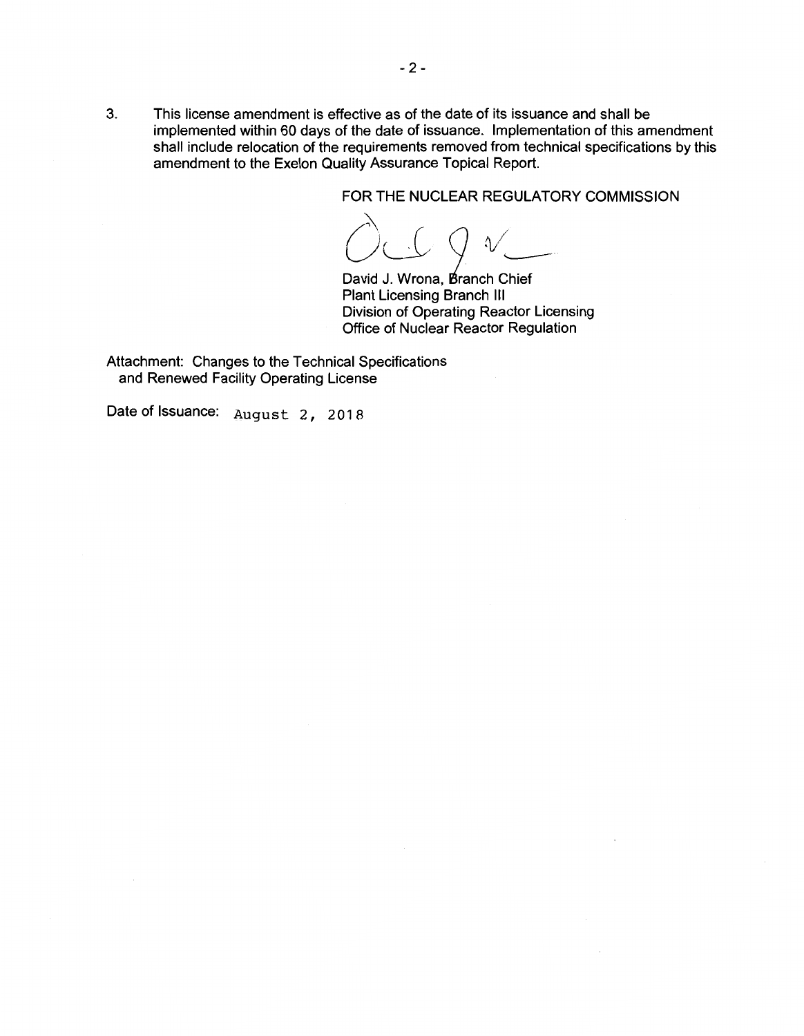3. This license amendment is effective as of the date of its issuance and shall be implemented within 60 days of the date of issuance. Implementation of this amendment shall include relocation of the requirements removed from technical specifications by this amendment to the Exelon Quality Assurance Topical Report.

FOR THE NUCLEAR REGULATORY COMMISSION

David J. Wrona, Branch Chief
Plant Licensing Branch III
Division of Operating Reactor Licensing
Office of Nuclear Reactor Regulation

Attachment: Changes to the Technical Specifications and Renewed Facility Operating License

Date of Issuance: August 2, 2018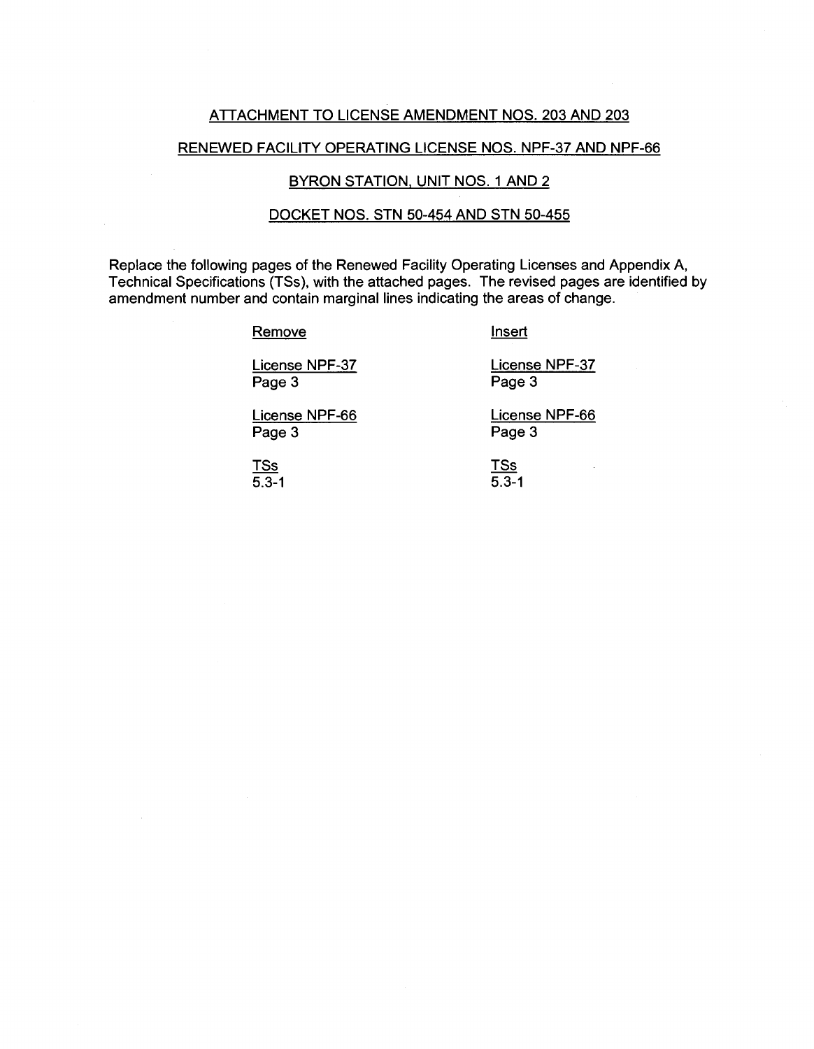ATTACHMENT TO LICENSE AMENDMENT NOS. 203 AND 203

RENEWED FACILITY OPERATING LICENSE NOS. NPF-37 AND NPF-66

BYRON STATION, UNIT NOS. 1 AND 2

DOCKET NOS. STN 50-454 AND STN 50-455

Replace the following pages of the Renewed Facility Operating Licenses and Appendix A, Technical Specifications (TSs), with the attached pages. The revised pages are identified by amendment number and contain marginal lines indicating the areas of change.

| Remove | Insert |
|---|---|
| License NPF-37<br>Page 3 | License NPF-37<br>Page 3 |
| License NPF-66<br>Page 3 | License NPF-66<br>Page 3 |
| TSs<br>5.3-1 | TSs<br>5.3-1 |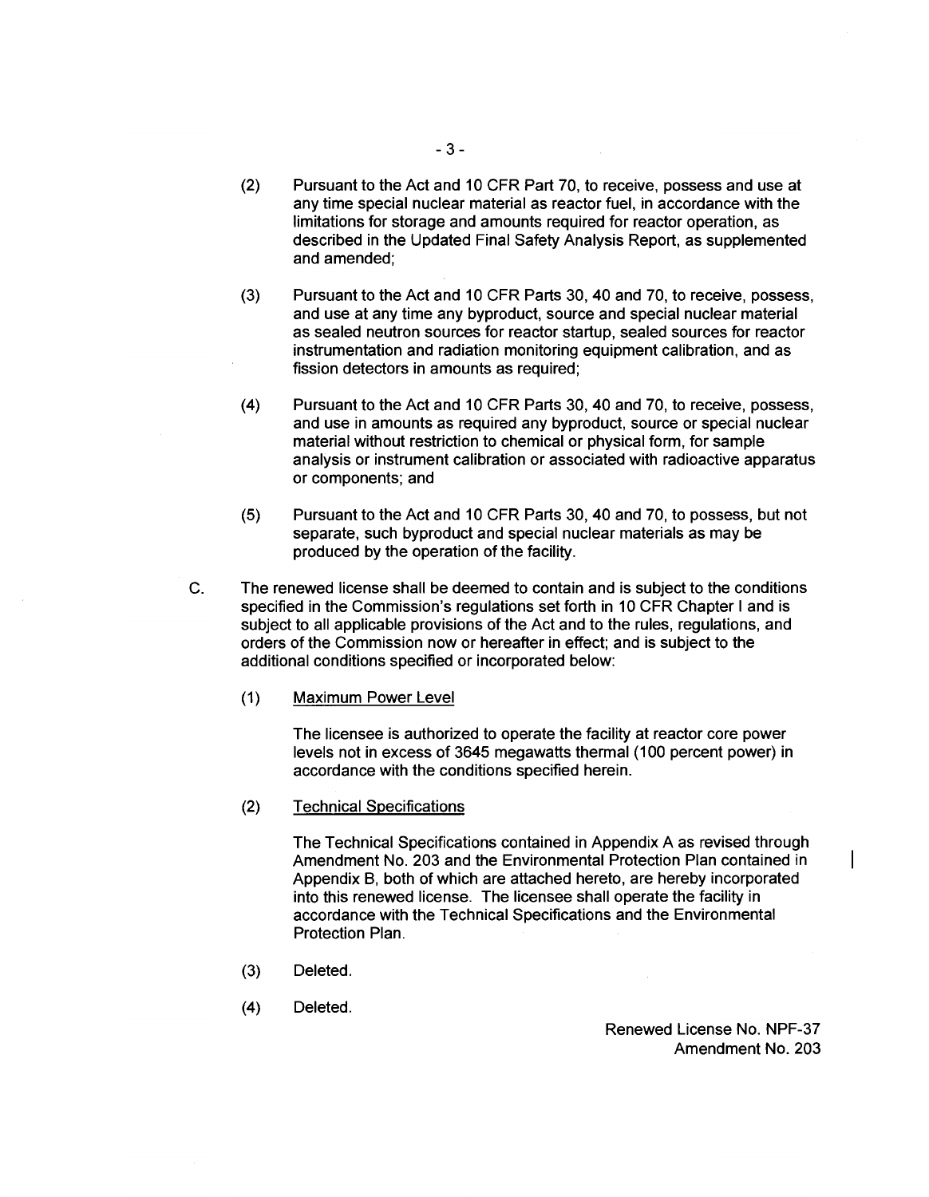(2) Pursuant to the Act and 10 CFR Part 70, to receive, possess and use at any time special nuclear material as reactor fuel, in accordance with the limitations for storage and amounts required for reactor operation, as described in the Updated Final Safety Analysis Report, as supplemented and amended;

(3) Pursuant to the Act and 10 CFR Parts 30, 40 and 70, to receive, possess, and use at any time any byproduct, source and special nuclear material as sealed neutron sources for reactor startup, sealed sources for reactor instrumentation and radiation monitoring equipment calibration, and as fission detectors in amounts as required;

(4) Pursuant to the Act and 10 CFR Parts 30, 40 and 70, to receive, possess, and use in amounts as required any byproduct, source or special nuclear material without restriction to chemical or physical form, for sample analysis or instrument calibration or associated with radioactive apparatus or components; and

(5) Pursuant to the Act and 10 CFR Parts 30, 40 and 70, to possess, but not separate, such byproduct and special nuclear materials as may be produced by the operation of the facility.

C. The renewed license shall be deemed to contain and is subject to the conditions specified in the Commission's regulations set forth in 10 CFR Chapter I and is subject to all applicable provisions of the Act and to the rules, regulations, and orders of the Commission now or hereafter in effect; and is subject to the additional conditions specified or incorporated below:

(1) Maximum Power Level

The licensee is authorized to operate the facility at reactor core power levels not in excess of 3645 megawatts thermal (100 percent power) in accordance with the conditions specified herein.

(2) Technical Specifications

The Technical Specifications contained in Appendix A as revised through Amendment No. 203 and the Environmental Protection Plan contained in Appendix B, both of which are attached hereto, are hereby incorporated into this renewed license. The licensee shall operate the facility in accordance with the Technical Specifications and the Environmental Protection Plan.

(3) Deleted.

(4) Deleted.

Renewed License No. NPF-37
Amendment No. 203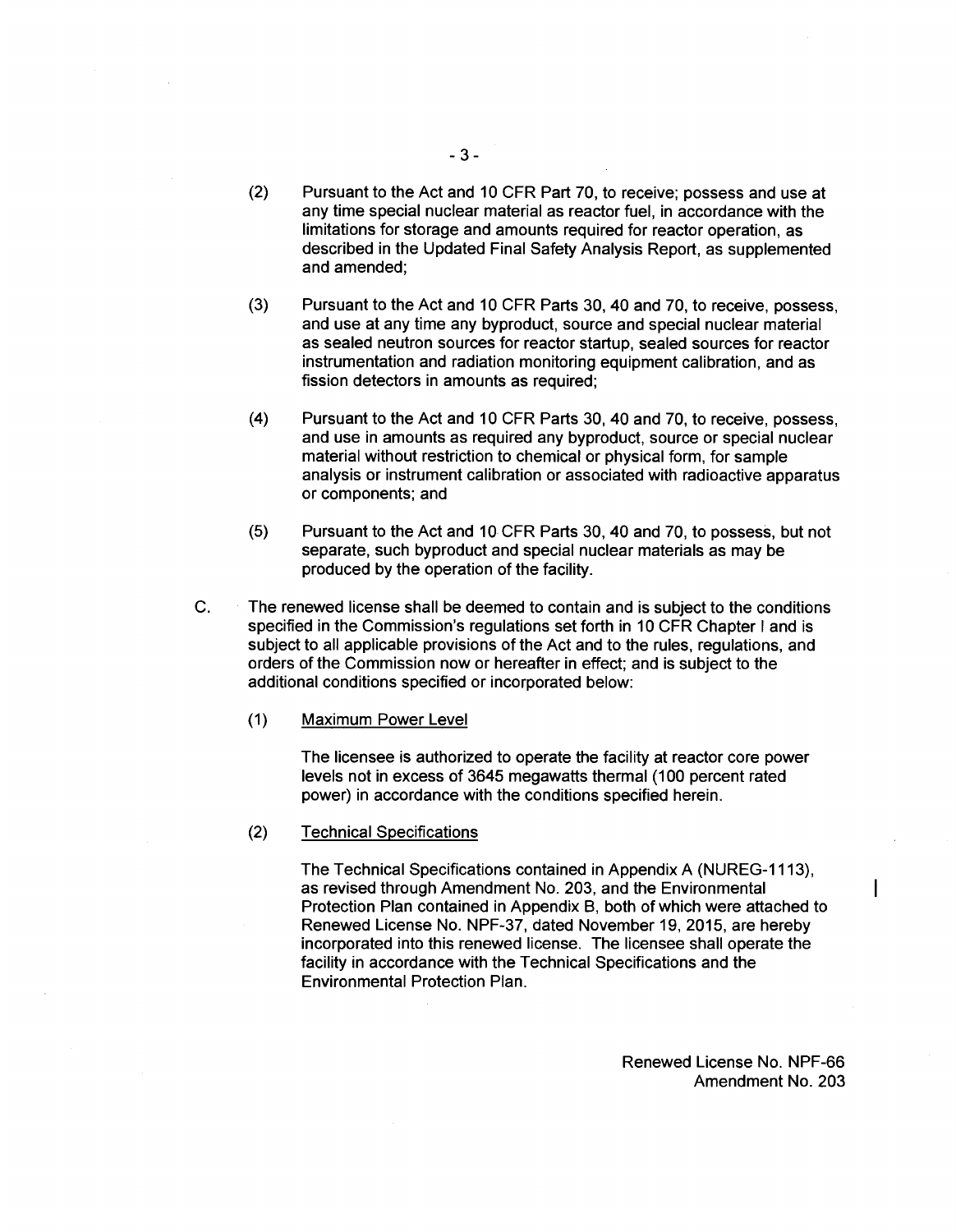(2) Pursuant to the Act and 10 CFR Part 70, to receive; possess and use at any time special nuclear material as reactor fuel, in accordance with the limitations for storage and amounts required for reactor operation, as described in the Updated Final Safety Analysis Report, as supplemented and amended;

(3) Pursuant to the Act and 10 CFR Parts 30, 40 and 70, to receive, possess, and use at any time any byproduct, source and special nuclear material as sealed neutron sources for reactor startup, sealed sources for reactor instrumentation and radiation monitoring equipment calibration, and as fission detectors in amounts as required;

(4) Pursuant to the Act and 10 CFR Parts 30, 40 and 70, to receive, possess, and use in amounts as required any byproduct, source or special nuclear material without restriction to chemical or physical form, for sample analysis or instrument calibration or associated with radioactive apparatus or components; and

(5) Pursuant to the Act and 10 CFR Parts 30, 40 and 70, to possess, but not separate, such byproduct and special nuclear materials as may be produced by the operation of the facility.

C. The renewed license shall be deemed to contain and is subject to the conditions specified in the Commission's regulations set forth in 10 CFR Chapter I and is subject to all applicable provisions of the Act and to the rules, regulations, and orders of the Commission now or hereafter in effect; and is subject to the additional conditions specified or incorporated below:

(1) Maximum Power Level

The licensee is authorized to operate the facility at reactor core power levels not in excess of 3645 megawatts thermal (100 percent rated power) in accordance with the conditions specified herein.

(2) Technical Specifications

The Technical Specifications contained in Appendix A (NUREG-1113), as revised through Amendment No. 203, and the Environmental Protection Plan contained in Appendix B, both of which were attached to Renewed License No. NPF-37, dated November 19, 2015, are hereby incorporated into this renewed license. The licensee shall operate the facility in accordance with the Technical Specifications and the Environmental Protection Plan.

Renewed License No. NPF-66
Amendment No. 203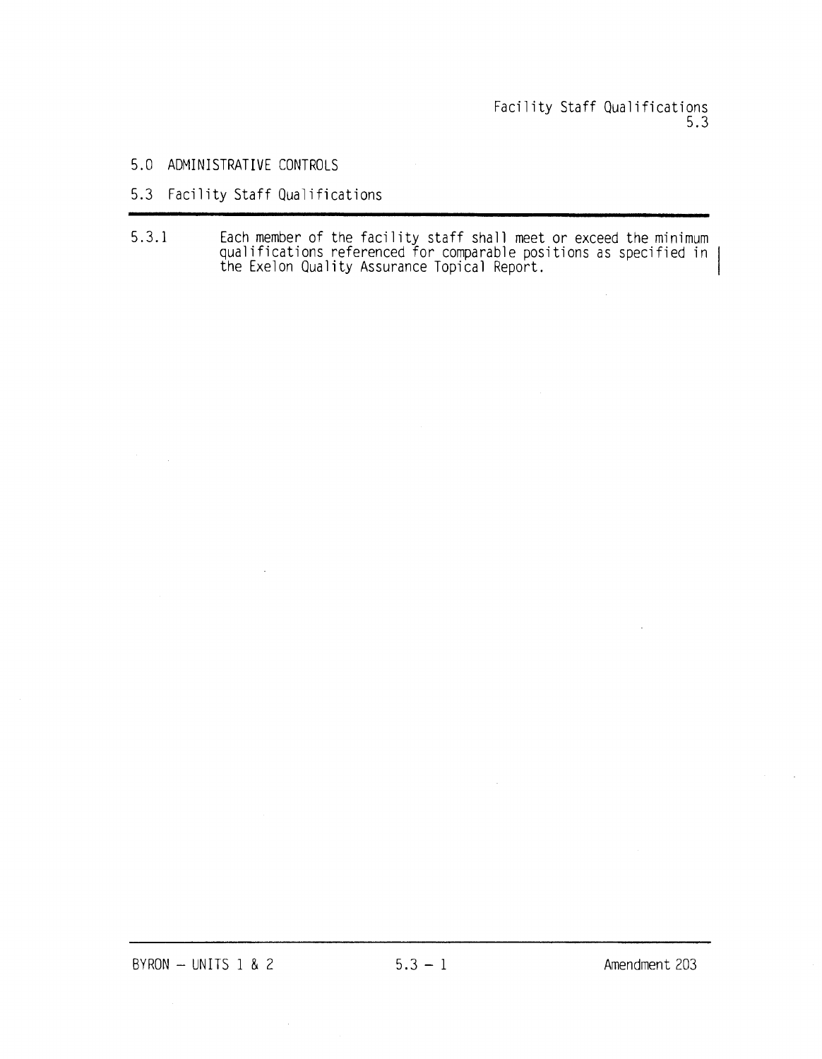# 5.0 ADMINISTRATIVE CONTROLS

## 5.3 Facility Staff Qualifications

5.3.1 Each member of the facility staff shall meet or exceed the minimum qualifications referenced for comparable positions as specified in the Exelon Quality Assurance Topical Report.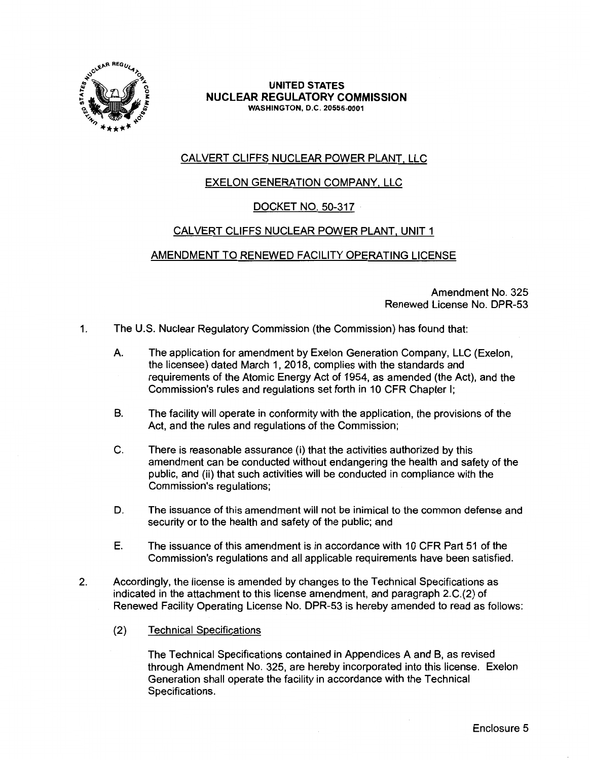UNITED STATES
NUCLEAR REGULATORY COMMISSION
WASHINGTON, D.C. 20555-0001

CALVERT CLIFFS NUCLEAR POWER PLANT, LLC

EXELON GENERATION COMPANY, LLC

DOCKET NO. 50-317

CALVERT CLIFFS NUCLEAR POWER PLANT, UNIT 1

AMENDMENT TO RENEWED FACILITY OPERATING LICENSE

Amendment No. 325
Renewed License No. DPR-53

1. The U.S. Nuclear Regulatory Commission (the Commission) has found that:

   A. The application for amendment by Exelon Generation Company, LLC (Exelon, the licensee) dated March 1, 2018, complies with the standards and requirements of the Atomic Energy Act of 1954, as amended (the Act), and the Commission's rules and regulations set forth in 10 CFR Chapter I;

   B. The facility will operate in conformity with the application, the provisions of the Act, and the rules and regulations of the Commission;

   C. There is reasonable assurance (i) that the activities authorized by this amendment can be conducted without endangering the health and safety of the public, and (ii) that such activities will be conducted in compliance with the Commission's regulations;

   D. The issuance of this amendment will not be inimical to the common defense and security or to the health and safety of the public; and

   E. The issuance of this amendment is in accordance with 10 CFR Part 51 of the Commission's regulations and all applicable requirements have been satisfied.

2. Accordingly, the license is amended by changes to the Technical Specifications as indicated in the attachment to this license amendment, and paragraph 2.C.(2) of Renewed Facility Operating License No. DPR-53 is hereby amended to read as follows:

   (2) Technical Specifications

   The Technical Specifications contained in Appendices A and B, as revised through Amendment No. 325, are hereby incorporated into this license. Exelon Generation shall operate the facility in accordance with the Technical Specifications.

Enclosure 5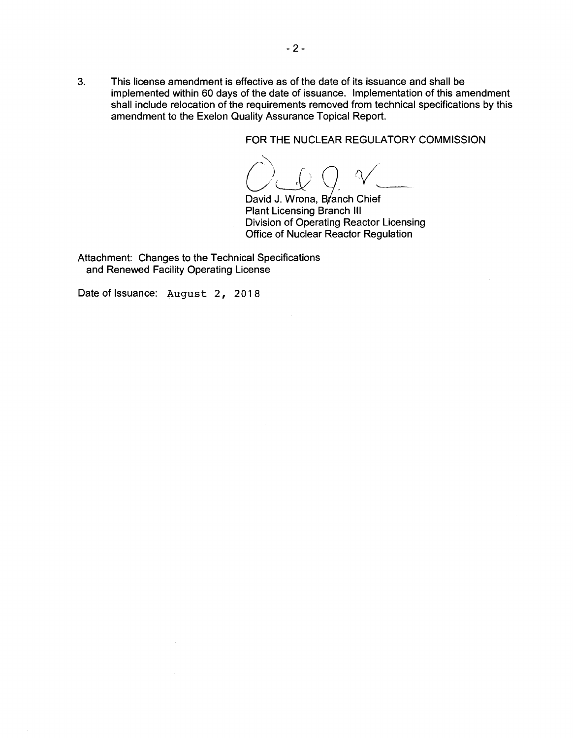3. This license amendment is effective as of the date of its issuance and shall be implemented within 60 days of the date of issuance. Implementation of this amendment shall include relocation of the requirements removed from technical specifications by this amendment to the Exelon Quality Assurance Topical Report.

FOR THE NUCLEAR REGULATORY COMMISSION

David J. Wrona, Branch Chief
Plant Licensing Branch III
Division of Operating Reactor Licensing
Office of Nuclear Reactor Regulation

Attachment: Changes to the Technical Specifications and Renewed Facility Operating License

Date of Issuance: August 2, 2018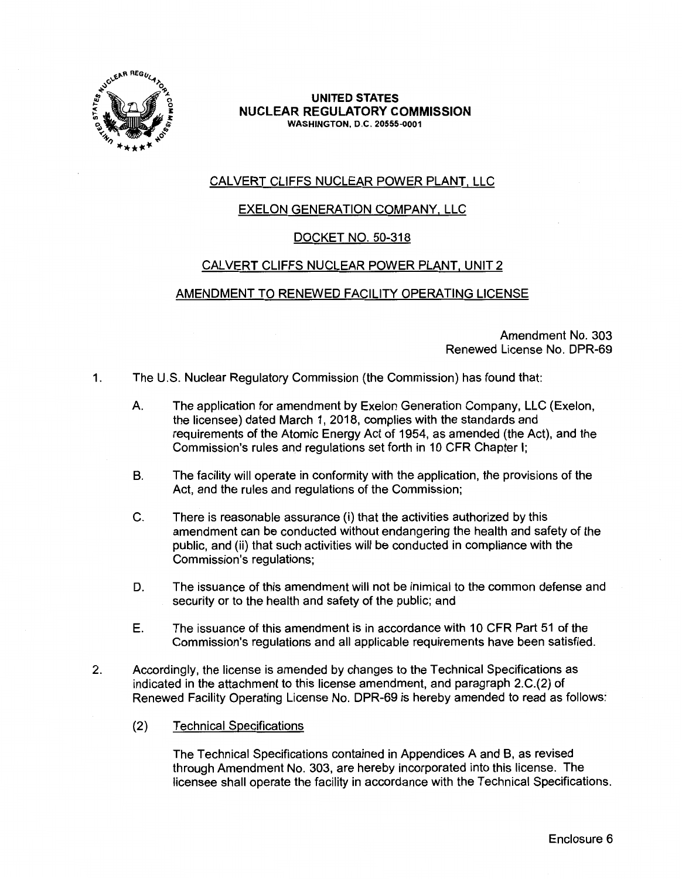**UNITED STATES**
**NUCLEAR REGULATORY COMMISSION**
WASHINGTON, D.C. 20555-0001

CALVERT CLIFFS NUCLEAR POWER PLANT, LLC

EXELON GENERATION COMPANY, LLC

DOCKET NO. 50-318

CALVERT CLIFFS NUCLEAR POWER PLANT, UNIT 2

AMENDMENT TO RENEWED FACILITY OPERATING LICENSE

Amendment No. 303
Renewed License No. DPR-69

1. The U.S. Nuclear Regulatory Commission (the Commission) has found that:

   A. The application for amendment by Exelon Generation Company, LLC (Exelon, the licensee) dated March 1, 2018, complies with the standards and requirements of the Atomic Energy Act of 1954, as amended (the Act), and the Commission's rules and regulations set forth in 10 CFR Chapter I;

   B. The facility will operate in conformity with the application, the provisions of the Act, and the rules and regulations of the Commission;

   C. There is reasonable assurance (i) that the activities authorized by this amendment can be conducted without endangering the health and safety of the public, and (ii) that such activities will be conducted in compliance with the Commission's regulations;

   D. The issuance of this amendment will not be inimical to the common defense and security or to the health and safety of the public; and

   E. The issuance of this amendment is in accordance with 10 CFR Part 51 of the Commission's regulations and all applicable requirements have been satisfied.

2. Accordingly, the license is amended by changes to the Technical Specifications as indicated in the attachment to this license amendment, and paragraph 2.C.(2) of Renewed Facility Operating License No. DPR-69 is hereby amended to read as follows:

   (2) Technical Specifications

   The Technical Specifications contained in Appendices A and B, as revised through Amendment No. 303, are hereby incorporated into this license. The licensee shall operate the facility in accordance with the Technical Specifications.

Enclosure 6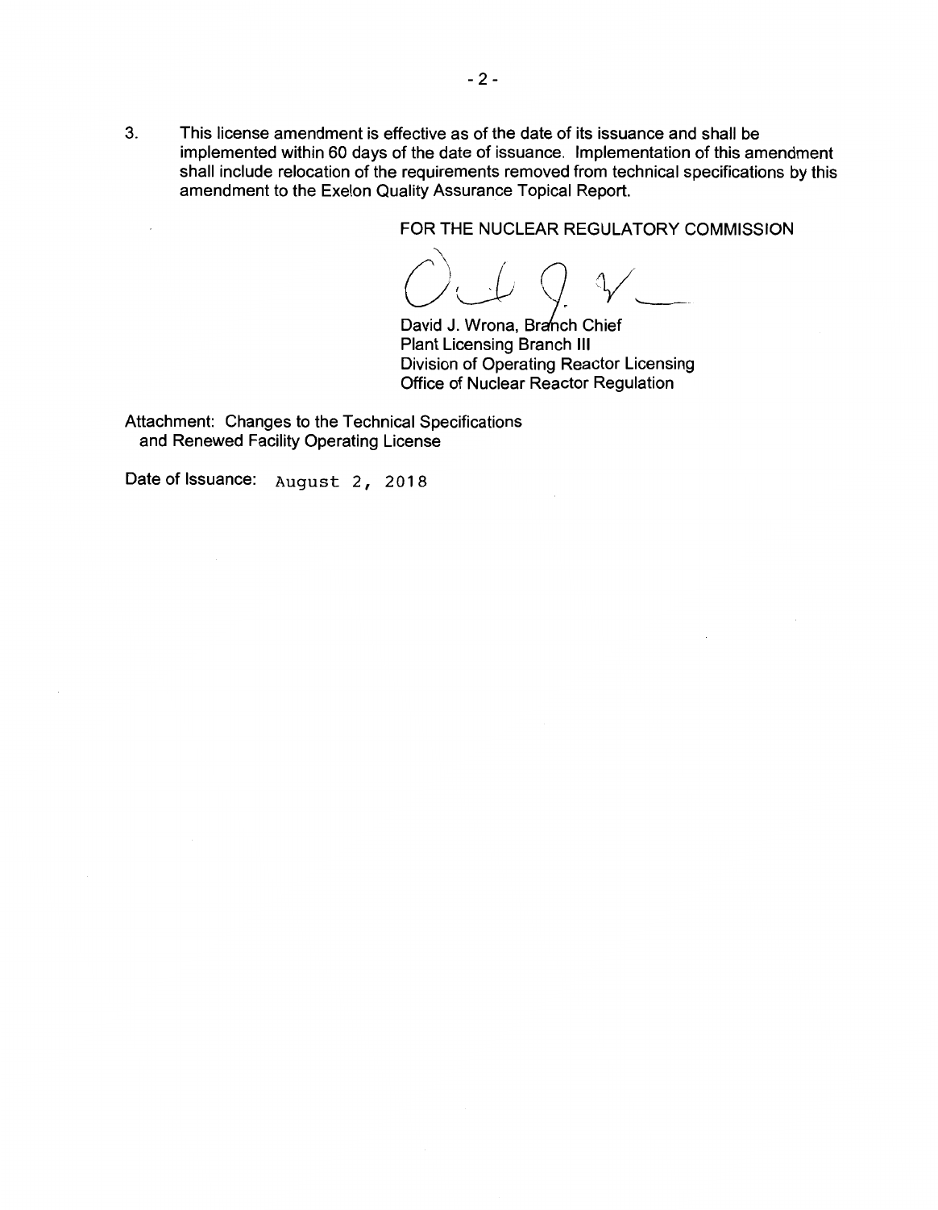3. This license amendment is effective as of the date of its issuance and shall be implemented within 60 days of the date of issuance. Implementation of this amendment shall include relocation of the requirements removed from technical specifications by this amendment to the Exelon Quality Assurance Topical Report.

FOR THE NUCLEAR REGULATORY COMMISSION

David J. Wrona, Branch Chief
Plant Licensing Branch III
Division of Operating Reactor Licensing
Office of Nuclear Reactor Regulation

Attachment: Changes to the Technical Specifications and Renewed Facility Operating License

Date of Issuance: August 2, 2018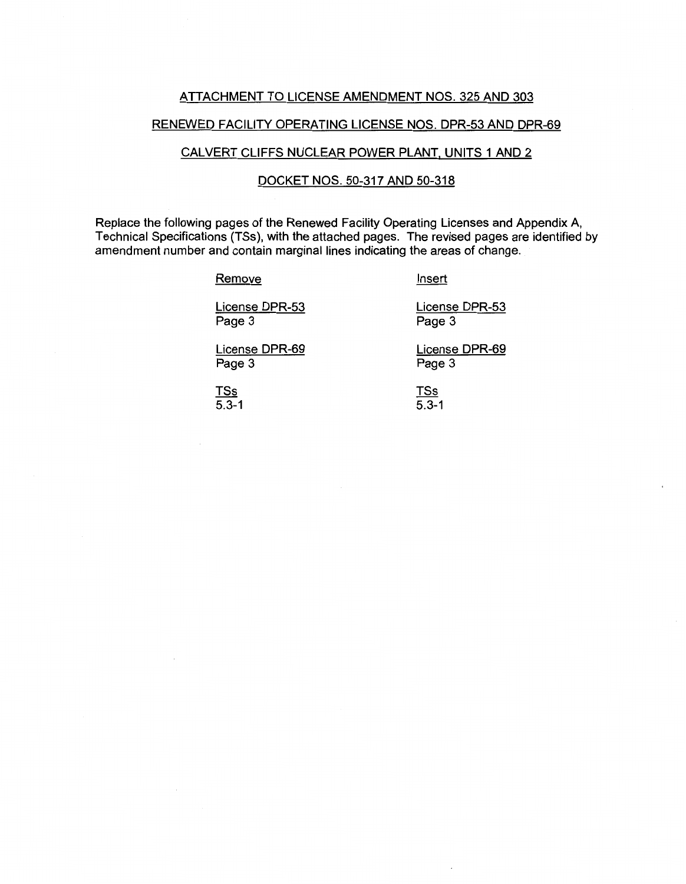ATTACHMENT TO LICENSE AMENDMENT NOS. 325 AND 303

RENEWED FACILITY OPERATING LICENSE NOS. DPR-53 AND DPR-69

CALVERT CLIFFS NUCLEAR POWER PLANT, UNITS 1 AND 2

DOCKET NOS. 50-317 AND 50-318

Replace the following pages of the Renewed Facility Operating Licenses and Appendix A, Technical Specifications (TSs), with the attached pages. The revised pages are identified by amendment number and contain marginal lines indicating the areas of change.

| Remove | Insert |
|---|---|
| License DPR-53<br>Page 3 | License DPR-53<br>Page 3 |
| License DPR-69<br>Page 3 | License DPR-69<br>Page 3 |
| TSs<br>5.3-1 | TSs<br>5.3-1 |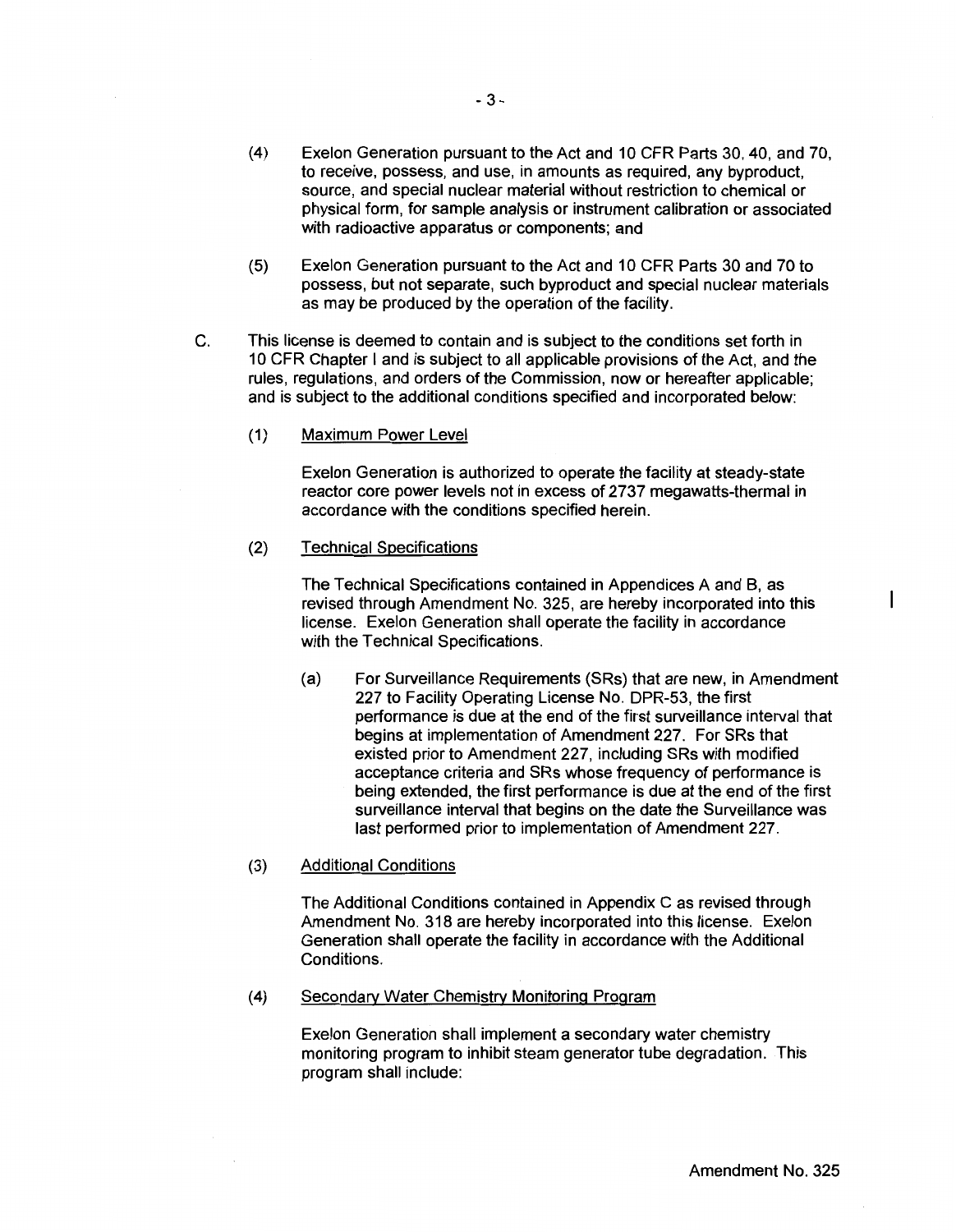(4) Exelon Generation pursuant to the Act and 10 CFR Parts 30, 40, and 70, to receive, possess, and use, in amounts as required, any byproduct, source, and special nuclear material without restriction to chemical or physical form, for sample analysis or instrument calibration or associated with radioactive apparatus or components; and

(5) Exelon Generation pursuant to the Act and 10 CFR Parts 30 and 70 to possess, but not separate, such byproduct and special nuclear materials as may be produced by the operation of the facility.

C. This license is deemed to contain and is subject to the conditions set forth in 10 CFR Chapter I and is subject to all applicable provisions of the Act, and the rules, regulations, and orders of the Commission, now or hereafter applicable; and is subject to the additional conditions specified and incorporated below:

(1) Maximum Power Level

Exelon Generation is authorized to operate the facility at steady-state reactor core power levels not in excess of 2737 megawatts-thermal in accordance with the conditions specified herein.

(2) Technical Specifications

The Technical Specifications contained in Appendices A and B, as revised through Amendment No. 325, are hereby incorporated into this license. Exelon Generation shall operate the facility in accordance with the Technical Specifications.

(a) For Surveillance Requirements (SRs) that are new, in Amendment 227 to Facility Operating License No. DPR-53, the first performance is due at the end of the first surveillance interval that begins at implementation of Amendment 227. For SRs that existed prior to Amendment 227, including SRs with modified acceptance criteria and SRs whose frequency of performance is being extended, the first performance is due at the end of the first surveillance interval that begins on the date the Surveillance was last performed prior to implementation of Amendment 227.

(3) Additional Conditions

The Additional Conditions contained in Appendix C as revised through Amendment No. 318 are hereby incorporated into this license. Exelon Generation shall operate the facility in accordance with the Additional Conditions.

(4) Secondary Water Chemistry Monitoring Program

Exelon Generation shall implement a secondary water chemistry monitoring program to inhibit steam generator tube degradation. This program shall include:

Amendment No. 325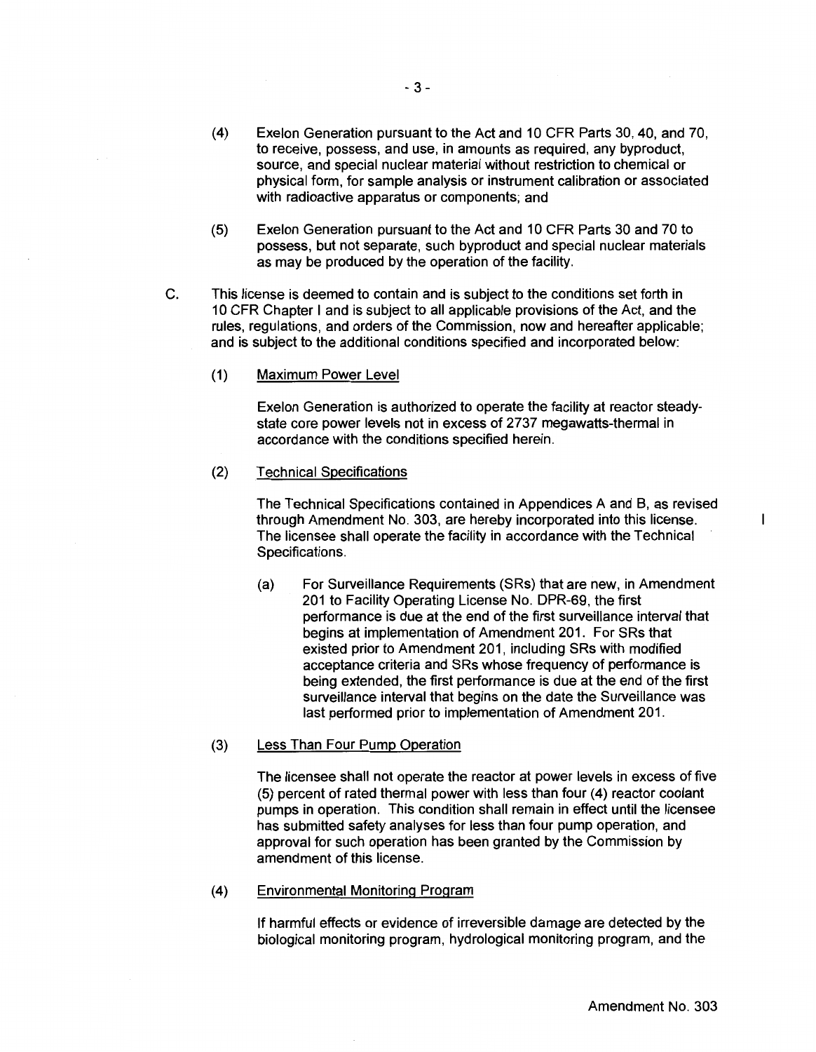(4) Exelon Generation pursuant to the Act and 10 CFR Parts 30, 40, and 70, to receive, possess, and use, in amounts as required, any byproduct, source, and special nuclear material without restriction to chemical or physical form, for sample analysis or instrument calibration or associated with radioactive apparatus or components; and

(5) Exelon Generation pursuant to the Act and 10 CFR Parts 30 and 70 to possess, but not separate, such byproduct and special nuclear materials as may be produced by the operation of the facility.

C. This license is deemed to contain and is subject to the conditions set forth in 10 CFR Chapter I and is subject to all applicable provisions of the Act, and the rules, regulations, and orders of the Commission, now and hereafter applicable; and is subject to the additional conditions specified and incorporated below:

(1) Maximum Power Level

Exelon Generation is authorized to operate the facility at reactor steady-state core power levels not in excess of 2737 megawatts-thermal in accordance with the conditions specified herein.

(2) Technical Specifications

The Technical Specifications contained in Appendices A and B, as revised through Amendment No. 303, are hereby incorporated into this license. The licensee shall operate the facility in accordance with the Technical Specifications.

(a) For Surveillance Requirements (SRs) that are new, in Amendment 201 to Facility Operating License No. DPR-69, the first performance is due at the end of the first surveillance interval that begins at implementation of Amendment 201. For SRs that existed prior to Amendment 201, including SRs with modified acceptance criteria and SRs whose frequency of performance is being extended, the first performance is due at the end of the first surveillance interval that begins on the date the Surveillance was last performed prior to implementation of Amendment 201.

(3) Less Than Four Pump Operation

The licensee shall not operate the reactor at power levels in excess of five (5) percent of rated thermal power with less than four (4) reactor coolant pumps in operation. This condition shall remain in effect until the licensee has submitted safety analyses for less than four pump operation, and approval for such operation has been granted by the Commission by amendment of this license.

(4) Environmental Monitoring Program

If harmful effects or evidence of irreversible damage are detected by the biological monitoring program, hydrological monitoring program, and the

Amendment No. 303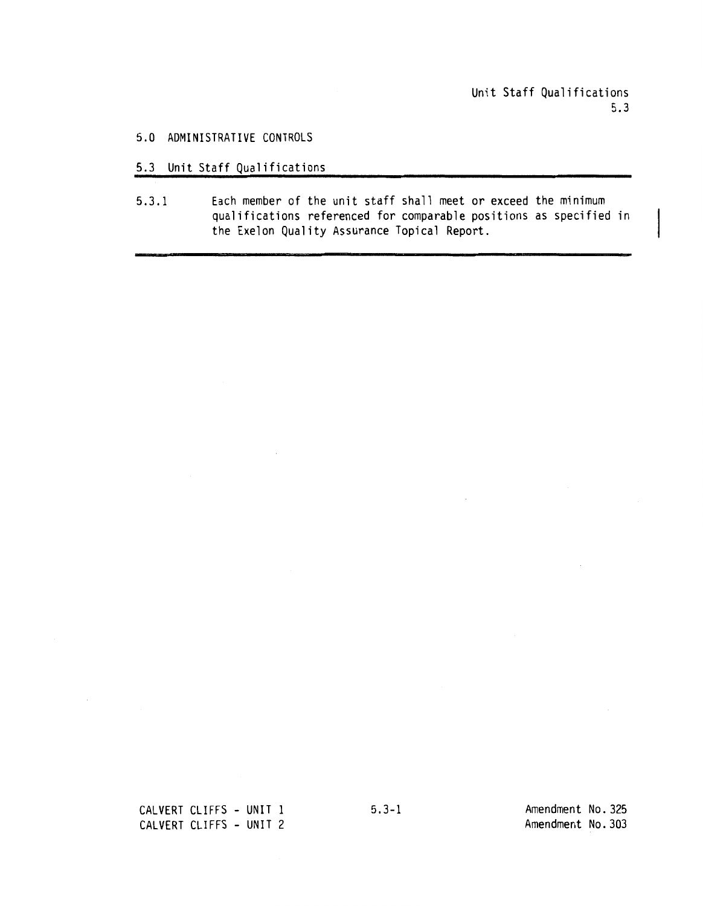## 5.0 ADMINISTRATIVE CONTROLS

### 5.3 Unit Staff Qualifications

5.3.1 Each member of the unit staff shall meet or exceed the minimum qualifications referenced for comparable positions as specified in the Exelon Quality Assurance Topical Report.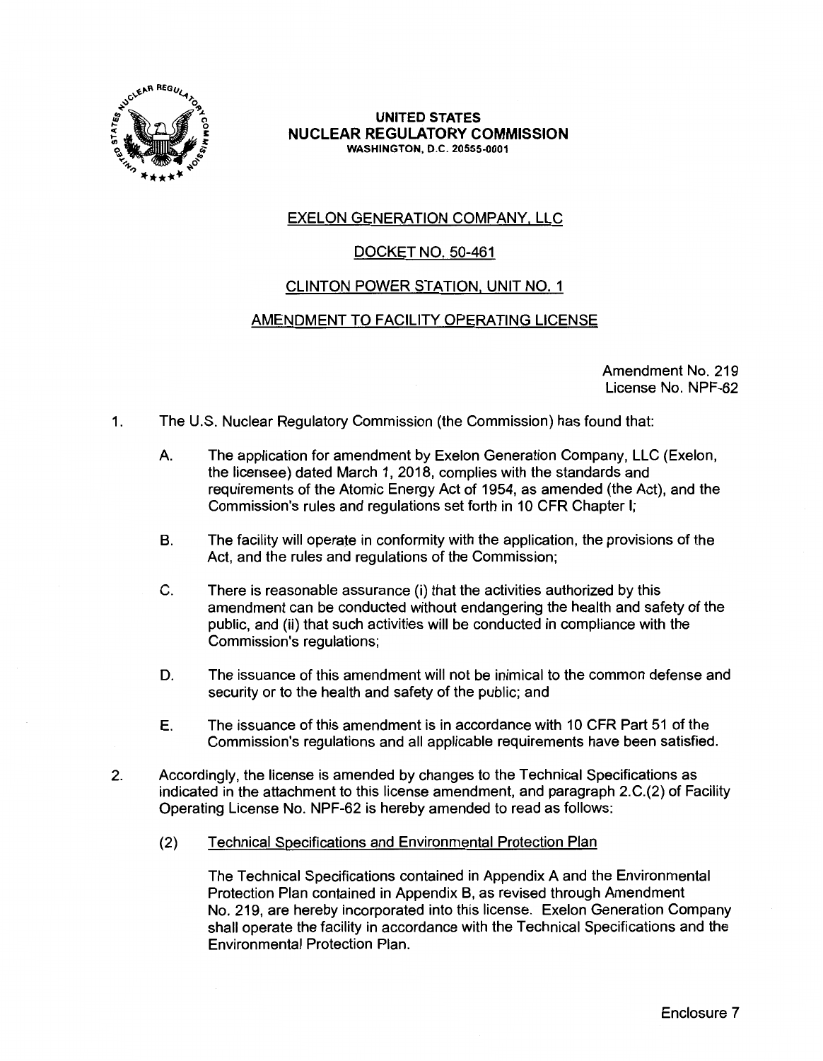**UNITED STATES**
**NUCLEAR REGULATORY COMMISSION**
**WASHINGTON, D.C. 20555-0001**

EXELON GENERATION COMPANY, LLC

DOCKET NO. 50-461

CLINTON POWER STATION, UNIT NO. 1

AMENDMENT TO FACILITY OPERATING LICENSE

Amendment No. 219
License No. NPF-62

1. The U.S. Nuclear Regulatory Commission (the Commission) has found that:

   A. The application for amendment by Exelon Generation Company, LLC (Exelon, the licensee) dated March 1, 2018, complies with the standards and requirements of the Atomic Energy Act of 1954, as amended (the Act), and the Commission's rules and regulations set forth in 10 CFR Chapter I;

   B. The facility will operate in conformity with the application, the provisions of the Act, and the rules and regulations of the Commission;

   C. There is reasonable assurance (i) that the activities authorized by this amendment can be conducted without endangering the health and safety of the public, and (ii) that such activities will be conducted in compliance with the Commission's regulations;

   D. The issuance of this amendment will not be inimical to the common defense and security or to the health and safety of the public; and

   E. The issuance of this amendment is in accordance with 10 CFR Part 51 of the Commission's regulations and all applicable requirements have been satisfied.

2. Accordingly, the license is amended by changes to the Technical Specifications as indicated in the attachment to this license amendment, and paragraph 2.C.(2) of Facility Operating License No. NPF-62 is hereby amended to read as follows:

   (2) Technical Specifications and Environmental Protection Plan

   The Technical Specifications contained in Appendix A and the Environmental Protection Plan contained in Appendix B, as revised through Amendment No. 219, are hereby incorporated into this license. Exelon Generation Company shall operate the facility in accordance with the Technical Specifications and the Environmental Protection Plan.

Enclosure 7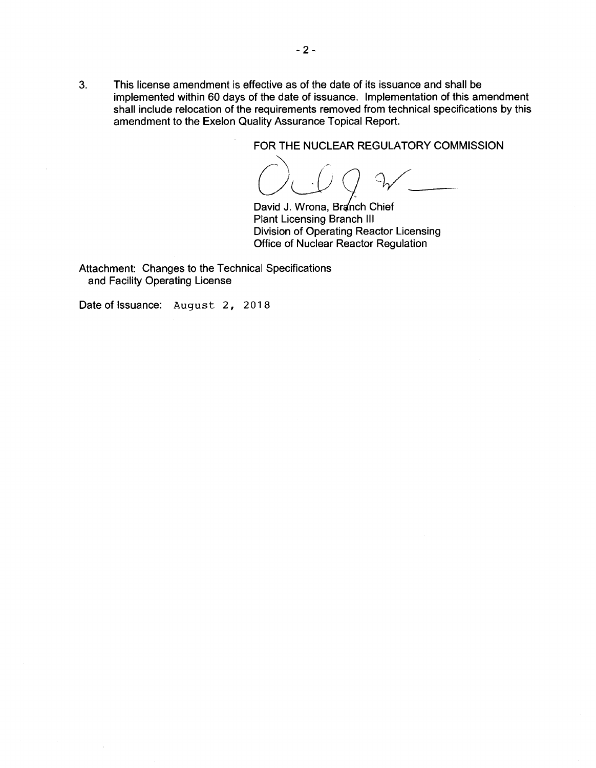3. This license amendment is effective as of the date of its issuance and shall be implemented within 60 days of the date of issuance. Implementation of this amendment shall include relocation of the requirements removed from technical specifications by this amendment to the Exelon Quality Assurance Topical Report.

FOR THE NUCLEAR REGULATORY COMMISSION

David J. Wrona, Branch Chief
Plant Licensing Branch III
Division of Operating Reactor Licensing
Office of Nuclear Reactor Regulation

Attachment: Changes to the Technical Specifications and Facility Operating License

Date of Issuance: August 2, 2018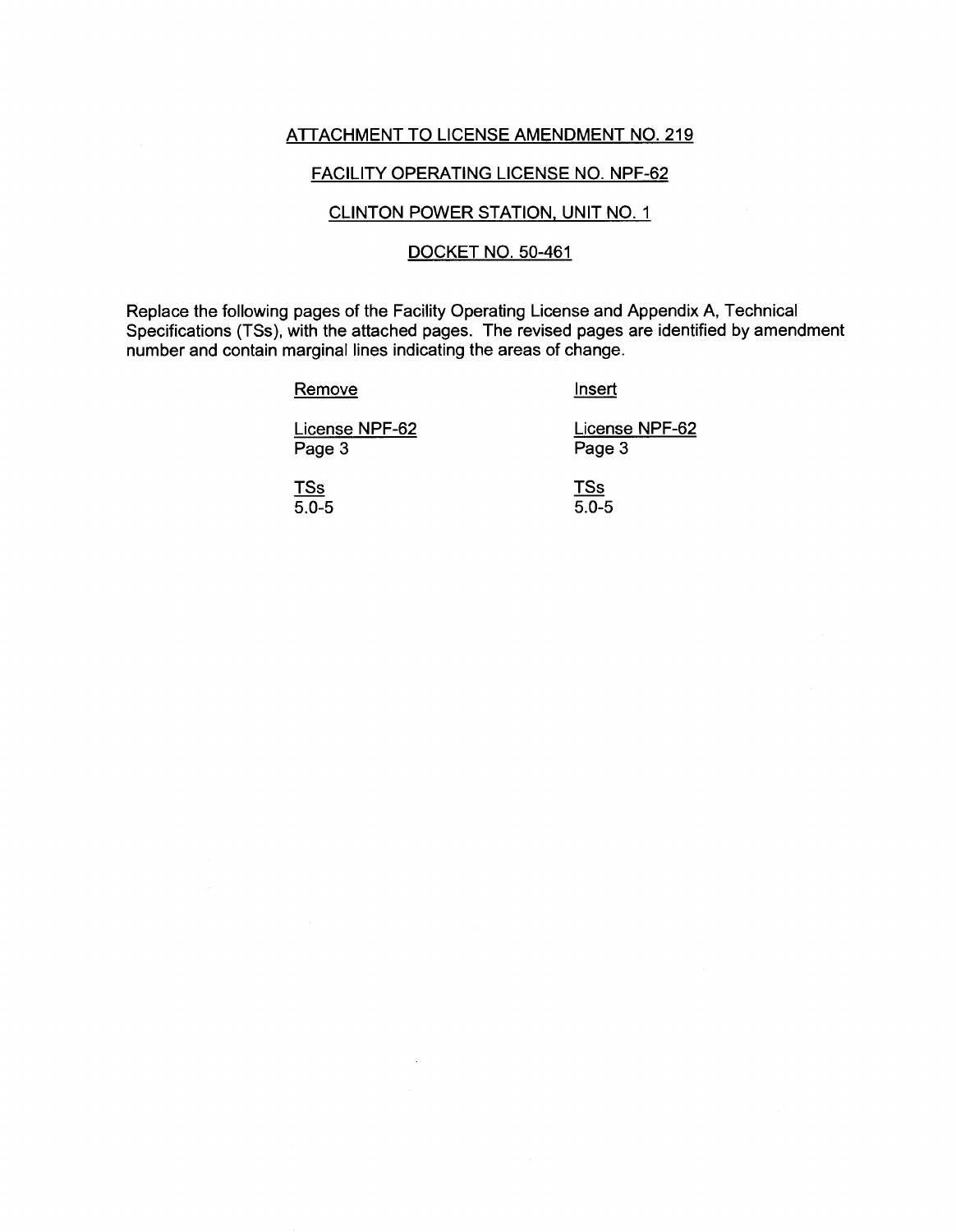ATTACHMENT TO LICENSE AMENDMENT NO. 219

FACILITY OPERATING LICENSE NO. NPF-62

CLINTON POWER STATION, UNIT NO. 1

DOCKET NO. 50-461

Replace the following pages of the Facility Operating License and Appendix A, Technical Specifications (TSs), with the attached pages. The revised pages are identified by amendment number and contain marginal lines indicating the areas of change.

| Remove | Insert |
|---|---|
| License NPF-62<br>Page 3 | License NPF-62<br>Page 3 |
| TSs<br>5.0-5 | TSs<br>5.0-5 |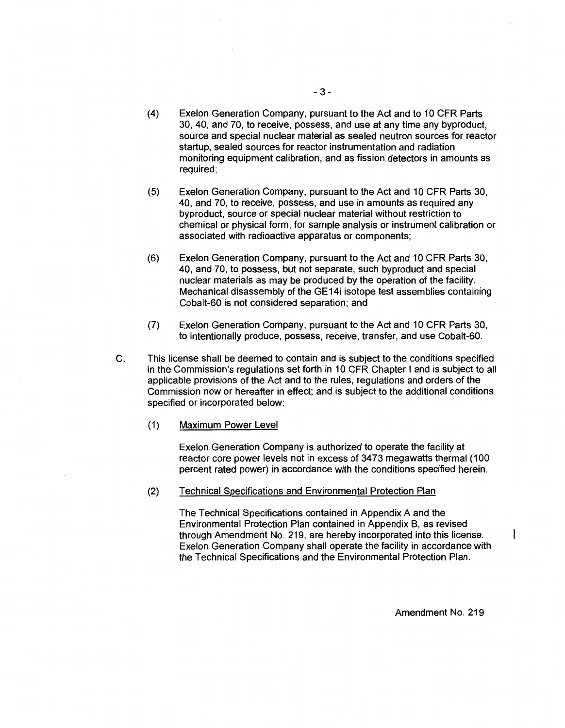(4) Exelon Generation Company, pursuant to the Act and to 10 CFR Parts 30, 40, and 70, to receive, possess, and use at any time any byproduct, source and special nuclear material as sealed neutron sources for reactor startup, sealed sources for reactor instrumentation and radiation monitoring equipment calibration, and as fission detectors in amounts as required;

(5) Exelon Generation Company, pursuant to the Act and 10 CFR Parts 30, 40, and 70, to receive, possess, and use in amounts as required any byproduct, source or special nuclear material without restriction to chemical or physical form, for sample analysis or instrument calibration or associated with radioactive apparatus or components;

(6) Exelon Generation Company, pursuant to the Act and 10 CFR Parts 30, 40, and 70, to possess, but not separate, such byproduct and special nuclear materials as may be produced by the operation of the facility. Mechanical disassembly of the GE14i isotope test assemblies containing Cobalt-60 is not considered separation; and

(7) Exelon Generation Company, pursuant to the Act and 10 CFR Parts 30, to intentionally produce, possess, receive, transfer, and use Cobalt-60.

C. This license shall be deemed to contain and is subject to the conditions specified in the Commission's regulations set forth in 10 CFR Chapter I and is subject to all applicable provisions of the Act and to the rules, regulations and orders of the Commission now or hereafter in effect; and is subject to the additional conditions specified or incorporated below:

(1) Maximum Power Level

Exelon Generation Company is authorized to operate the facility at reactor core power levels not in excess of 3473 megawatts thermal (100 percent rated power) in accordance with the conditions specified herein.

(2) Technical Specifications and Environmental Protection Plan

The Technical Specifications contained in Appendix A and the Environmental Protection Plan contained in Appendix B, as revised through Amendment No. 219, are hereby incorporated into this license. Exelon Generation Company shall operate the facility in accordance with the Technical Specifications and the Environmental Protection Plan.

Amendment No. 219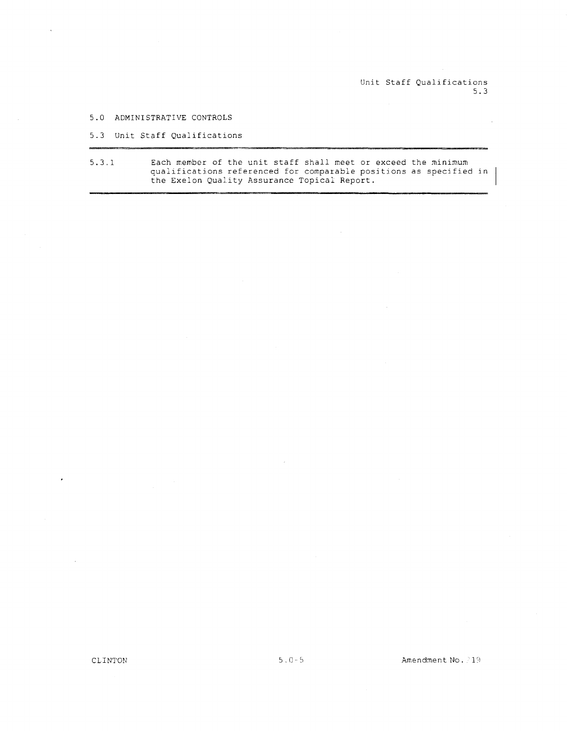## 5.0 ADMINISTRATIVE CONTROLS

### 5.3 Unit Staff Qualifications

5.3.1 Each member of the unit staff shall meet or exceed the minimum qualifications referenced for comparable positions as specified in the Exelon Quality Assurance Topical Report.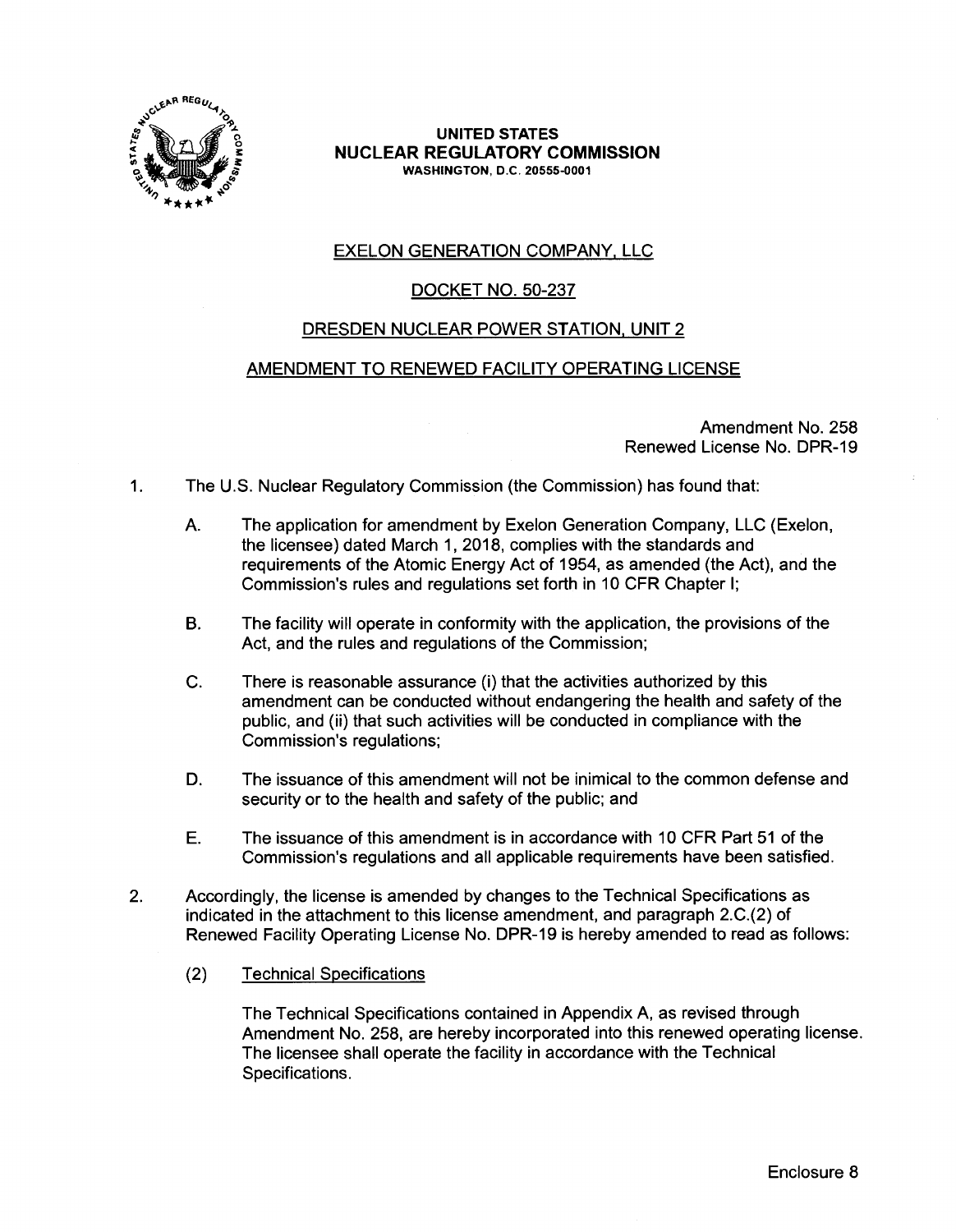**UNITED STATES**
**NUCLEAR REGULATORY COMMISSION**
**WASHINGTON, D.C. 20555-0001**

EXELON GENERATION COMPANY, LLC

DOCKET NO. 50-237

DRESDEN NUCLEAR POWER STATION, UNIT 2

AMENDMENT TO RENEWED FACILITY OPERATING LICENSE

Amendment No. 258
Renewed License No. DPR-19

1. The U.S. Nuclear Regulatory Commission (the Commission) has found that:

   A. The application for amendment by Exelon Generation Company, LLC (Exelon, the licensee) dated March 1, 2018, complies with the standards and requirements of the Atomic Energy Act of 1954, as amended (the Act), and the Commission's rules and regulations set forth in 10 CFR Chapter I;

   B. The facility will operate in conformity with the application, the provisions of the Act, and the rules and regulations of the Commission;

   C. There is reasonable assurance (i) that the activities authorized by this amendment can be conducted without endangering the health and safety of the public, and (ii) that such activities will be conducted in compliance with the Commission's regulations;

   D. The issuance of this amendment will not be inimical to the common defense and security or to the health and safety of the public; and

   E. The issuance of this amendment is in accordance with 10 CFR Part 51 of the Commission's regulations and all applicable requirements have been satisfied.

2. Accordingly, the license is amended by changes to the Technical Specifications as indicated in the attachment to this license amendment, and paragraph 2.C.(2) of Renewed Facility Operating License No. DPR-19 is hereby amended to read as follows:

   (2) Technical Specifications

   The Technical Specifications contained in Appendix A, as revised through Amendment No. 258, are hereby incorporated into this renewed operating license. The licensee shall operate the facility in accordance with the Technical Specifications.

Enclosure 8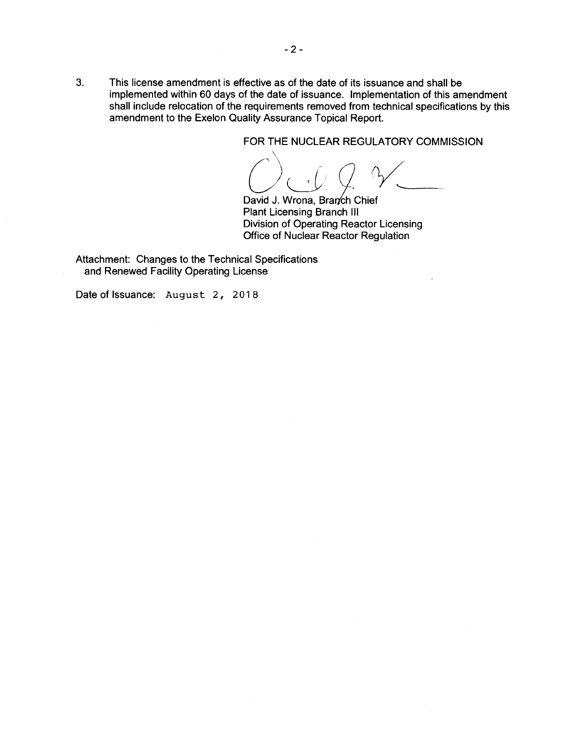3. This license amendment is effective as of the date of its issuance and shall be implemented within 60 days of the date of issuance. Implementation of this amendment shall include relocation of the requirements removed from technical specifications by this amendment to the Exelon Quality Assurance Topical Report.

FOR THE NUCLEAR REGULATORY COMMISSION

David J. Wrona, Branch Chief
Plant Licensing Branch III
Division of Operating Reactor Licensing
Office of Nuclear Reactor Regulation

Attachment: Changes to the Technical Specifications and Renewed Facility Operating License

Date of Issuance: August 2, 2018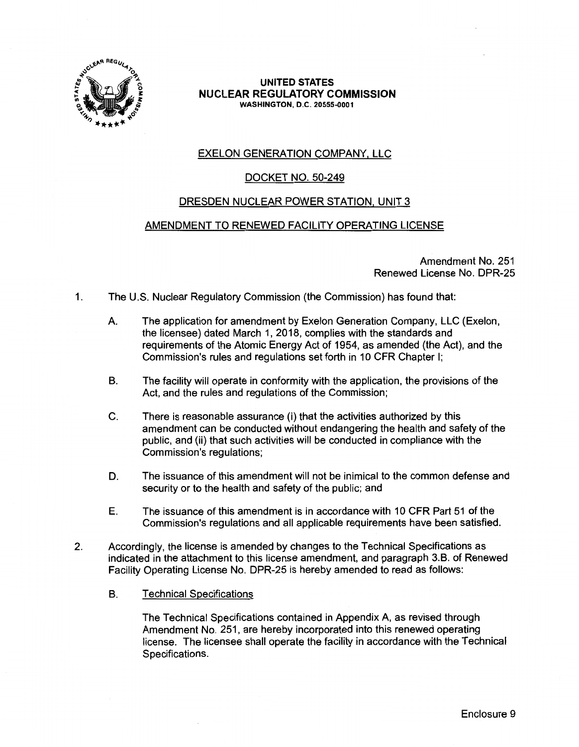# UNITED STATES
# NUCLEAR REGULATORY COMMISSION

WASHINGTON, D.C. 20555-0001

## EXELON GENERATION COMPANY, LLC

## DOCKET NO. 50-249

## DRESDEN NUCLEAR POWER STATION, UNIT 3

## AMENDMENT TO RENEWED FACILITY OPERATING LICENSE

Amendment No. 251
Renewed License No. DPR-25

1. The U.S. Nuclear Regulatory Commission (the Commission) has found that:

   A. The application for amendment by Exelon Generation Company, LLC (Exelon, the licensee) dated March 1, 2018, complies with the standards and requirements of the Atomic Energy Act of 1954, as amended (the Act), and the Commission's rules and regulations set forth in 10 CFR Chapter I;

   B. The facility will operate in conformity with the application, the provisions of the Act, and the rules and regulations of the Commission;

   C. There is reasonable assurance (i) that the activities authorized by this amendment can be conducted without endangering the health and safety of the public, and (ii) that such activities will be conducted in compliance with the Commission's regulations;

   D. The issuance of this amendment will not be inimical to the common defense and security or to the health and safety of the public; and

   E. The issuance of this amendment is in accordance with 10 CFR Part 51 of the Commission's regulations and all applicable requirements have been satisfied.

2. Accordingly, the license is amended by changes to the Technical Specifications as indicated in the attachment to this license amendment, and paragraph 3.B. of Renewed Facility Operating License No. DPR-25 is hereby amended to read as follows:

   B. Technical Specifications

      The Technical Specifications contained in Appendix A, as revised through Amendment No. 251, are hereby incorporated into this renewed operating license. The licensee shall operate the facility in accordance with the Technical Specifications.

Enclosure 9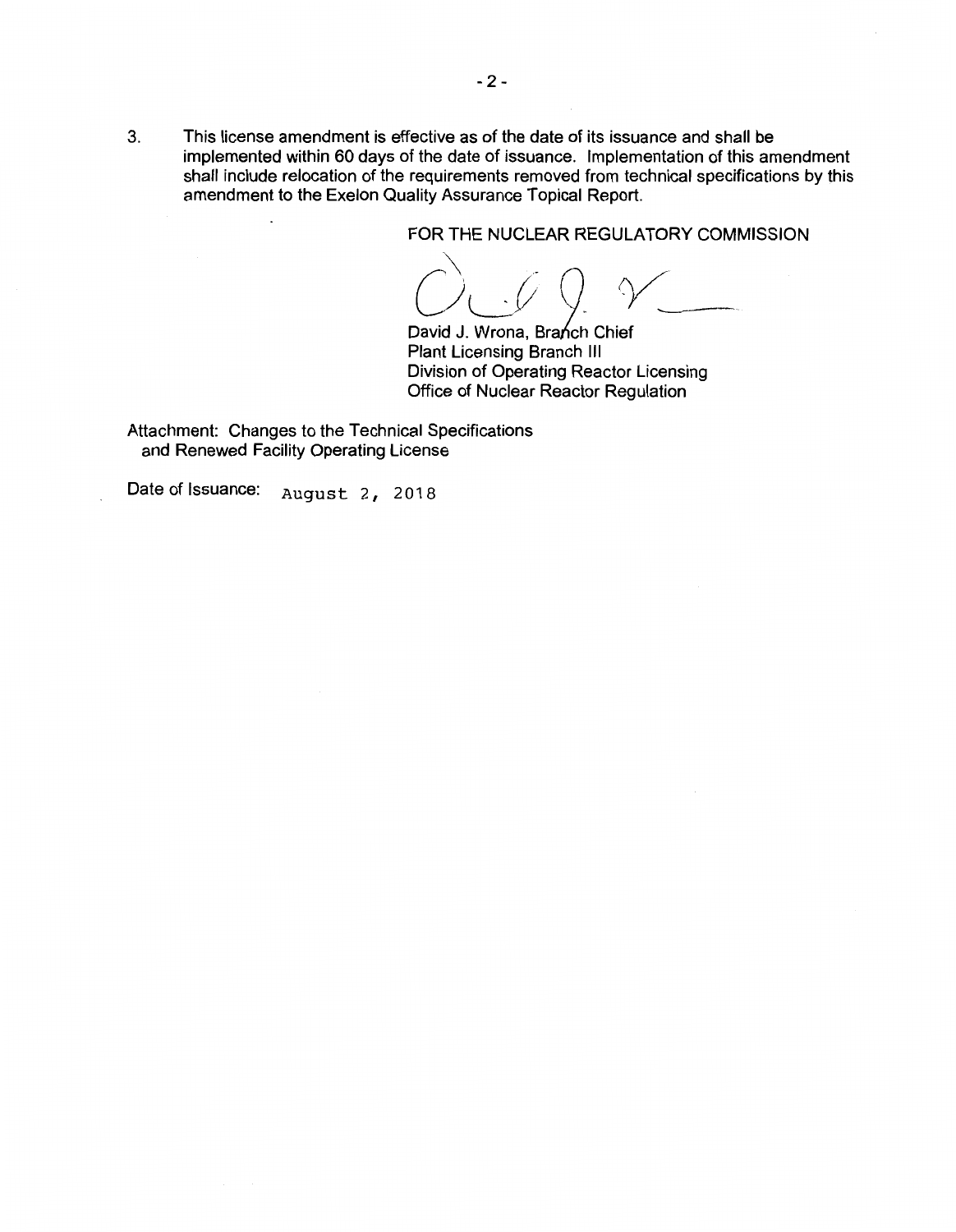3. This license amendment is effective as of the date of its issuance and shall be implemented within 60 days of the date of issuance. Implementation of this amendment shall include relocation of the requirements removed from technical specifications by this amendment to the Exelon Quality Assurance Topical Report.

FOR THE NUCLEAR REGULATORY COMMISSION

David J. Wrona, Branch Chief
Plant Licensing Branch III
Division of Operating Reactor Licensing
Office of Nuclear Reactor Regulation

Attachment: Changes to the Technical Specifications and Renewed Facility Operating License

Date of Issuance: August 2, 2018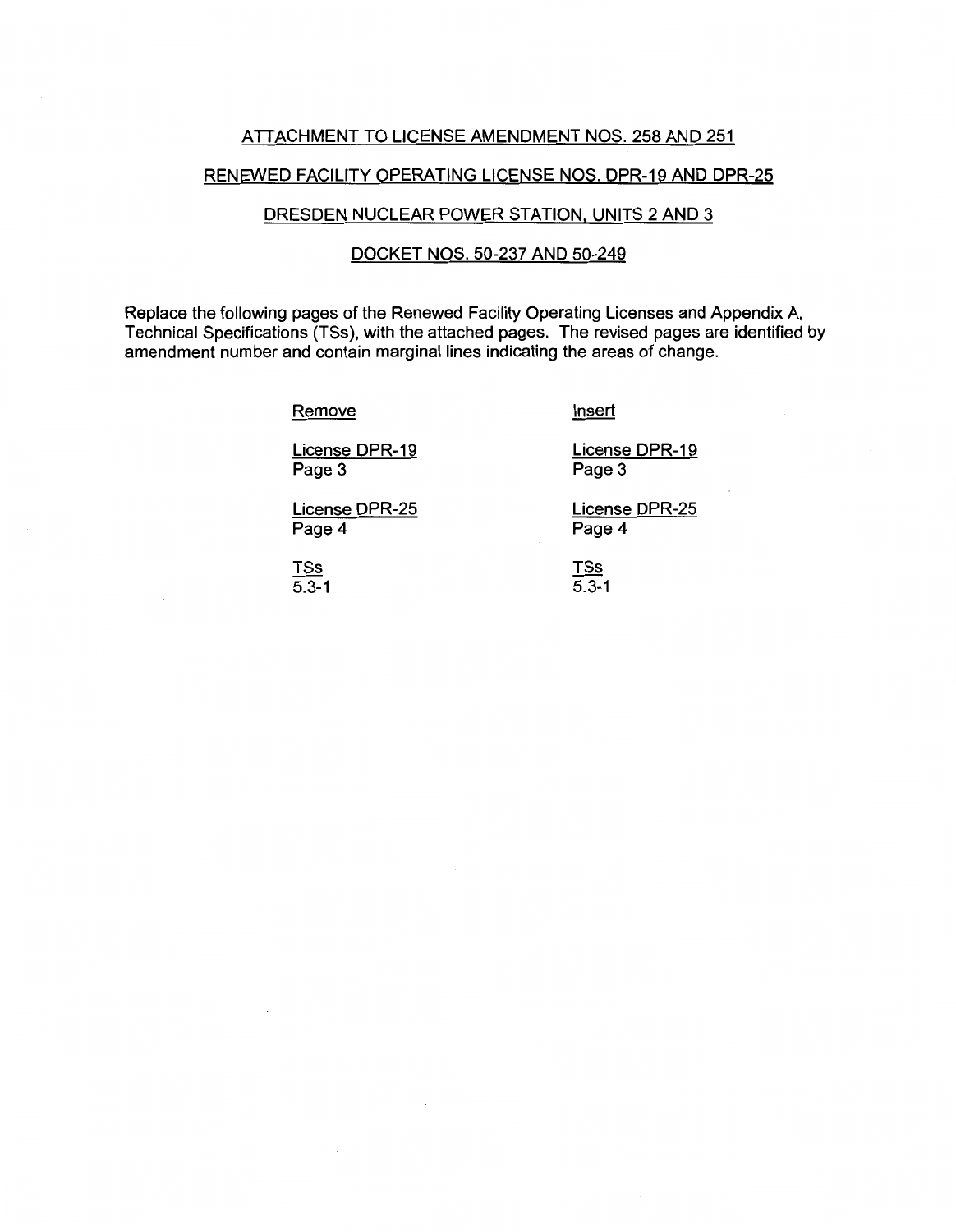ATTACHMENT TO LICENSE AMENDMENT NOS. 258 AND 251

RENEWED FACILITY OPERATING LICENSE NOS. DPR-19 AND DPR-25

DRESDEN NUCLEAR POWER STATION, UNITS 2 AND 3

DOCKET NOS. 50-237 AND 50-249

Replace the following pages of the Renewed Facility Operating Licenses and Appendix A, Technical Specifications (TSs), with the attached pages. The revised pages are identified by amendment number and contain marginal lines indicating the areas of change.

| Remove | Insert |
|---|---|
| License DPR-19<br>Page 3 | License DPR-19<br>Page 3 |
| License DPR-25<br>Page 4 | License DPR-25<br>Page 4 |
| TSs<br>5.3-1 | TSs<br>5.3-1 |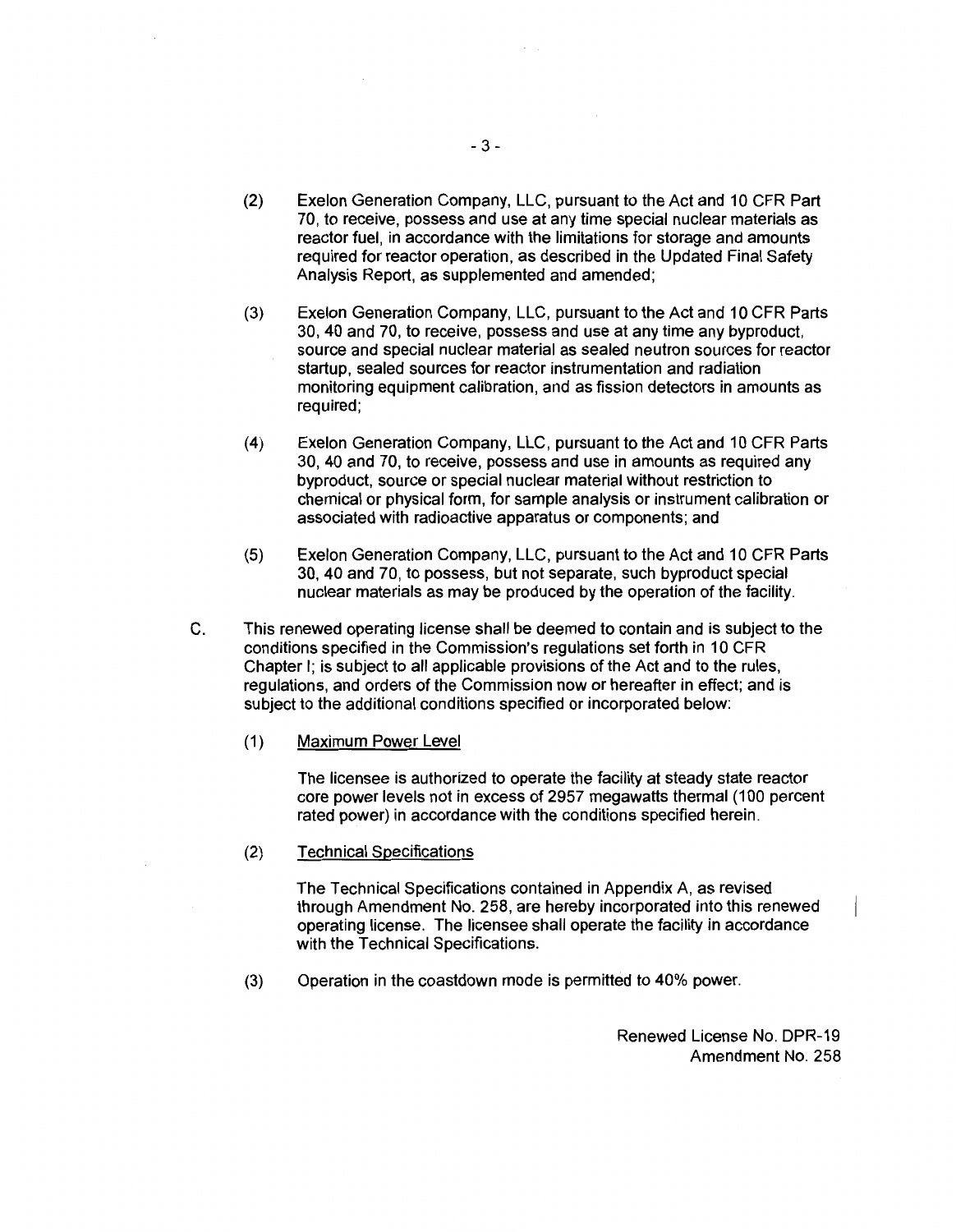(2) Exelon Generation Company, LLC, pursuant to the Act and 10 CFR Part 70, to receive, possess and use at any time special nuclear materials as reactor fuel, in accordance with the limitations for storage and amounts required for reactor operation, as described in the Updated Final Safety Analysis Report, as supplemented and amended;

(3) Exelon Generation Company, LLC, pursuant to the Act and 10 CFR Parts 30, 40 and 70, to receive, possess and use at any time any byproduct, source and special nuclear material as sealed neutron sources for reactor startup, sealed sources for reactor instrumentation and radiation monitoring equipment calibration, and as fission detectors in amounts as required;

(4) Exelon Generation Company, LLC, pursuant to the Act and 10 CFR Parts 30, 40 and 70, to receive, possess and use in amounts as required any byproduct, source or special nuclear material without restriction to chemical or physical form, for sample analysis or instrument calibration or associated with radioactive apparatus or components; and

(5) Exelon Generation Company, LLC, pursuant to the Act and 10 CFR Parts 30, 40 and 70, to possess, but not separate, such byproduct special nuclear materials as may be produced by the operation of the facility.

C. This renewed operating license shall be deemed to contain and is subject to the conditions specified in the Commission's regulations set forth in 10 CFR Chapter I; is subject to all applicable provisions of the Act and to the rules, regulations, and orders of the Commission now or hereafter in effect; and is subject to the additional conditions specified or incorporated below:

(1) Maximum Power Level

The licensee is authorized to operate the facility at steady state reactor core power levels not in excess of 2957 megawatts thermal (100 percent rated power) in accordance with the conditions specified herein.

(2) Technical Specifications

The Technical Specifications contained in Appendix A, as revised through Amendment No. 258, are hereby incorporated into this renewed operating license. The licensee shall operate the facility in accordance with the Technical Specifications.

(3) Operation in the coastdown mode is permitted to 40% power.

Renewed License No. DPR-19
Amendment No. 258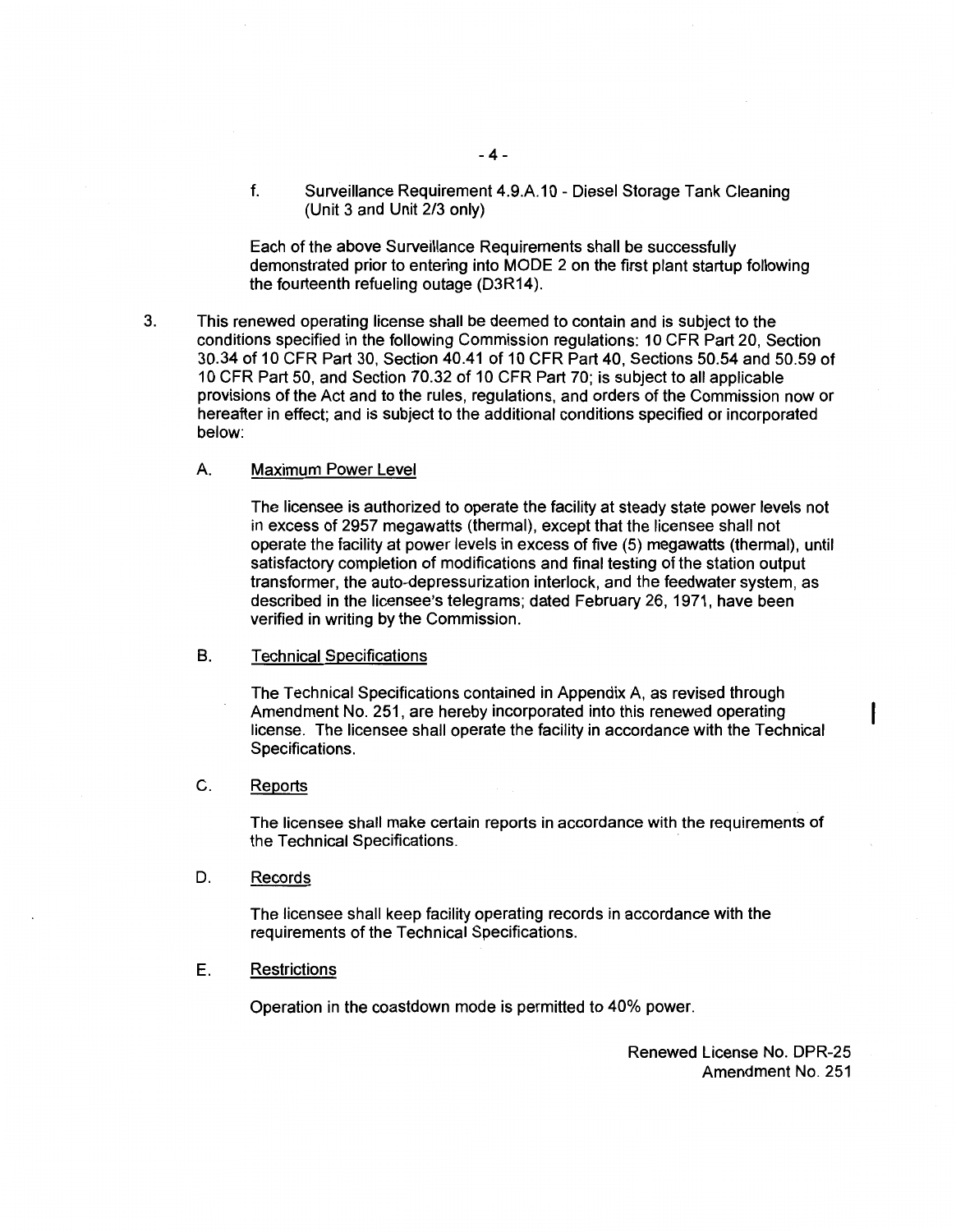f. Surveillance Requirement 4.9.A.10 - Diesel Storage Tank Cleaning (Unit 3 and Unit 2/3 only)

Each of the above Surveillance Requirements shall be successfully demonstrated prior to entering into MODE 2 on the first plant startup following the fourteenth refueling outage (D3R14).

3. This renewed operating license shall be deemed to contain and is subject to the conditions specified in the following Commission regulations: 10 CFR Part 20, Section 30.34 of 10 CFR Part 30, Section 40.41 of 10 CFR Part 40, Sections 50.54 and 50.59 of 10 CFR Part 50, and Section 70.32 of 10 CFR Part 70; is subject to all applicable provisions of the Act and to the rules, regulations, and orders of the Commission now or hereafter in effect; and is subject to the additional conditions specified or incorporated below:

   A. Maximum Power Level

      The licensee is authorized to operate the facility at steady state power levels not in excess of 2957 megawatts (thermal), except that the licensee shall not operate the facility at power levels in excess of five (5) megawatts (thermal), until satisfactory completion of modifications and final testing of the station output transformer, the auto-depressurization interlock, and the feedwater system, as described in the licensee's telegrams; dated February 26, 1971, have been verified in writing by the Commission.

   B. Technical Specifications

      The Technical Specifications contained in Appendix A, as revised through Amendment No. 251, are hereby incorporated into this renewed operating license. The licensee shall operate the facility in accordance with the Technical Specifications.

   C. Reports

      The licensee shall make certain reports in accordance with the requirements of the Technical Specifications.

   D. Records

      The licensee shall keep facility operating records in accordance with the requirements of the Technical Specifications.

   E. Restrictions

      Operation in the coastdown mode is permitted to 40% power.

Renewed License No. DPR-25
Amendment No. 251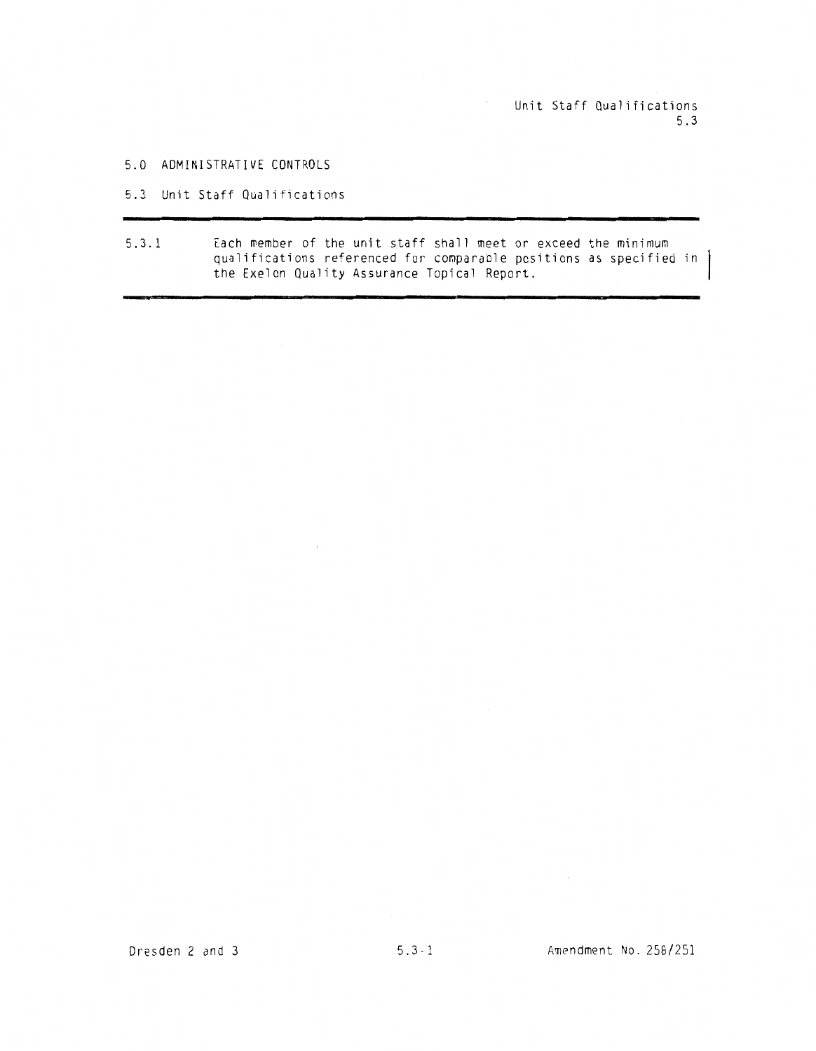# 5.0 ADMINISTRATIVE CONTROLS

## 5.3 Unit Staff Qualifications

5.3.1 Each member of the unit staff shall meet or exceed the minimum qualifications referenced for comparable positions as specified in the Exelon Quality Assurance Topical Report.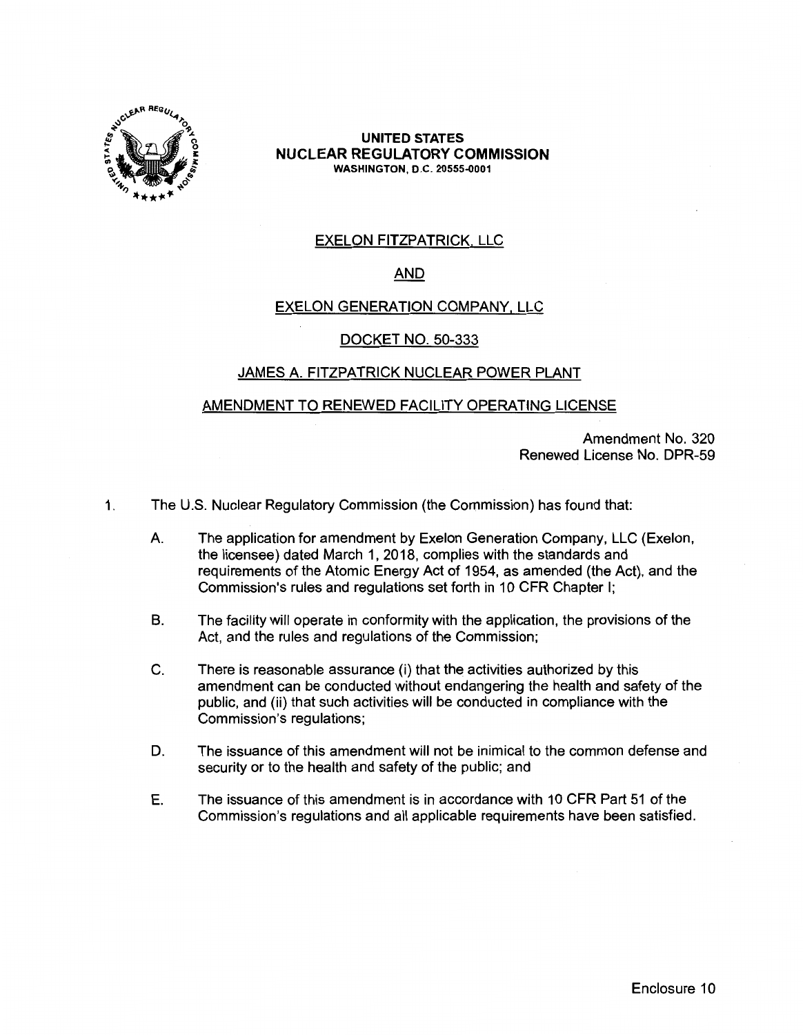**UNITED STATES**
**NUCLEAR REGULATORY COMMISSION**
**WASHINGTON, D.C. 20555-0001**

EXELON FITZPATRICK, LLC

AND

EXELON GENERATION COMPANY, LLC

DOCKET NO. 50-333

JAMES A. FITZPATRICK NUCLEAR POWER PLANT

AMENDMENT TO RENEWED FACILITY OPERATING LICENSE

Amendment No. 320
Renewed License No. DPR-59

1. The U.S. Nuclear Regulatory Commission (the Commission) has found that:

   A. The application for amendment by Exelon Generation Company, LLC (Exelon, the licensee) dated March 1, 2018, complies with the standards and requirements of the Atomic Energy Act of 1954, as amended (the Act), and the Commission's rules and regulations set forth in 10 CFR Chapter I;

   B. The facility will operate in conformity with the application, the provisions of the Act, and the rules and regulations of the Commission;

   C. There is reasonable assurance (i) that the activities authorized by this amendment can be conducted without endangering the health and safety of the public, and (ii) that such activities will be conducted in compliance with the Commission's regulations;

   D. The issuance of this amendment will not be inimical to the common defense and security or to the health and safety of the public; and

   E. The issuance of this amendment is in accordance with 10 CFR Part 51 of the Commission's regulations and all applicable requirements have been satisfied.

Enclosure 10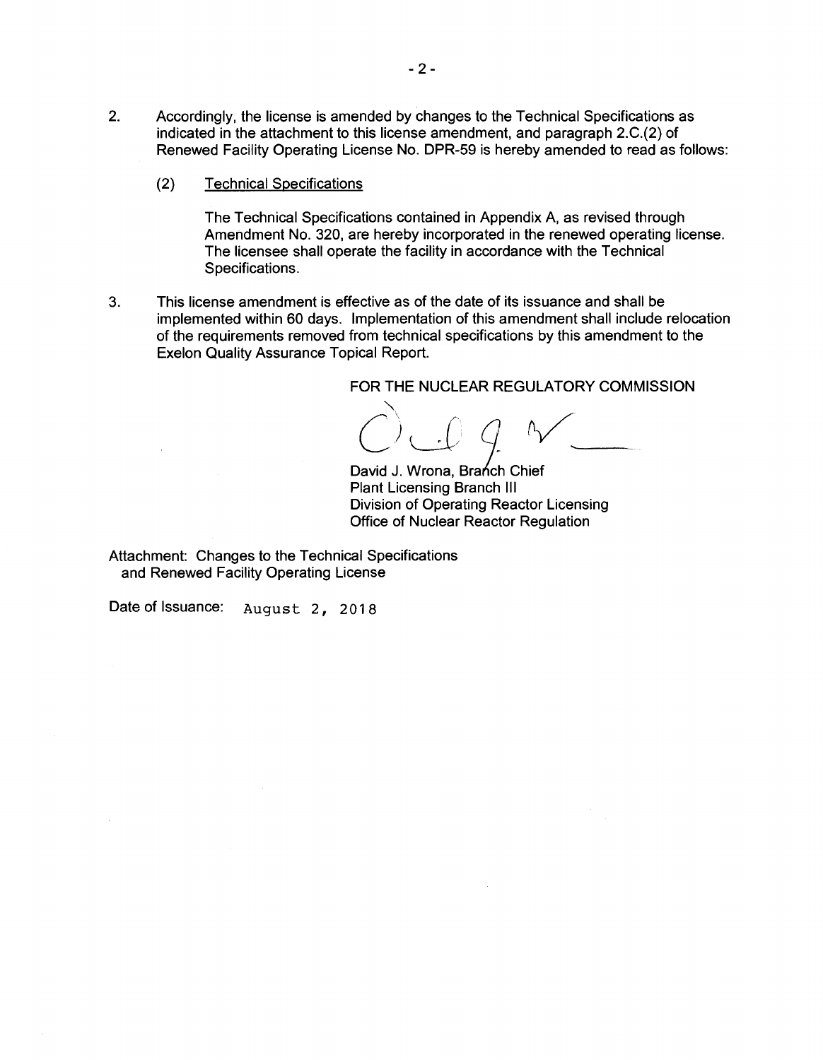2. Accordingly, the license is amended by changes to the Technical Specifications as indicated in the attachment to this license amendment, and paragraph 2.C.(2) of Renewed Facility Operating License No. DPR-59 is hereby amended to read as follows:

   (2) Technical Specifications

   The Technical Specifications contained in Appendix A, as revised through Amendment No. 320, are hereby incorporated in the renewed operating license. The licensee shall operate the facility in accordance with the Technical Specifications.

3. This license amendment is effective as of the date of its issuance and shall be implemented within 60 days. Implementation of this amendment shall include relocation of the requirements removed from technical specifications by this amendment to the Exelon Quality Assurance Topical Report.

FOR THE NUCLEAR REGULATORY COMMISSION

David J. Wrona, Branch Chief
Plant Licensing Branch III
Division of Operating Reactor Licensing
Office of Nuclear Reactor Regulation

Attachment: Changes to the Technical Specifications and Renewed Facility Operating License

Date of Issuance: August 2, 2018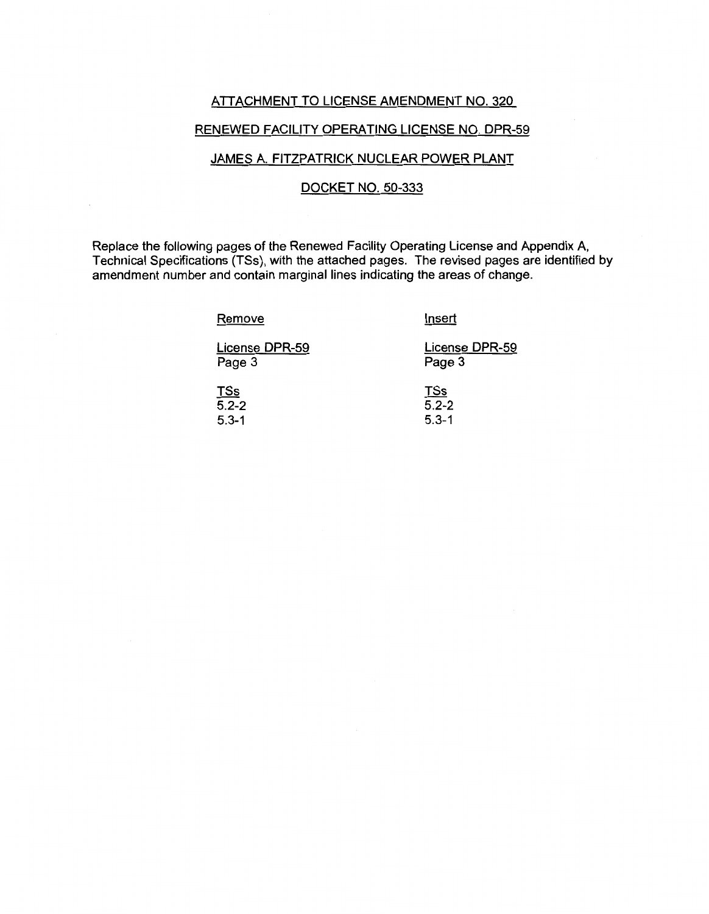ATTACHMENT TO LICENSE AMENDMENT NO. 320

RENEWED FACILITY OPERATING LICENSE NO. DPR-59

JAMES A. FITZPATRICK NUCLEAR POWER PLANT

DOCKET NO. 50-333

Replace the following pages of the Renewed Facility Operating License and Appendix A, Technical Specifications (TSs), with the attached pages. The revised pages are identified by amendment number and contain marginal lines indicating the areas of change.

| Remove | Insert |
|---|---|
| License DPR-59<br>Page 3 | License DPR-59<br>Page 3 |
| TSs<br>5.2-2<br>5.3-1 | TSs<br>5.2-2<br>5.3-1 |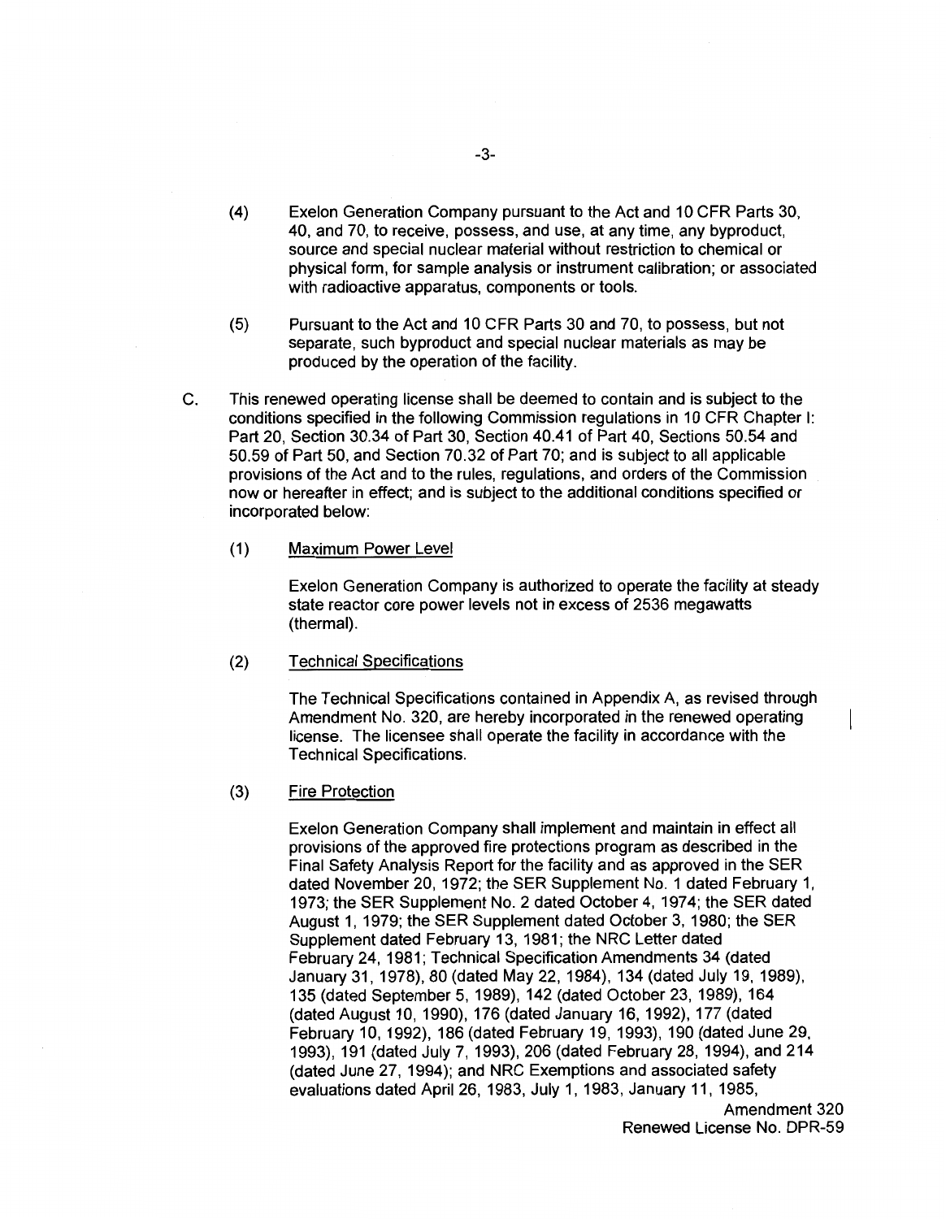(4) Exelon Generation Company pursuant to the Act and 10 CFR Parts 30, 40, and 70, to receive, possess, and use, at any time, any byproduct, source and special nuclear material without restriction to chemical or physical form, for sample analysis or instrument calibration; or associated with radioactive apparatus, components or tools.

(5) Pursuant to the Act and 10 CFR Parts 30 and 70, to possess, but not separate, such byproduct and special nuclear materials as may be produced by the operation of the facility.

C. This renewed operating license shall be deemed to contain and is subject to the conditions specified in the following Commission regulations in 10 CFR Chapter I: Part 20, Section 30.34 of Part 30, Section 40.41 of Part 40, Sections 50.54 and 50.59 of Part 50, and Section 70.32 of Part 70; and is subject to all applicable provisions of the Act and to the rules, regulations, and orders of the Commission now or hereafter in effect; and is subject to the additional conditions specified or incorporated below:

(1) Maximum Power Level

Exelon Generation Company is authorized to operate the facility at steady state reactor core power levels not in excess of 2536 megawatts (thermal).

(2) Technical Specifications

The Technical Specifications contained in Appendix A, as revised through Amendment No. 320, are hereby incorporated in the renewed operating license. The licensee shall operate the facility in accordance with the Technical Specifications.

(3) Fire Protection

Exelon Generation Company shall implement and maintain in effect all provisions of the approved fire protections program as described in the Final Safety Analysis Report for the facility and as approved in the SER dated November 20, 1972; the SER Supplement No. 1 dated February 1, 1973; the SER Supplement No. 2 dated October 4, 1974; the SER dated August 1, 1979; the SER Supplement dated October 3, 1980; the SER Supplement dated February 13, 1981; the NRC Letter dated February 24, 1981; Technical Specification Amendments 34 (dated January 31, 1978), 80 (dated May 22, 1984), 134 (dated July 19, 1989), 135 (dated September 5, 1989), 142 (dated October 23, 1989), 164 (dated August 10, 1990), 176 (dated January 16, 1992), 177 (dated February 10, 1992), 186 (dated February 19, 1993), 190 (dated June 29, 1993), 191 (dated July 7, 1993), 206 (dated February 28, 1994), and 214 (dated June 27, 1994); and NRC Exemptions and associated safety evaluations dated April 26, 1983, July 1, 1983, January 11, 1985,

Amendment 320
Renewed License No. DPR-59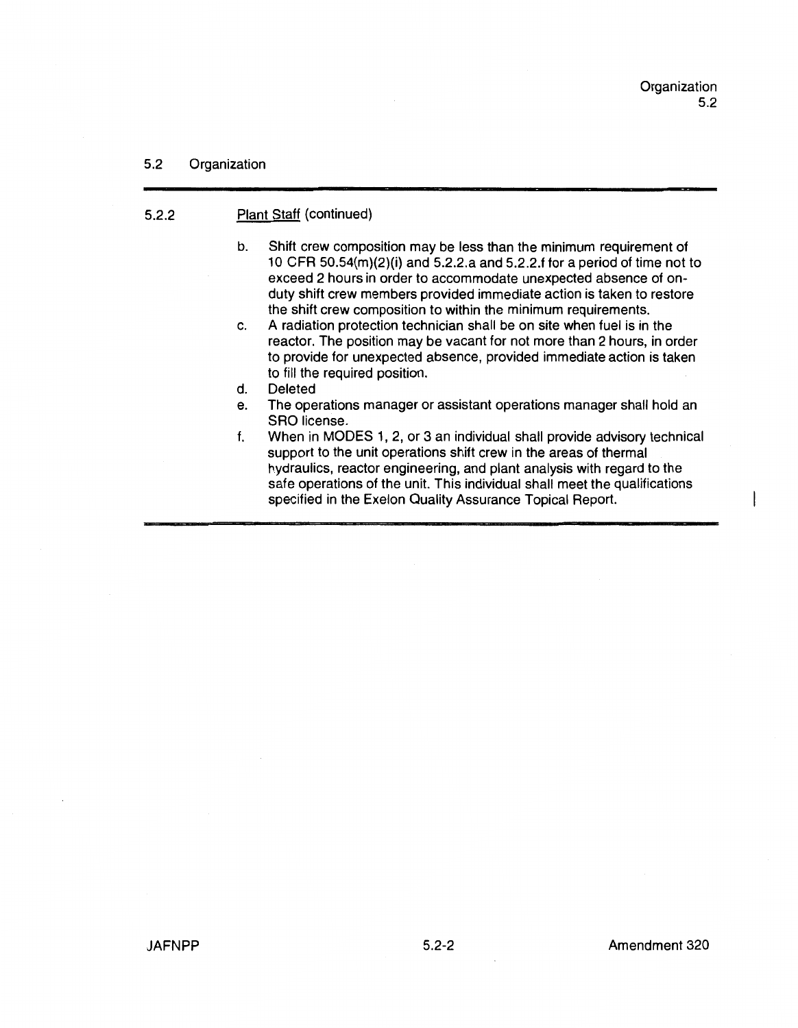## 5.2 Organization

### 5.2.2 Plant Staff (continued)

b. Shift crew composition may be less than the minimum requirement of 10 CFR 50.54(m)(2)(i) and 5.2.2.a and 5.2.2.f for a period of time not to exceed 2 hours in order to accommodate unexpected absence of on-duty shift crew members provided immediate action is taken to restore the shift crew composition to within the minimum requirements.

c. A radiation protection technician shall be on site when fuel is in the reactor. The position may be vacant for not more than 2 hours, in order to provide for unexpected absence, provided immediate action is taken to fill the required position.

d. Deleted

e. The operations manager or assistant operations manager shall hold an SRO license.

f. When in MODES 1, 2, or 3 an individual shall provide advisory technical support to the unit operations shift crew in the areas of thermal hydraulics, reactor engineering, and plant analysis with regard to the safe operations of the unit. This individual shall meet the qualifications specified in the Exelon Quality Assurance Topical Report.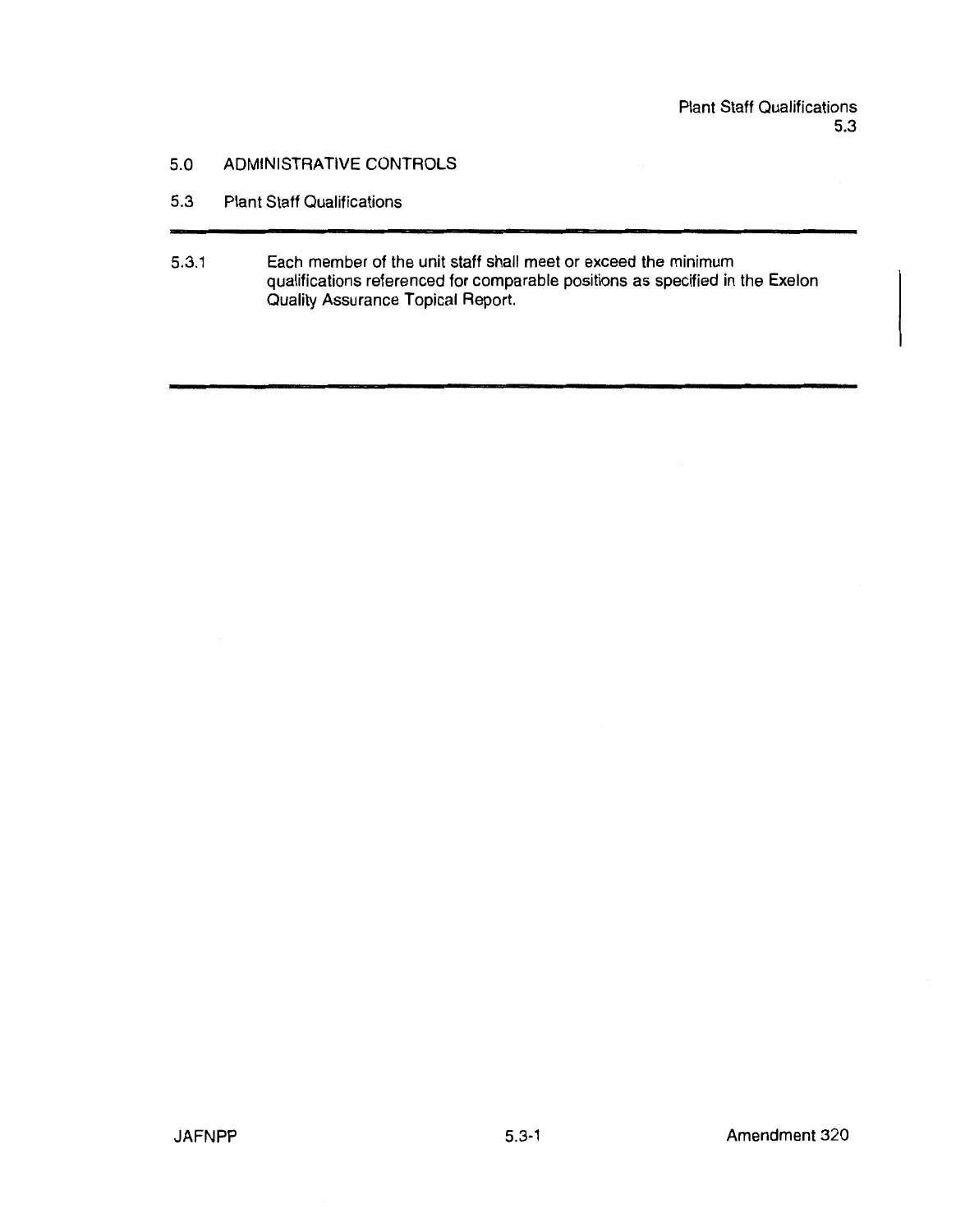# 5.0 ADMINISTRATIVE CONTROLS

## 5.3 Plant Staff Qualifications

5.3.1 Each member of the unit staff shall meet or exceed the minimum qualifications referenced for comparable positions as specified in the Exelon Quality Assurance Topical Report.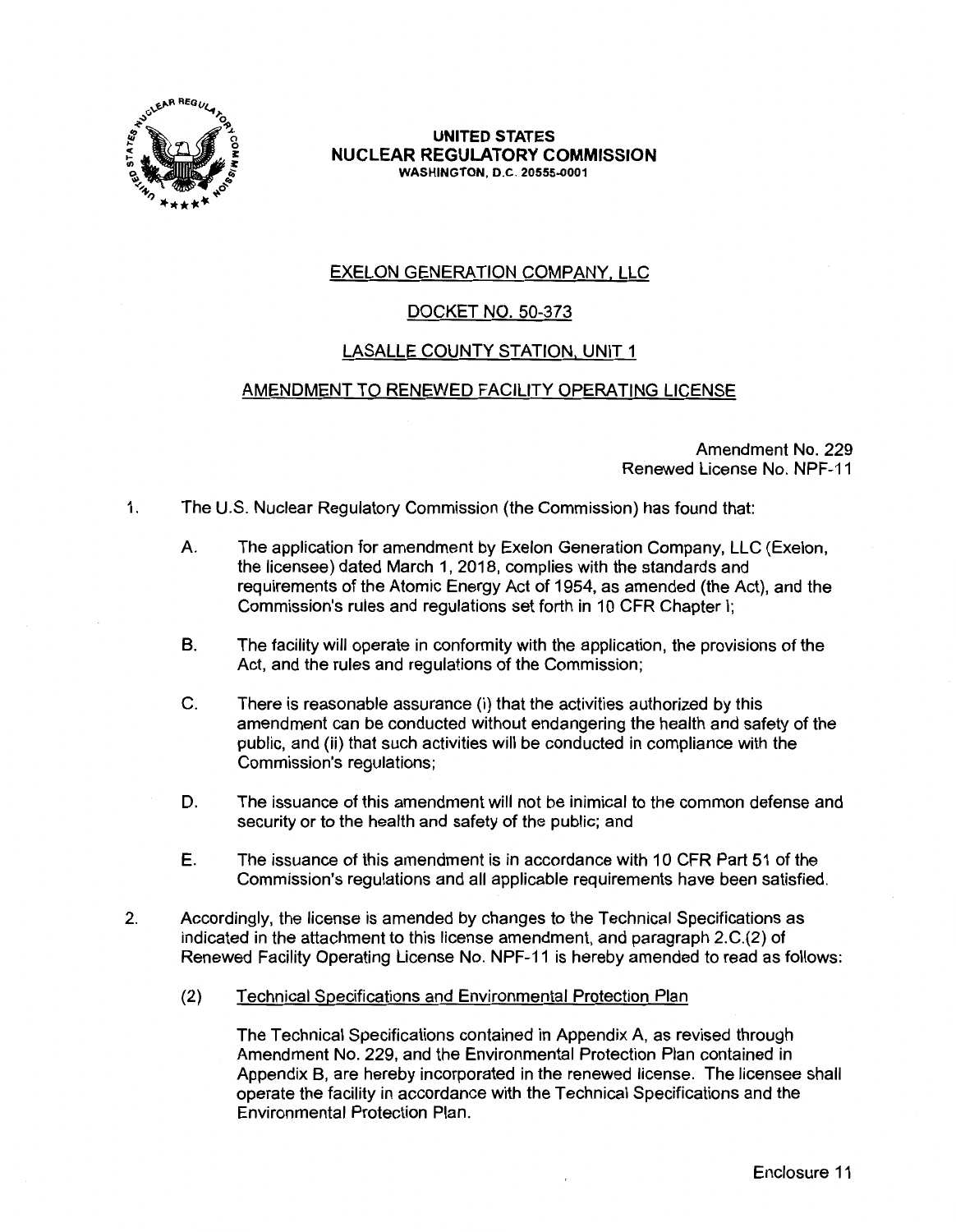**UNITED STATES**
**NUCLEAR REGULATORY COMMISSION**
WASHINGTON, D.C. 20555-0001

EXELON GENERATION COMPANY, LLC

DOCKET NO. 50-373

LASALLE COUNTY STATION, UNIT 1

AMENDMENT TO RENEWED FACILITY OPERATING LICENSE

Amendment No. 229
Renewed License No. NPF-11

1. The U.S. Nuclear Regulatory Commission (the Commission) has found that:

   A. The application for amendment by Exelon Generation Company, LLC (Exelon, the licensee) dated March 1, 2018, complies with the standards and requirements of the Atomic Energy Act of 1954, as amended (the Act), and the Commission's rules and regulations set forth in 10 CFR Chapter I;

   B. The facility will operate in conformity with the application, the provisions of the Act, and the rules and regulations of the Commission;

   C. There is reasonable assurance (i) that the activities authorized by this amendment can be conducted without endangering the health and safety of the public, and (ii) that such activities will be conducted in compliance with the Commission's regulations;

   D. The issuance of this amendment will not be inimical to the common defense and security or to the health and safety of the public; and

   E. The issuance of this amendment is in accordance with 10 CFR Part 51 of the Commission's regulations and all applicable requirements have been satisfied.

2. Accordingly, the license is amended by changes to the Technical Specifications as indicated in the attachment to this license amendment, and paragraph 2.C.(2) of Renewed Facility Operating License No. NPF-11 is hereby amended to read as follows:

   (2) Technical Specifications and Environmental Protection Plan

   The Technical Specifications contained in Appendix A, as revised through Amendment No. 229, and the Environmental Protection Plan contained in Appendix B, are hereby incorporated in the renewed license. The licensee shall operate the facility in accordance with the Technical Specifications and the Environmental Protection Plan.

Enclosure 11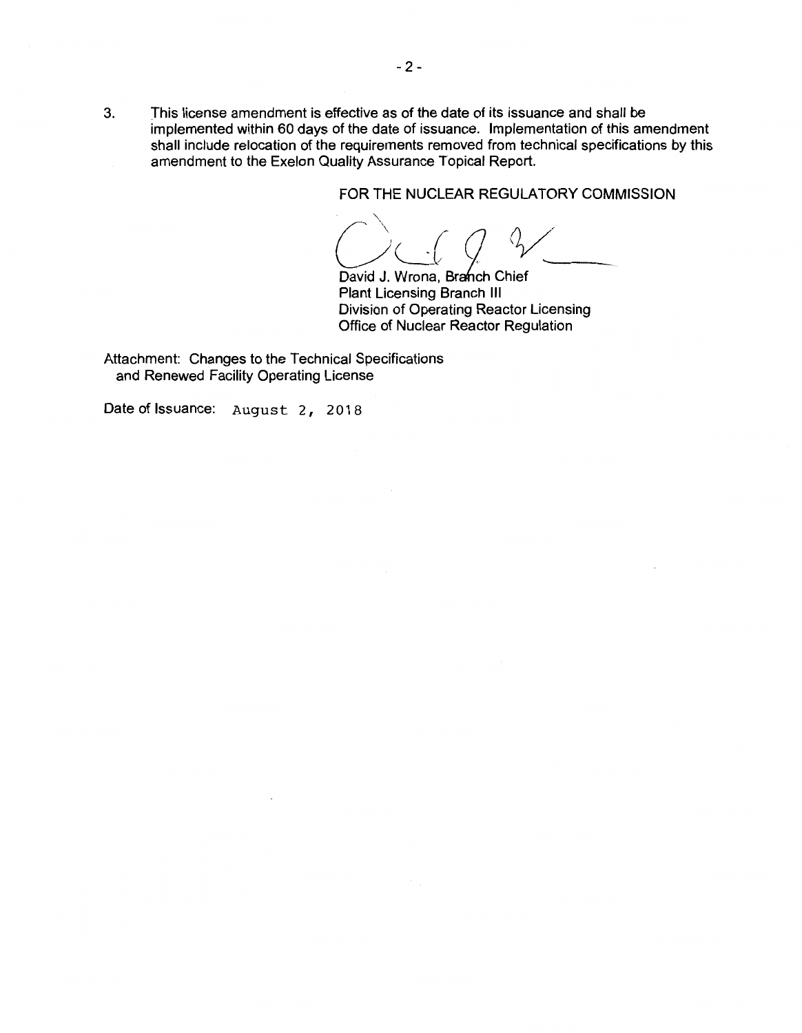3. This license amendment is effective as of the date of its issuance and shall be implemented within 60 days of the date of issuance. Implementation of this amendment shall include relocation of the requirements removed from technical specifications by this amendment to the Exelon Quality Assurance Topical Report.

FOR THE NUCLEAR REGULATORY COMMISSION

David J. Wrona, Branch Chief
Plant Licensing Branch III
Division of Operating Reactor Licensing
Office of Nuclear Reactor Regulation

Attachment: Changes to the Technical Specifications and Renewed Facility Operating License

Date of Issuance: August 2, 2018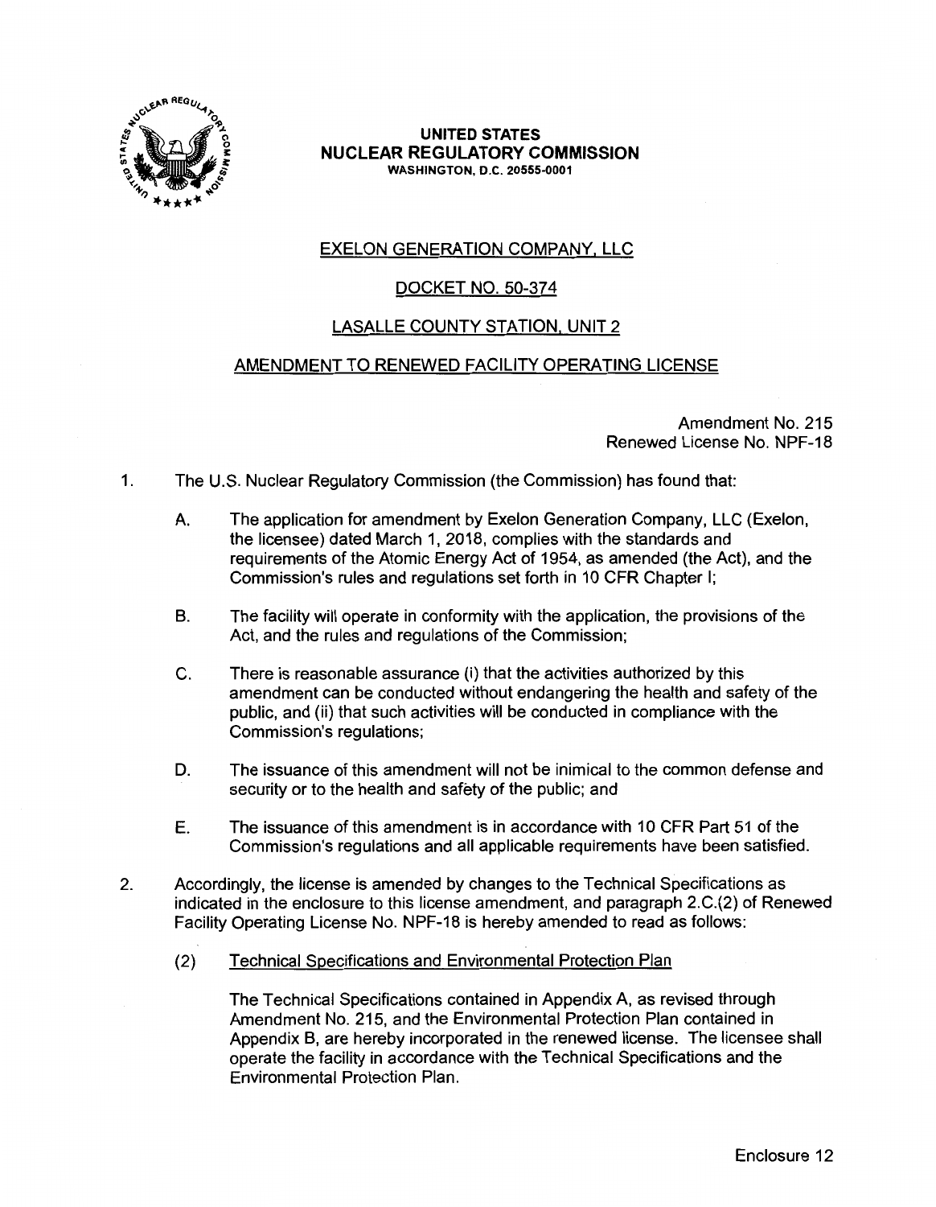**UNITED STATES**
**NUCLEAR REGULATORY COMMISSION**
WASHINGTON, D.C. 20555-0001

EXELON GENERATION COMPANY, LLC

DOCKET NO. 50-374

LASALLE COUNTY STATION, UNIT 2

AMENDMENT TO RENEWED FACILITY OPERATING LICENSE

Amendment No. 215
Renewed License No. NPF-18

1. The U.S. Nuclear Regulatory Commission (the Commission) has found that:

   A. The application for amendment by Exelon Generation Company, LLC (Exelon, the licensee) dated March 1, 2018, complies with the standards and requirements of the Atomic Energy Act of 1954, as amended (the Act), and the Commission's rules and regulations set forth in 10 CFR Chapter I;

   B. The facility will operate in conformity with the application, the provisions of the Act, and the rules and regulations of the Commission;

   C. There is reasonable assurance (i) that the activities authorized by this amendment can be conducted without endangering the health and safety of the public, and (ii) that such activities will be conducted in compliance with the Commission's regulations;

   D. The issuance of this amendment will not be inimical to the common defense and security or to the health and safety of the public; and

   E. The issuance of this amendment is in accordance with 10 CFR Part 51 of the Commission's regulations and all applicable requirements have been satisfied.

2. Accordingly, the license is amended by changes to the Technical Specifications as indicated in the enclosure to this license amendment, and paragraph 2.C.(2) of Renewed Facility Operating License No. NPF-18 is hereby amended to read as follows:

   (2) Technical Specifications and Environmental Protection Plan

   The Technical Specifications contained in Appendix A, as revised through Amendment No. 215, and the Environmental Protection Plan contained in Appendix B, are hereby incorporated in the renewed license. The licensee shall operate the facility in accordance with the Technical Specifications and the Environmental Protection Plan.

Enclosure 12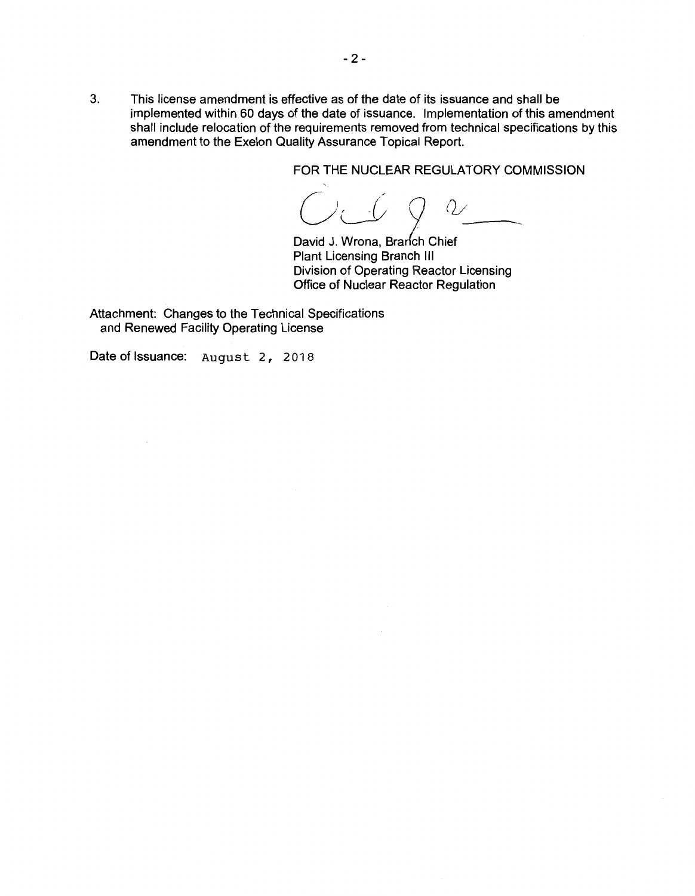3. This license amendment is effective as of the date of its issuance and shall be implemented within 60 days of the date of issuance. Implementation of this amendment shall include relocation of the requirements removed from technical specifications by this amendment to the Exelon Quality Assurance Topical Report.

FOR THE NUCLEAR REGULATORY COMMISSION

David J. Wrona, Branch Chief
Plant Licensing Branch III
Division of Operating Reactor Licensing
Office of Nuclear Reactor Regulation

Attachment: Changes to the Technical Specifications and Renewed Facility Operating License

Date of Issuance: August 2, 2018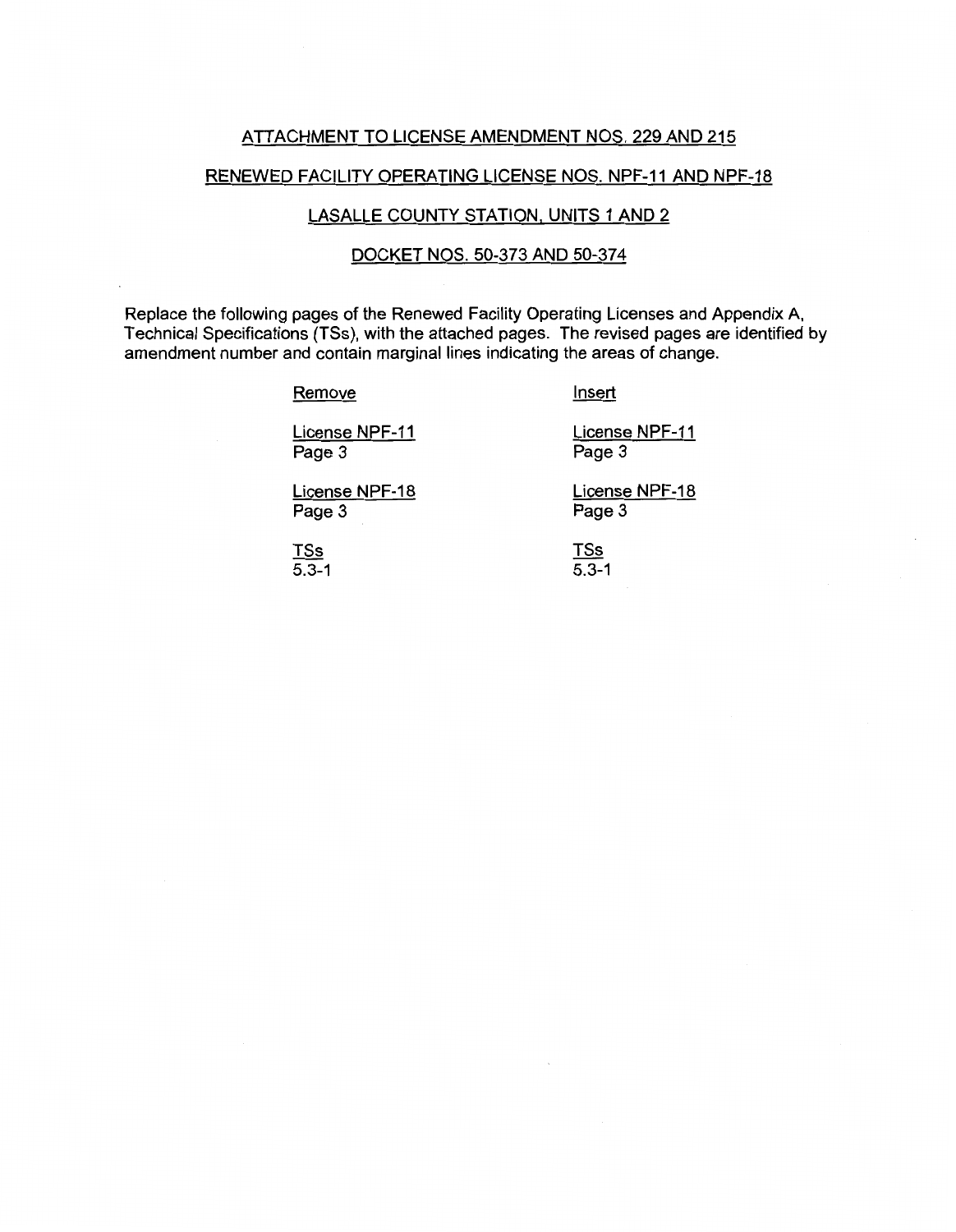ATTACHMENT TO LICENSE AMENDMENT NOS. 229 AND 215

RENEWED FACILITY OPERATING LICENSE NOS. NPF-11 AND NPF-18

LASALLE COUNTY STATION, UNITS 1 AND 2

DOCKET NOS. 50-373 AND 50-374

Replace the following pages of the Renewed Facility Operating Licenses and Appendix A, Technical Specifications (TSs), with the attached pages. The revised pages are identified by amendment number and contain marginal lines indicating the areas of change.

| Remove | Insert |
|---|---|
| License NPF-11<br>Page 3 | License NPF-11<br>Page 3 |
| License NPF-18<br>Page 3 | License NPF-18<br>Page 3 |
| TSs<br>5.3-1 | TSs<br>5.3-1 |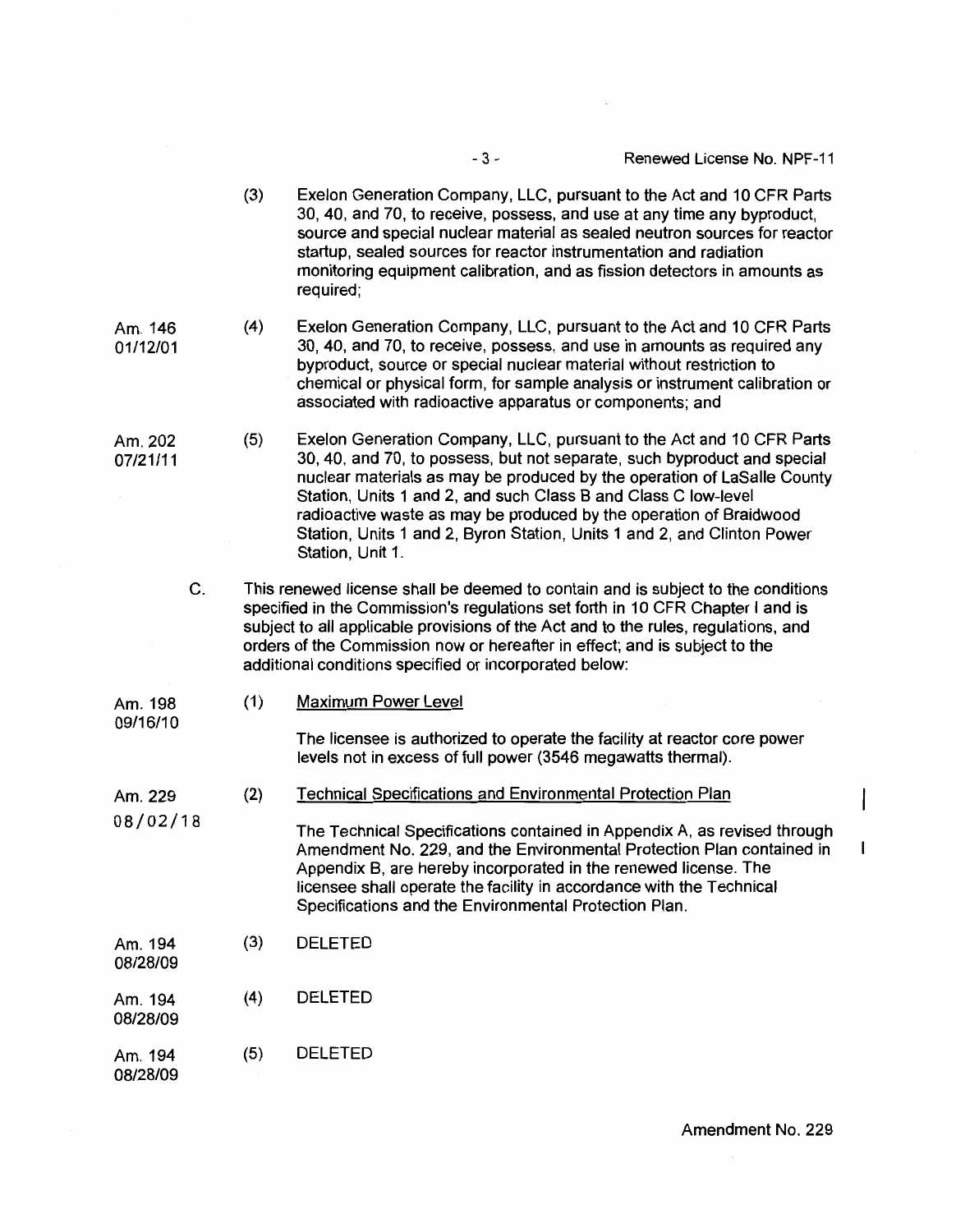(3) Exelon Generation Company, LLC, pursuant to the Act and 10 CFR Parts 30, 40, and 70, to receive, possess, and use at any time any byproduct, source and special nuclear material as sealed neutron sources for reactor startup, sealed sources for reactor instrumentation and radiation monitoring equipment calibration, and as fission detectors in amounts as required;

Am. 146
01/12/01

(4) Exelon Generation Company, LLC, pursuant to the Act and 10 CFR Parts 30, 40, and 70, to receive, possess, and use in amounts as required any byproduct, source or special nuclear material without restriction to chemical or physical form, for sample analysis or instrument calibration or associated with radioactive apparatus or components; and

Am. 202
07/21/11

(5) Exelon Generation Company, LLC, pursuant to the Act and 10 CFR Parts 30, 40, and 70, to possess, but not separate, such byproduct and special nuclear materials as may be produced by the operation of LaSalle County Station, Units 1 and 2, and such Class B and Class C low-level radioactive waste as may be produced by the operation of Braidwood Station, Units 1 and 2, Byron Station, Units 1 and 2, and Clinton Power Station, Unit 1.

C. This renewed license shall be deemed to contain and is subject to the conditions specified in the Commission's regulations set forth in 10 CFR Chapter I and is subject to all applicable provisions of the Act and to the rules, regulations, and orders of the Commission now or hereafter in effect; and is subject to the additional conditions specified or incorporated below:

Am. 198
09/16/10

(1) Maximum Power Level

The licensee is authorized to operate the facility at reactor core power levels not in excess of full power (3546 megawatts thermal).

Am. 229
08/02/18

(2) Technical Specifications and Environmental Protection Plan

The Technical Specifications contained in Appendix A, as revised through Amendment No. 229, and the Environmental Protection Plan contained in Appendix B, are hereby incorporated in the renewed license. The licensee shall operate the facility in accordance with the Technical Specifications and the Environmental Protection Plan.

Am. 194
08/28/09

(3) DELETED

Am. 194
08/28/09

(4) DELETED

Am. 194
08/28/09

(5) DELETED

Amendment No. 229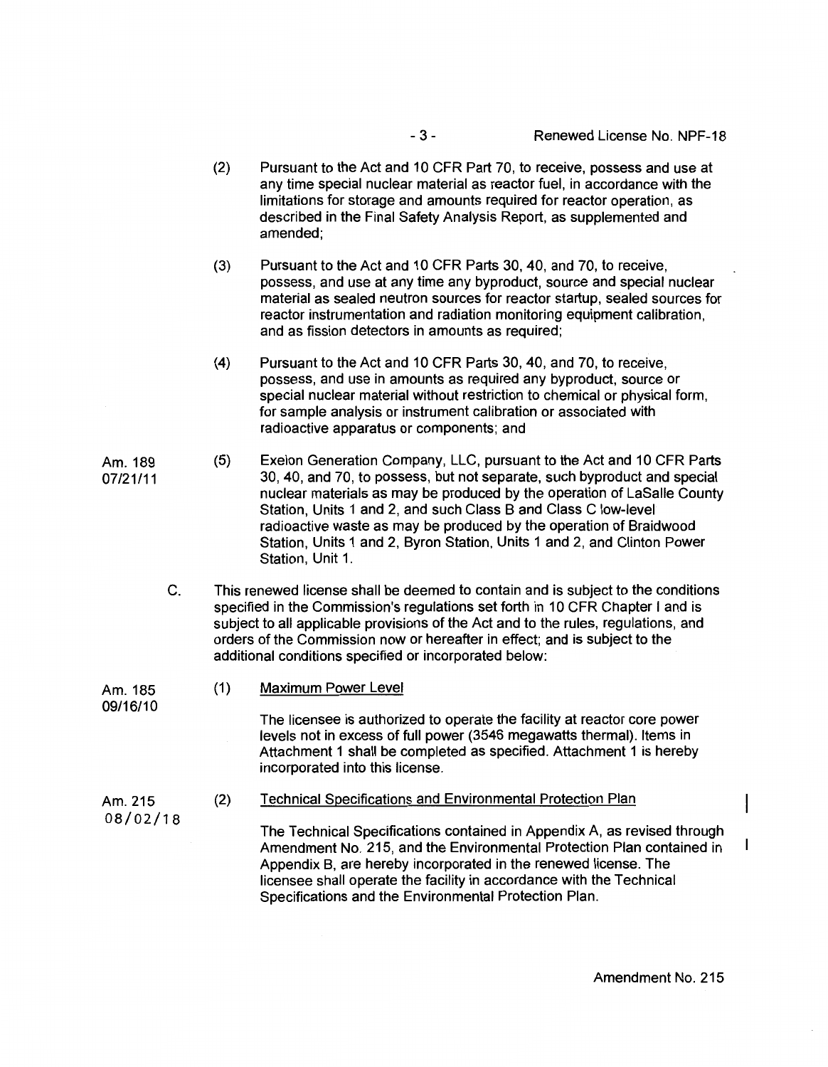(2) Pursuant to the Act and 10 CFR Part 70, to receive, possess and use at any time special nuclear material as reactor fuel, in accordance with the limitations for storage and amounts required for reactor operation, as described in the Final Safety Analysis Report, as supplemented and amended;

(3) Pursuant to the Act and 10 CFR Parts 30, 40, and 70, to receive, possess, and use at any time any byproduct, source and special nuclear material as sealed neutron sources for reactor startup, sealed sources for reactor instrumentation and radiation monitoring equipment calibration, and as fission detectors in amounts as required;

(4) Pursuant to the Act and 10 CFR Parts 30, 40, and 70, to receive, possess, and use in amounts as required any byproduct, source or special nuclear material without restriction to chemical or physical form, for sample analysis or instrument calibration or associated with radioactive apparatus or components; and

Am. 189
07/21/11

(5) Exelon Generation Company, LLC, pursuant to the Act and 10 CFR Parts 30, 40, and 70, to possess, but not separate, such byproduct and special nuclear materials as may be produced by the operation of LaSalle County Station, Units 1 and 2, and such Class B and Class C low-level radioactive waste as may be produced by the operation of Braidwood Station, Units 1 and 2, Byron Station, Units 1 and 2, and Clinton Power Station, Unit 1.

C. This renewed license shall be deemed to contain and is subject to the conditions specified in the Commission's regulations set forth in 10 CFR Chapter I and is subject to all applicable provisions of the Act and to the rules, regulations, and orders of the Commission now or hereafter in effect; and is subject to the additional conditions specified or incorporated below:

Am. 185
09/16/10

(1) Maximum Power Level

The licensee is authorized to operate the facility at reactor core power levels not in excess of full power (3546 megawatts thermal). Items in Attachment 1 shall be completed as specified. Attachment 1 is hereby incorporated into this license.

Am. 215
08/02/18

(2) Technical Specifications and Environmental Protection Plan

The Technical Specifications contained in Appendix A, as revised through Amendment No. 215, and the Environmental Protection Plan contained in Appendix B, are hereby incorporated in the renewed license. The licensee shall operate the facility in accordance with the Technical Specifications and the Environmental Protection Plan.

Amendment No. 215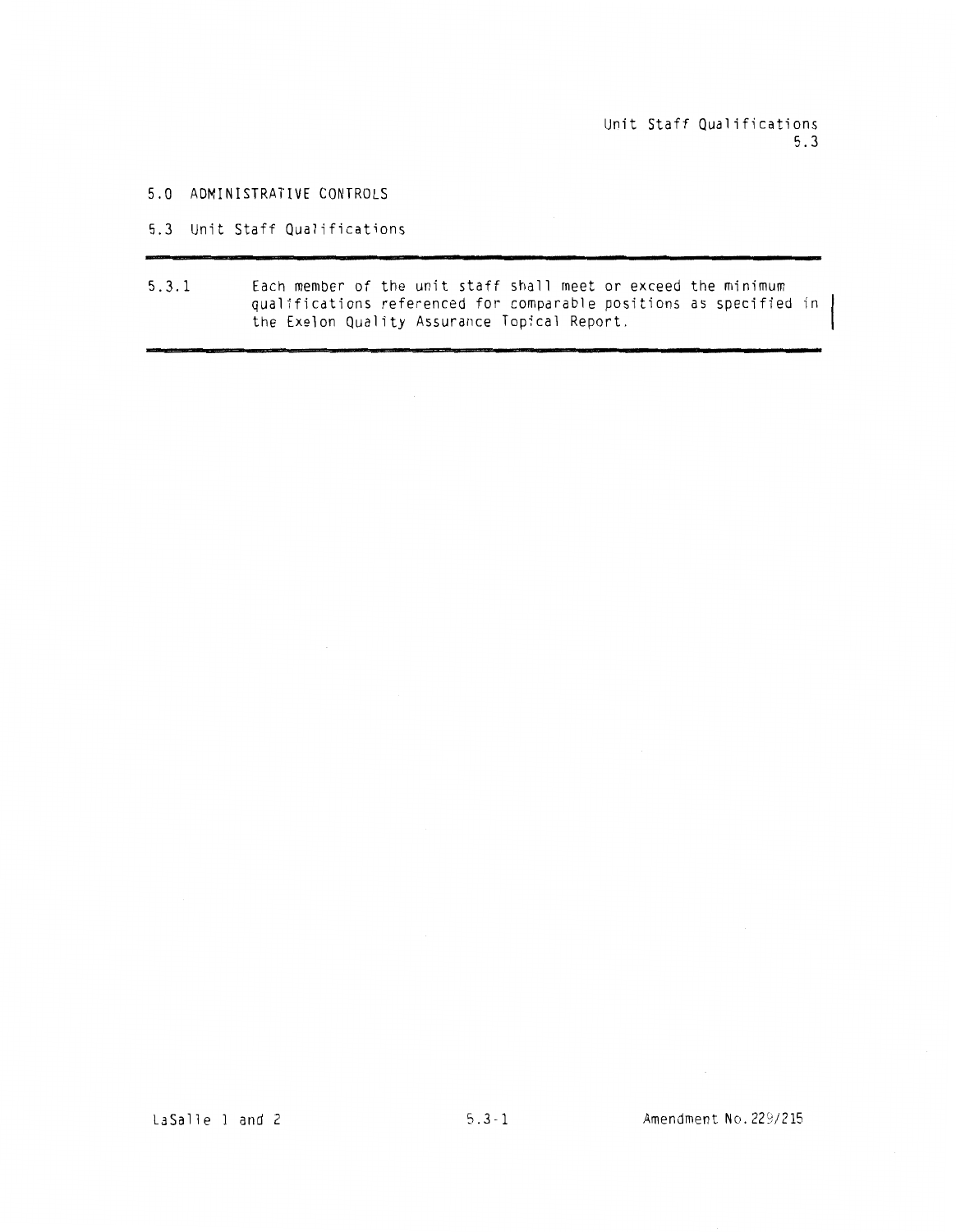# 5.0 ADMINISTRATIVE CONTROLS

## 5.3 Unit Staff Qualifications

5.3.1 Each member of the unit staff shall meet or exceed the minimum qualifications referenced for comparable positions as specified in the Exelon Quality Assurance Topical Report.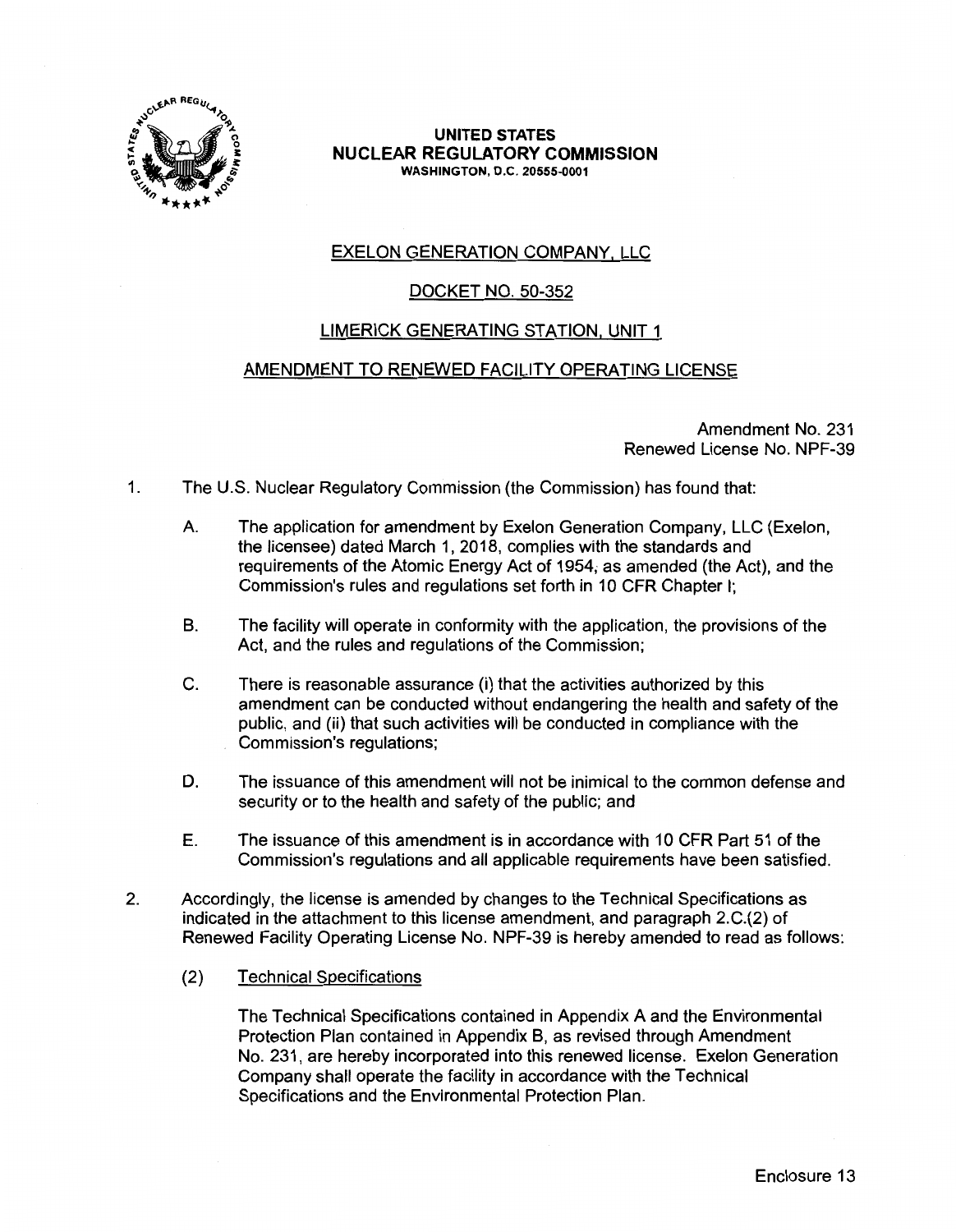**UNITED STATES**
**NUCLEAR REGULATORY COMMISSION**
**WASHINGTON, D.C. 20555-0001**

EXELON GENERATION COMPANY, LLC

DOCKET NO. 50-352

LIMERICK GENERATING STATION, UNIT 1

AMENDMENT TO RENEWED FACILITY OPERATING LICENSE

Amendment No. 231
Renewed License No. NPF-39

1. The U.S. Nuclear Regulatory Commission (the Commission) has found that:

   A. The application for amendment by Exelon Generation Company, LLC (Exelon, the licensee) dated March 1, 2018, complies with the standards and requirements of the Atomic Energy Act of 1954, as amended (the Act), and the Commission's rules and regulations set forth in 10 CFR Chapter I;

   B. The facility will operate in conformity with the application, the provisions of the Act, and the rules and regulations of the Commission;

   C. There is reasonable assurance (i) that the activities authorized by this amendment can be conducted without endangering the health and safety of the public, and (ii) that such activities will be conducted in compliance with the Commission's regulations;

   D. The issuance of this amendment will not be inimical to the common defense and security or to the health and safety of the public; and

   E. The issuance of this amendment is in accordance with 10 CFR Part 51 of the Commission's regulations and all applicable requirements have been satisfied.

2. Accordingly, the license is amended by changes to the Technical Specifications as indicated in the attachment to this license amendment, and paragraph 2.C.(2) of Renewed Facility Operating License No. NPF-39 is hereby amended to read as follows:

   (2) Technical Specifications

   The Technical Specifications contained in Appendix A and the Environmental Protection Plan contained in Appendix B, as revised through Amendment No. 231, are hereby incorporated into this renewed license. Exelon Generation Company shall operate the facility in accordance with the Technical Specifications and the Environmental Protection Plan.

Enclosure 13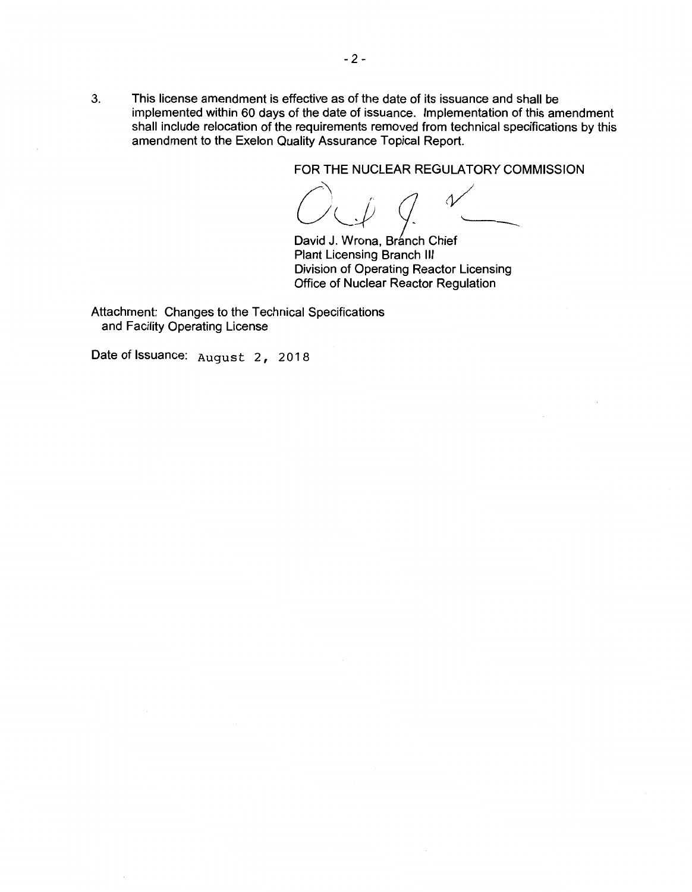3. This license amendment is effective as of the date of its issuance and shall be implemented within 60 days of the date of issuance. Implementation of this amendment shall include relocation of the requirements removed from technical specifications by this amendment to the Exelon Quality Assurance Topical Report.

FOR THE NUCLEAR REGULATORY COMMISSION

David J. Wrona, Branch Chief
Plant Licensing Branch III
Division of Operating Reactor Licensing
Office of Nuclear Reactor Regulation

Attachment: Changes to the Technical Specifications and Facility Operating License

Date of Issuance: August 2, 2018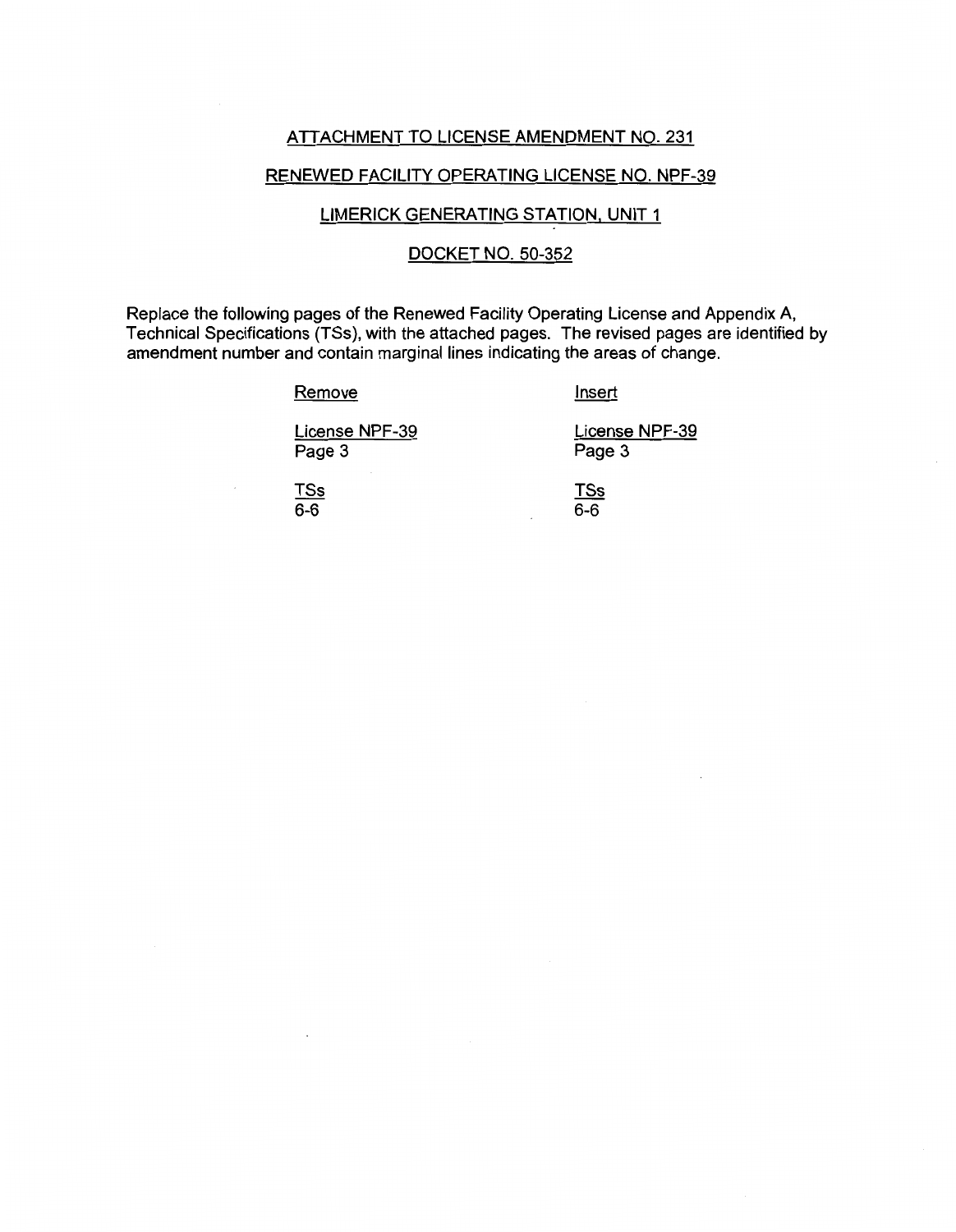ATTACHMENT TO LICENSE AMENDMENT NO. 231

RENEWED FACILITY OPERATING LICENSE NO. NPF-39

LIMERICK GENERATING STATION, UNIT 1

DOCKET NO. 50-352

Replace the following pages of the Renewed Facility Operating License and Appendix A, Technical Specifications (TSs), with the attached pages. The revised pages are identified by amendment number and contain marginal lines indicating the areas of change.

| Remove | Insert |
|---|---|
| License NPF-39<br>Page 3 | License NPF-39<br>Page 3 |
| TSs<br>6-6 | TSs<br>6-6 |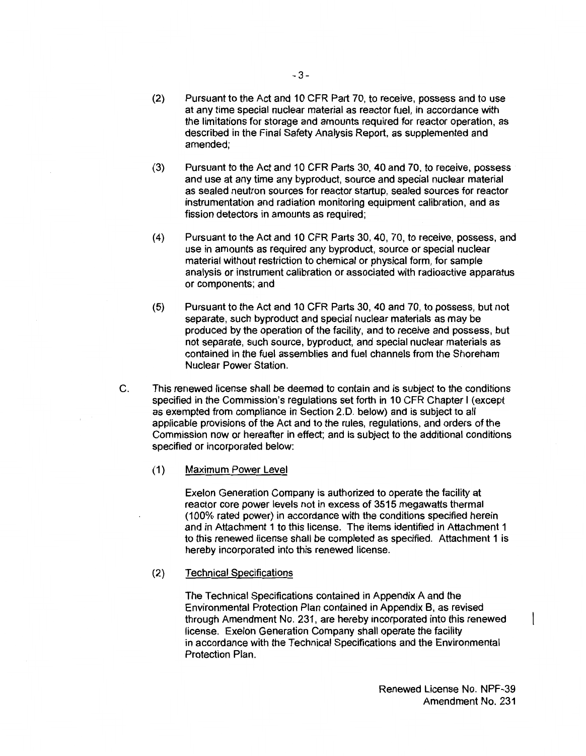(2) Pursuant to the Act and 10 CFR Part 70, to receive, possess and to use at any time special nuclear material as reactor fuel, in accordance with the limitations for storage and amounts required for reactor operation, as described in the Final Safety Analysis Report, as supplemented and amended;

(3) Pursuant to the Act and 10 CFR Parts 30, 40 and 70, to receive, possess and use at any time any byproduct, source and special nuclear material as sealed neutron sources for reactor startup, sealed sources for reactor instrumentation and radiation monitoring equipment calibration, and as fission detectors in amounts as required;

(4) Pursuant to the Act and 10 CFR Parts 30, 40, 70, to receive, possess, and use in amounts as required any byproduct, source or special nuclear material without restriction to chemical or physical form, for sample analysis or instrument calibration or associated with radioactive apparatus or components; and

(5) Pursuant to the Act and 10 CFR Parts 30, 40 and 70, to possess, but not separate, such byproduct and special nuclear materials as may be produced by the operation of the facility, and to receive and possess, but not separate, such source, byproduct, and special nuclear materials as contained in the fuel assemblies and fuel channels from the Shoreham Nuclear Power Station.

C. This renewed license shall be deemed to contain and is subject to the conditions specified in the Commission's regulations set forth in 10 CFR Chapter I (except as exempted from compliance in Section 2.D. below) and is subject to all applicable provisions of the Act and to the rules, regulations, and orders of the Commission now or hereafter in effect; and is subject to the additional conditions specified or incorporated below:

(1) Maximum Power Level

Exelon Generation Company is authorized to operate the facility at reactor core power levels not in excess of 3515 megawatts thermal (100% rated power) in accordance with the conditions specified herein and in Attachment 1 to this license. The items identified in Attachment 1 to this renewed license shall be completed as specified. Attachment 1 is hereby incorporated into this renewed license.

(2) Technical Specifications

The Technical Specifications contained in Appendix A and the Environmental Protection Plan contained in Appendix B, as revised through Amendment No. 231, are hereby incorporated into this renewed license. Exelon Generation Company shall operate the facility in accordance with the Technical Specifications and the Environmental Protection Plan.

Renewed License No. NPF-39
Amendment No. 231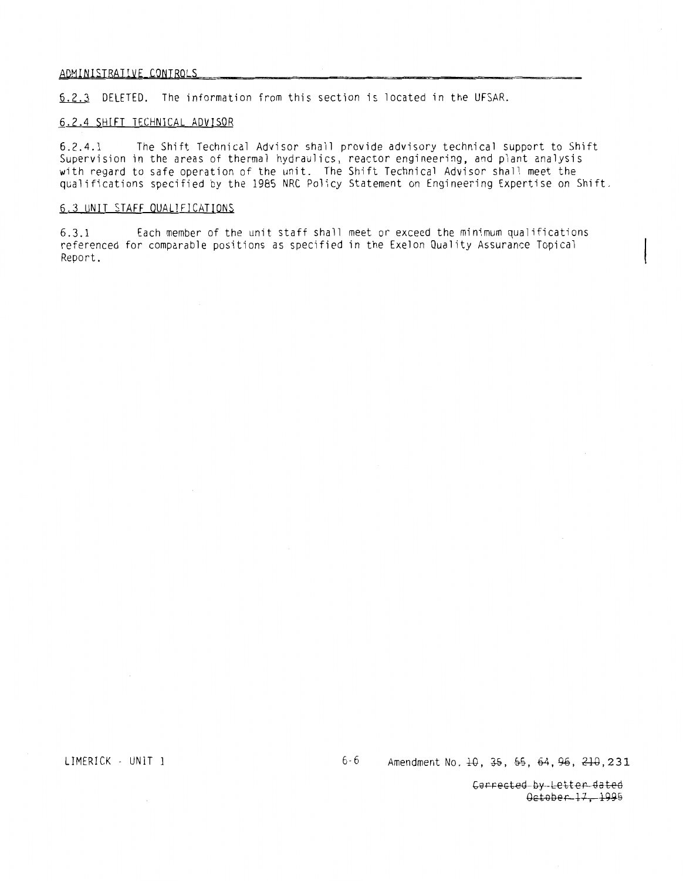ADMINISTRATIVE CONTROLS

6.2.3 DELETED. The information from this section is located in the UFSAR.

6.2.4 SHIFT TECHNICAL ADVISOR

6.2.4.1 The Shift Technical Advisor shall provide advisory technical support to Shift Supervision in the areas of thermal hydraulics, reactor engineering, and plant analysis with regard to safe operation of the unit. The Shift Technical Advisor shall meet the qualifications specified by the 1985 NRC Policy Statement on Engineering Expertise on Shift.

6.3 UNIT STAFF QUALIFICATIONS

6.3.1 Each member of the unit staff shall meet or exceed the minimum qualifications referenced for comparable positions as specified in the Exelon Quality Assurance Topical Report.

LIMERICK - UNIT 1 6-6 Amendment No. ~~10~~, ~~35~~, ~~55~~, ~~64~~, ~~96~~, ~~210~~, 231

~~Corrected by Letter dated October 17, 1995~~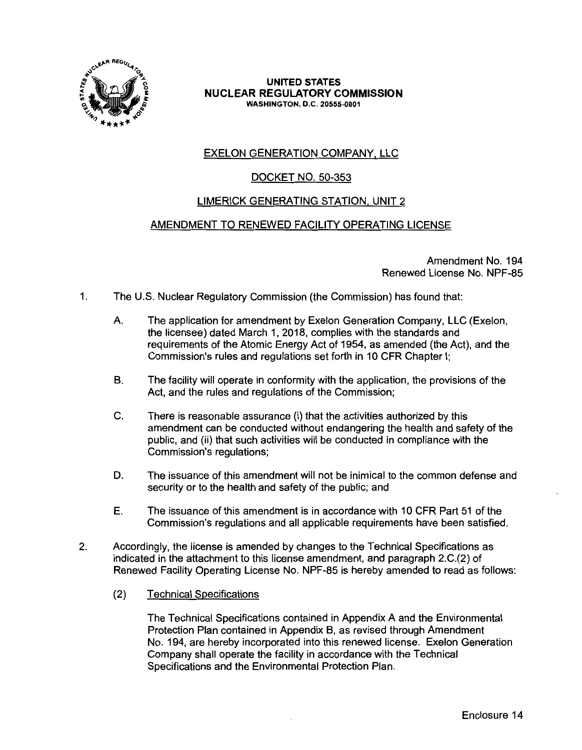**UNITED STATES**
**NUCLEAR REGULATORY COMMISSION**
WASHINGTON, D.C. 20555-0001

EXELON GENERATION COMPANY, LLC

DOCKET NO. 50-353

LIMERICK GENERATING STATION, UNIT 2

AMENDMENT TO RENEWED FACILITY OPERATING LICENSE

Amendment No. 194
Renewed License No. NPF-85

1. The U.S. Nuclear Regulatory Commission (the Commission) has found that:

   A. The application for amendment by Exelon Generation Company, LLC (Exelon, the licensee) dated March 1, 2018, complies with the standards and requirements of the Atomic Energy Act of 1954, as amended (the Act), and the Commission's rules and regulations set forth in 10 CFR Chapter I;

   B. The facility will operate in conformity with the application, the provisions of the Act, and the rules and regulations of the Commission;

   C. There is reasonable assurance (i) that the activities authorized by this amendment can be conducted without endangering the health and safety of the public, and (ii) that such activities will be conducted in compliance with the Commission's regulations;

   D. The issuance of this amendment will not be inimical to the common defense and security or to the health and safety of the public; and

   E. The issuance of this amendment is in accordance with 10 CFR Part 51 of the Commission's regulations and all applicable requirements have been satisfied.

2. Accordingly, the license is amended by changes to the Technical Specifications as indicated in the attachment to this license amendment, and paragraph 2.C.(2) of Renewed Facility Operating License No. NPF-85 is hereby amended to read as follows:

   (2) Technical Specifications

   The Technical Specifications contained in Appendix A and the Environmental Protection Plan contained in Appendix B, as revised through Amendment No. 194, are hereby incorporated into this renewed license. Exelon Generation Company shall operate the facility in accordance with the Technical Specifications and the Environmental Protection Plan.

Enclosure 14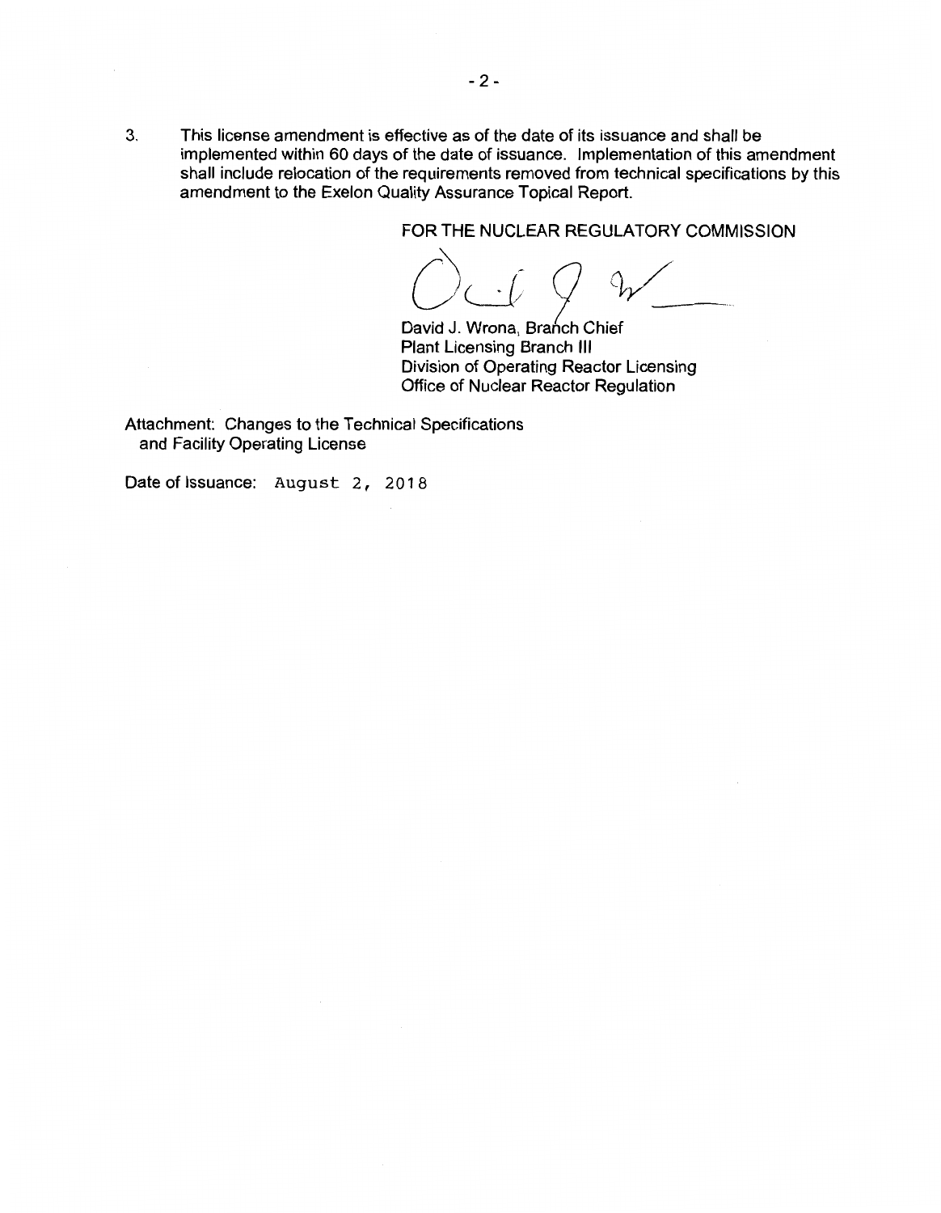3. This license amendment is effective as of the date of its issuance and shall be implemented within 60 days of the date of issuance. Implementation of this amendment shall include relocation of the requirements removed from technical specifications by this amendment to the Exelon Quality Assurance Topical Report.

FOR THE NUCLEAR REGULATORY COMMISSION

David J. Wrona, Branch Chief
Plant Licensing Branch III
Division of Operating Reactor Licensing
Office of Nuclear Reactor Regulation

Attachment: Changes to the Technical Specifications and Facility Operating License

Date of Issuance: August 2, 2018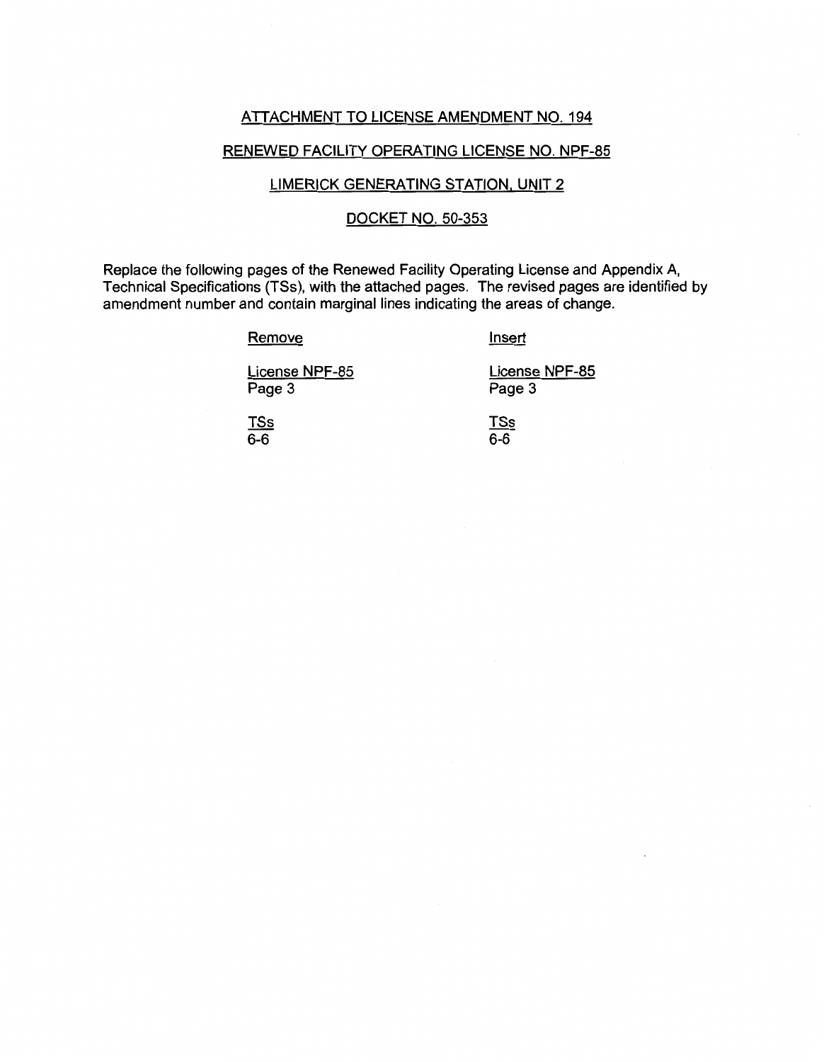ATTACHMENT TO LICENSE AMENDMENT NO. 194

RENEWED FACILITY OPERATING LICENSE NO. NPF-85

LIMERICK GENERATING STATION, UNIT 2

DOCKET NO. 50-353

Replace the following pages of the Renewed Facility Operating License and Appendix A, Technical Specifications (TSs), with the attached pages. The revised pages are identified by amendment number and contain marginal lines indicating the areas of change.

| Remove | Insert |
|---|---|
| License NPF-85<br>Page 3 | License NPF-85<br>Page 3 |
| TSs<br>6-6 | TSs<br>6-6 |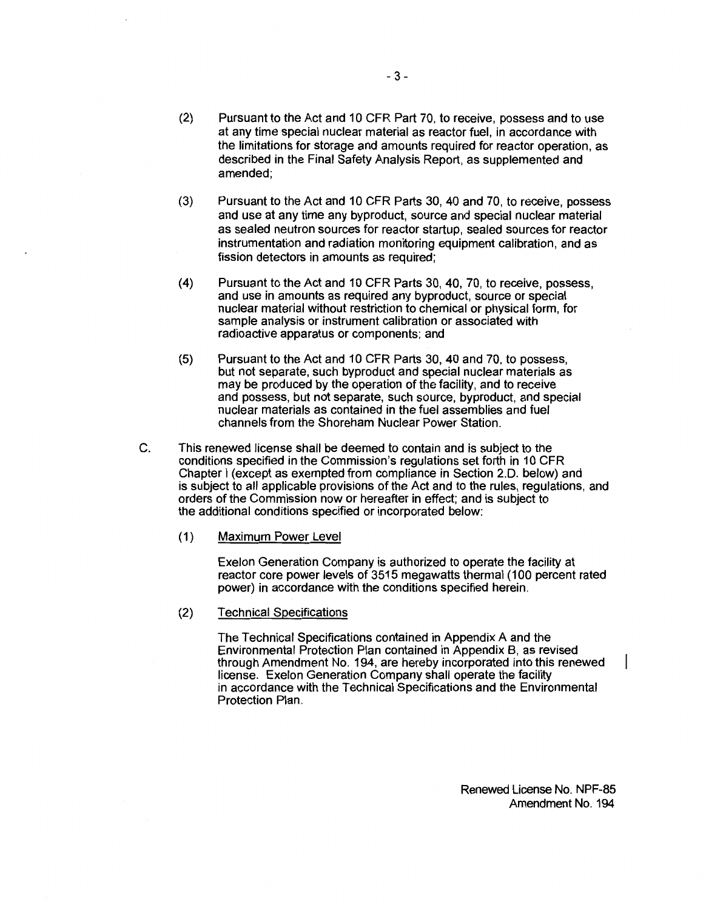(2) Pursuant to the Act and 10 CFR Part 70, to receive, possess and to use at any time special nuclear material as reactor fuel, in accordance with the limitations for storage and amounts required for reactor operation, as described in the Final Safety Analysis Report, as supplemented and amended;

(3) Pursuant to the Act and 10 CFR Parts 30, 40 and 70, to receive, possess and use at any time any byproduct, source and special nuclear material as sealed neutron sources for reactor startup, sealed sources for reactor instrumentation and radiation monitoring equipment calibration, and as fission detectors in amounts as required;

(4) Pursuant to the Act and 10 CFR Parts 30, 40, 70, to receive, possess, and use in amounts as required any byproduct, source or special nuclear material without restriction to chemical or physical form, for sample analysis or instrument calibration or associated with radioactive apparatus or components; and

(5) Pursuant to the Act and 10 CFR Parts 30, 40 and 70, to possess, but not separate, such byproduct and special nuclear materials as may be produced by the operation of the facility, and to receive and possess, but not separate, such source, byproduct, and special nuclear materials as contained in the fuel assemblies and fuel channels from the Shoreham Nuclear Power Station.

C. This renewed license shall be deemed to contain and is subject to the conditions specified in the Commission's regulations set forth in 10 CFR Chapter I (except as exempted from compliance in Section 2.D. below) and is subject to all applicable provisions of the Act and to the rules, regulations, and orders of the Commission now or hereafter in effect; and is subject to the additional conditions specified or incorporated below:

(1) Maximum Power Level

Exelon Generation Company is authorized to operate the facility at reactor core power levels of 3515 megawatts thermal (100 percent rated power) in accordance with the conditions specified herein.

(2) Technical Specifications

The Technical Specifications contained in Appendix A and the Environmental Protection Plan contained in Appendix B, as revised through Amendment No. 194, are hereby incorporated into this renewed license. Exelon Generation Company shall operate the facility in accordance with the Technical Specifications and the Environmental Protection Plan.

Renewed License No. NPF-85
Amendment No. 194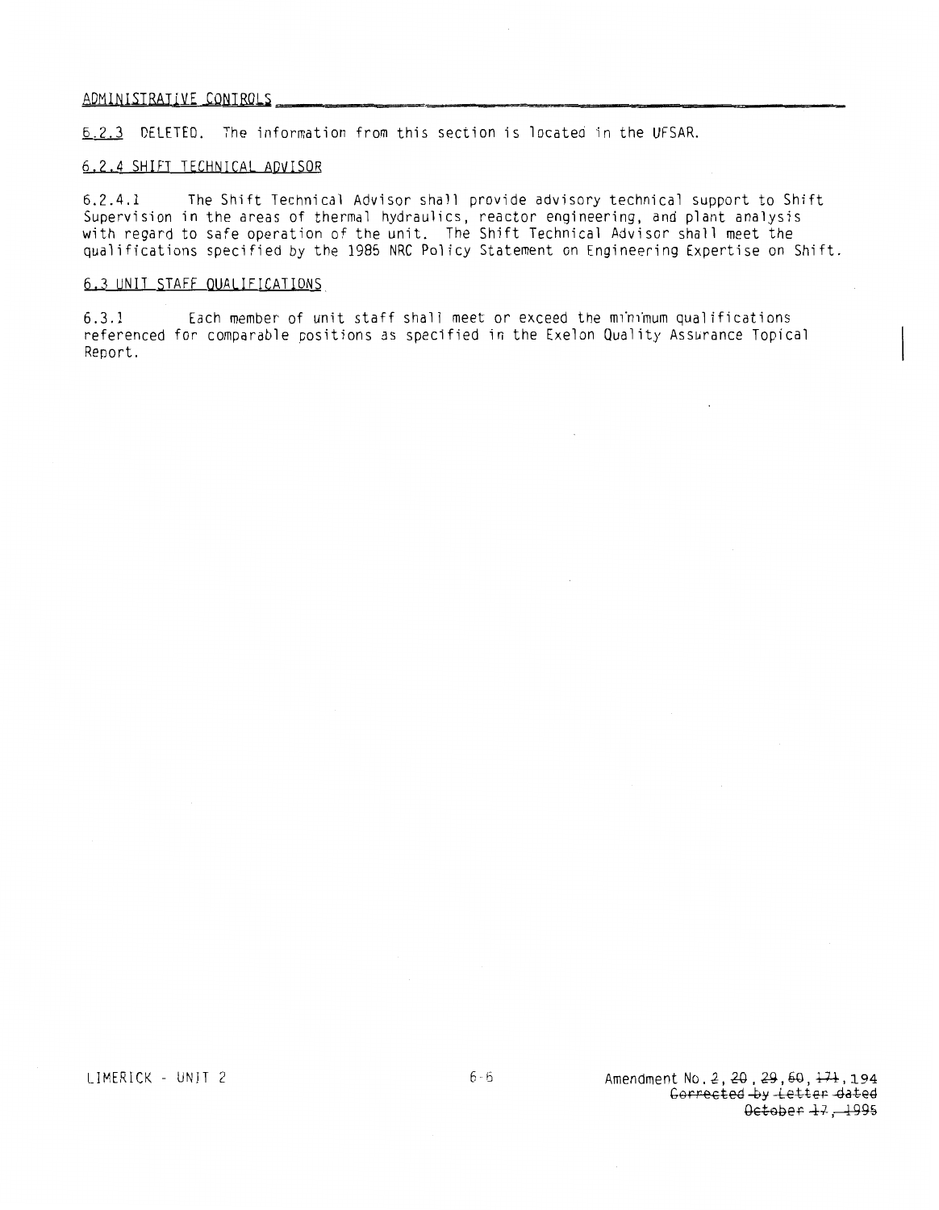ADMINISTRATIVE CONTROLS

6.2.3 DELETED. The information from this section is located in the UFSAR.

6.2.4 SHIFT TECHNICAL ADVISOR

6.2.4.1 The Shift Technical Advisor shall provide advisory technical support to Shift Supervision in the areas of thermal hydraulics, reactor engineering, and plant analysis with regard to safe operation of the unit. The Shift Technical Advisor shall meet the qualifications specified by the 1985 NRC Policy Statement on Engineering Expertise on Shift.

6.3 UNIT STAFF QUALIFICATIONS

6.3.1 Each member of unit staff shall meet or exceed the minimum qualifications referenced for comparable positions as specified in the Exelon Quality Assurance Topical Report.

LIMERICK - UNIT 2

Amendment No. ~~2~~, ~~20~~, ~~29~~, ~~60~~, ~~171~~, 194
~~Corrected by Letter dated October 17, 1995~~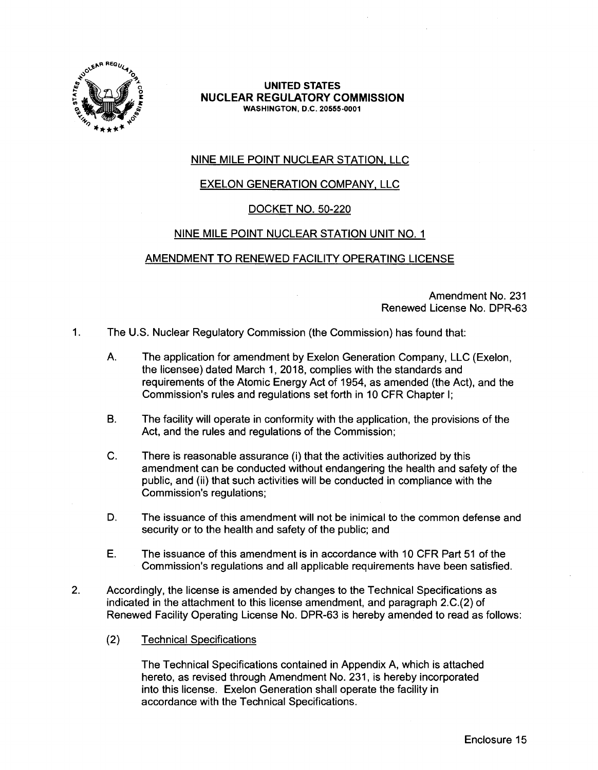**UNITED STATES**
**NUCLEAR REGULATORY COMMISSION**
**WASHINGTON, D.C. 20555-0001**

NINE MILE POINT NUCLEAR STATION, LLC

EXELON GENERATION COMPANY, LLC

DOCKET NO. 50-220

NINE MILE POINT NUCLEAR STATION UNIT NO. 1

AMENDMENT TO RENEWED FACILITY OPERATING LICENSE

Amendment No. 231
Renewed License No. DPR-63

1. The U.S. Nuclear Regulatory Commission (the Commission) has found that:

   A. The application for amendment by Exelon Generation Company, LLC (Exelon, the licensee) dated March 1, 2018, complies with the standards and requirements of the Atomic Energy Act of 1954, as amended (the Act), and the Commission's rules and regulations set forth in 10 CFR Chapter I;

   B. The facility will operate in conformity with the application, the provisions of the Act, and the rules and regulations of the Commission;

   C. There is reasonable assurance (i) that the activities authorized by this amendment can be conducted without endangering the health and safety of the public, and (ii) that such activities will be conducted in compliance with the Commission's regulations;

   D. The issuance of this amendment will not be inimical to the common defense and security or to the health and safety of the public; and

   E. The issuance of this amendment is in accordance with 10 CFR Part 51 of the Commission's regulations and all applicable requirements have been satisfied.

2. Accordingly, the license is amended by changes to the Technical Specifications as indicated in the attachment to this license amendment, and paragraph 2.C.(2) of Renewed Facility Operating License No. DPR-63 is hereby amended to read as follows:

   (2) Technical Specifications

   The Technical Specifications contained in Appendix A, which is attached hereto, as revised through Amendment No. 231, is hereby incorporated into this license. Exelon Generation shall operate the facility in accordance with the Technical Specifications.

Enclosure 15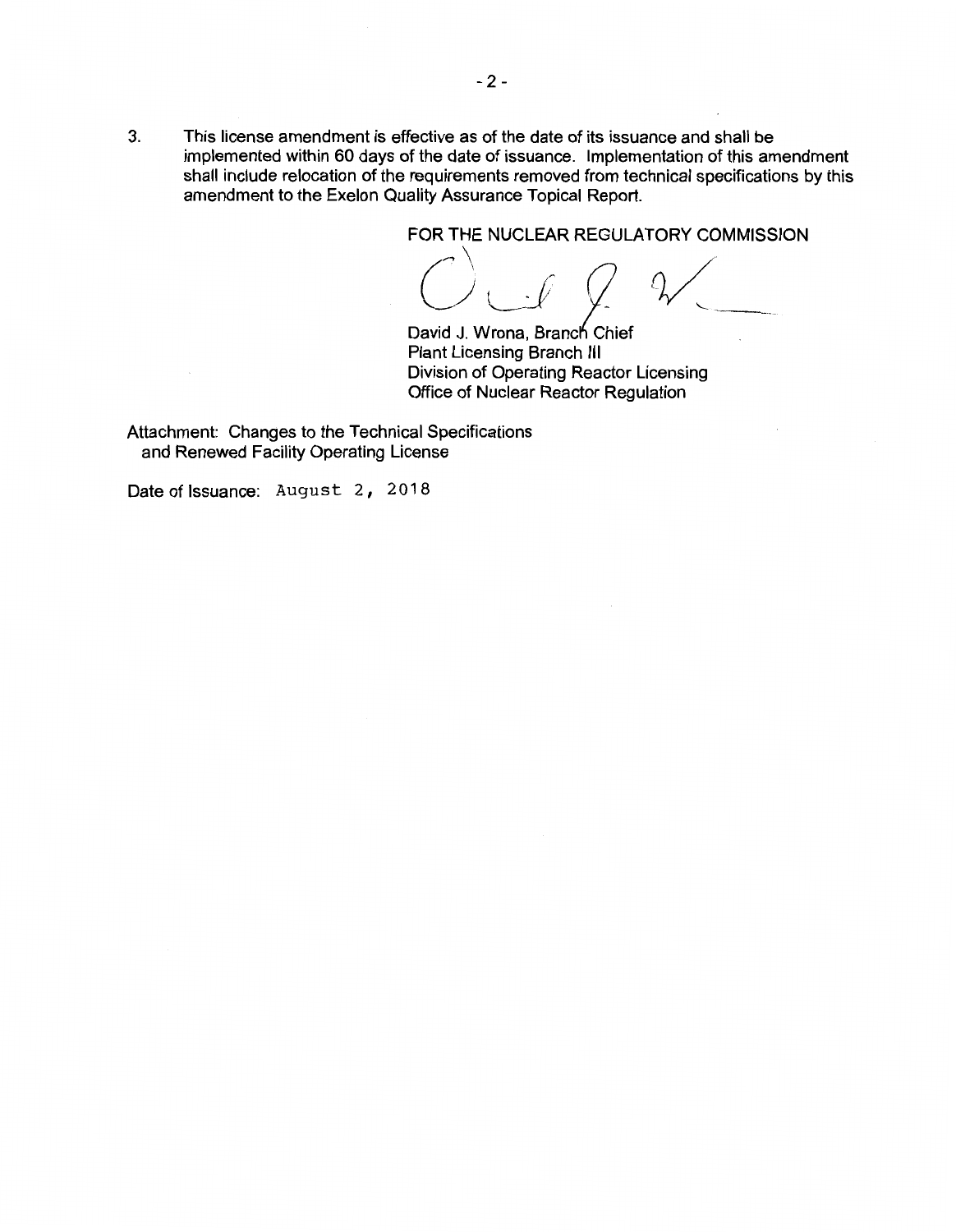3. This license amendment is effective as of the date of its issuance and shall be implemented within 60 days of the date of issuance. Implementation of this amendment shall include relocation of the requirements removed from technical specifications by this amendment to the Exelon Quality Assurance Topical Report.

FOR THE NUCLEAR REGULATORY COMMISSION

David J. Wrona, Branch Chief
Plant Licensing Branch III
Division of Operating Reactor Licensing
Office of Nuclear Reactor Regulation

Attachment: Changes to the Technical Specifications and Renewed Facility Operating License

Date of Issuance: August 2, 2018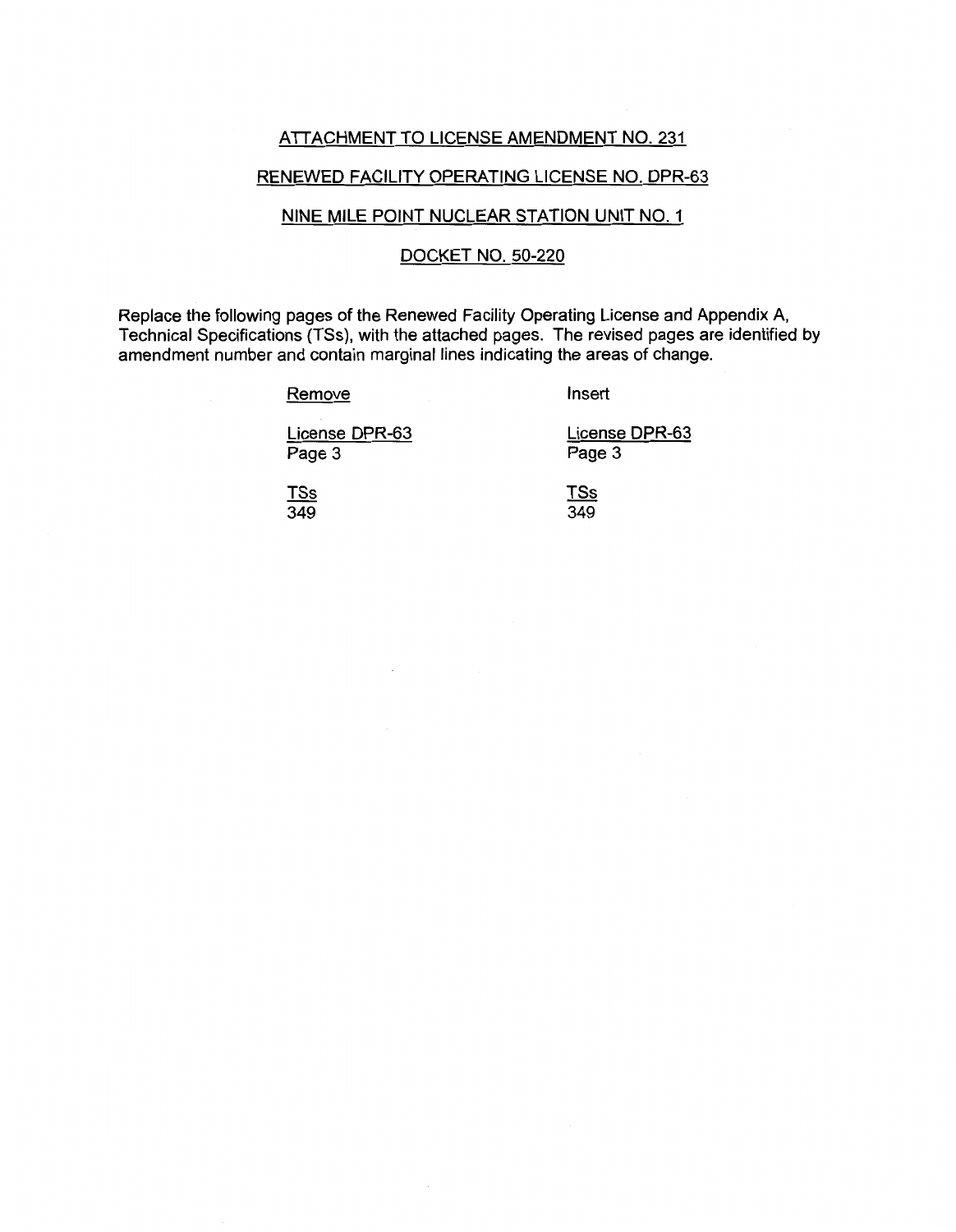ATTACHMENT TO LICENSE AMENDMENT NO. 231

RENEWED FACILITY OPERATING LICENSE NO. DPR-63

NINE MILE POINT NUCLEAR STATION UNIT NO. 1

DOCKET NO. 50-220

Replace the following pages of the Renewed Facility Operating License and Appendix A, Technical Specifications (TSs), with the attached pages. The revised pages are identified by amendment number and contain marginal lines indicating the areas of change.

| Remove | Insert |
| --- | --- |
| License DPR-63<br>Page 3 | License DPR-63<br>Page 3 |
| TSs<br>349 | TSs<br>349 |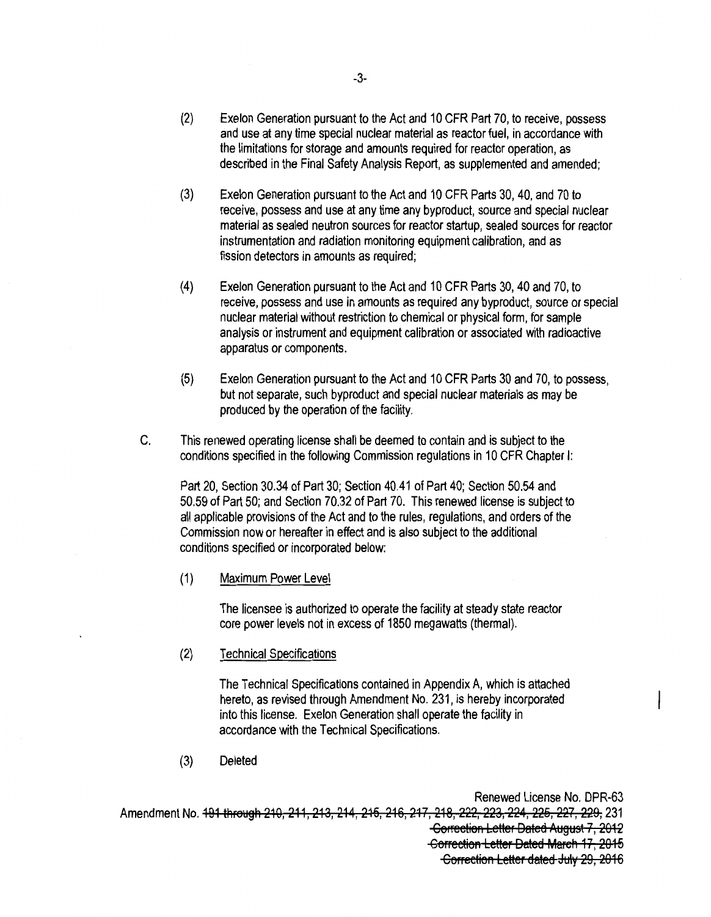(2) Exelon Generation pursuant to the Act and 10 CFR Part 70, to receive, possess and use at any time special nuclear material as reactor fuel, in accordance with the limitations for storage and amounts required for reactor operation, as described in the Final Safety Analysis Report, as supplemented and amended;

(3) Exelon Generation pursuant to the Act and 10 CFR Parts 30, 40, and 70 to receive, possess and use at any time any byproduct, source and special nuclear material as sealed neutron sources for reactor startup, sealed sources for reactor instrumentation and radiation monitoring equipment calibration, and as fission detectors in amounts as required;

(4) Exelon Generation pursuant to the Act and 10 CFR Parts 30, 40 and 70, to receive, possess and use in amounts as required any byproduct, source or special nuclear material without restriction to chemical or physical form, for sample analysis or instrument and equipment calibration or associated with radioactive apparatus or components.

(5) Exelon Generation pursuant to the Act and 10 CFR Parts 30 and 70, to possess, but not separate, such byproduct and special nuclear materials as may be produced by the operation of the facility.

C. This renewed operating license shall be deemed to contain and is subject to the conditions specified in the following Commission regulations in 10 CFR Chapter I:

Part 20, Section 30.34 of Part 30; Section 40.41 of Part 40; Section 50.54 and 50.59 of Part 50; and Section 70.32 of Part 70. This renewed license is subject to all applicable provisions of the Act and to the rules, regulations, and orders of the Commission now or hereafter in effect and is also subject to the additional conditions specified or incorporated below:

(1) Maximum Power Level

The licensee is authorized to operate the facility at steady state reactor core power levels not in excess of 1850 megawatts (thermal).

(2) Technical Specifications

The Technical Specifications contained in Appendix A, which is attached hereto, as revised through Amendment No. 231, is hereby incorporated into this license. Exelon Generation shall operate the facility in accordance with the Technical Specifications.

(3) Deleted

Renewed License No. DPR-63
Amendment No. ~~191 through 210, 211, 213, 214, 215, 216, 217, 218, 222, 223, 224, 225, 227, 229,~~ 231
~~Correction Letter Dated August 7, 2012~~
~~Correction Letter Dated March 17, 2015~~
~~Correction Letter dated July 29, 2016~~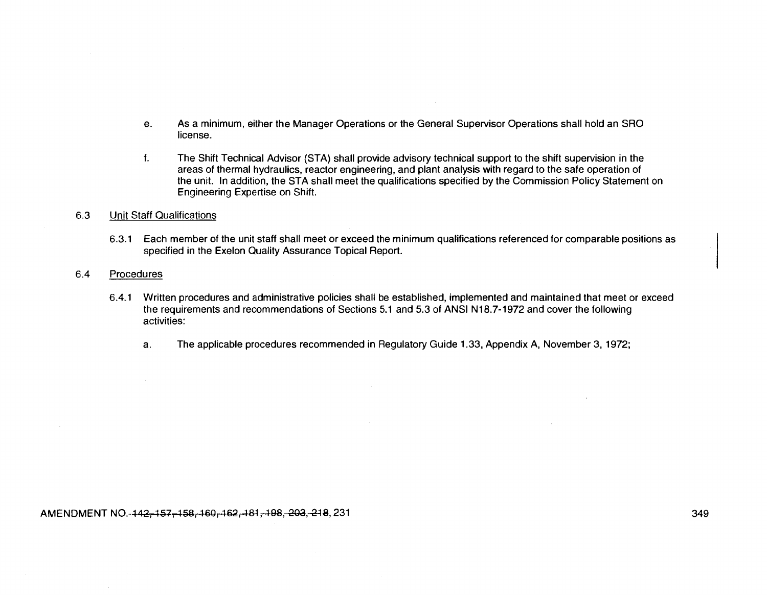e. As a minimum, either the Manager Operations or the General Supervisor Operations shall hold an SRO license.

f. The Shift Technical Advisor (STA) shall provide advisory technical support to the shift supervision in the areas of thermal hydraulics, reactor engineering, and plant analysis with regard to the safe operation of the unit. In addition, the STA shall meet the qualifications specified by the Commission Policy Statement on Engineering Expertise on Shift.

6.3 Unit Staff Qualifications

6.3.1 Each member of the unit staff shall meet or exceed the minimum qualifications referenced for comparable positions as specified in the Exelon Quality Assurance Topical Report.

6.4 Procedures

6.4.1 Written procedures and administrative policies shall be established, implemented and maintained that meet or exceed the requirements and recommendations of Sections 5.1 and 5.3 of ANSI N18.7-1972 and cover the following activities:

a. The applicable procedures recommended in Regulatory Guide 1.33, Appendix A, November 3, 1972;

AMENDMENT NO. ~~142, 157, 158, 160, 162, 181, 198, 203, 218~~, 231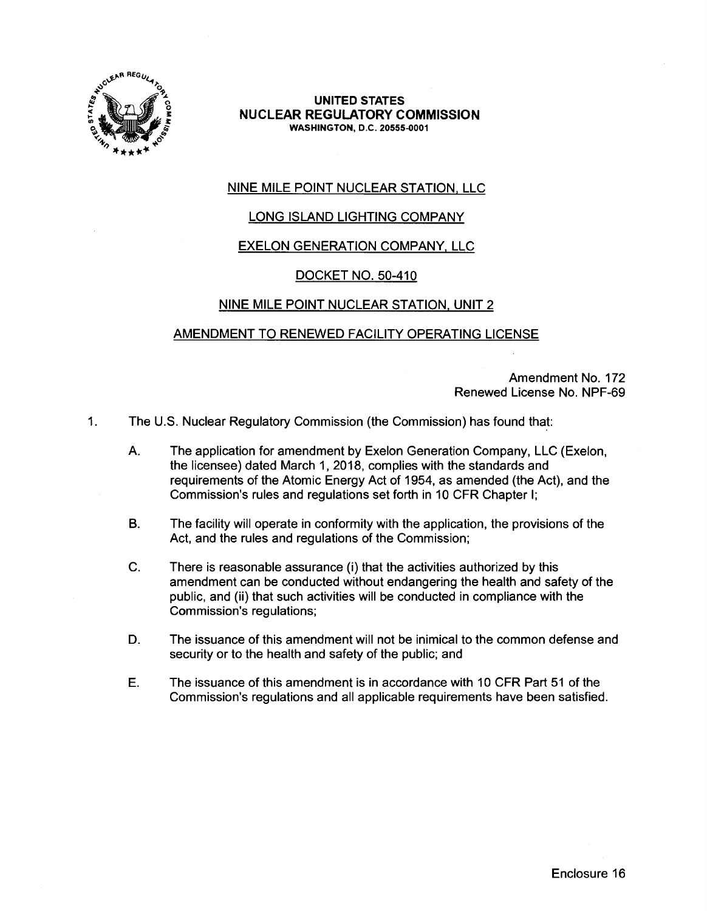**UNITED STATES**
**NUCLEAR REGULATORY COMMISSION**
**WASHINGTON, D.C. 20555-0001**

NINE MILE POINT NUCLEAR STATION, LLC

LONG ISLAND LIGHTING COMPANY

EXELON GENERATION COMPANY, LLC

DOCKET NO. 50-410

NINE MILE POINT NUCLEAR STATION, UNIT 2

AMENDMENT TO RENEWED FACILITY OPERATING LICENSE

Amendment No. 172
Renewed License No. NPF-69

1. The U.S. Nuclear Regulatory Commission (the Commission) has found that:

   A. The application for amendment by Exelon Generation Company, LLC (Exelon, the licensee) dated March 1, 2018, complies with the standards and requirements of the Atomic Energy Act of 1954, as amended (the Act), and the Commission's rules and regulations set forth in 10 CFR Chapter I;

   B. The facility will operate in conformity with the application, the provisions of the Act, and the rules and regulations of the Commission;

   C. There is reasonable assurance (i) that the activities authorized by this amendment can be conducted without endangering the health and safety of the public, and (ii) that such activities will be conducted in compliance with the Commission's regulations;

   D. The issuance of this amendment will not be inimical to the common defense and security or to the health and safety of the public; and

   E. The issuance of this amendment is in accordance with 10 CFR Part 51 of the Commission's regulations and all applicable requirements have been satisfied.

Enclosure 16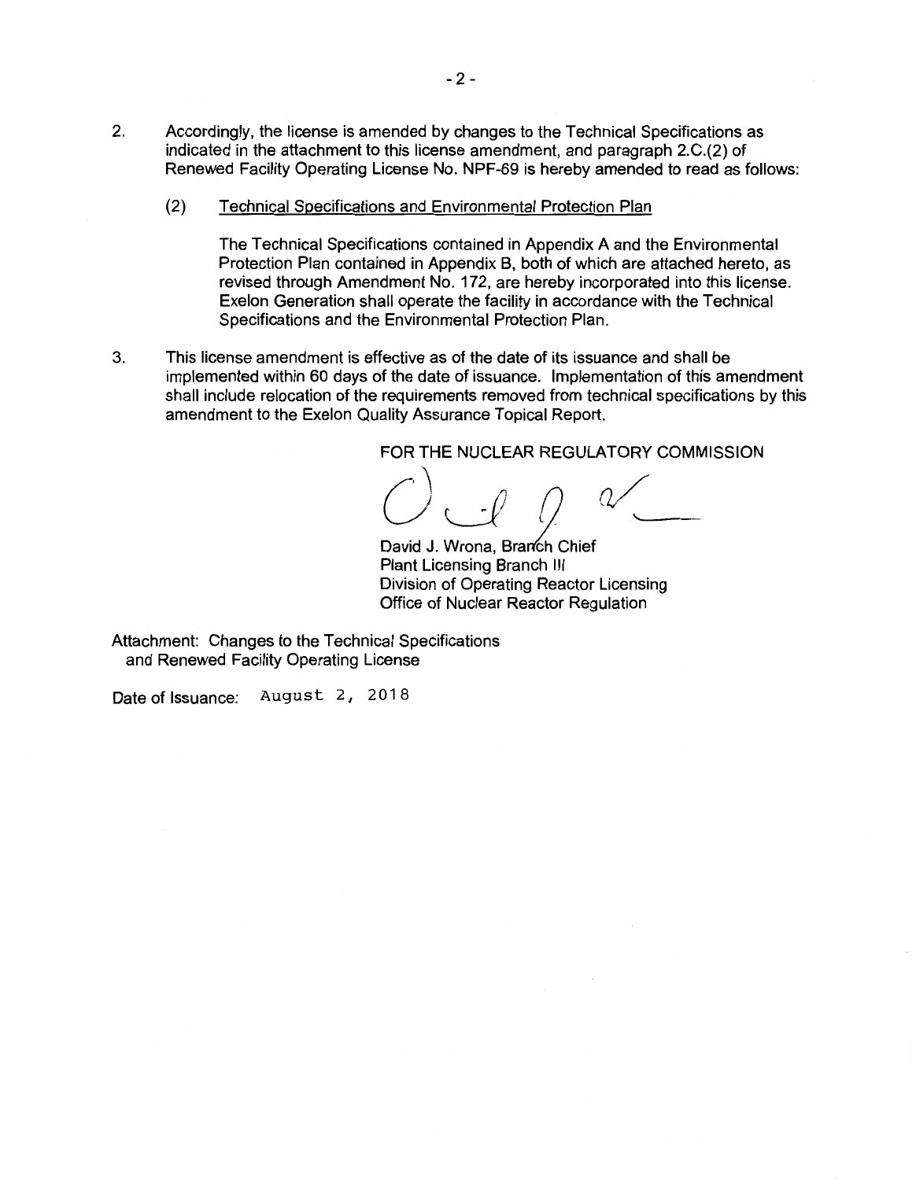2. Accordingly, the license is amended by changes to the Technical Specifications as indicated in the attachment to this license amendment, and paragraph 2.C.(2) of Renewed Facility Operating License No. NPF-69 is hereby amended to read as follows:

   (2) Technical Specifications and Environmental Protection Plan

   The Technical Specifications contained in Appendix A and the Environmental Protection Plan contained in Appendix B, both of which are attached hereto, as revised through Amendment No. 172, are hereby incorporated into this license. Exelon Generation shall operate the facility in accordance with the Technical Specifications and the Environmental Protection Plan.

3. This license amendment is effective as of the date of its issuance and shall be implemented within 60 days of the date of issuance. Implementation of this amendment shall include relocation of the requirements removed from technical specifications by this amendment to the Exelon Quality Assurance Topical Report.

FOR THE NUCLEAR REGULATORY COMMISSION

David J. Wrona, Branch Chief
Plant Licensing Branch III
Division of Operating Reactor Licensing
Office of Nuclear Reactor Regulation

Attachment: Changes to the Technical Specifications and Renewed Facility Operating License

Date of Issuance: August 2, 2018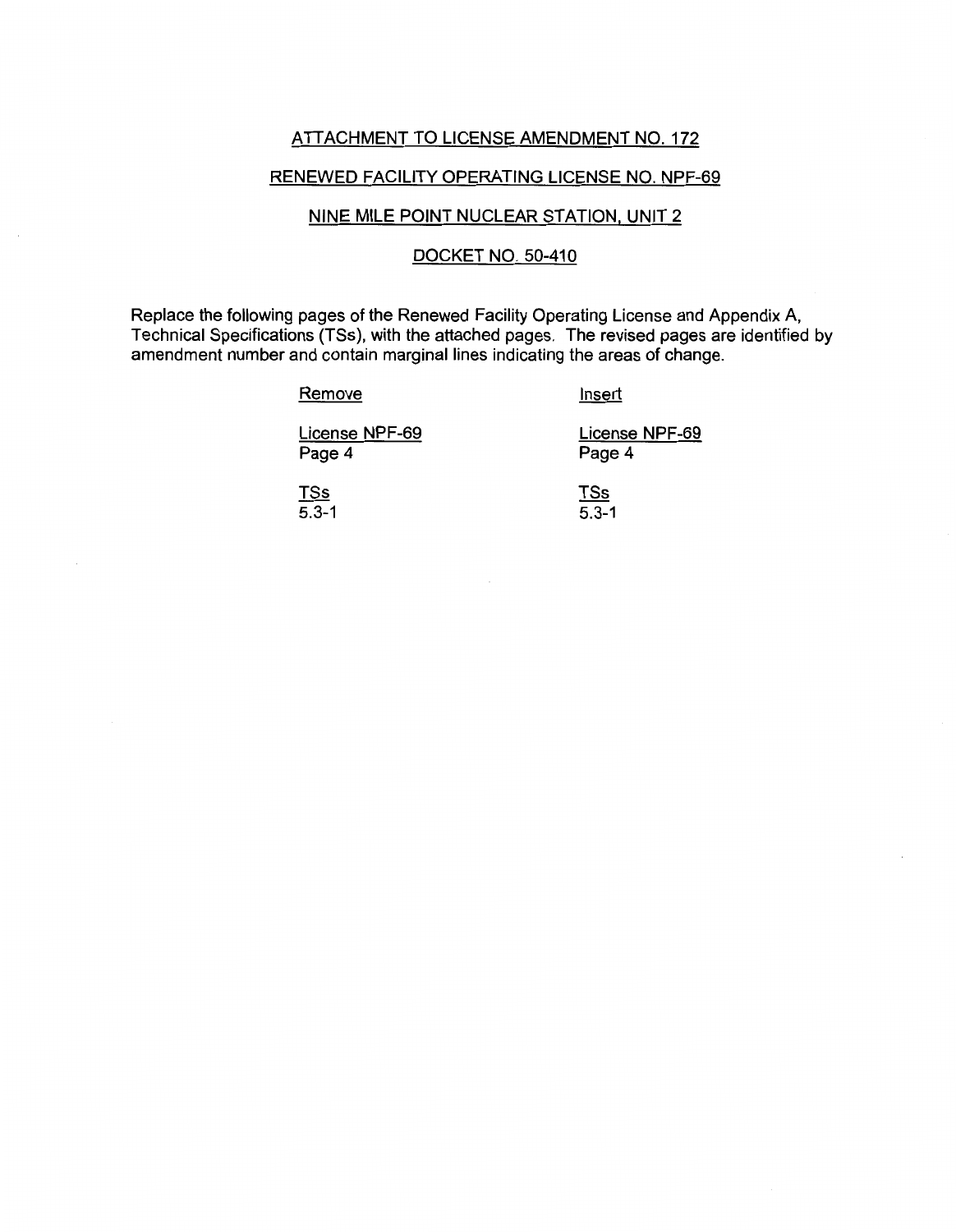ATTACHMENT TO LICENSE AMENDMENT NO. 172

RENEWED FACILITY OPERATING LICENSE NO. NPF-69

NINE MILE POINT NUCLEAR STATION, UNIT 2

DOCKET NO. 50-410

Replace the following pages of the Renewed Facility Operating License and Appendix A, Technical Specifications (TSs), with the attached pages. The revised pages are identified by amendment number and contain marginal lines indicating the areas of change.

| Remove | Insert |
|---|---|
| License NPF-69<br>Page 4 | License NPF-69<br>Page 4 |
| TSs<br>5.3-1 | TSs<br>5.3-1 |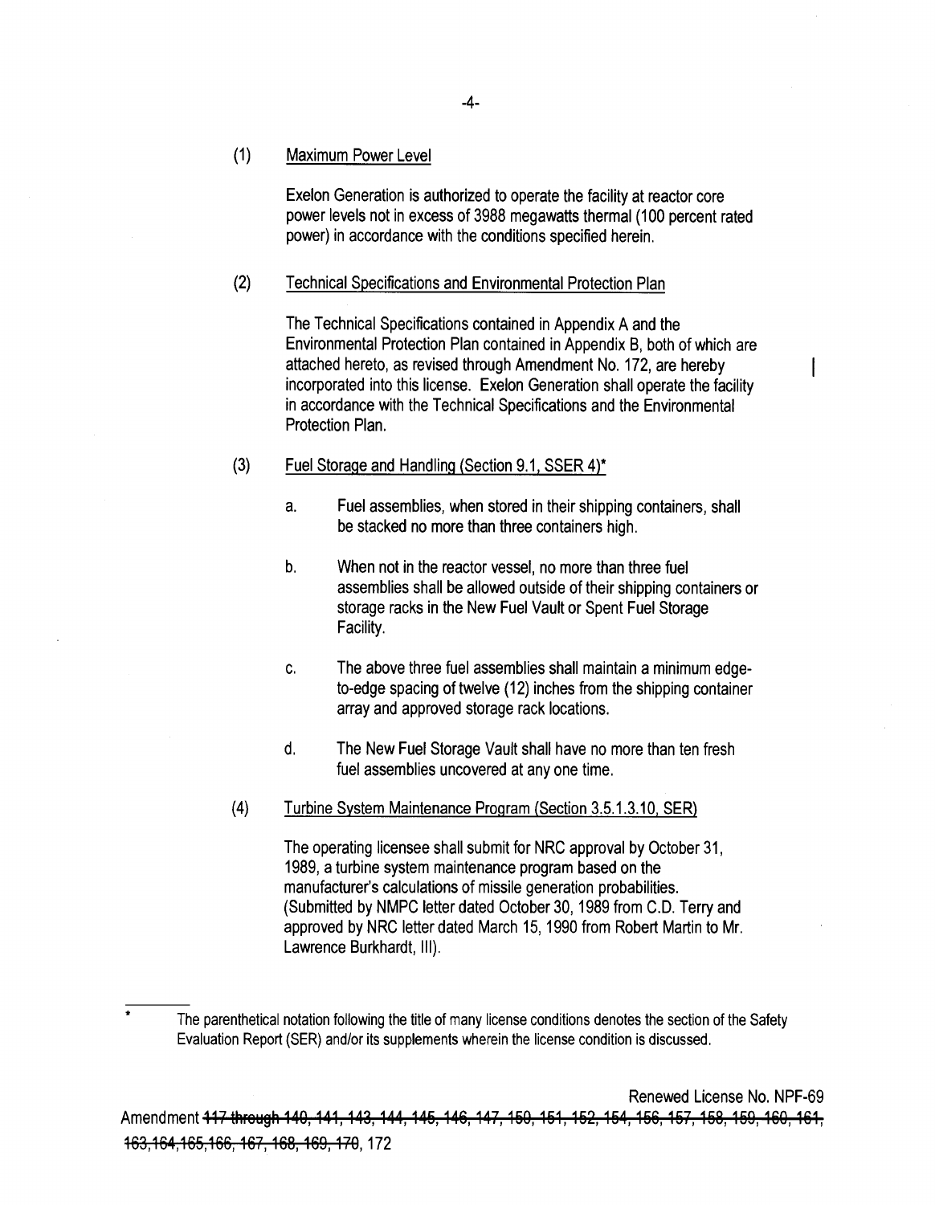(1) Maximum Power Level

Exelon Generation is authorized to operate the facility at reactor core power levels not in excess of 3988 megawatts thermal (100 percent rated power) in accordance with the conditions specified herein.

(2) Technical Specifications and Environmental Protection Plan

The Technical Specifications contained in Appendix A and the Environmental Protection Plan contained in Appendix B, both of which are attached hereto, as revised through Amendment No. 172, are hereby incorporated into this license. Exelon Generation shall operate the facility in accordance with the Technical Specifications and the Environmental Protection Plan.

(3) Fuel Storage and Handling (Section 9.1, SSER 4)*

a. Fuel assemblies, when stored in their shipping containers, shall be stacked no more than three containers high.

b. When not in the reactor vessel, no more than three fuel assemblies shall be allowed outside of their shipping containers or storage racks in the New Fuel Vault or Spent Fuel Storage Facility.

c. The above three fuel assemblies shall maintain a minimum edge-to-edge spacing of twelve (12) inches from the shipping container array and approved storage rack locations.

d. The New Fuel Storage Vault shall have no more than ten fresh fuel assemblies uncovered at any one time.

(4) Turbine System Maintenance Program (Section 3.5.1.3.10, SER)

The operating licensee shall submit for NRC approval by October 31, 1989, a turbine system maintenance program based on the manufacturer's calculations of missile generation probabilities. (Submitted by NMPC letter dated October 30, 1989 from C.D. Terry and approved by NRC letter dated March 15, 1990 from Robert Martin to Mr. Lawrence Burkhardt, III).

---

\* The parenthetical notation following the title of many license conditions denotes the section of the Safety Evaluation Report (SER) and/or its supplements wherein the license condition is discussed.

Renewed License No. NPF-69

Amendment ~~117 through 140, 141, 143, 144, 145, 146, 147, 150, 151, 152, 154, 156, 157, 158, 159, 160, 161, 163, 164, 165, 166, 167, 168, 169, 170~~, 172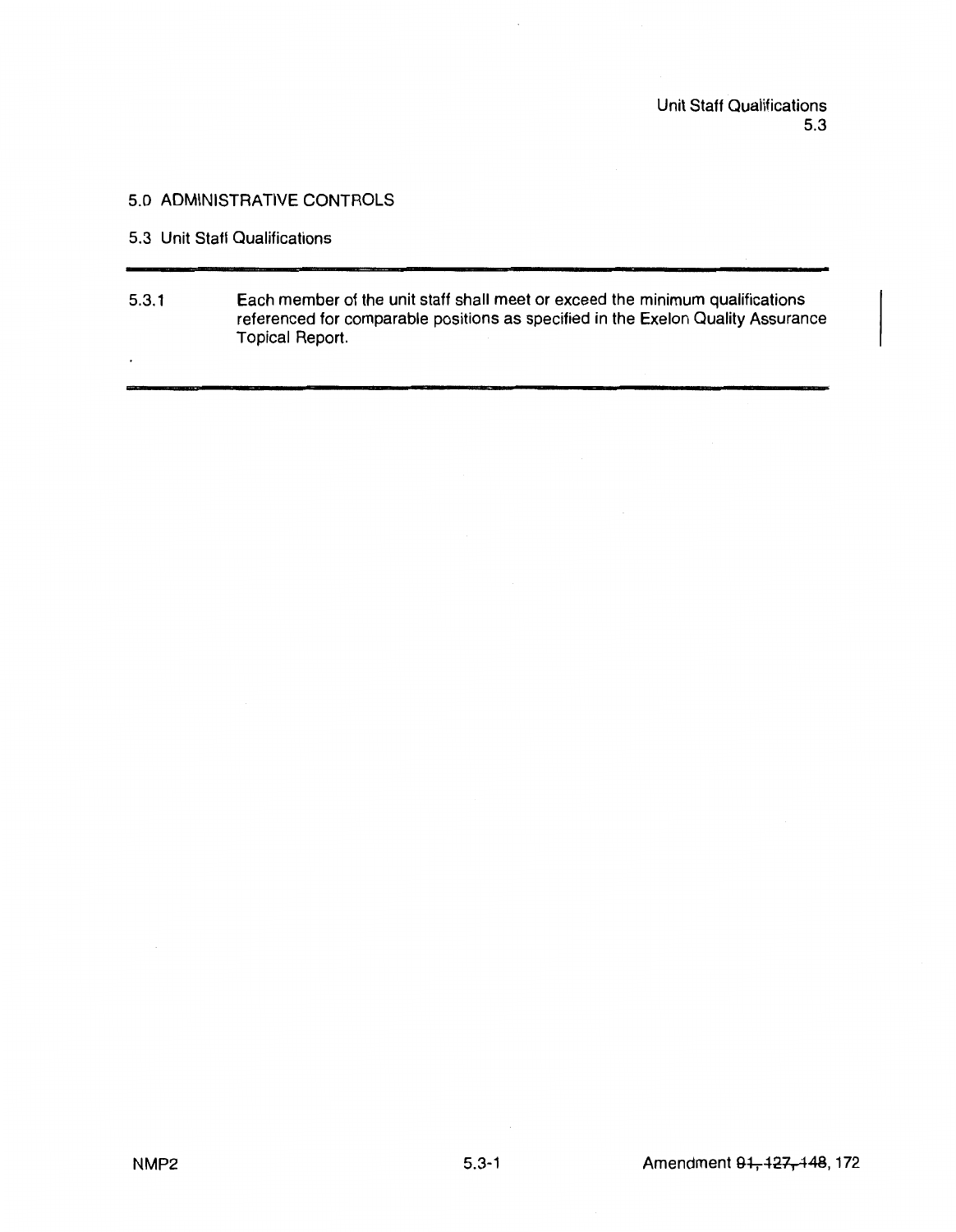## 5.0 ADMINISTRATIVE CONTROLS

### 5.3 Unit Staff Qualifications

---

5.3.1 Each member of the unit staff shall meet or exceed the minimum qualifications referenced for comparable positions as specified in the Exelon Quality Assurance Topical Report.

---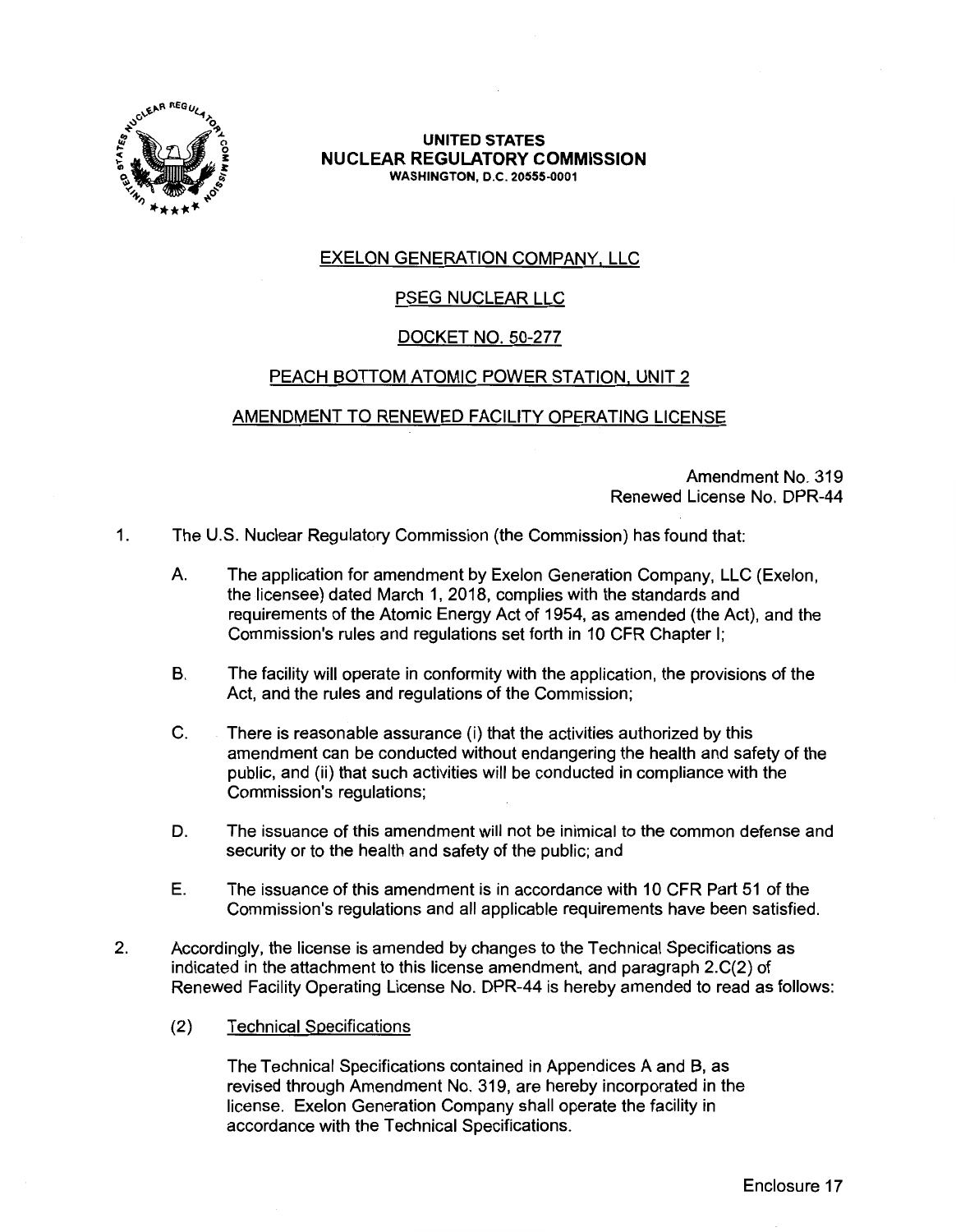**UNITED STATES**
**NUCLEAR REGULATORY COMMISSION**
WASHINGTON, D.C. 20555-0001

# EXELON GENERATION COMPANY, LLC

# PSEG NUCLEAR LLC

# DOCKET NO. 50-277

# PEACH BOTTOM ATOMIC POWER STATION, UNIT 2

# AMENDMENT TO RENEWED FACILITY OPERATING LICENSE

Amendment No. 319
Renewed License No. DPR-44

1. The U.S. Nuclear Regulatory Commission (the Commission) has found that:

   A. The application for amendment by Exelon Generation Company, LLC (Exelon, the licensee) dated March 1, 2018, complies with the standards and requirements of the Atomic Energy Act of 1954, as amended (the Act), and the Commission's rules and regulations set forth in 10 CFR Chapter I;

   B. The facility will operate in conformity with the application, the provisions of the Act, and the rules and regulations of the Commission;

   C. There is reasonable assurance (i) that the activities authorized by this amendment can be conducted without endangering the health and safety of the public, and (ii) that such activities will be conducted in compliance with the Commission's regulations;

   D. The issuance of this amendment will not be inimical to the common defense and security or to the health and safety of the public; and

   E. The issuance of this amendment is in accordance with 10 CFR Part 51 of the Commission's regulations and all applicable requirements have been satisfied.

2. Accordingly, the license is amended by changes to the Technical Specifications as indicated in the attachment to this license amendment, and paragraph 2.C(2) of Renewed Facility Operating License No. DPR-44 is hereby amended to read as follows:

   (2) Technical Specifications

   The Technical Specifications contained in Appendices A and B, as revised through Amendment No. 319, are hereby incorporated in the license. Exelon Generation Company shall operate the facility in accordance with the Technical Specifications.

Enclosure 17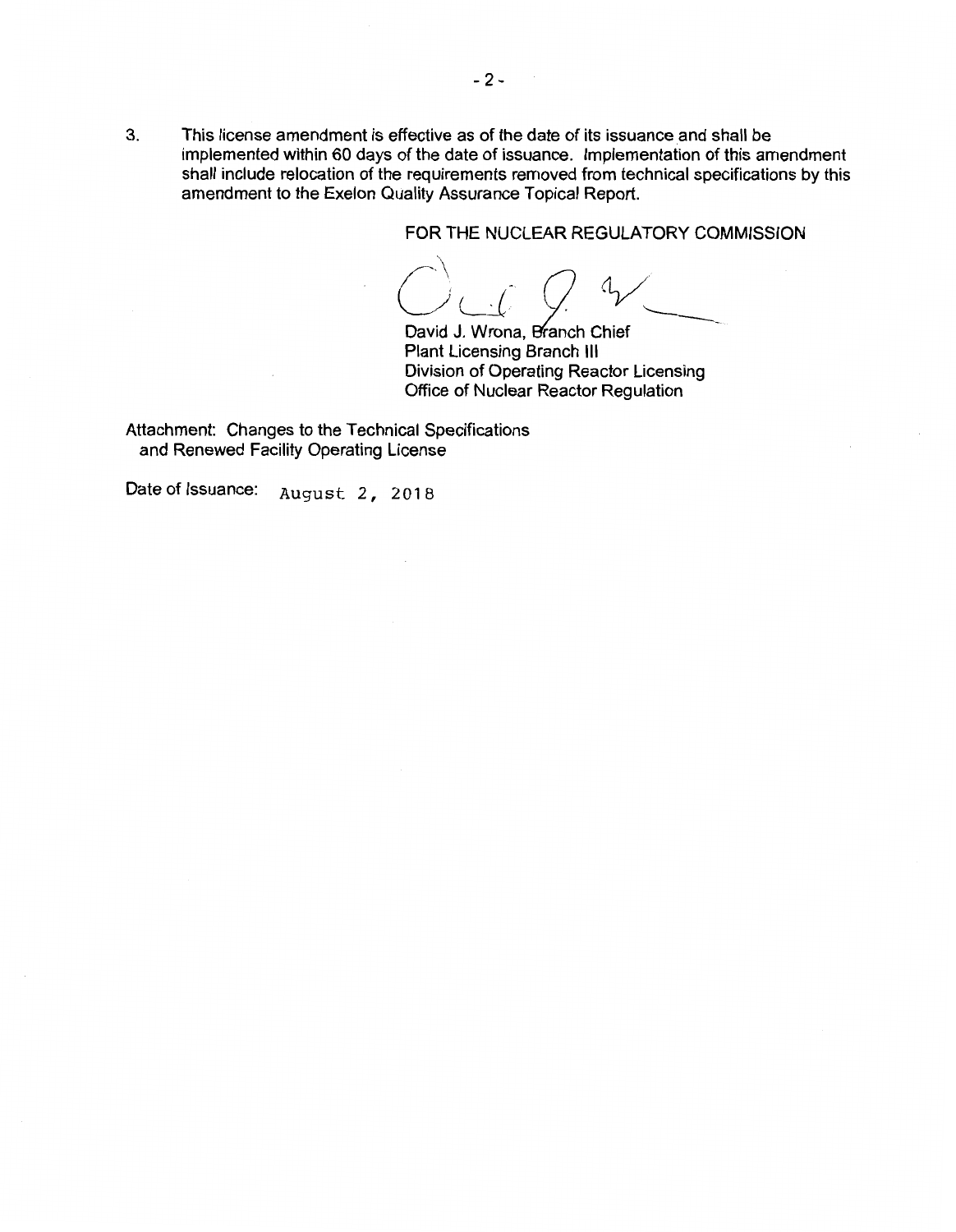3. This license amendment is effective as of the date of its issuance and shall be implemented within 60 days of the date of issuance. Implementation of this amendment shall include relocation of the requirements removed from technical specifications by this amendment to the Exelon Quality Assurance Topical Report.

FOR THE NUCLEAR REGULATORY COMMISSION

David J. Wrona, Branch Chief
Plant Licensing Branch III
Division of Operating Reactor Licensing
Office of Nuclear Reactor Regulation

Attachment: Changes to the Technical Specifications and Renewed Facility Operating License

Date of Issuance: August 2, 2018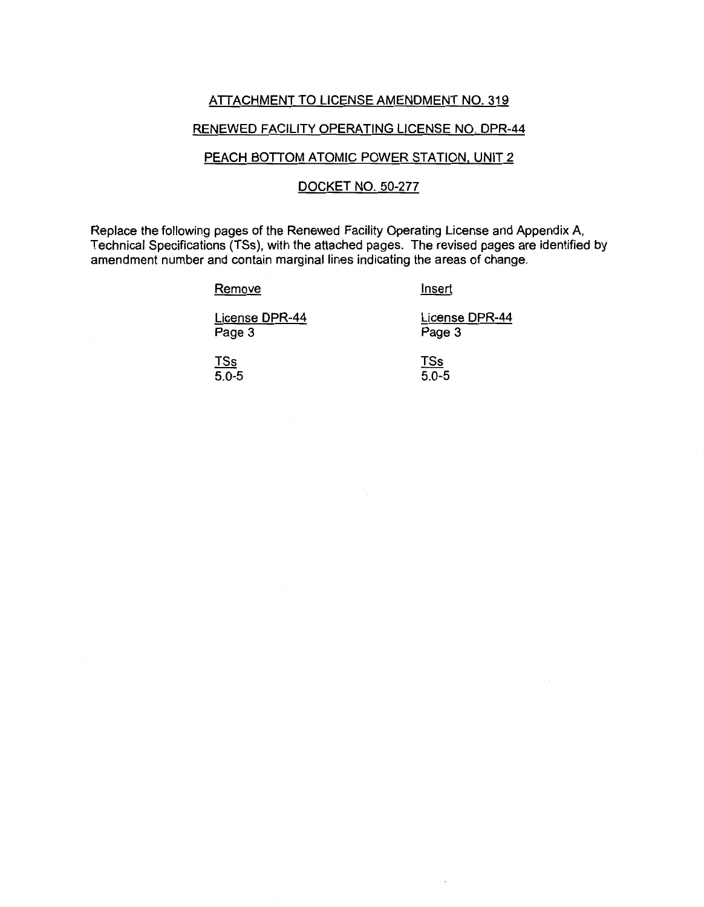ATTACHMENT TO LICENSE AMENDMENT NO. 319

RENEWED FACILITY OPERATING LICENSE NO. DPR-44

PEACH BOTTOM ATOMIC POWER STATION, UNIT 2

DOCKET NO. 50-277

Replace the following pages of the Renewed Facility Operating License and Appendix A, Technical Specifications (TSs), with the attached pages. The revised pages are identified by amendment number and contain marginal lines indicating the areas of change.

| Remove | Insert |
|---|---|
| License DPR-44<br>Page 3 | License DPR-44<br>Page 3 |
| TSs<br>5.0-5 | TSs<br>5.0-5 |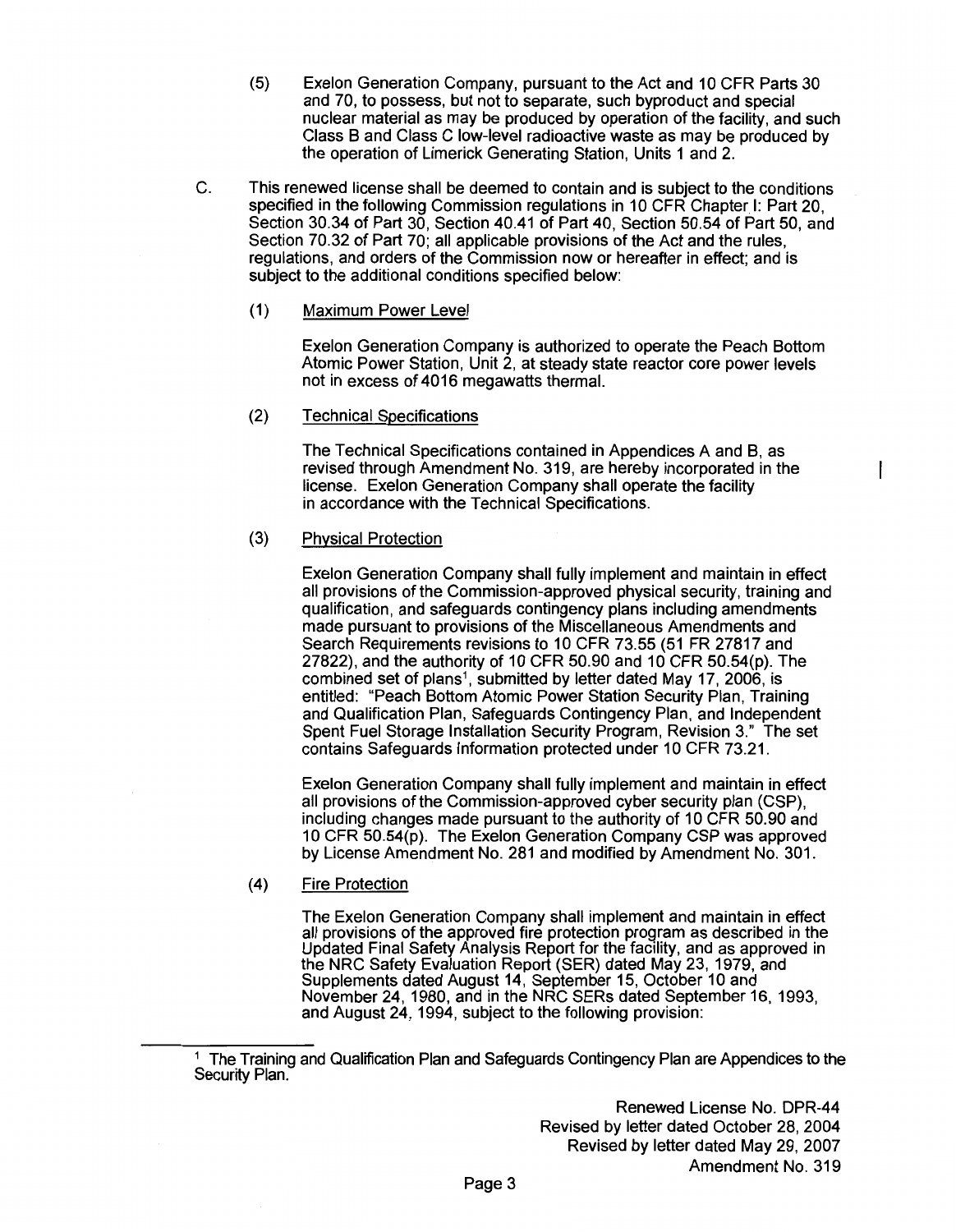(5) Exelon Generation Company, pursuant to the Act and 10 CFR Parts 30 and 70, to possess, but not to separate, such byproduct and special nuclear material as may be produced by operation of the facility, and such Class B and Class C low-level radioactive waste as may be produced by the operation of Limerick Generating Station, Units 1 and 2.

C. This renewed license shall be deemed to contain and is subject to the conditions specified in the following Commission regulations in 10 CFR Chapter I: Part 20, Section 30.34 of Part 30, Section 40.41 of Part 40, Section 50.54 of Part 50, and Section 70.32 of Part 70; all applicable provisions of the Act and the rules, regulations, and orders of the Commission now or hereafter in effect; and is subject to the additional conditions specified below:

(1) Maximum Power Level

Exelon Generation Company is authorized to operate the Peach Bottom Atomic Power Station, Unit 2, at steady state reactor core power levels not in excess of 4016 megawatts thermal.

(2) Technical Specifications

The Technical Specifications contained in Appendices A and B, as revised through Amendment No. 319, are hereby incorporated in the license. Exelon Generation Company shall operate the facility in accordance with the Technical Specifications.

(3) Physical Protection

Exelon Generation Company shall fully implement and maintain in effect all provisions of the Commission-approved physical security, training and qualification, and safeguards contingency plans including amendments made pursuant to provisions of the Miscellaneous Amendments and Search Requirements revisions to 10 CFR 73.55 (51 FR 27817 and 27822), and the authority of 10 CFR 50.90 and 10 CFR 50.54(p). The combined set of plans[1], submitted by letter dated May 17, 2006, is entitled: "Peach Bottom Atomic Power Station Security Plan, Training and Qualification Plan, Safeguards Contingency Plan, and Independent Spent Fuel Storage Installation Security Program, Revision 3." The set contains Safeguards Information protected under 10 CFR 73.21.

Exelon Generation Company shall fully implement and maintain in effect all provisions of the Commission-approved cyber security plan (CSP), including changes made pursuant to the authority of 10 CFR 50.90 and 10 CFR 50.54(p). The Exelon Generation Company CSP was approved by License Amendment No. 281 and modified by Amendment No. 301.

(4) Fire Protection

The Exelon Generation Company shall implement and maintain in effect all provisions of the approved fire protection program as described in the Updated Final Safety Analysis Report for the facility, and as approved in the NRC Safety Evaluation Report (SER) dated May 23, 1979, and Supplements dated August 14, September 15, October 10 and November 24, 1980, and in the NRC SERs dated September 16, 1993, and August 24, 1994, subject to the following provision:

[1] The Training and Qualification Plan and Safeguards Contingency Plan are Appendices to the Security Plan.

Renewed License No. DPR-44
Revised by letter dated October 28, 2004
Revised by letter dated May 29, 2007
Amendment No. 319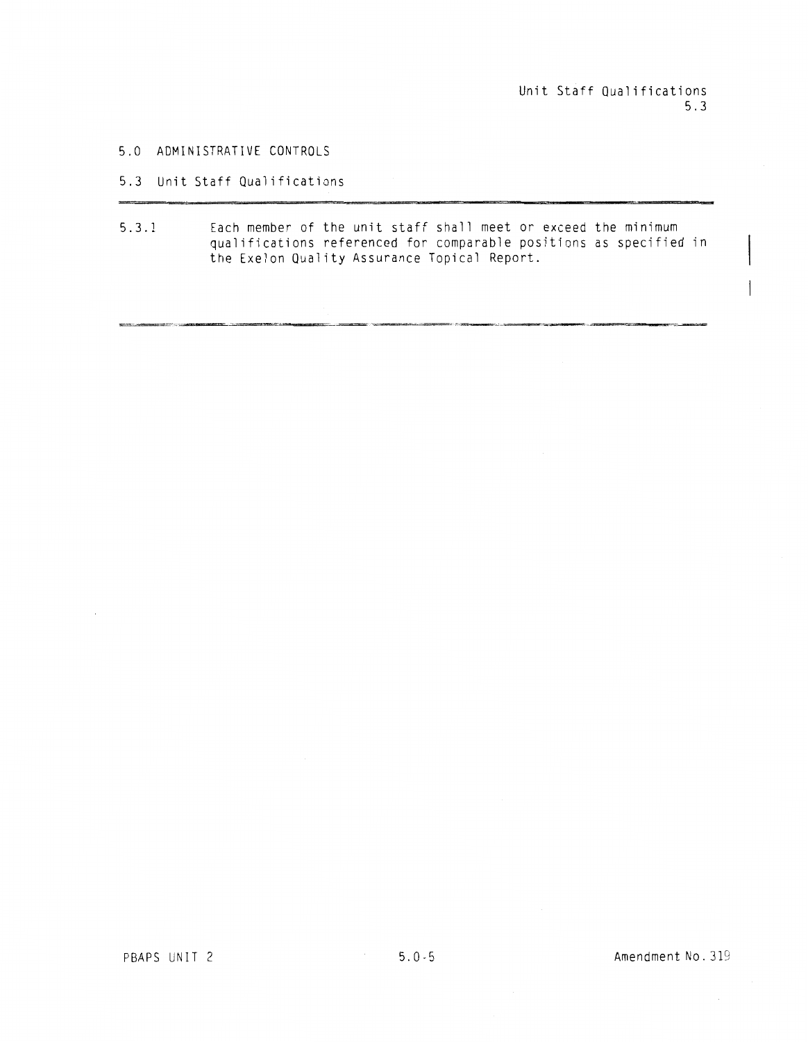# 5.0 ADMINISTRATIVE CONTROLS

## 5.3 Unit Staff Qualifications

5.3.1 Each member of the unit staff shall meet or exceed the minimum qualifications referenced for comparable positions as specified in the Exelon Quality Assurance Topical Report.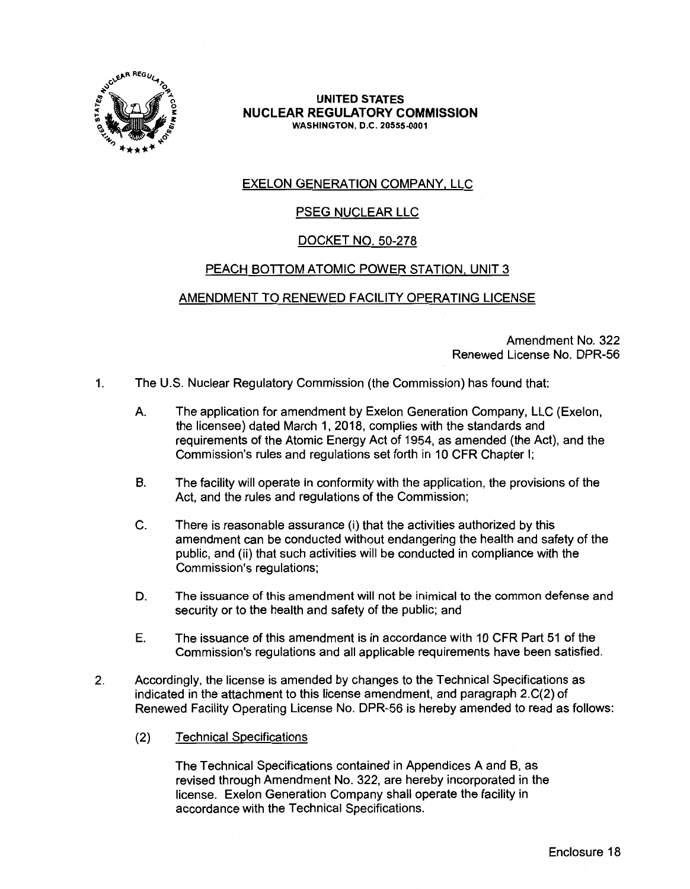**UNITED STATES**
**NUCLEAR REGULATORY COMMISSION**
**WASHINGTON, D.C. 20555-0001**

EXELON GENERATION COMPANY, LLC

PSEG NUCLEAR LLC

DOCKET NO. 50-278

PEACH BOTTOM ATOMIC POWER STATION, UNIT 3

AMENDMENT TO RENEWED FACILITY OPERATING LICENSE

Amendment No. 322
Renewed License No. DPR-56

1. The U.S. Nuclear Regulatory Commission (the Commission) has found that:

   A. The application for amendment by Exelon Generation Company, LLC (Exelon, the licensee) dated March 1, 2018, complies with the standards and requirements of the Atomic Energy Act of 1954, as amended (the Act), and the Commission's rules and regulations set forth in 10 CFR Chapter I;

   B. The facility will operate in conformity with the application, the provisions of the Act, and the rules and regulations of the Commission;

   C. There is reasonable assurance (i) that the activities authorized by this amendment can be conducted without endangering the health and safety of the public, and (ii) that such activities will be conducted in compliance with the Commission's regulations;

   D. The issuance of this amendment will not be inimical to the common defense and security or to the health and safety of the public; and

   E. The issuance of this amendment is in accordance with 10 CFR Part 51 of the Commission's regulations and all applicable requirements have been satisfied.

2. Accordingly, the license is amended by changes to the Technical Specifications as indicated in the attachment to this license amendment, and paragraph 2.C(2) of Renewed Facility Operating License No. DPR-56 is hereby amended to read as follows:

   (2) Technical Specifications

   The Technical Specifications contained in Appendices A and B, as revised through Amendment No. 322, are hereby incorporated in the license. Exelon Generation Company shall operate the facility in accordance with the Technical Specifications.

Enclosure 18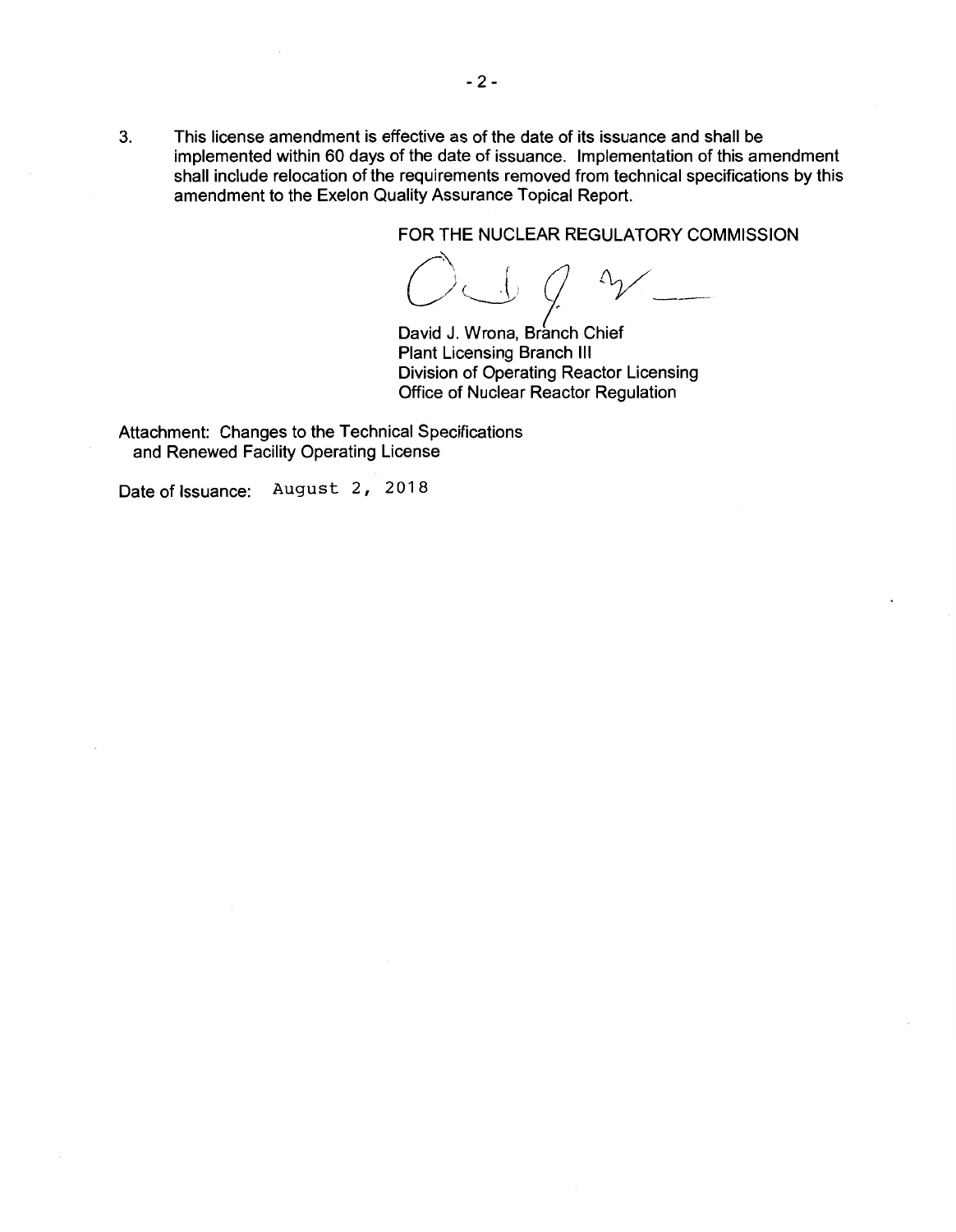3. This license amendment is effective as of the date of its issuance and shall be implemented within 60 days of the date of issuance. Implementation of this amendment shall include relocation of the requirements removed from technical specifications by this amendment to the Exelon Quality Assurance Topical Report.

FOR THE NUCLEAR REGULATORY COMMISSION

David J. Wrona, Branch Chief
Plant Licensing Branch III
Division of Operating Reactor Licensing
Office of Nuclear Reactor Regulation

Attachment: Changes to the Technical Specifications and Renewed Facility Operating License

Date of Issuance: August 2, 2018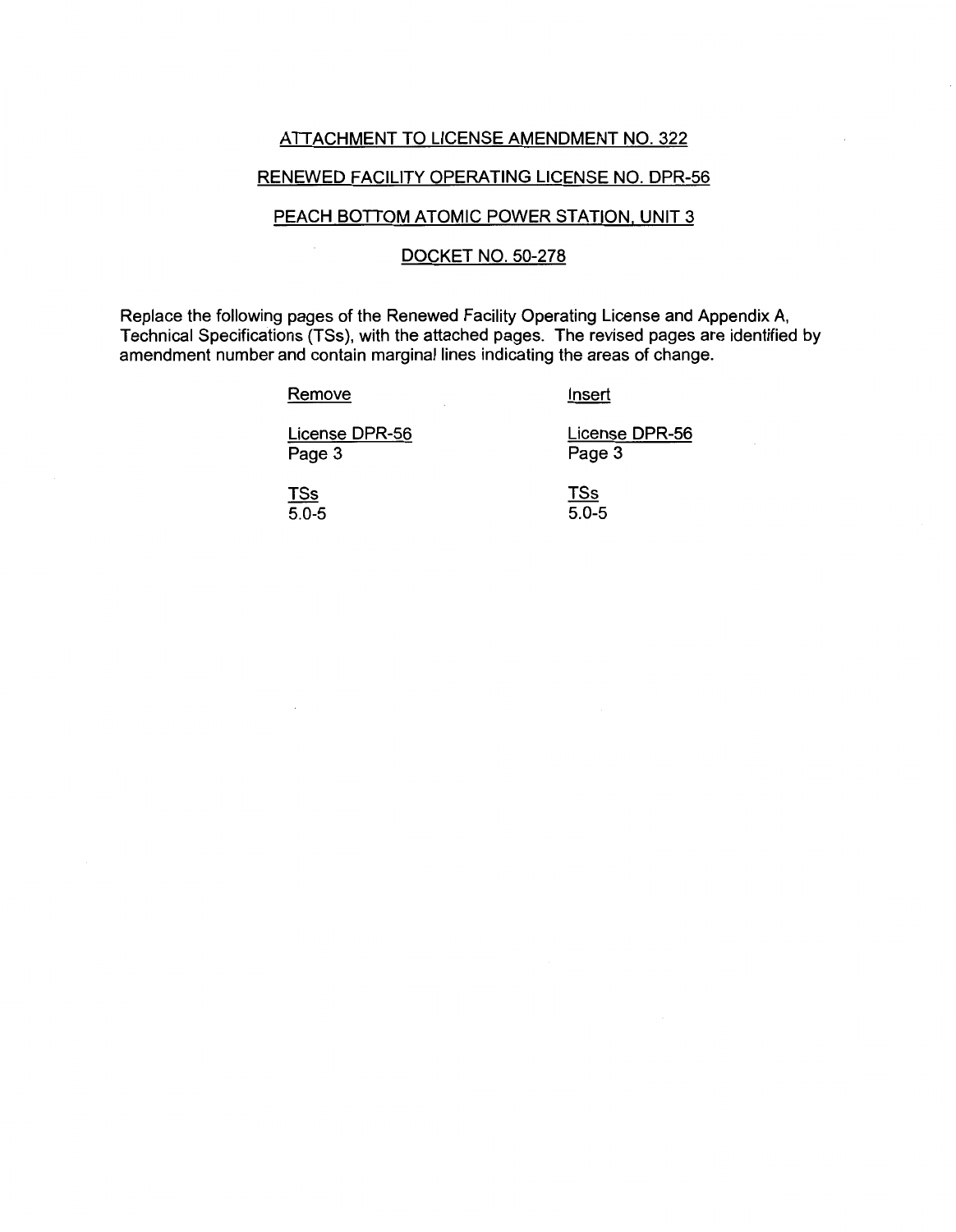ATTACHMENT TO LICENSE AMENDMENT NO. 322

RENEWED FACILITY OPERATING LICENSE NO. DPR-56

PEACH BOTTOM ATOMIC POWER STATION, UNIT 3

DOCKET NO. 50-278

Replace the following pages of the Renewed Facility Operating License and Appendix A, Technical Specifications (TSs), with the attached pages. The revised pages are identified by amendment number and contain marginal lines indicating the areas of change.

| Remove | Insert |
|---|---|
| License DPR-56<br>Page 3 | License DPR-56<br>Page 3 |
| TSs<br>5.0-5 | TSs<br>5.0-5 |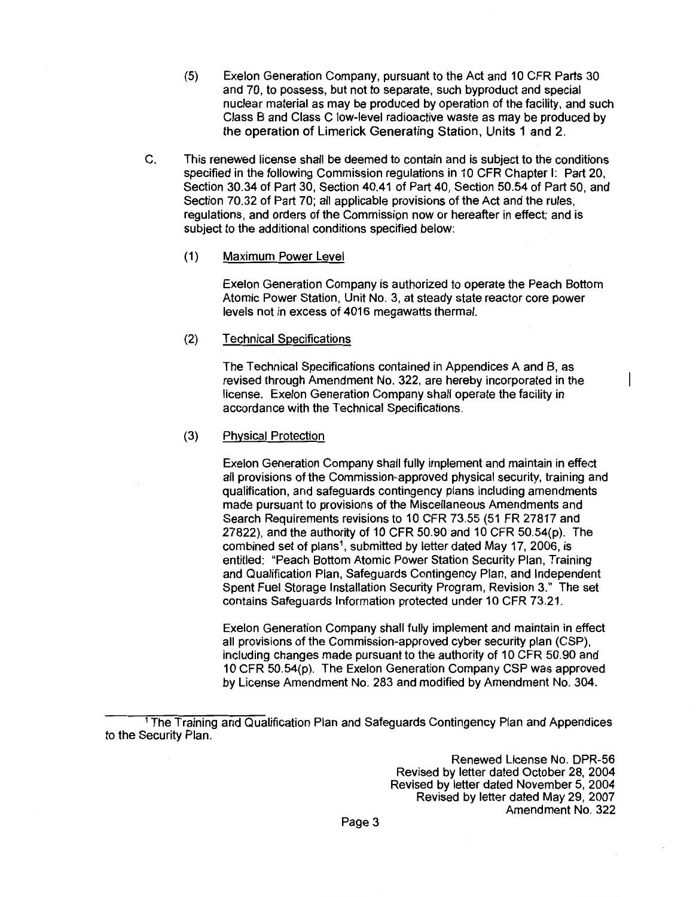(5) Exelon Generation Company, pursuant to the Act and 10 CFR Parts 30 and 70, to possess, but not to separate, such byproduct and special nuclear material as may be produced by operation of the facility, and such Class B and Class C low-level radioactive waste as may be produced by the operation of Limerick Generating Station, Units 1 and 2.

C. This renewed license shall be deemed to contain and is subject to the conditions specified in the following Commission regulations in 10 CFR Chapter I: Part 20, Section 30.34 of Part 30, Section 40.41 of Part 40, Section 50.54 of Part 50, and Section 70.32 of Part 70; all applicable provisions of the Act and the rules, regulations, and orders of the Commission now or hereafter in effect; and is subject to the additional conditions specified below:

(1) <u>Maximum Power Level</u>

Exelon Generation Company is authorized to operate the Peach Bottom Atomic Power Station, Unit No. 3, at steady state reactor core power levels not in excess of 4016 megawatts thermal.

(2) <u>Technical Specifications</u>

The Technical Specifications contained in Appendices A and B, as revised through Amendment No. 322, are hereby incorporated in the license. Exelon Generation Company shall operate the facility in accordance with the Technical Specifications.

(3) <u>Physical Protection</u>

Exelon Generation Company shall fully implement and maintain in effect all provisions of the Commission-approved physical security, training and qualification, and safeguards contingency plans including amendments made pursuant to provisions of the Miscellaneous Amendments and Search Requirements revisions to 10 CFR 73.55 (51 FR 27817 and 27822), and the authority of 10 CFR 50.90 and 10 CFR 50.54(p). The combined set of plans[1], submitted by letter dated May 17, 2006, is entitled: "Peach Bottom Atomic Power Station Security Plan, Training and Qualification Plan, Safeguards Contingency Plan, and Independent Spent Fuel Storage Installation Security Program, Revision 3." The set contains Safeguards Information protected under 10 CFR 73.21.

Exelon Generation Company shall fully implement and maintain in effect all provisions of the Commission-approved cyber security plan (CSP), including changes made pursuant to the authority of 10 CFR 50.90 and 10 CFR 50.54(p). The Exelon Generation Company CSP was approved by License Amendment No. 283 and modified by Amendment No. 304.

[1] The Training and Qualification Plan and Safeguards Contingency Plan and Appendices to the Security Plan.

Renewed License No. DPR-56
Revised by letter dated October 28, 2004
Revised by letter dated November 5, 2004
Revised by letter dated May 29, 2007
Amendment No. 322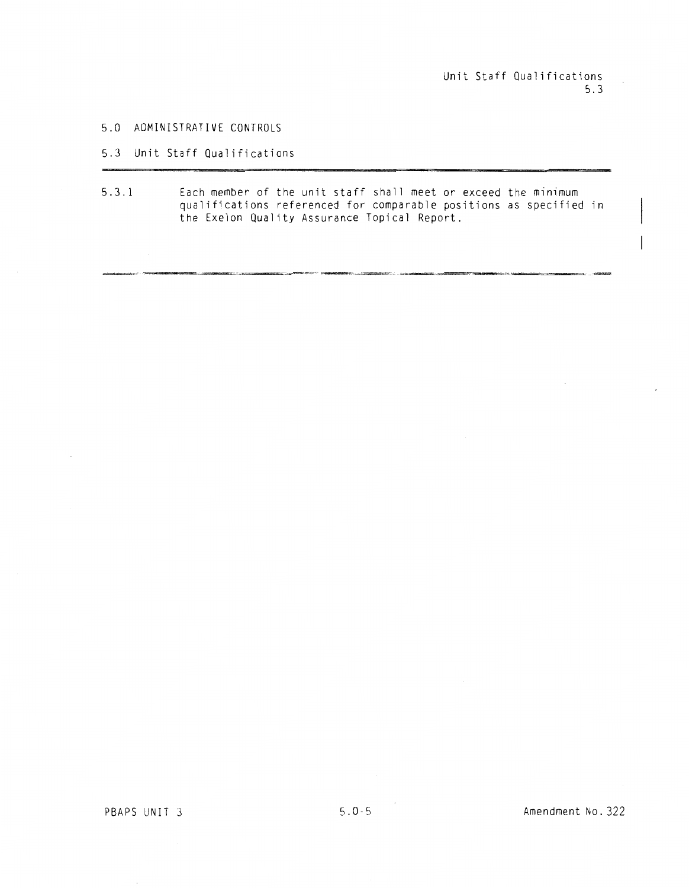## 5.0 ADMINISTRATIVE CONTROLS

### 5.3 Unit Staff Qualifications

5.3.1 Each member of the unit staff shall meet or exceed the minimum qualifications referenced for comparable positions as specified in the Exelon Quality Assurance Topical Report.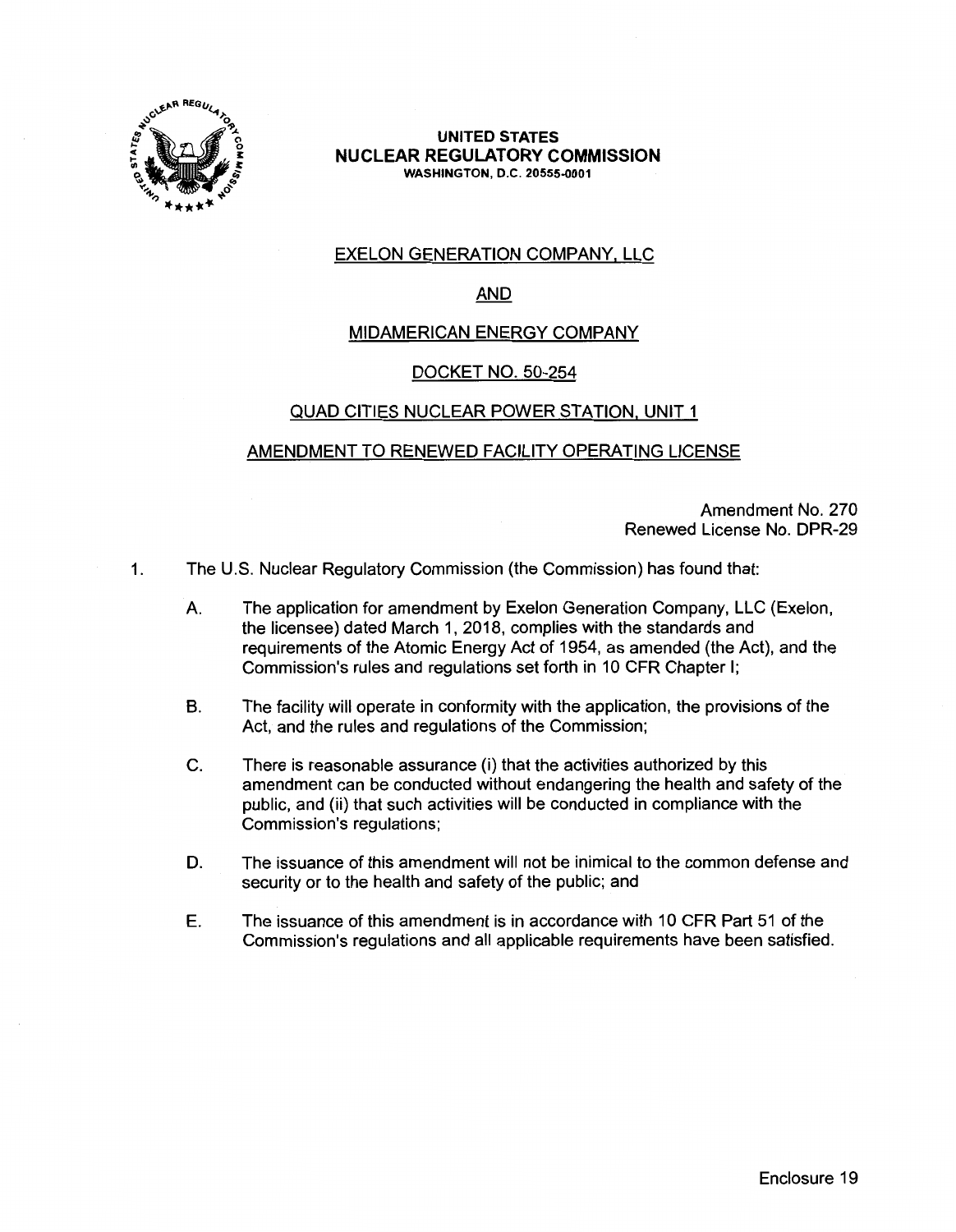**UNITED STATES**
**NUCLEAR REGULATORY COMMISSION**
**WASHINGTON, D.C. 20555-0001**

EXELON GENERATION COMPANY, LLC

AND

MIDAMERICAN ENERGY COMPANY

DOCKET NO. 50-254

QUAD CITIES NUCLEAR POWER STATION, UNIT 1

AMENDMENT TO RENEWED FACILITY OPERATING LICENSE

Amendment No. 270
Renewed License No. DPR-29

1. The U.S. Nuclear Regulatory Commission (the Commission) has found that:

   A. The application for amendment by Exelon Generation Company, LLC (Exelon, the licensee) dated March 1, 2018, complies with the standards and requirements of the Atomic Energy Act of 1954, as amended (the Act), and the Commission's rules and regulations set forth in 10 CFR Chapter I;

   B. The facility will operate in conformity with the application, the provisions of the Act, and the rules and regulations of the Commission;

   C. There is reasonable assurance (i) that the activities authorized by this amendment can be conducted without endangering the health and safety of the public, and (ii) that such activities will be conducted in compliance with the Commission's regulations;

   D. The issuance of this amendment will not be inimical to the common defense and security or to the health and safety of the public; and

   E. The issuance of this amendment is in accordance with 10 CFR Part 51 of the Commission's regulations and all applicable requirements have been satisfied.

Enclosure 19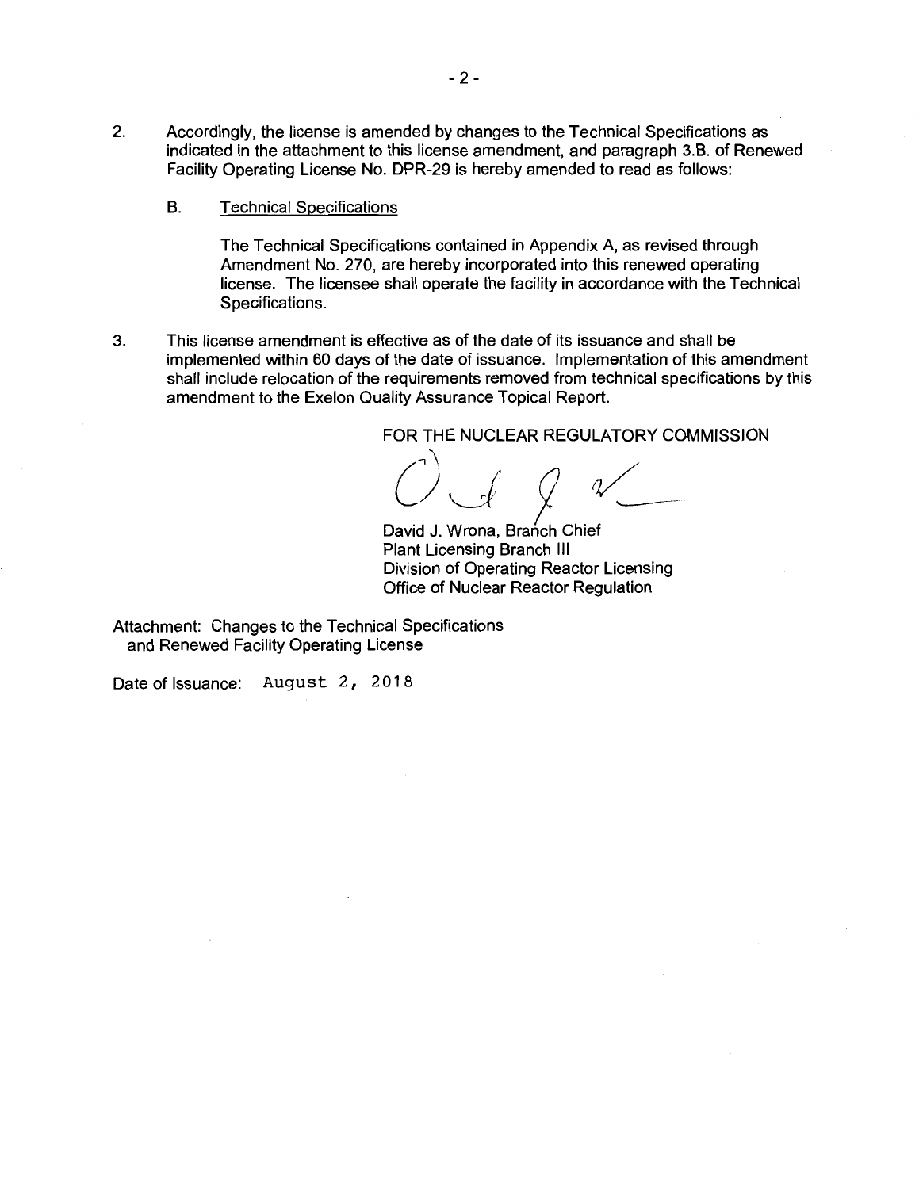2. Accordingly, the license is amended by changes to the Technical Specifications as indicated in the attachment to this license amendment, and paragraph 3.B. of Renewed Facility Operating License No. DPR-29 is hereby amended to read as follows:

   B. Technical Specifications

      The Technical Specifications contained in Appendix A, as revised through Amendment No. 270, are hereby incorporated into this renewed operating license. The licensee shall operate the facility in accordance with the Technical Specifications.

3. This license amendment is effective as of the date of its issuance and shall be implemented within 60 days of the date of issuance. Implementation of this amendment shall include relocation of the requirements removed from technical specifications by this amendment to the Exelon Quality Assurance Topical Report.

FOR THE NUCLEAR REGULATORY COMMISSION

David J. Wrona, Branch Chief
Plant Licensing Branch III
Division of Operating Reactor Licensing
Office of Nuclear Reactor Regulation

Attachment: Changes to the Technical Specifications and Renewed Facility Operating License

Date of Issuance: August 2, 2018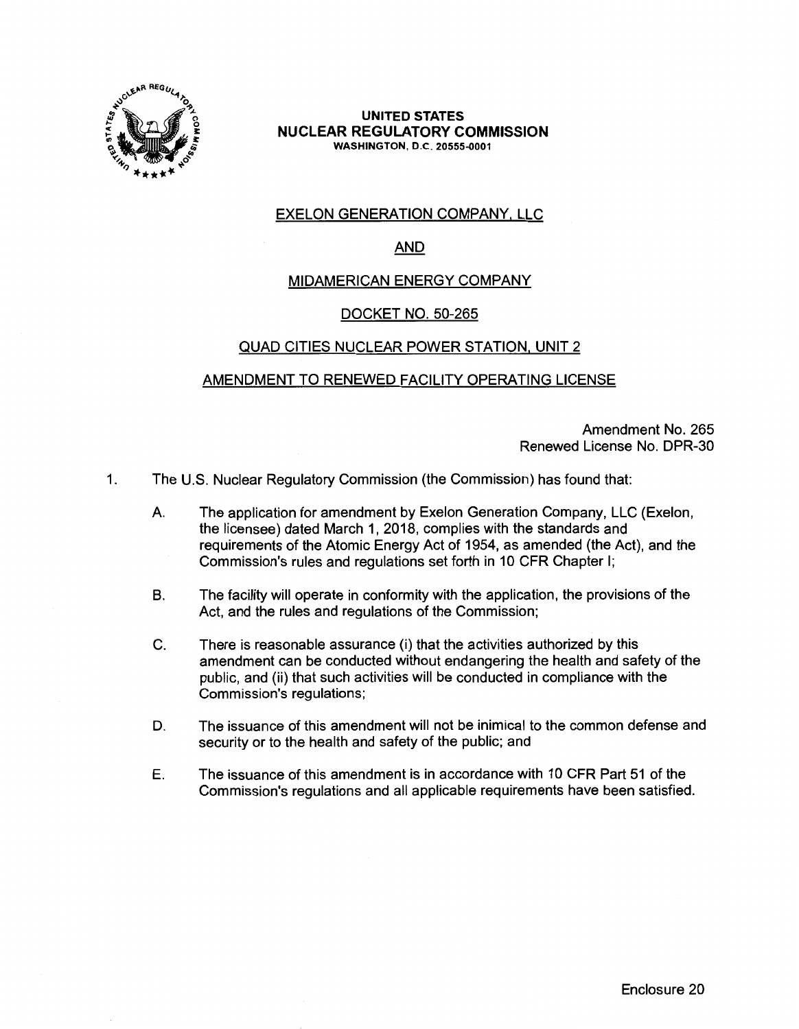**UNITED STATES**
**NUCLEAR REGULATORY COMMISSION**
WASHINGTON, D.C. 20555-0001

EXELON GENERATION COMPANY, LLC

AND

MIDAMERICAN ENERGY COMPANY

DOCKET NO. 50-265

QUAD CITIES NUCLEAR POWER STATION, UNIT 2

AMENDMENT TO RENEWED FACILITY OPERATING LICENSE

Amendment No. 265
Renewed License No. DPR-30

1. The U.S. Nuclear Regulatory Commission (the Commission) has found that:

   A. The application for amendment by Exelon Generation Company, LLC (Exelon, the licensee) dated March 1, 2018, complies with the standards and requirements of the Atomic Energy Act of 1954, as amended (the Act), and the Commission's rules and regulations set forth in 10 CFR Chapter I;

   B. The facility will operate in conformity with the application, the provisions of the Act, and the rules and regulations of the Commission;

   C. There is reasonable assurance (i) that the activities authorized by this amendment can be conducted without endangering the health and safety of the public, and (ii) that such activities will be conducted in compliance with the Commission's regulations;

   D. The issuance of this amendment will not be inimical to the common defense and security or to the health and safety of the public; and

   E. The issuance of this amendment is in accordance with 10 CFR Part 51 of the Commission's regulations and all applicable requirements have been satisfied.

Enclosure 20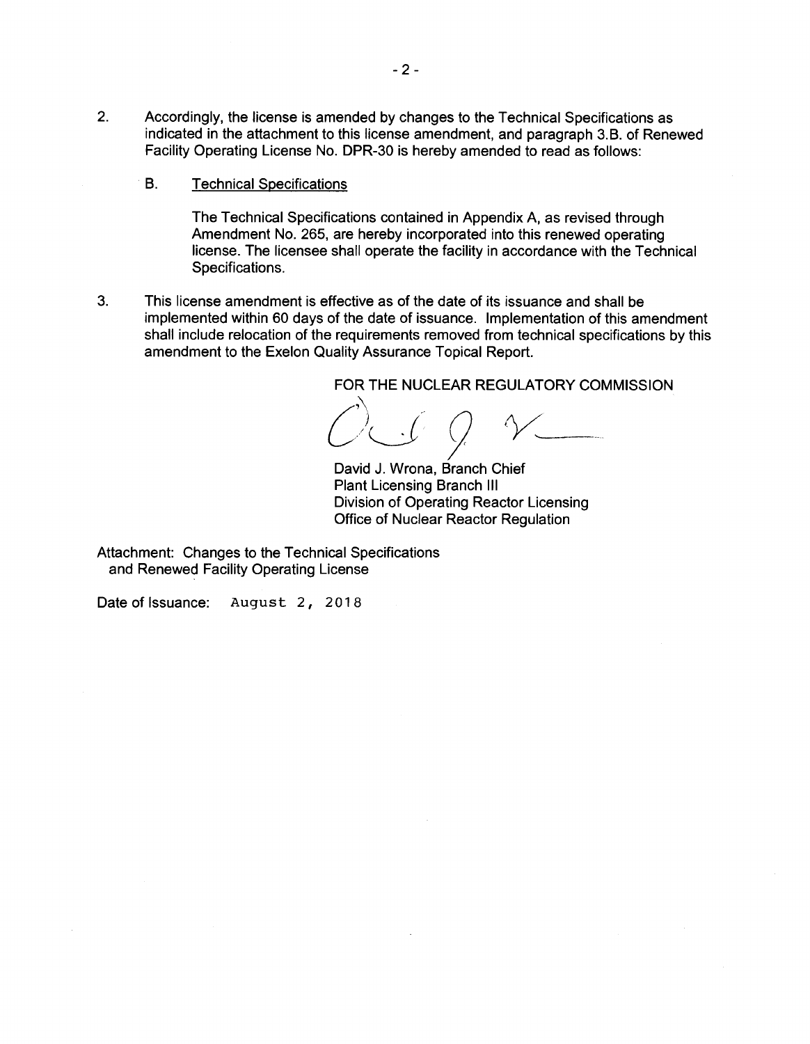2. Accordingly, the license is amended by changes to the Technical Specifications as indicated in the attachment to this license amendment, and paragraph 3.B. of Renewed Facility Operating License No. DPR-30 is hereby amended to read as follows:

   B. Technical Specifications

   The Technical Specifications contained in Appendix A, as revised through Amendment No. 265, are hereby incorporated into this renewed operating license. The licensee shall operate the facility in accordance with the Technical Specifications.

3. This license amendment is effective as of the date of its issuance and shall be implemented within 60 days of the date of issuance. Implementation of this amendment shall include relocation of the requirements removed from technical specifications by this amendment to the Exelon Quality Assurance Topical Report.

FOR THE NUCLEAR REGULATORY COMMISSION

David J. Wrona, Branch Chief
Plant Licensing Branch III
Division of Operating Reactor Licensing
Office of Nuclear Reactor Regulation

Attachment: Changes to the Technical Specifications and Renewed Facility Operating License

Date of Issuance: August 2, 2018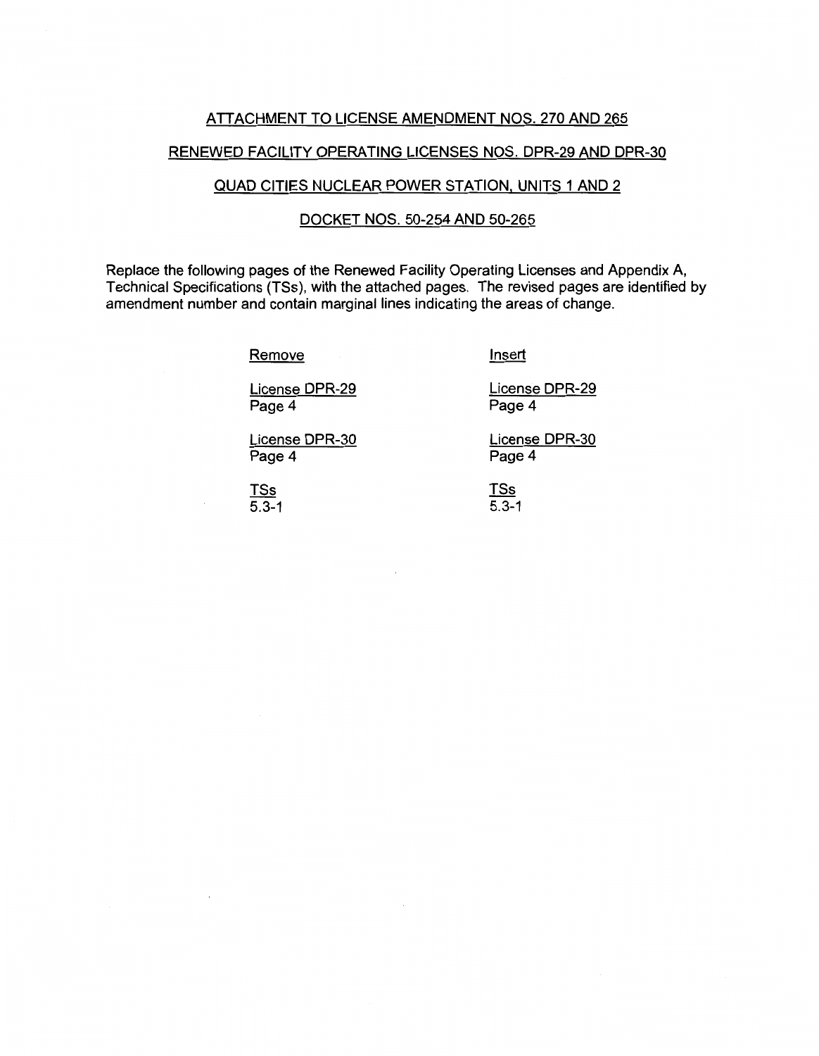ATTACHMENT TO LICENSE AMENDMENT NOS. 270 AND 265

RENEWED FACILITY OPERATING LICENSES NOS. DPR-29 AND DPR-30

QUAD CITIES NUCLEAR POWER STATION, UNITS 1 AND 2

DOCKET NOS. 50-254 AND 50-265

Replace the following pages of the Renewed Facility Operating Licenses and Appendix A, Technical Specifications (TSs), with the attached pages. The revised pages are identified by amendment number and contain marginal lines indicating the areas of change.

| Remove | Insert |
|---|---|
| License DPR-29<br>Page 4 | License DPR-29<br>Page 4 |
| License DPR-30<br>Page 4 | License DPR-30<br>Page 4 |
| TSs<br>5.3-1 | TSs<br>5.3-1 |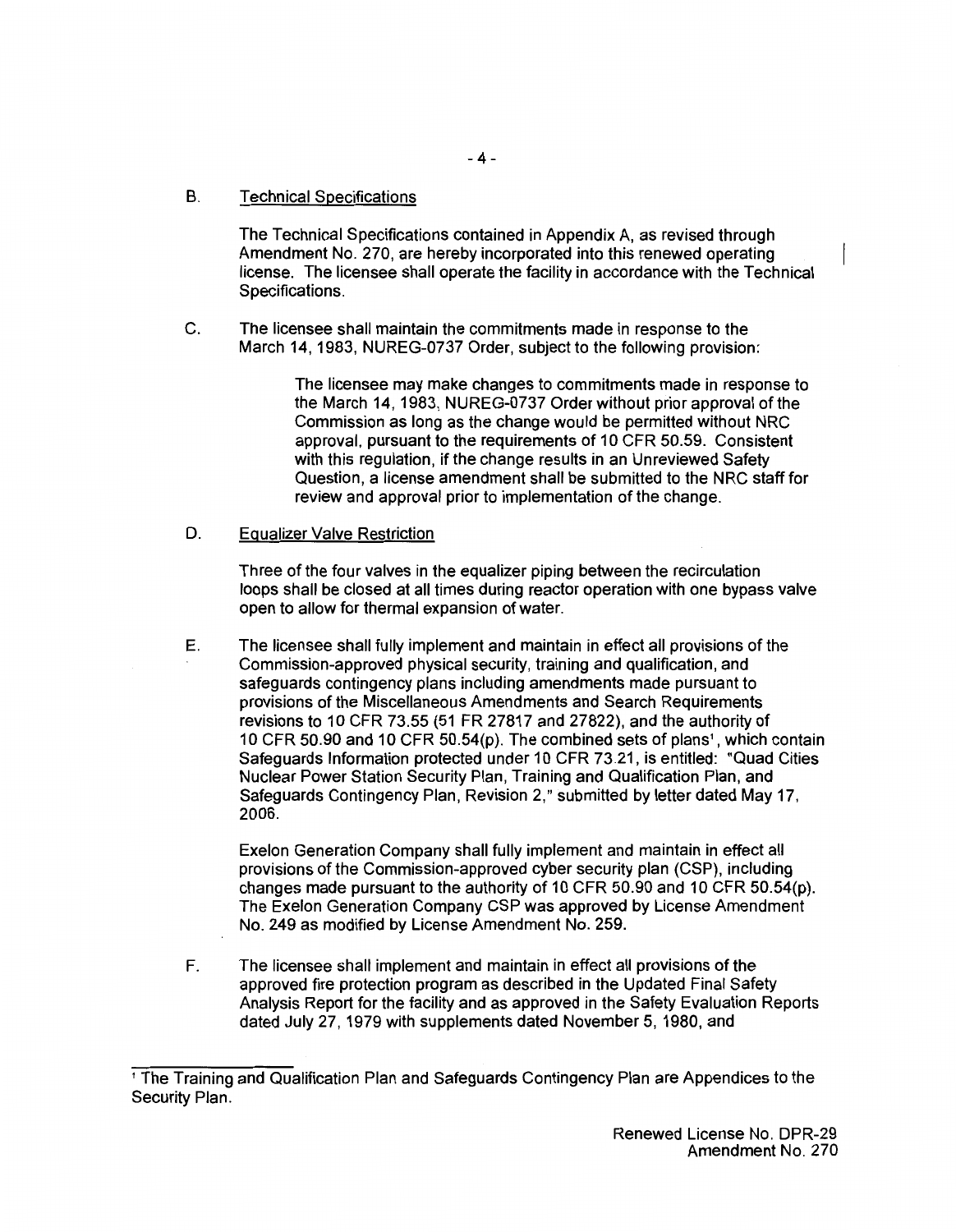B. Technical Specifications

The Technical Specifications contained in Appendix A, as revised through Amendment No. 270, are hereby incorporated into this renewed operating license. The licensee shall operate the facility in accordance with the Technical Specifications.

C. The licensee shall maintain the commitments made in response to the March 14, 1983, NUREG-0737 Order, subject to the following provision:

> The licensee may make changes to commitments made in response to the March 14, 1983, NUREG-0737 Order without prior approval of the Commission as long as the change would be permitted without NRC approval, pursuant to the requirements of 10 CFR 50.59. Consistent with this regulation, if the change results in an Unreviewed Safety Question, a license amendment shall be submitted to the NRC staff for review and approval prior to implementation of the change.

D. Equalizer Valve Restriction

Three of the four valves in the equalizer piping between the recirculation loops shall be closed at all times during reactor operation with one bypass valve open to allow for thermal expansion of water.

E. The licensee shall fully implement and maintain in effect all provisions of the Commission-approved physical security, training and qualification, and safeguards contingency plans including amendments made pursuant to provisions of the Miscellaneous Amendments and Search Requirements revisions to 10 CFR 73.55 (51 FR 27817 and 27822), and the authority of 10 CFR 50.90 and 10 CFR 50.54(p). The combined sets of plans[1], which contain Safeguards Information protected under 10 CFR 73.21, is entitled: "Quad Cities Nuclear Power Station Security Plan, Training and Qualification Plan, and Safeguards Contingency Plan, Revision 2," submitted by letter dated May 17, 2006.

Exelon Generation Company shall fully implement and maintain in effect all provisions of the Commission-approved cyber security plan (CSP), including changes made pursuant to the authority of 10 CFR 50.90 and 10 CFR 50.54(p). The Exelon Generation Company CSP was approved by License Amendment No. 249 as modified by License Amendment No. 259.

F. The licensee shall implement and maintain in effect all provisions of the approved fire protection program as described in the Updated Final Safety Analysis Report for the facility and as approved in the Safety Evaluation Reports dated July 27, 1979 with supplements dated November 5, 1980, and

---

[1] The Training and Qualification Plan and Safeguards Contingency Plan are Appendices to the Security Plan.

Renewed License No. DPR-29
Amendment No. 270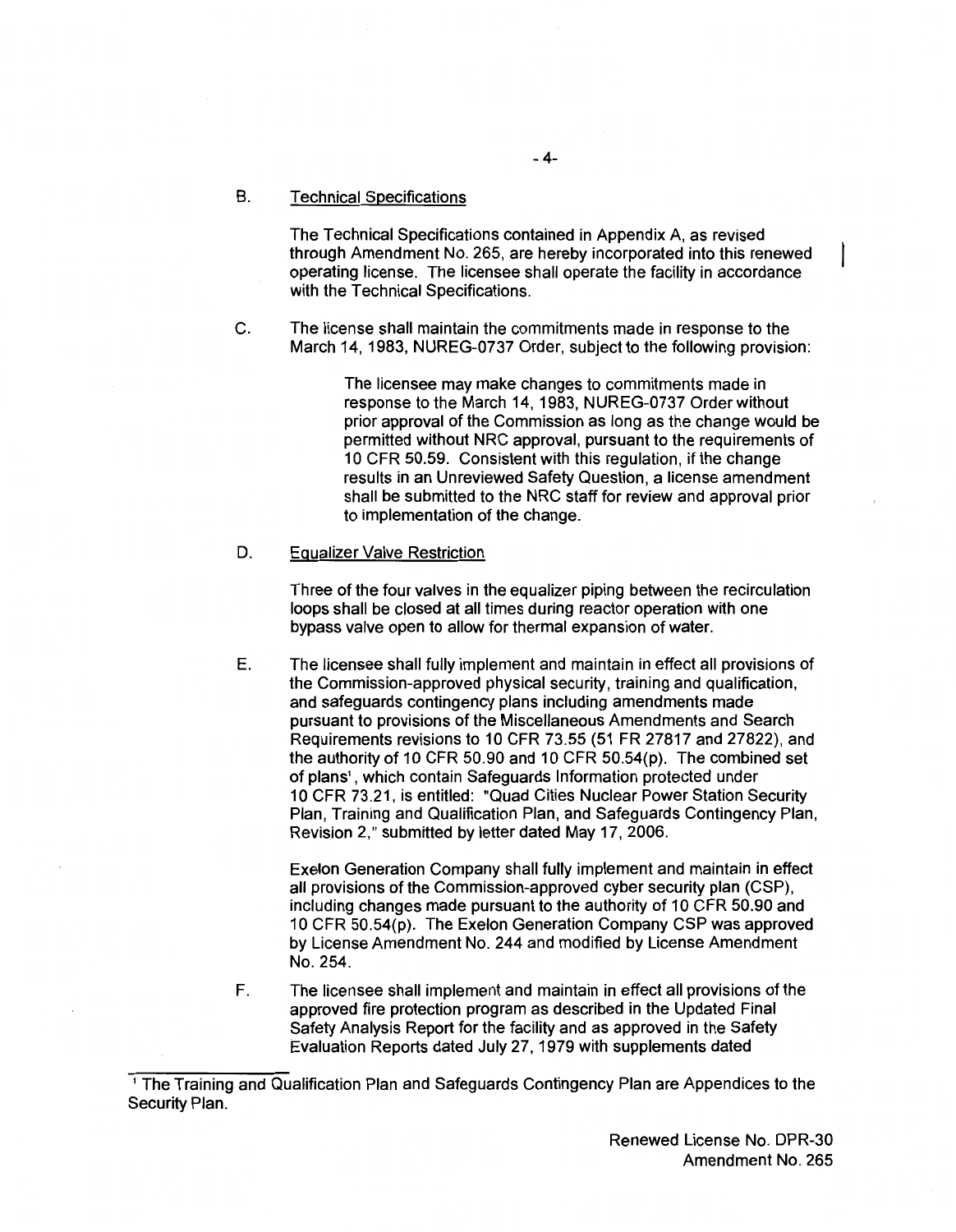B. Technical Specifications

The Technical Specifications contained in Appendix A, as revised through Amendment No. 265, are hereby incorporated into this renewed operating license. The licensee shall operate the facility in accordance with the Technical Specifications.

C. The license shall maintain the commitments made in response to the March 14, 1983, NUREG-0737 Order, subject to the following provision:

> The licensee may make changes to commitments made in response to the March 14, 1983, NUREG-0737 Order without prior approval of the Commission as long as the change would be permitted without NRC approval, pursuant to the requirements of 10 CFR 50.59. Consistent with this regulation, if the change results in an Unreviewed Safety Question, a license amendment shall be submitted to the NRC staff for review and approval prior to implementation of the change.

D. Equalizer Valve Restriction

Three of the four valves in the equalizer piping between the recirculation loops shall be closed at all times during reactor operation with one bypass valve open to allow for thermal expansion of water.

E. The licensee shall fully implement and maintain in effect all provisions of the Commission-approved physical security, training and qualification, and safeguards contingency plans including amendments made pursuant to provisions of the Miscellaneous Amendments and Search Requirements revisions to 10 CFR 73.55 (51 FR 27817 and 27822), and the authority of 10 CFR 50.90 and 10 CFR 50.54(p). The combined set of plans[1], which contain Safeguards Information protected under 10 CFR 73.21, is entitled: "Quad Cities Nuclear Power Station Security Plan, Training and Qualification Plan, and Safeguards Contingency Plan, Revision 2," submitted by letter dated May 17, 2006.

Exelon Generation Company shall fully implement and maintain in effect all provisions of the Commission-approved cyber security plan (CSP), including changes made pursuant to the authority of 10 CFR 50.90 and 10 CFR 50.54(p). The Exelon Generation Company CSP was approved by License Amendment No. 244 and modified by License Amendment No. 254.

F. The licensee shall implement and maintain in effect all provisions of the approved fire protection program as described in the Updated Final Safety Analysis Report for the facility and as approved in the Safety Evaluation Reports dated July 27, 1979 with supplements dated

---

[1] The Training and Qualification Plan and Safeguards Contingency Plan are Appendices to the Security Plan.

Renewed License No. DPR-30
Amendment No. 265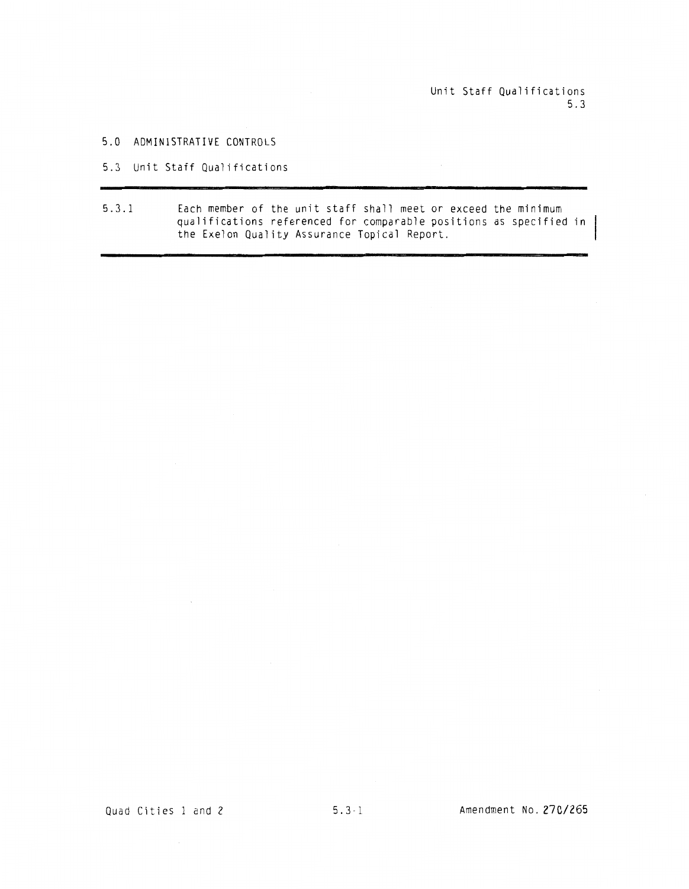# 5.0 ADMINISTRATIVE CONTROLS

## 5.3 Unit Staff Qualifications

---

5.3.1 Each member of the unit staff shall meet or exceed the minimum qualifications referenced for comparable positions as specified in the Exelon Quality Assurance Topical Report.

---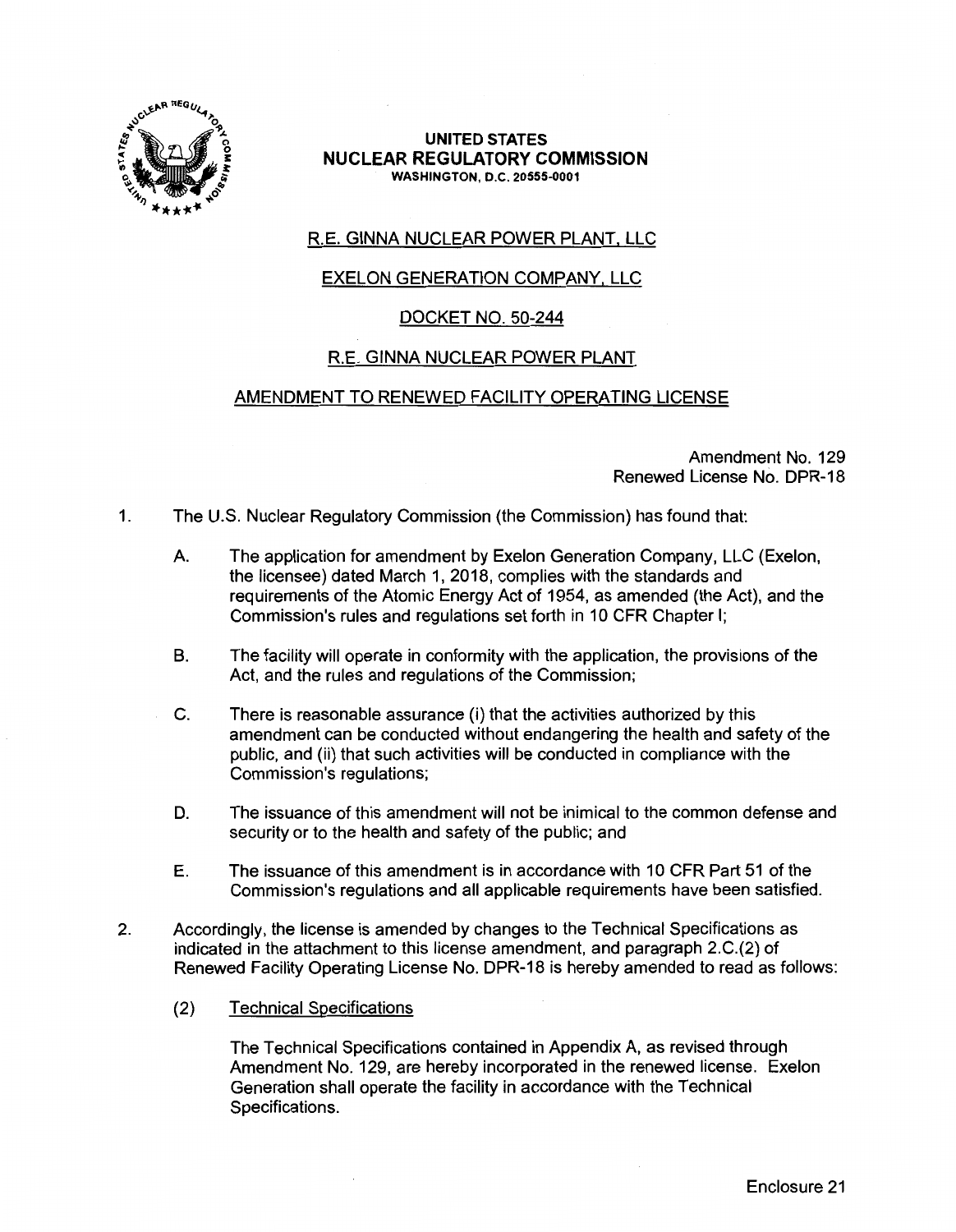**UNITED STATES**
**NUCLEAR REGULATORY COMMISSION**
**WASHINGTON, D.C. 20555-0001**

R.E. GINNA NUCLEAR POWER PLANT, LLC

EXELON GENERATION COMPANY, LLC

DOCKET NO. 50-244

R.E. GINNA NUCLEAR POWER PLANT

AMENDMENT TO RENEWED FACILITY OPERATING LICENSE

Amendment No. 129
Renewed License No. DPR-18

1. The U.S. Nuclear Regulatory Commission (the Commission) has found that:

   A. The application for amendment by Exelon Generation Company, LLC (Exelon, the licensee) dated March 1, 2018, complies with the standards and requirements of the Atomic Energy Act of 1954, as amended (the Act), and the Commission's rules and regulations set forth in 10 CFR Chapter I;

   B. The facility will operate in conformity with the application, the provisions of the Act, and the rules and regulations of the Commission;

   C. There is reasonable assurance (i) that the activities authorized by this amendment can be conducted without endangering the health and safety of the public, and (ii) that such activities will be conducted in compliance with the Commission's regulations;

   D. The issuance of this amendment will not be inimical to the common defense and security or to the health and safety of the public; and

   E. The issuance of this amendment is in accordance with 10 CFR Part 51 of the Commission's regulations and all applicable requirements have been satisfied.

2. Accordingly, the license is amended by changes to the Technical Specifications as indicated in the attachment to this license amendment, and paragraph 2.C.(2) of Renewed Facility Operating License No. DPR-18 is hereby amended to read as follows:

   (2) Technical Specifications

   The Technical Specifications contained in Appendix A, as revised through Amendment No. 129, are hereby incorporated in the renewed license. Exelon Generation shall operate the facility in accordance with the Technical Specifications.

Enclosure 21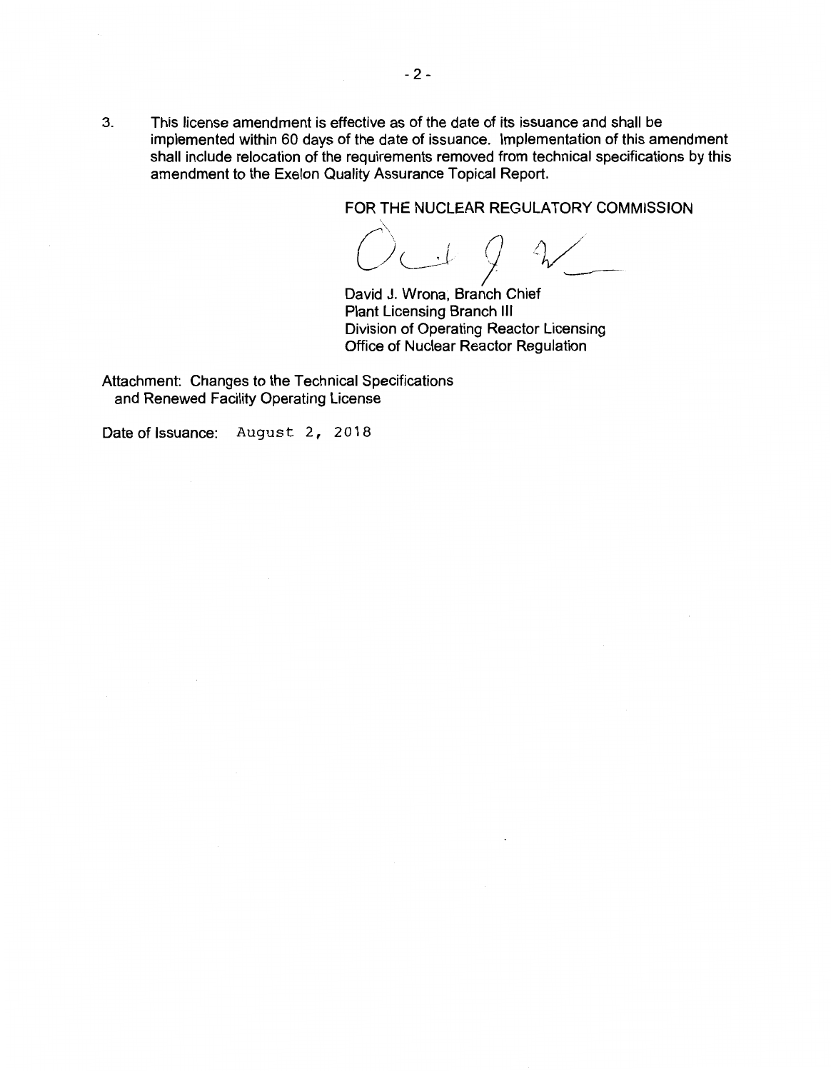3. This license amendment is effective as of the date of its issuance and shall be implemented within 60 days of the date of issuance. Implementation of this amendment shall include relocation of the requirements removed from technical specifications by this amendment to the Exelon Quality Assurance Topical Report.

FOR THE NUCLEAR REGULATORY COMMISSION

David J. Wrona, Branch Chief
Plant Licensing Branch III
Division of Operating Reactor Licensing
Office of Nuclear Reactor Regulation

Attachment: Changes to the Technical Specifications and Renewed Facility Operating License

Date of Issuance: August 2, 2018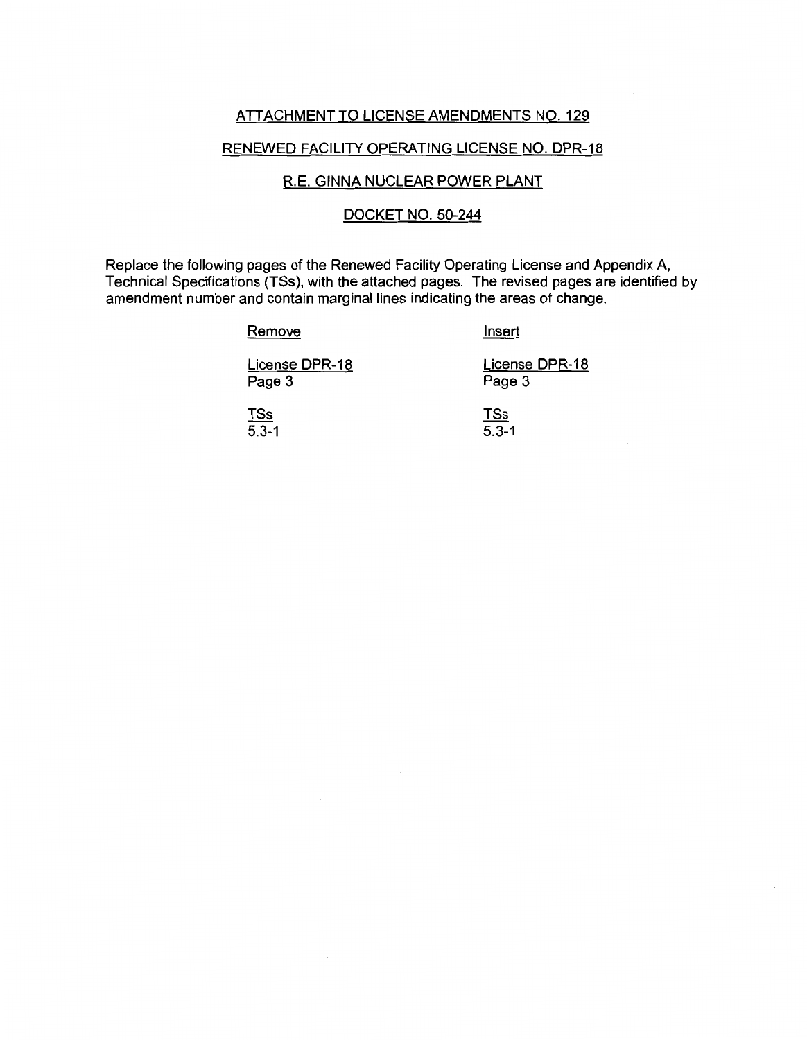# ATTACHMENT TO LICENSE AMENDMENTS NO. 129

## RENEWED FACILITY OPERATING LICENSE NO. DPR-18

## R.E. GINNA NUCLEAR POWER PLANT

## DOCKET NO. 50-244

Replace the following pages of the Renewed Facility Operating License and Appendix A, Technical Specifications (TSs), with the attached pages. The revised pages are identified by amendment number and contain marginal lines indicating the areas of change.

| Remove | Insert |
|---|---|
| License DPR-18<br>Page 3 | License DPR-18<br>Page 3 |
| TSs<br>5.3-1 | TSs<br>5.3-1 |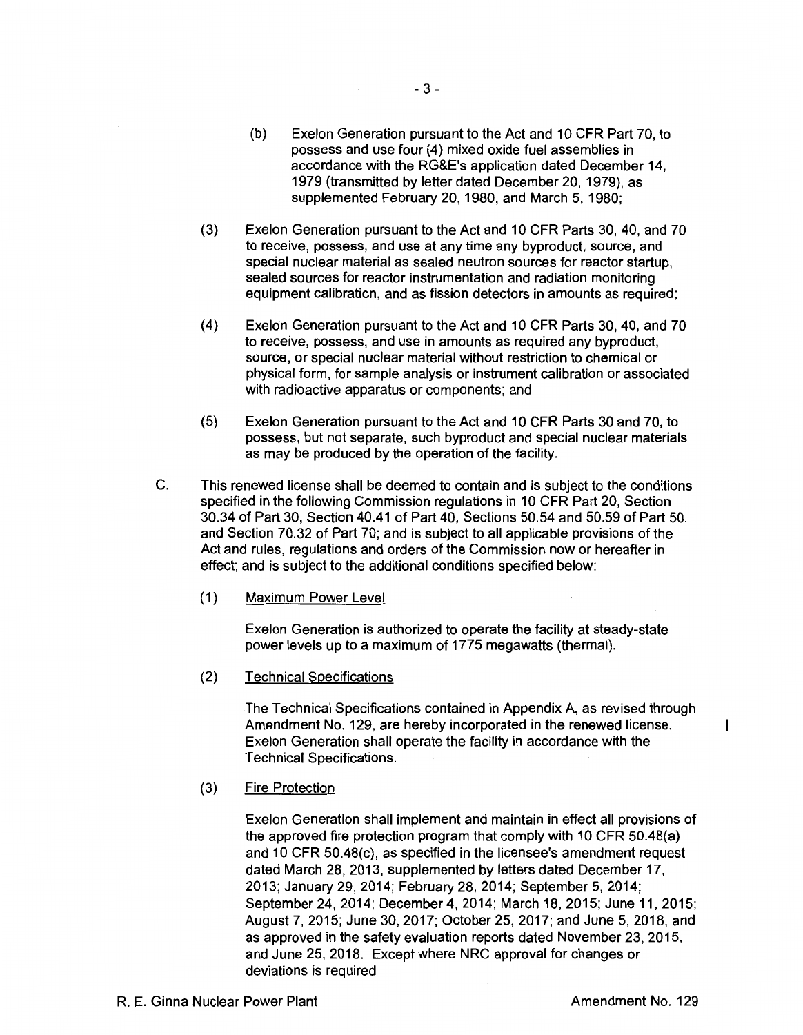(b) Exelon Generation pursuant to the Act and 10 CFR Part 70, to possess and use four (4) mixed oxide fuel assemblies in accordance with the RG&E's application dated December 14, 1979 (transmitted by letter dated December 20, 1979), as supplemented February 20, 1980, and March 5, 1980;

(3) Exelon Generation pursuant to the Act and 10 CFR Parts 30, 40, and 70 to receive, possess, and use at any time any byproduct, source, and special nuclear material as sealed neutron sources for reactor startup, sealed sources for reactor instrumentation and radiation monitoring equipment calibration, and as fission detectors in amounts as required;

(4) Exelon Generation pursuant to the Act and 10 CFR Parts 30, 40, and 70 to receive, possess, and use in amounts as required any byproduct, source, or special nuclear material without restriction to chemical or physical form, for sample analysis or instrument calibration or associated with radioactive apparatus or components; and

(5) Exelon Generation pursuant to the Act and 10 CFR Parts 30 and 70, to possess, but not separate, such byproduct and special nuclear materials as may be produced by the operation of the facility.

C. This renewed license shall be deemed to contain and is subject to the conditions specified in the following Commission regulations in 10 CFR Part 20, Section 30.34 of Part 30, Section 40.41 of Part 40, Sections 50.54 and 50.59 of Part 50, and Section 70.32 of Part 70; and is subject to all applicable provisions of the Act and rules, regulations and orders of the Commission now or hereafter in effect; and is subject to the additional conditions specified below:

(1) Maximum Power Level

Exelon Generation is authorized to operate the facility at steady-state power levels up to a maximum of 1775 megawatts (thermal).

(2) Technical Specifications

The Technical Specifications contained in Appendix A, as revised through Amendment No. 129, are hereby incorporated in the renewed license. Exelon Generation shall operate the facility in accordance with the Technical Specifications.

(3) Fire Protection

Exelon Generation shall implement and maintain in effect all provisions of the approved fire protection program that comply with 10 CFR 50.48(a) and 10 CFR 50.48(c), as specified in the licensee's amendment request dated March 28, 2013, supplemented by letters dated December 17, 2013; January 29, 2014; February 28, 2014; September 5, 2014; September 24, 2014; December 4, 2014; March 18, 2015; June 11, 2015; August 7, 2015; June 30, 2017; October 25, 2017; and June 5, 2018, and as approved in the safety evaluation reports dated November 23, 2015, and June 25, 2018. Except where NRC approval for changes or deviations is required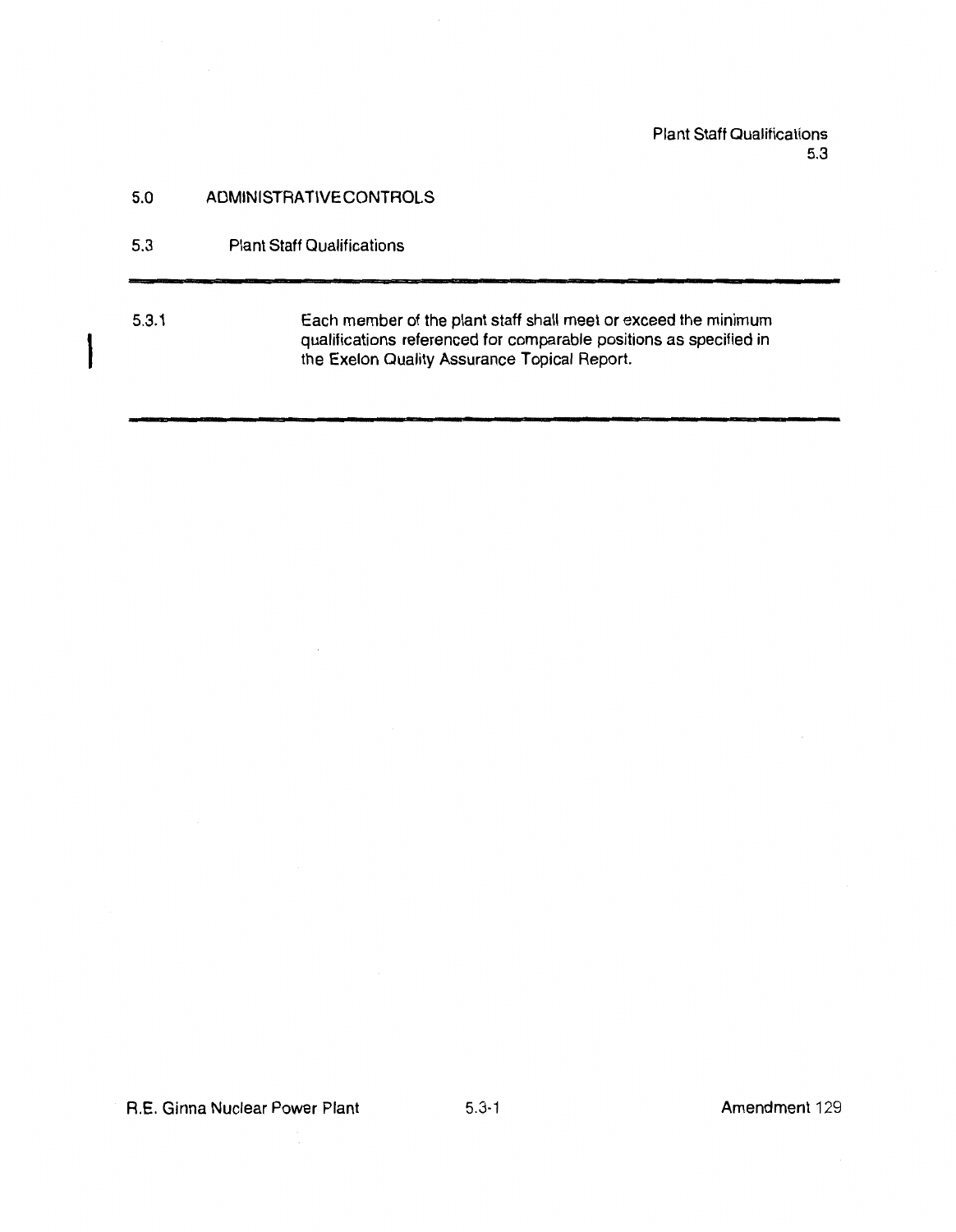# 5.0 ADMINISTRATIVE CONTROLS

## 5.3 Plant Staff Qualifications

5.3.1 Each member of the plant staff shall meet or exceed the minimum qualifications referenced for comparable positions as specified in the Exelon Quality Assurance Topical Report.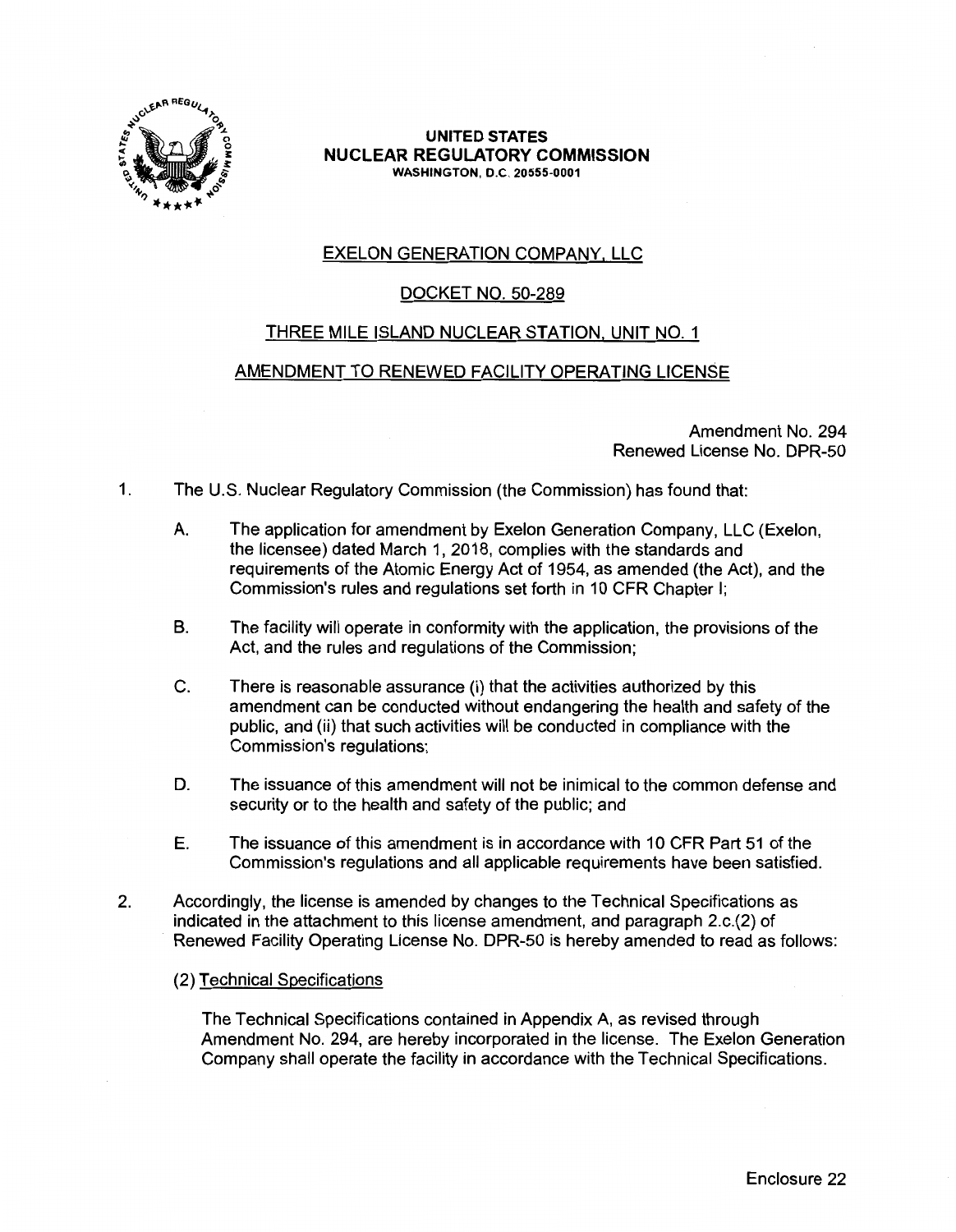**UNITED STATES**
**NUCLEAR REGULATORY COMMISSION**
**WASHINGTON, D.C. 20555-0001**

EXELON GENERATION COMPANY, LLC

DOCKET NO. 50-289

THREE MILE ISLAND NUCLEAR STATION, UNIT NO. 1

AMENDMENT TO RENEWED FACILITY OPERATING LICENSE

Amendment No. 294
Renewed License No. DPR-50

1. The U.S. Nuclear Regulatory Commission (the Commission) has found that:

   A. The application for amendment by Exelon Generation Company, LLC (Exelon, the licensee) dated March 1, 2018, complies with the standards and requirements of the Atomic Energy Act of 1954, as amended (the Act), and the Commission's rules and regulations set forth in 10 CFR Chapter I;

   B. The facility will operate in conformity with the application, the provisions of the Act, and the rules and regulations of the Commission;

   C. There is reasonable assurance (i) that the activities authorized by this amendment can be conducted without endangering the health and safety of the public, and (ii) that such activities will be conducted in compliance with the Commission's regulations;

   D. The issuance of this amendment will not be inimical to the common defense and security or to the health and safety of the public; and

   E. The issuance of this amendment is in accordance with 10 CFR Part 51 of the Commission's regulations and all applicable requirements have been satisfied.

2. Accordingly, the license is amended by changes to the Technical Specifications as indicated in the attachment to this license amendment, and paragraph 2.c.(2) of Renewed Facility Operating License No. DPR-50 is hereby amended to read as follows:

   (2) Technical Specifications

   The Technical Specifications contained in Appendix A, as revised through Amendment No. 294, are hereby incorporated in the license. The Exelon Generation Company shall operate the facility in accordance with the Technical Specifications.

Enclosure 22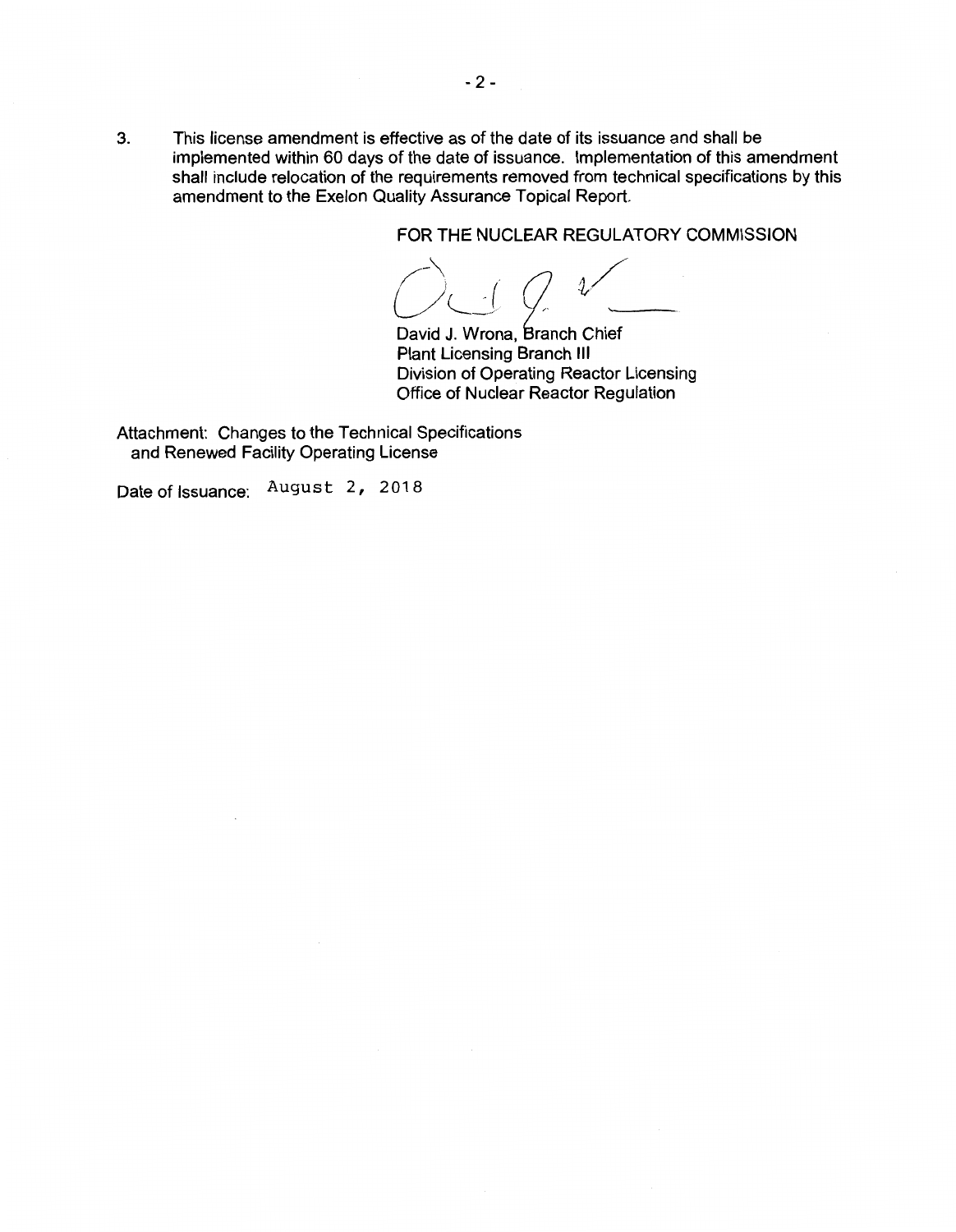3. This license amendment is effective as of the date of its issuance and shall be implemented within 60 days of the date of issuance. Implementation of this amendment shall include relocation of the requirements removed from technical specifications by this amendment to the Exelon Quality Assurance Topical Report.

FOR THE NUCLEAR REGULATORY COMMISSION

David J. Wrona, Branch Chief
Plant Licensing Branch III
Division of Operating Reactor Licensing
Office of Nuclear Reactor Regulation

Attachment: Changes to the Technical Specifications and Renewed Facility Operating License

Date of Issuance: August 2, 2018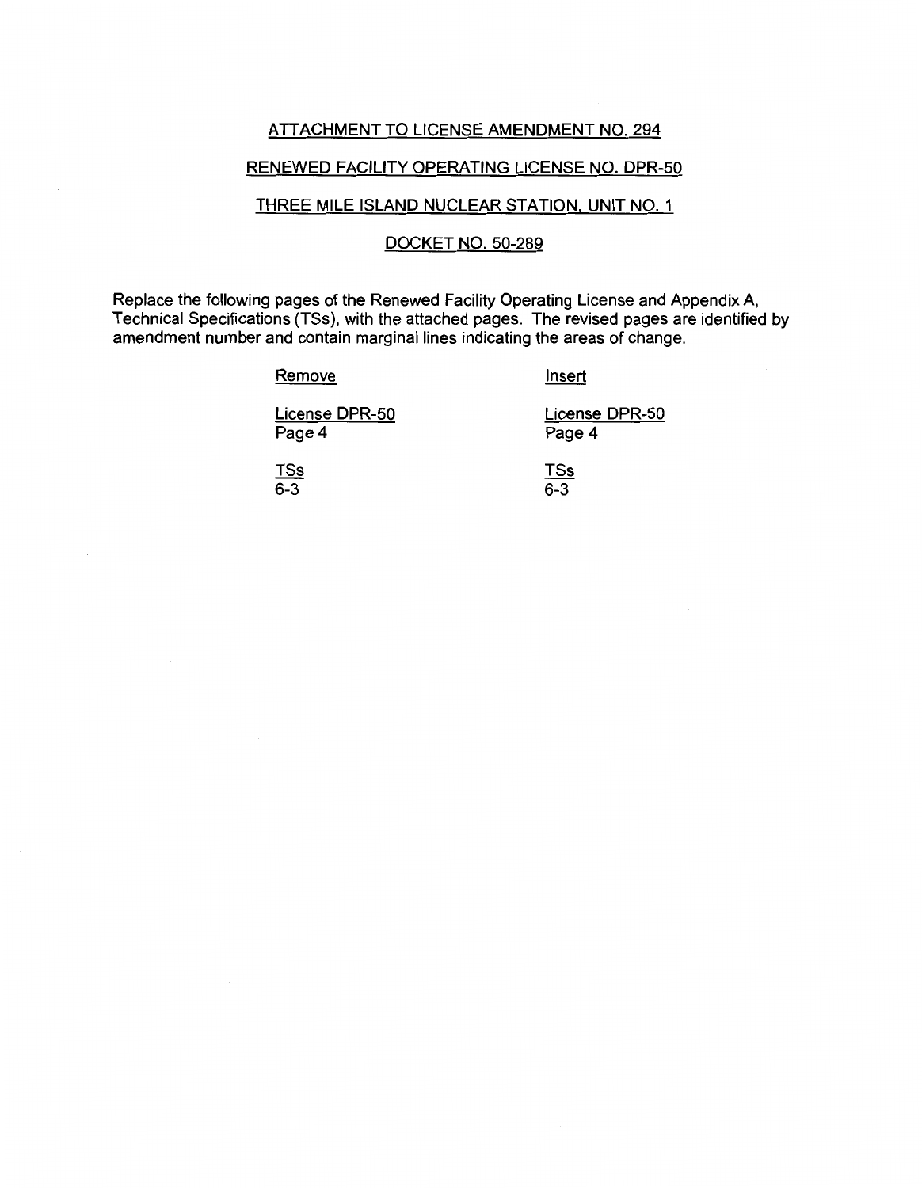ATTACHMENT TO LICENSE AMENDMENT NO. 294

RENEWED FACILITY OPERATING LICENSE NO. DPR-50

THREE MILE ISLAND NUCLEAR STATION, UNIT NO. 1

DOCKET NO. 50-289

Replace the following pages of the Renewed Facility Operating License and Appendix A, Technical Specifications (TSs), with the attached pages. The revised pages are identified by amendment number and contain marginal lines indicating the areas of change.

| Remove | Insert |
| --- | --- |
| License DPR-50<br>Page 4 | License DPR-50<br>Page 4 |
| TSs<br>6-3 | TSs<br>6-3 |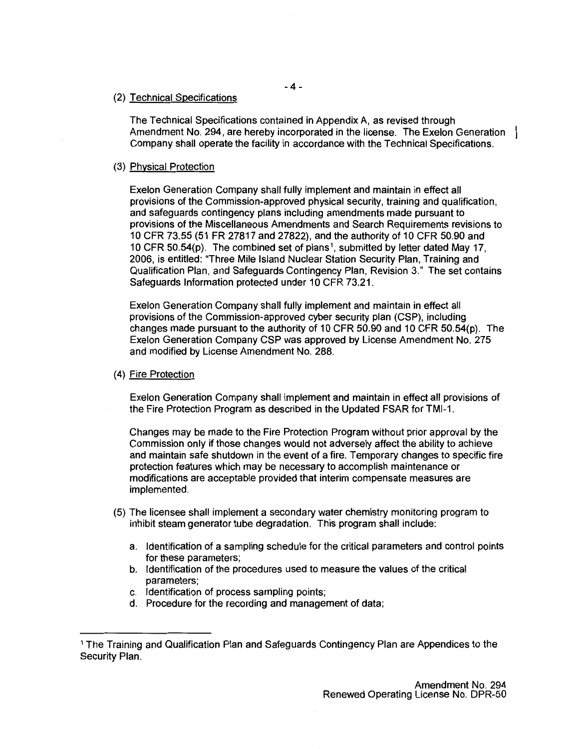(2) Technical Specifications

The Technical Specifications contained in Appendix A, as revised through Amendment No. 294, are hereby incorporated in the license. The Exelon Generation Company shall operate the facility in accordance with the Technical Specifications.

(3) Physical Protection

Exelon Generation Company shall fully implement and maintain in effect all provisions of the Commission-approved physical security, training and qualification, and safeguards contingency plans including amendments made pursuant to provisions of the Miscellaneous Amendments and Search Requirements revisions to 10 CFR 73.55 (51 FR 27817 and 27822), and the authority of 10 CFR 50.90 and 10 CFR 50.54(p). The combined set of plans[1], submitted by letter dated May 17, 2006, is entitled: "Three Mile Island Nuclear Station Security Plan, Training and Qualification Plan, and Safeguards Contingency Plan, Revision 3." The set contains Safeguards Information protected under 10 CFR 73.21.

Exelon Generation Company shall fully implement and maintain in effect all provisions of the Commission-approved cyber security plan (CSP), including changes made pursuant to the authority of 10 CFR 50.90 and 10 CFR 50.54(p). The Exelon Generation Company CSP was approved by License Amendment No. 275 and modified by License Amendment No. 288.

(4) Fire Protection

Exelon Generation Company shall implement and maintain in effect all provisions of the Fire Protection Program as described in the Updated FSAR for TMI-1.

Changes may be made to the Fire Protection Program without prior approval by the Commission only if those changes would not adversely affect the ability to achieve and maintain safe shutdown in the event of a fire. Temporary changes to specific fire protection features which may be necessary to accomplish maintenance or modifications are acceptable provided that interim compensate measures are implemented.

(5) The licensee shall implement a secondary water chemistry monitoring program to inhibit steam generator tube degradation. This program shall include:

a. Identification of a sampling schedule for the critical parameters and control points for these parameters;
b. Identification of the procedures used to measure the values of the critical parameters;
c. Identification of process sampling points;
d. Procedure for the recording and management of data;

[1] The Training and Qualification Plan and Safeguards Contingency Plan are Appendices to the Security Plan.

Amendment No. 294
Renewed Operating License No. DPR-50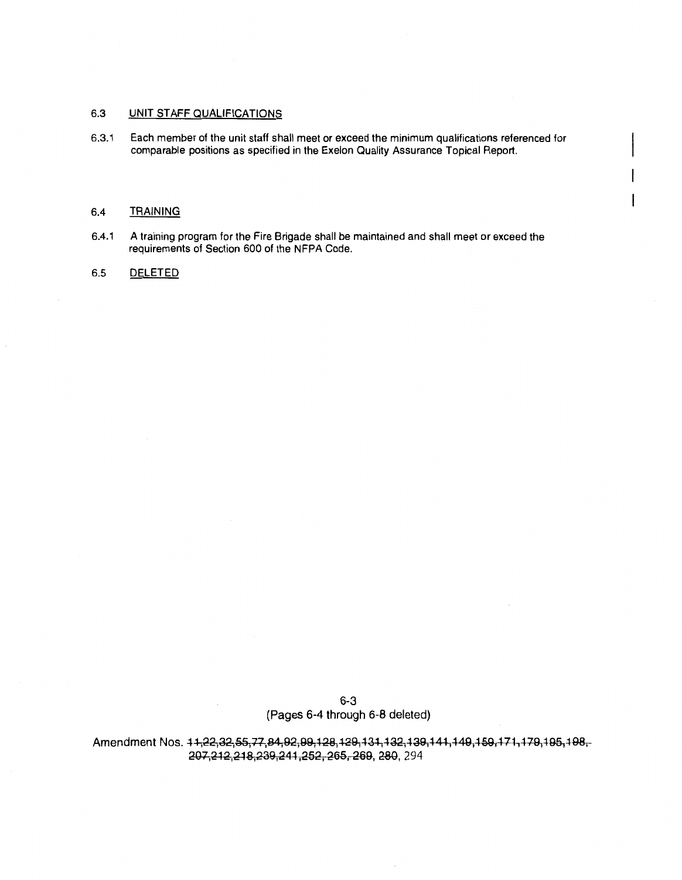## 6.3 UNIT STAFF QUALIFICATIONS

6.3.1 Each member of the unit staff shall meet or exceed the minimum qualifications referenced for comparable positions as specified in the Exelon Quality Assurance Topical Report.

## 6.4 TRAINING

6.4.1 A training program for the Fire Brigade shall be maintained and shall meet or exceed the requirements of Section 600 of the NFPA Code.

## 6.5 DELETED

6-3
(Pages 6-4 through 6-8 deleted)

Amendment Nos. ~~11,22,32,55,77,84,92,99,128,129,131,132,139,141,149,159,171,179,195,198, 207,212,218,239,241,252, 265, 269, 280~~, 294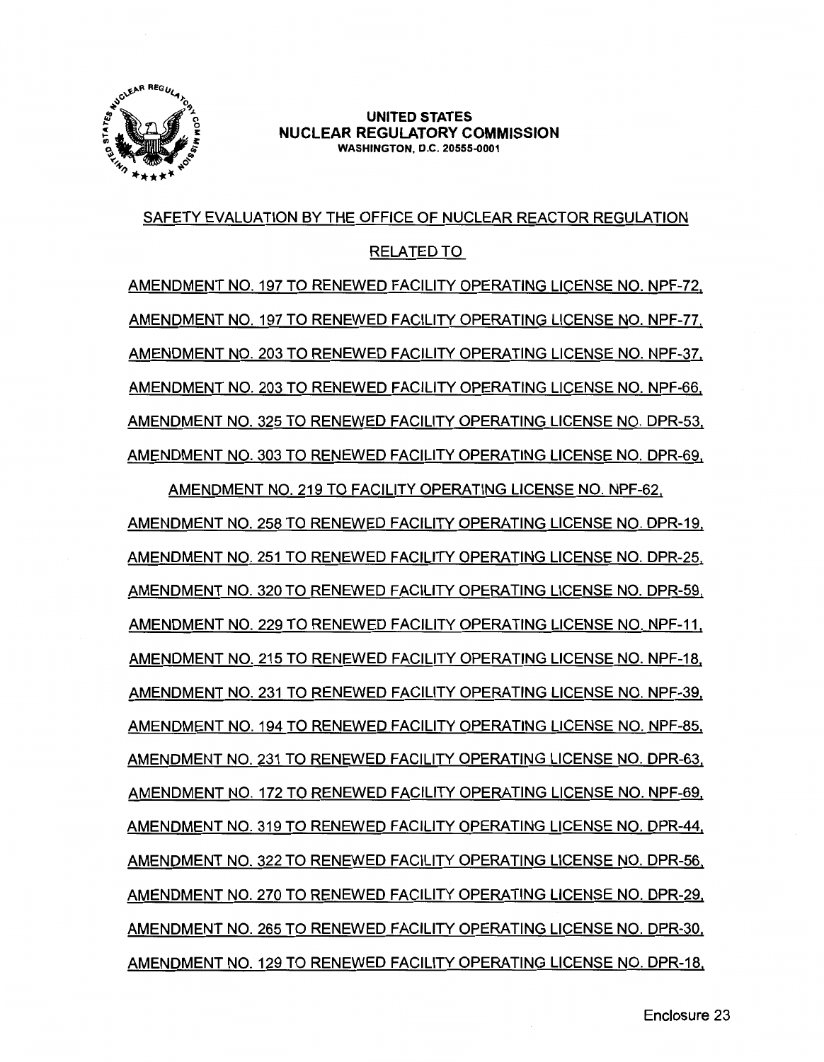**UNITED STATES**
**NUCLEAR REGULATORY COMMISSION**
**WASHINGTON, D.C. 20555-0001**

SAFETY EVALUATION BY THE OFFICE OF NUCLEAR REACTOR REGULATION

RELATED TO

AMENDMENT NO. 197 TO RENEWED FACILITY OPERATING LICENSE NO. NPF-72,

AMENDMENT NO. 197 TO RENEWED FACILITY OPERATING LICENSE NO. NPF-77,

AMENDMENT NO. 203 TO RENEWED FACILITY OPERATING LICENSE NO. NPF-37,

AMENDMENT NO. 203 TO RENEWED FACILITY OPERATING LICENSE NO. NPF-66,

AMENDMENT NO. 325 TO RENEWED FACILITY OPERATING LICENSE NO. DPR-53,

AMENDMENT NO. 303 TO RENEWED FACILITY OPERATING LICENSE NO. DPR-69,

AMENDMENT NO. 219 TO FACILITY OPERATING LICENSE NO. NPF-62,

AMENDMENT NO. 258 TO RENEWED FACILITY OPERATING LICENSE NO. DPR-19,

AMENDMENT NO. 251 TO RENEWED FACILITY OPERATING LICENSE NO. DPR-25,

AMENDMENT NO. 320 TO RENEWED FACILITY OPERATING LICENSE NO. DPR-59,

AMENDMENT NO. 229 TO RENEWED FACILITY OPERATING LICENSE NO. NPF-11,

AMENDMENT NO. 215 TO RENEWED FACILITY OPERATING LICENSE NO. NPF-18,

AMENDMENT NO. 231 TO RENEWED FACILITY OPERATING LICENSE NO. NPF-39,

AMENDMENT NO. 194 TO RENEWED FACILITY OPERATING LICENSE NO. NPF-85,

AMENDMENT NO. 231 TO RENEWED FACILITY OPERATING LICENSE NO. DPR-63,

AMENDMENT NO. 172 TO RENEWED FACILITY OPERATING LICENSE NO. NPF-69,

AMENDMENT NO. 319 TO RENEWED FACILITY OPERATING LICENSE NO. DPR-44,

AMENDMENT NO. 322 TO RENEWED FACILITY OPERATING LICENSE NO. DPR-56,

AMENDMENT NO. 270 TO RENEWED FACILITY OPERATING LICENSE NO. DPR-29,

AMENDMENT NO. 265 TO RENEWED FACILITY OPERATING LICENSE NO. DPR-30,

AMENDMENT NO. 129 TO RENEWED FACILITY OPERATING LICENSE NO. DPR-18,

Enclosure 23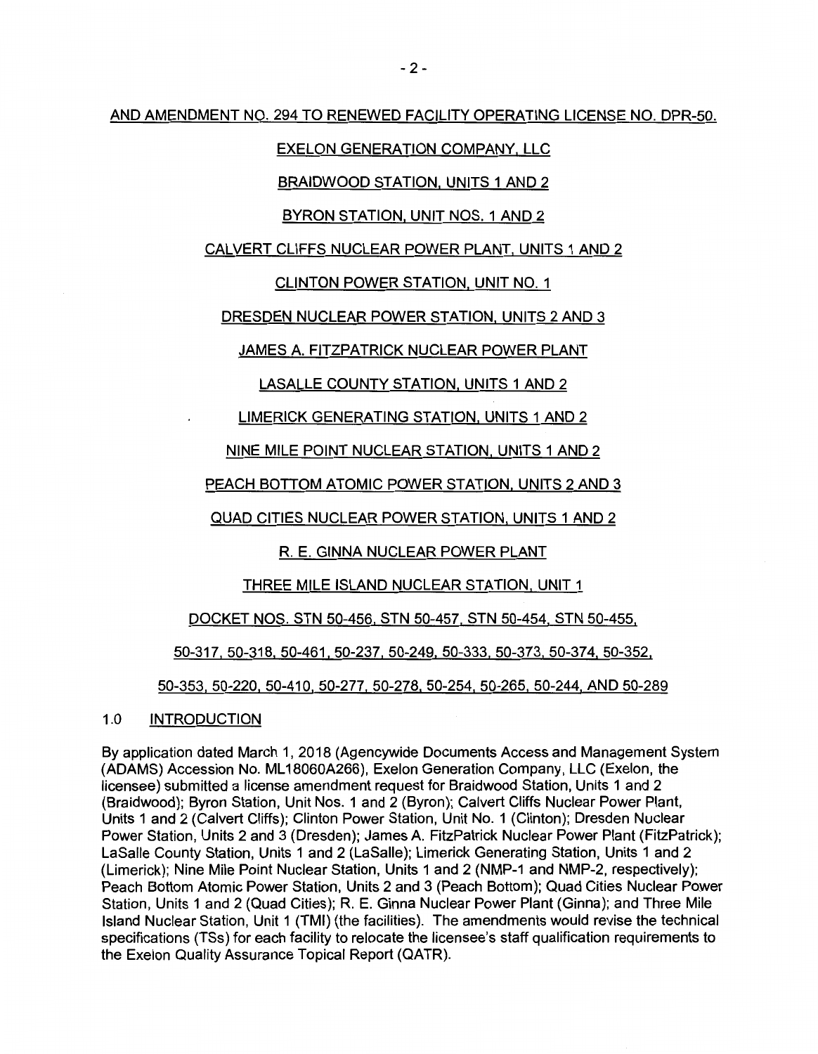AND AMENDMENT NO. 294 TO RENEWED FACILITY OPERATING LICENSE NO. DPR-50.

EXELON GENERATION COMPANY, LLC

BRAIDWOOD STATION, UNITS 1 AND 2

BYRON STATION, UNIT NOS. 1 AND 2

CALVERT CLIFFS NUCLEAR POWER PLANT, UNITS 1 AND 2

CLINTON POWER STATION, UNIT NO. 1

DRESDEN NUCLEAR POWER STATION, UNITS 2 AND 3

JAMES A. FITZPATRICK NUCLEAR POWER PLANT

LASALLE COUNTY STATION, UNITS 1 AND 2

LIMERICK GENERATING STATION, UNITS 1 AND 2

NINE MILE POINT NUCLEAR STATION, UNITS 1 AND 2

PEACH BOTTOM ATOMIC POWER STATION, UNITS 2 AND 3

QUAD CITIES NUCLEAR POWER STATION, UNITS 1 AND 2

R. E. GINNA NUCLEAR POWER PLANT

THREE MILE ISLAND NUCLEAR STATION, UNIT 1

DOCKET NOS. STN 50-456, STN 50-457, STN 50-454, STN 50-455,

50-317, 50-318, 50-461, 50-237, 50-249, 50-333, 50-373, 50-374, 50-352,

50-353, 50-220, 50-410, 50-277, 50-278, 50-254, 50-265, 50-244, AND 50-289

## 1.0 INTRODUCTION

By application dated March 1, 2018 (Agencywide Documents Access and Management System (ADAMS) Accession No. ML18060A266), Exelon Generation Company, LLC (Exelon, the licensee) submitted a license amendment request for Braidwood Station, Units 1 and 2 (Braidwood); Byron Station, Unit Nos. 1 and 2 (Byron); Calvert Cliffs Nuclear Power Plant, Units 1 and 2 (Calvert Cliffs); Clinton Power Station, Unit No. 1 (Clinton); Dresden Nuclear Power Station, Units 2 and 3 (Dresden); James A. FitzPatrick Nuclear Power Plant (FitzPatrick); LaSalle County Station, Units 1 and 2 (LaSalle); Limerick Generating Station, Units 1 and 2 (Limerick); Nine Mile Point Nuclear Station, Units 1 and 2 (NMP-1 and NMP-2, respectively); Peach Bottom Atomic Power Station, Units 2 and 3 (Peach Bottom); Quad Cities Nuclear Power Station, Units 1 and 2 (Quad Cities); R. E. Ginna Nuclear Power Plant (Ginna); and Three Mile Island Nuclear Station, Unit 1 (TMI) (the facilities). The amendments would revise the technical specifications (TSs) for each facility to relocate the licensee's staff qualification requirements to the Exelon Quality Assurance Topical Report (QATR).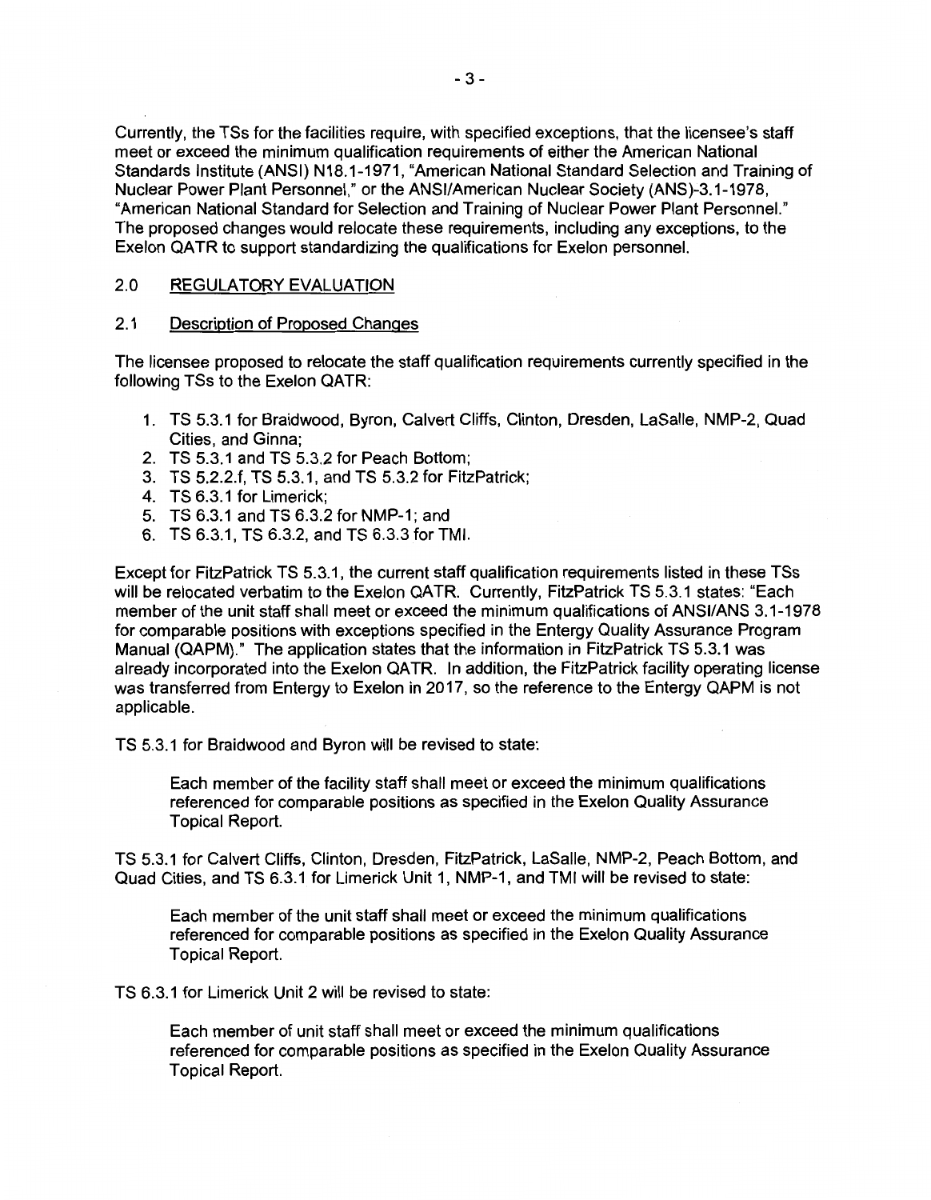Currently, the TSs for the facilities require, with specified exceptions, that the licensee's staff meet or exceed the minimum qualification requirements of either the American National Standards Institute (ANSI) N18.1-1971, "American National Standard Selection and Training of Nuclear Power Plant Personnel," or the ANSI/American Nuclear Society (ANS)-3.1-1978, "American National Standard for Selection and Training of Nuclear Power Plant Personnel." The proposed changes would relocate these requirements, including any exceptions, to the Exelon QATR to support standardizing the qualifications for Exelon personnel.

## 2.0 REGULATORY EVALUATION

### 2.1 Description of Proposed Changes

The licensee proposed to relocate the staff qualification requirements currently specified in the following TSs to the Exelon QATR:

1. TS 5.3.1 for Braidwood, Byron, Calvert Cliffs, Clinton, Dresden, LaSalle, NMP-2, Quad Cities, and Ginna;
2. TS 5.3.1 and TS 5.3.2 for Peach Bottom;
3. TS 5.2.2.f, TS 5.3.1, and TS 5.3.2 for FitzPatrick;
4. TS 6.3.1 for Limerick;
5. TS 6.3.1 and TS 6.3.2 for NMP-1; and
6. TS 6.3.1, TS 6.3.2, and TS 6.3.3 for TMI.

Except for FitzPatrick TS 5.3.1, the current staff qualification requirements listed in these TSs will be relocated verbatim to the Exelon QATR. Currently, FitzPatrick TS 5.3.1 states: "Each member of the unit staff shall meet or exceed the minimum qualifications of ANSI/ANS 3.1-1978 for comparable positions with exceptions specified in the Entergy Quality Assurance Program Manual (QAPM)." The application states that the information in FitzPatrick TS 5.3.1 was already incorporated into the Exelon QATR. In addition, the FitzPatrick facility operating license was transferred from Entergy to Exelon in 2017, so the reference to the Entergy QAPM is not applicable.

TS 5.3.1 for Braidwood and Byron will be revised to state:

> Each member of the facility staff shall meet or exceed the minimum qualifications referenced for comparable positions as specified in the Exelon Quality Assurance Topical Report.

TS 5.3.1 for Calvert Cliffs, Clinton, Dresden, FitzPatrick, LaSalle, NMP-2, Peach Bottom, and Quad Cities, and TS 6.3.1 for Limerick Unit 1, NMP-1, and TMI will be revised to state:

> Each member of the unit staff shall meet or exceed the minimum qualifications referenced for comparable positions as specified in the Exelon Quality Assurance Topical Report.

TS 6.3.1 for Limerick Unit 2 will be revised to state:

> Each member of unit staff shall meet or exceed the minimum qualifications referenced for comparable positions as specified in the Exelon Quality Assurance Topical Report.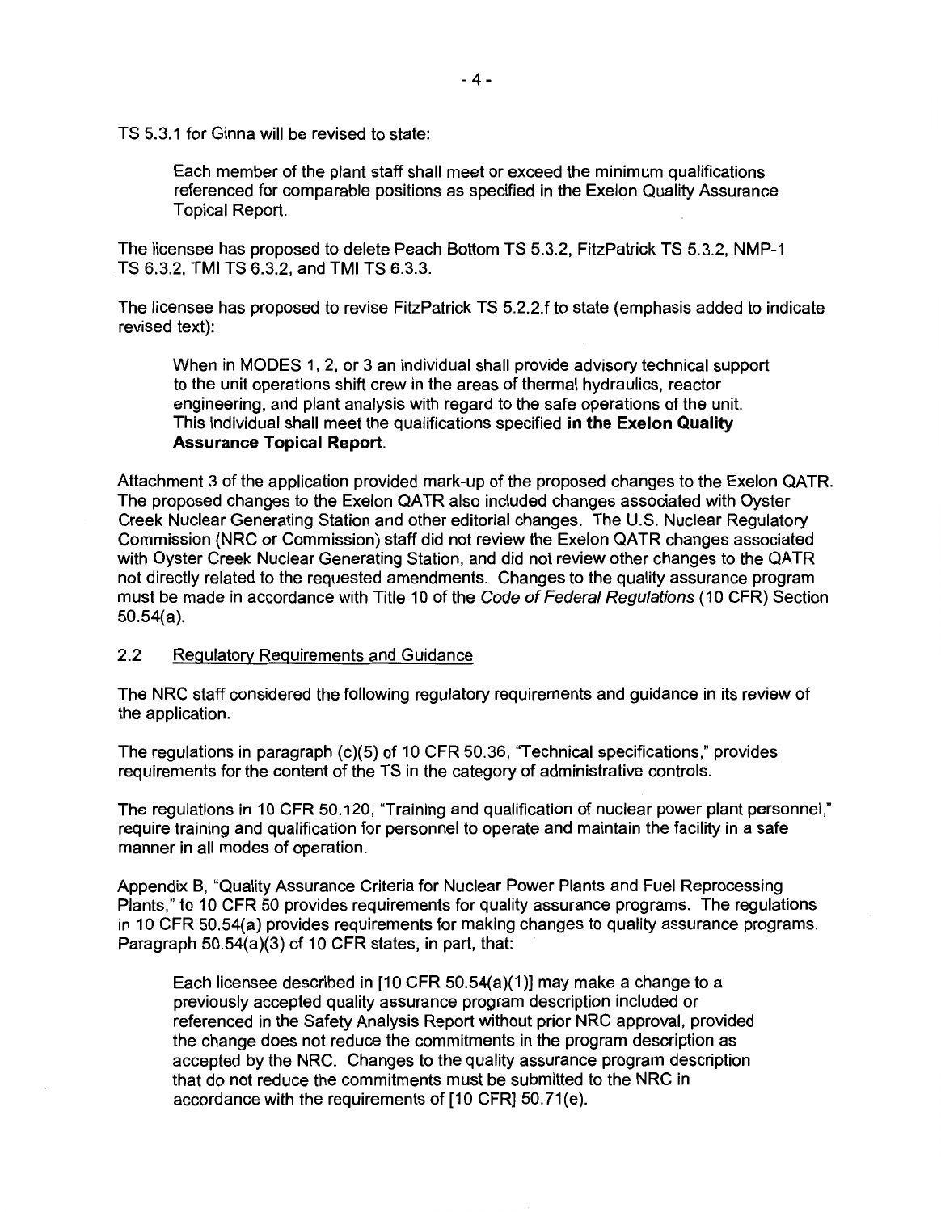TS 5.3.1 for Ginna will be revised to state:

> Each member of the plant staff shall meet or exceed the minimum qualifications referenced for comparable positions as specified in the Exelon Quality Assurance Topical Report.

The licensee has proposed to delete Peach Bottom TS 5.3.2, FitzPatrick TS 5.3.2, NMP-1 TS 6.3.2, TMI TS 6.3.2, and TMI TS 6.3.3.

The licensee has proposed to revise FitzPatrick TS 5.2.2.f to state (emphasis added to indicate revised text):

> When in MODES 1, 2, or 3 an individual shall provide advisory technical support to the unit operations shift crew in the areas of thermal hydraulics, reactor engineering, and plant analysis with regard to the safe operations of the unit. This individual shall meet the qualifications specified **in the Exelon Quality Assurance Topical Report**.

Attachment 3 of the application provided mark-up of the proposed changes to the Exelon QATR. The proposed changes to the Exelon QATR also included changes associated with Oyster Creek Nuclear Generating Station and other editorial changes. The U.S. Nuclear Regulatory Commission (NRC or Commission) staff did not review the Exelon QATR changes associated with Oyster Creek Nuclear Generating Station, and did not review other changes to the QATR not directly related to the requested amendments. Changes to the quality assurance program must be made in accordance with Title 10 of the *Code of Federal Regulations* (10 CFR) Section 50.54(a).

## 2.2 Regulatory Requirements and Guidance

The NRC staff considered the following regulatory requirements and guidance in its review of the application.

The regulations in paragraph (c)(5) of 10 CFR 50.36, "Technical specifications," provides requirements for the content of the TS in the category of administrative controls.

The regulations in 10 CFR 50.120, "Training and qualification of nuclear power plant personnel," require training and qualification for personnel to operate and maintain the facility in a safe manner in all modes of operation.

Appendix B, "Quality Assurance Criteria for Nuclear Power Plants and Fuel Reprocessing Plants," to 10 CFR 50 provides requirements for quality assurance programs. The regulations in 10 CFR 50.54(a) provides requirements for making changes to quality assurance programs. Paragraph 50.54(a)(3) of 10 CFR states, in part, that:

> Each licensee described in [10 CFR 50.54(a)(1)] may make a change to a previously accepted quality assurance program description included or referenced in the Safety Analysis Report without prior NRC approval, provided the change does not reduce the commitments in the program description as accepted by the NRC. Changes to the quality assurance program description that do not reduce the commitments must be submitted to the NRC in accordance with the requirements of [10 CFR] 50.71(e).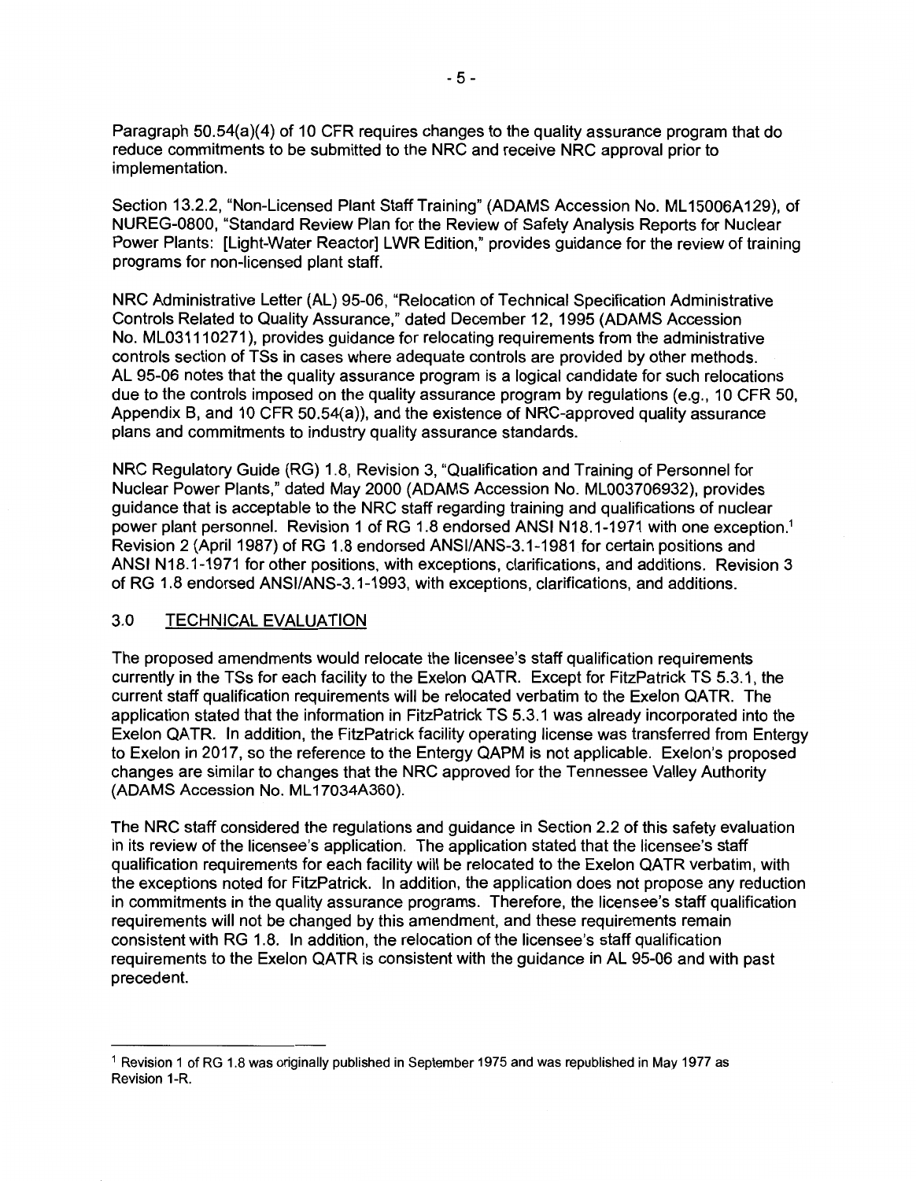Paragraph 50.54(a)(4) of 10 CFR requires changes to the quality assurance program that do reduce commitments to be submitted to the NRC and receive NRC approval prior to implementation.

Section 13.2.2, "Non-Licensed Plant Staff Training" (ADAMS Accession No. ML15006A129), of NUREG-0800, "Standard Review Plan for the Review of Safety Analysis Reports for Nuclear Power Plants: [Light-Water Reactor] LWR Edition," provides guidance for the review of training programs for non-licensed plant staff.

NRC Administrative Letter (AL) 95-06, "Relocation of Technical Specification Administrative Controls Related to Quality Assurance," dated December 12, 1995 (ADAMS Accession No. ML031110271), provides guidance for relocating requirements from the administrative controls section of TSs in cases where adequate controls are provided by other methods. AL 95-06 notes that the quality assurance program is a logical candidate for such relocations due to the controls imposed on the quality assurance program by regulations (e.g., 10 CFR 50, Appendix B, and 10 CFR 50.54(a)), and the existence of NRC-approved quality assurance plans and commitments to industry quality assurance standards.

NRC Regulatory Guide (RG) 1.8, Revision 3, "Qualification and Training of Personnel for Nuclear Power Plants," dated May 2000 (ADAMS Accession No. ML003706932), provides guidance that is acceptable to the NRC staff regarding training and qualifications of nuclear power plant personnel. Revision 1 of RG 1.8 endorsed ANSI N18.1-1971 with one exception.[1] Revision 2 (April 1987) of RG 1.8 endorsed ANSI/ANS-3.1-1981 for certain positions and ANSI N18.1-1971 for other positions, with exceptions, clarifications, and additions. Revision 3 of RG 1.8 endorsed ANSI/ANS-3.1-1993, with exceptions, clarifications, and additions.

## 3.0 TECHNICAL EVALUATION

The proposed amendments would relocate the licensee's staff qualification requirements currently in the TSs for each facility to the Exelon QATR. Except for FitzPatrick TS 5.3.1, the current staff qualification requirements will be relocated verbatim to the Exelon QATR. The application stated that the information in FitzPatrick TS 5.3.1 was already incorporated into the Exelon QATR. In addition, the FitzPatrick facility operating license was transferred from Entergy to Exelon in 2017, so the reference to the Entergy QAPM is not applicable. Exelon's proposed changes are similar to changes that the NRC approved for the Tennessee Valley Authority (ADAMS Accession No. ML17034A360).

The NRC staff considered the regulations and guidance in Section 2.2 of this safety evaluation in its review of the licensee's application. The application stated that the licensee's staff qualification requirements for each facility will be relocated to the Exelon QATR verbatim, with the exceptions noted for FitzPatrick. In addition, the application does not propose any reduction in commitments in the quality assurance programs. Therefore, the licensee's staff qualification requirements will not be changed by this amendment, and these requirements remain consistent with RG 1.8. In addition, the relocation of the licensee's staff qualification requirements to the Exelon QATR is consistent with the guidance in AL 95-06 and with past precedent.

---

[1] Revision 1 of RG 1.8 was originally published in September 1975 and was republished in May 1977 as Revision 1-R.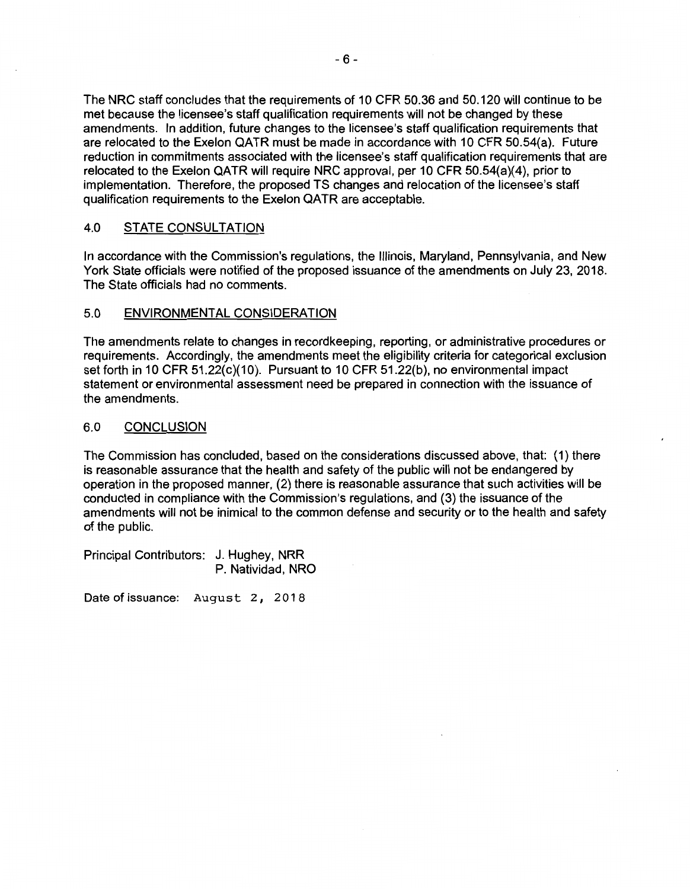The NRC staff concludes that the requirements of 10 CFR 50.36 and 50.120 will continue to be met because the licensee's staff qualification requirements will not be changed by these amendments. In addition, future changes to the licensee's staff qualification requirements that are relocated to the Exelon QATR must be made in accordance with 10 CFR 50.54(a). Future reduction in commitments associated with the licensee's staff qualification requirements that are relocated to the Exelon QATR will require NRC approval, per 10 CFR 50.54(a)(4), prior to implementation. Therefore, the proposed TS changes and relocation of the licensee's staff qualification requirements to the Exelon QATR are acceptable.

## 4.0 STATE CONSULTATION

In accordance with the Commission's regulations, the Illinois, Maryland, Pennsylvania, and New York State officials were notified of the proposed issuance of the amendments on July 23, 2018. The State officials had no comments.

## 5.0 ENVIRONMENTAL CONSIDERATION

The amendments relate to changes in recordkeeping, reporting, or administrative procedures or requirements. Accordingly, the amendments meet the eligibility criteria for categorical exclusion set forth in 10 CFR 51.22(c)(10). Pursuant to 10 CFR 51.22(b), no environmental impact statement or environmental assessment need be prepared in connection with the issuance of the amendments.

## 6.0 CONCLUSION

The Commission has concluded, based on the considerations discussed above, that: (1) there is reasonable assurance that the health and safety of the public will not be endangered by operation in the proposed manner, (2) there is reasonable assurance that such activities will be conducted in compliance with the Commission's regulations, and (3) the issuance of the amendments will not be inimical to the common defense and security or to the health and safety of the public.

Principal Contributors: J. Hughey, NRR
P. Natividad, NRO

Date of issuance: August 2, 2018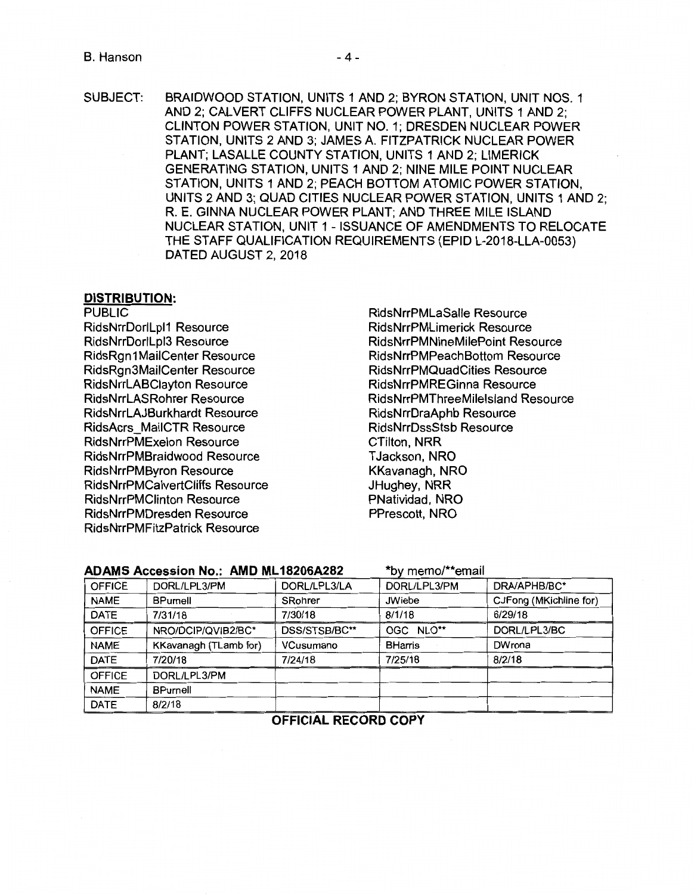SUBJECT: BRAIDWOOD STATION, UNITS 1 AND 2; BYRON STATION, UNIT NOS. 1 AND 2; CALVERT CLIFFS NUCLEAR POWER PLANT, UNITS 1 AND 2; CLINTON POWER STATION, UNIT NO. 1; DRESDEN NUCLEAR POWER STATION, UNITS 2 AND 3; JAMES A. FITZPATRICK NUCLEAR POWER PLANT; LASALLE COUNTY STATION, UNITS 1 AND 2; LIMERICK GENERATING STATION, UNITS 1 AND 2; NINE MILE POINT NUCLEAR STATION, UNITS 1 AND 2; PEACH BOTTOM ATOMIC POWER STATION, UNITS 2 AND 3; QUAD CITIES NUCLEAR POWER STATION, UNITS 1 AND 2; R. E. GINNA NUCLEAR POWER PLANT; AND THREE MILE ISLAND NUCLEAR STATION, UNIT 1 - ISSUANCE OF AMENDMENTS TO RELOCATE THE STAFF QUALIFICATION REQUIREMENTS (EPID L-2018-LLA-0053) DATED AUGUST 2, 2018

**DISTRIBUTION:**

PUBLIC
RidsNrrDorlLpl1 Resource
RidsNrrDorlLpl3 Resource
RidsRgn1MailCenter Resource
RidsRgn3MailCenter Resource
RidsNrrLABClayton Resource
RidsNrrLASRohrer Resource
RidsNrrLAJBurkhardt Resource
RidsAcrs_MailCTR Resource
RidsNrrPMExelon Resource
RidsNrrPMBraidwood Resource
RidsNrrPMByron Resource
RidsNrrPMCalvertCliffs Resource
RidsNrrPMClinton Resource
RidsNrrPMDresden Resource
RidsNrrPMFitzPatrick Resource
RidsNrrPMLaSalle Resource
RidsNrrPMLimerick Resource
RidsNrrPMNineMilePoint Resource
RidsNrrPMPeachBottom Resource
RidsNrrPMQuadCities Resource
RidsNrrPMREGinna Resource
RidsNrrPMThreeMileIsland Resource
RidsNrrDraAphb Resource
RidsNrrDssStsb Resource
CTilton, NRR
TJackson, NRO
KKavanagh, NRO
JHughey, NRR
PNatividad, NRO
PPrescott, NRO

**ADAMS Accession No.: AMD ML18206A282** *by memo/**email

| | | | | |
|---|---|---|---|---|
| OFFICE | DORL/LPL3/PM | DORL/LPL3/LA | DORL/LPL3/PM | DRA/APHB/BC* |
| NAME | BPurnell | SRohrer | JWiebe | CJFong (MKichline for) |
| DATE | 7/31/18 | 7/30/18 | 8/1/18 | 6/29/18 |
| OFFICE | NRO/DCIP/QVIB2/BC* | DSS/STSB/BC** | OGC NLO** | DORL/LPL3/BC |
| NAME | KKavanagh (TLamb for) | VCusumano | BHarris | DWrona |
| DATE | 7/20/18 | 7/24/18 | 7/25/18 | 8/2/18 |
| OFFICE | DORL/LPL3/PM | | | |
| NAME | BPurnell | | | |
| DATE | 8/2/18 | | | |

**OFFICIAL RECORD COPY**